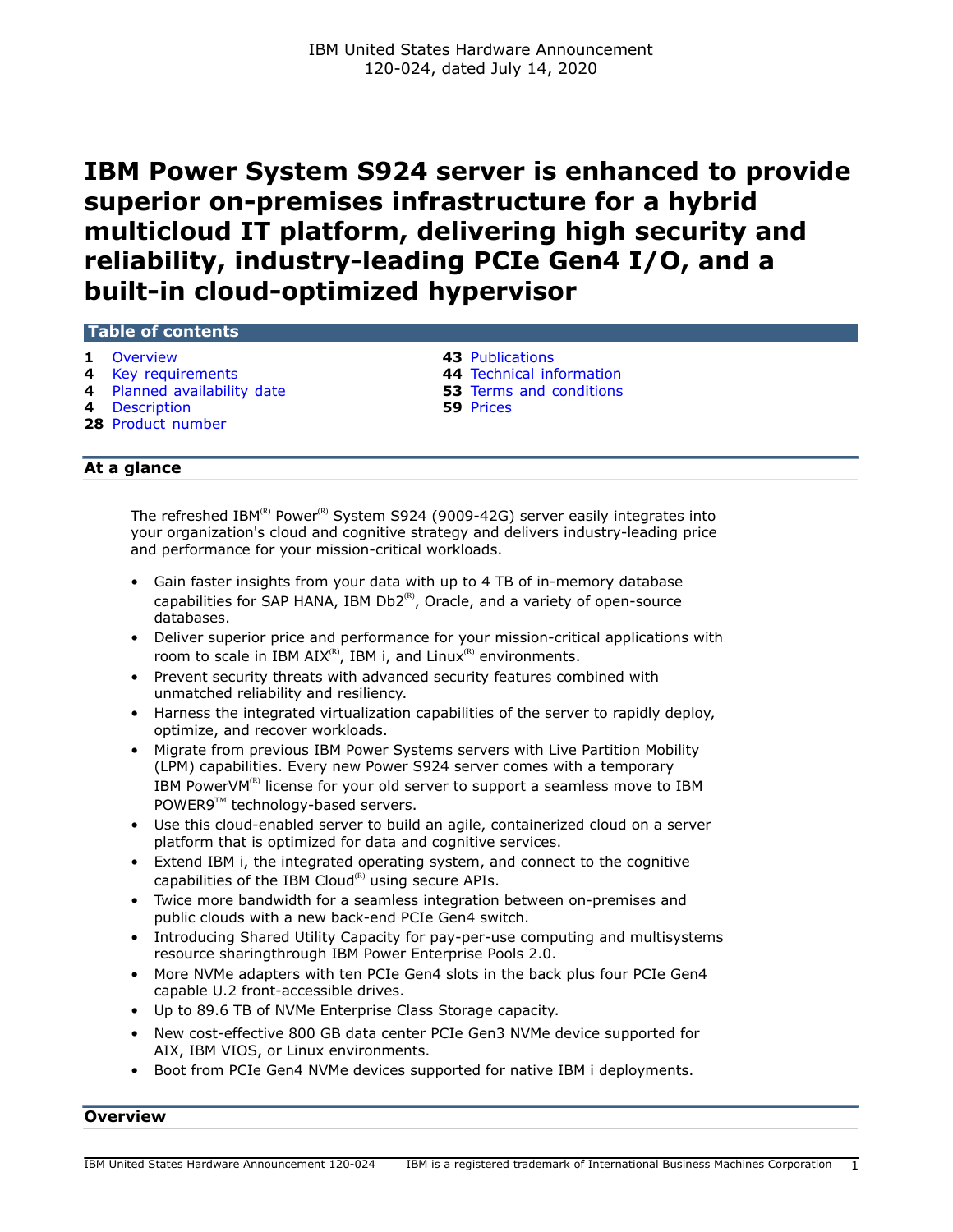IBM United States Hardware Announcement
120-024, dated July 14, 2020

# IBM Power System S924 server is enhanced to provide superior on-premises infrastructure for a hybrid multicloud IT platform, delivering high security and reliability, industry-leading PCIe Gen4 I/O, and a built-in cloud-optimized hypervisor

## Table of contents

| | | | |
|---|---|---|---|
| **1** | Overview | **43** | Publications |
| **4** | Key requirements | **44** | Technical information |
| **4** | Planned availability date | **53** | Terms and conditions |
| **4** | Description | **59** | Prices |
| **28** | Product number | | |

## At a glance

The refreshed IBM(R) Power(R) System S924 (9009-42G) server easily integrates into your organization's cloud and cognitive strategy and delivers industry-leading price and performance for your mission-critical workloads.

- Gain faster insights from your data with up to 4 TB of in-memory database capabilities for SAP HANA, IBM Db2(R), Oracle, and a variety of open-source databases.
- Deliver superior price and performance for your mission-critical applications with room to scale in IBM AIX(R), IBM i, and Linux(R) environments.
- Prevent security threats with advanced security features combined with unmatched reliability and resiliency.
- Harness the integrated virtualization capabilities of the server to rapidly deploy, optimize, and recover workloads.
- Migrate from previous IBM Power Systems servers with Live Partition Mobility (LPM) capabilities. Every new Power S924 server comes with a temporary IBM PowerVM(R) license for your old server to support a seamless move to IBM POWER9(TM) technology-based servers.
- Use this cloud-enabled server to build an agile, containerized cloud on a server platform that is optimized for data and cognitive services.
- Extend IBM i, the integrated operating system, and connect to the cognitive capabilities of the IBM Cloud(R) using secure APIs.
- Twice more bandwidth for a seamless integration between on-premises and public clouds with a new back-end PCIe Gen4 switch.
- Introducing Shared Utility Capacity for pay-per-use computing and multisystems resource sharingthrough IBM Power Enterprise Pools 2.0.
- More NVMe adapters with ten PCIe Gen4 slots in the back plus four PCIe Gen4 capable U.2 front-accessible drives.
- Up to 89.6 TB of NVMe Enterprise Class Storage capacity.
- New cost-effective 800 GB data center PCIe Gen3 NVMe device supported for AIX, IBM VIOS, or Linux environments.
- Boot from PCIe Gen4 NVMe devices supported for native IBM i deployments.

## Overview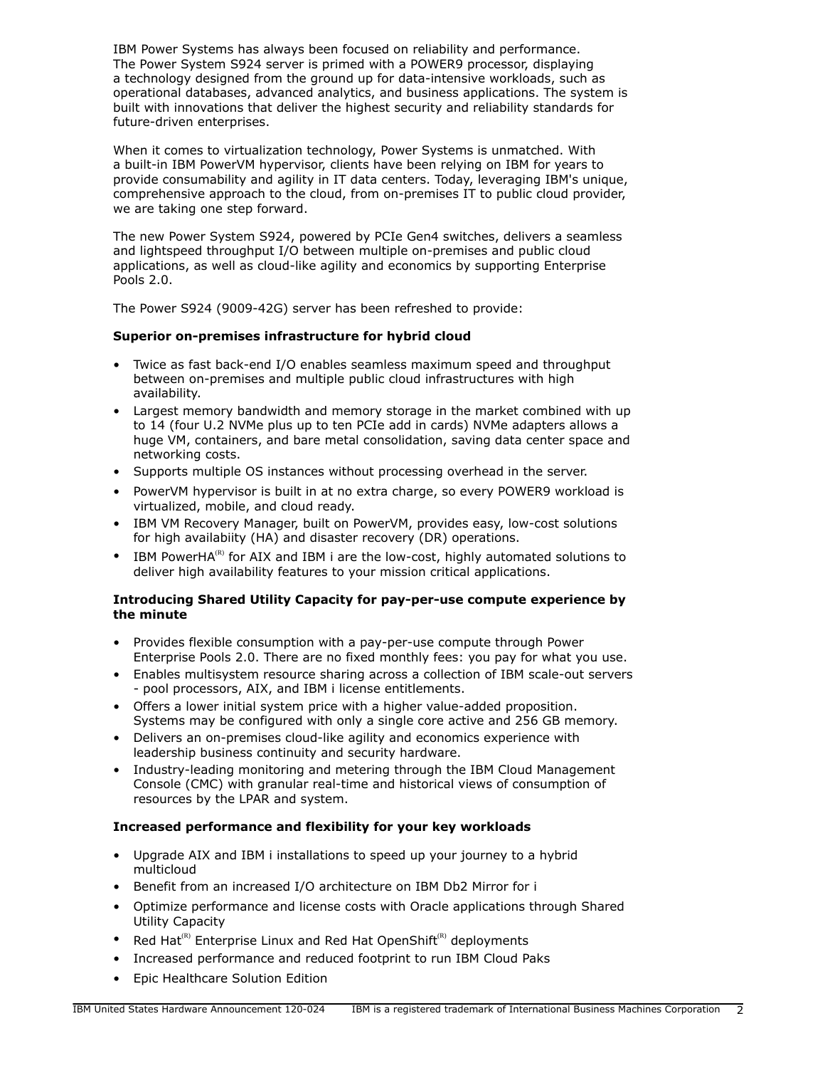IBM Power Systems has always been focused on reliability and performance. The Power System S924 server is primed with a POWER9 processor, displaying a technology designed from the ground up for data-intensive workloads, such as operational databases, advanced analytics, and business applications. The system is built with innovations that deliver the highest security and reliability standards for future-driven enterprises.

When it comes to virtualization technology, Power Systems is unmatched. With a built-in IBM PowerVM hypervisor, clients have been relying on IBM for years to provide consumability and agility in IT data centers. Today, leveraging IBM's unique, comprehensive approach to the cloud, from on-premises IT to public cloud provider, we are taking one step forward.

The new Power System S924, powered by PCIe Gen4 switches, delivers a seamless and lightspeed throughput I/O between multiple on-premises and public cloud applications, as well as cloud-like agility and economics by supporting Enterprise Pools 2.0.

The Power S924 (9009-42G) server has been refreshed to provide:

**Superior on-premises infrastructure for hybrid cloud**

- Twice as fast back-end I/O enables seamless maximum speed and throughput between on-premises and multiple public cloud infrastructures with high availability.
- Largest memory bandwidth and memory storage in the market combined with up to 14 (four U.2 NVMe plus up to ten PCIe add in cards) NVMe adapters allows a huge VM, containers, and bare metal consolidation, saving data center space and networking costs.
- Supports multiple OS instances without processing overhead in the server.
- PowerVM hypervisor is built in at no extra charge, so every POWER9 workload is virtualized, mobile, and cloud ready.
- IBM VM Recovery Manager, built on PowerVM, provides easy, low-cost solutions for high availabiity (HA) and disaster recovery (DR) operations.
- IBM PowerHA(R) for AIX and IBM i are the low-cost, highly automated solutions to deliver high availability features to your mission critical applications.

**Introducing Shared Utility Capacity for pay-per-use compute experience by the minute**

- Provides flexible consumption with a pay-per-use compute through Power Enterprise Pools 2.0. There are no fixed monthly fees: you pay for what you use.
- Enables multisystem resource sharing across a collection of IBM scale-out servers - pool processors, AIX, and IBM i license entitlements.
- Offers a lower initial system price with a higher value-added proposition. Systems may be configured with only a single core active and 256 GB memory.
- Delivers an on-premises cloud-like agility and economics experience with leadership business continuity and security hardware.
- Industry-leading monitoring and metering through the IBM Cloud Management Console (CMC) with granular real-time and historical views of consumption of resources by the LPAR and system.

**Increased performance and flexibility for your key workloads**

- Upgrade AIX and IBM i installations to speed up your journey to a hybrid multicloud
- Benefit from an increased I/O architecture on IBM Db2 Mirror for i
- Optimize performance and license costs with Oracle applications through Shared Utility Capacity
- Red Hat(R) Enterprise Linux and Red Hat OpenShift(R) deployments
- Increased performance and reduced footprint to run IBM Cloud Paks
- Epic Healthcare Solution Edition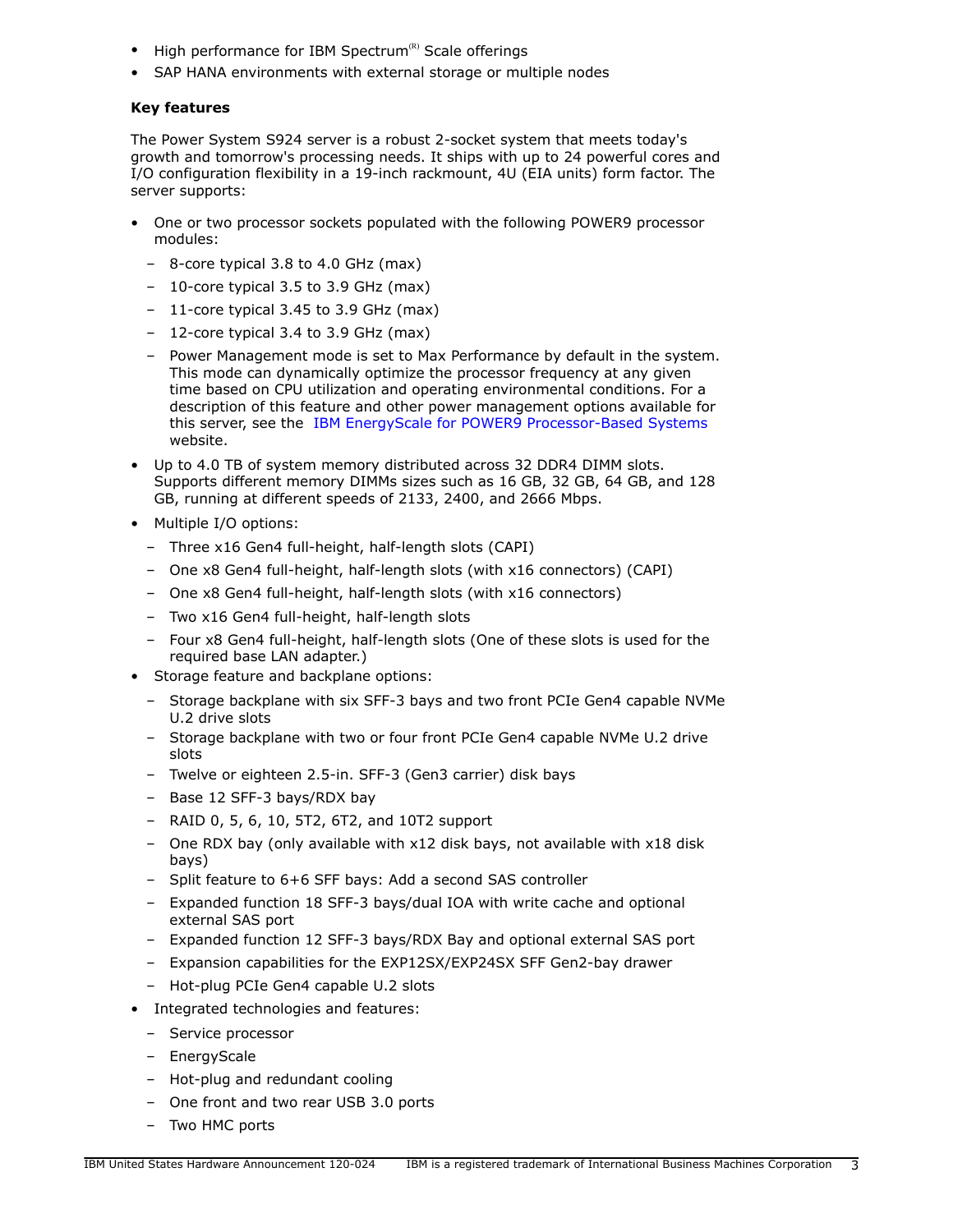- High performance for IBM Spectrum(R) Scale offerings
- SAP HANA environments with external storage or multiple nodes

**Key features**

The Power System S924 server is a robust 2-socket system that meets today's growth and tomorrow's processing needs. It ships with up to 24 powerful cores and I/O configuration flexibility in a 19-inch rackmount, 4U (EIA units) form factor. The server supports:

- One or two processor sockets populated with the following POWER9 processor modules:
  - 8-core typical 3.8 to 4.0 GHz (max)
  - 10-core typical 3.5 to 3.9 GHz (max)
  - 11-core typical 3.45 to 3.9 GHz (max)
  - 12-core typical 3.4 to 3.9 GHz (max)
  - Power Management mode is set to Max Performance by default in the system. This mode can dynamically optimize the processor frequency at any given time based on CPU utilization and operating environmental conditions. For a description of this feature and other power management options available for this server, see the IBM EnergyScale for POWER9 Processor-Based Systems website.
- Up to 4.0 TB of system memory distributed across 32 DDR4 DIMM slots. Supports different memory DIMMs sizes such as 16 GB, 32 GB, 64 GB, and 128 GB, running at different speeds of 2133, 2400, and 2666 Mbps.
- Multiple I/O options:
  - Three x16 Gen4 full-height, half-length slots (CAPI)
  - One x8 Gen4 full-height, half-length slots (with x16 connectors) (CAPI)
  - One x8 Gen4 full-height, half-length slots (with x16 connectors)
  - Two x16 Gen4 full-height, half-length slots
  - Four x8 Gen4 full-height, half-length slots (One of these slots is used for the required base LAN adapter.)
- Storage feature and backplane options:
  - Storage backplane with six SFF-3 bays and two front PCIe Gen4 capable NVMe U.2 drive slots
  - Storage backplane with two or four front PCIe Gen4 capable NVMe U.2 drive slots
  - Twelve or eighteen 2.5-in. SFF-3 (Gen3 carrier) disk bays
  - Base 12 SFF-3 bays/RDX bay
  - RAID 0, 5, 6, 10, 5T2, 6T2, and 10T2 support
  - One RDX bay (only available with x12 disk bays, not available with x18 disk bays)
  - Split feature to 6+6 SFF bays: Add a second SAS controller
  - Expanded function 18 SFF-3 bays/dual IOA with write cache and optional external SAS port
  - Expanded function 12 SFF-3 bays/RDX Bay and optional external SAS port
  - Expansion capabilities for the EXP12SX/EXP24SX SFF Gen2-bay drawer
  - Hot-plug PCIe Gen4 capable U.2 slots
- Integrated technologies and features:
  - Service processor
  - EnergyScale
  - Hot-plug and redundant cooling
  - One front and two rear USB 3.0 ports
  - Two HMC ports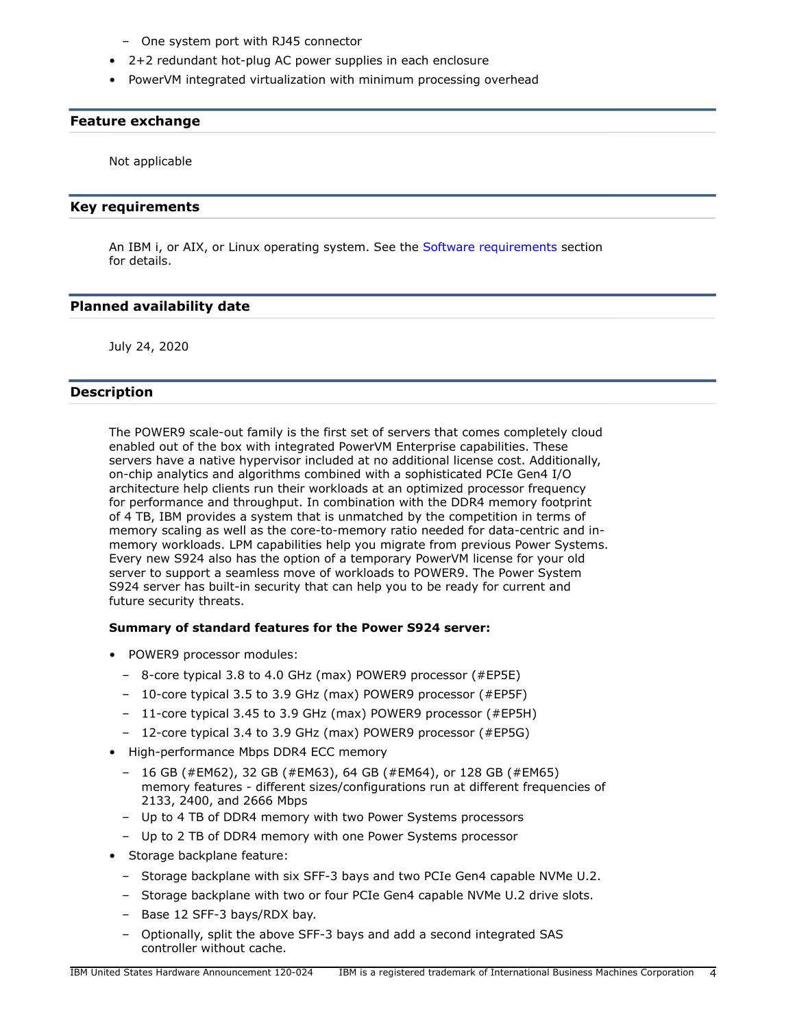- One system port with RJ45 connector
- 2+2 redundant hot-plug AC power supplies in each enclosure
- PowerVM integrated virtualization with minimum processing overhead

## Feature exchange

Not applicable

## Key requirements

An IBM i, or AIX, or Linux operating system. See the Software requirements section for details.

## Planned availability date

July 24, 2020

## Description

The POWER9 scale-out family is the first set of servers that comes completely cloud enabled out of the box with integrated PowerVM Enterprise capabilities. These servers have a native hypervisor included at no additional license cost. Additionally, on-chip analytics and algorithms combined with a sophisticated PCIe Gen4 I/O architecture help clients run their workloads at an optimized processor frequency for performance and throughput. In combination with the DDR4 memory footprint of 4 TB, IBM provides a system that is unmatched by the competition in terms of memory scaling as well as the core-to-memory ratio needed for data-centric and in-memory workloads. LPM capabilities help you migrate from previous Power Systems. Every new S924 also has the option of a temporary PowerVM license for your old server to support a seamless move of workloads to POWER9. The Power System S924 server has built-in security that can help you to be ready for current and future security threats.

**Summary of standard features for the Power S924 server:**

- POWER9 processor modules:
  - 8-core typical 3.8 to 4.0 GHz (max) POWER9 processor (#EP5E)
  - 10-core typical 3.5 to 3.9 GHz (max) POWER9 processor (#EP5F)
  - 11-core typical 3.45 to 3.9 GHz (max) POWER9 processor (#EP5H)
  - 12-core typical 3.4 to 3.9 GHz (max) POWER9 processor (#EP5G)
- High-performance Mbps DDR4 ECC memory
  - 16 GB (#EM62), 32 GB (#EM63), 64 GB (#EM64), or 128 GB (#EM65) memory features - different sizes/configurations run at different frequencies of 2133, 2400, and 2666 Mbps
  - Up to 4 TB of DDR4 memory with two Power Systems processors
  - Up to 2 TB of DDR4 memory with one Power Systems processor
- Storage backplane feature:
  - Storage backplane with six SFF-3 bays and two PCIe Gen4 capable NVMe U.2.
  - Storage backplane with two or four PCIe Gen4 capable NVMe U.2 drive slots.
  - Base 12 SFF-3 bays/RDX bay.
  - Optionally, split the above SFF-3 bays and add a second integrated SAS controller without cache.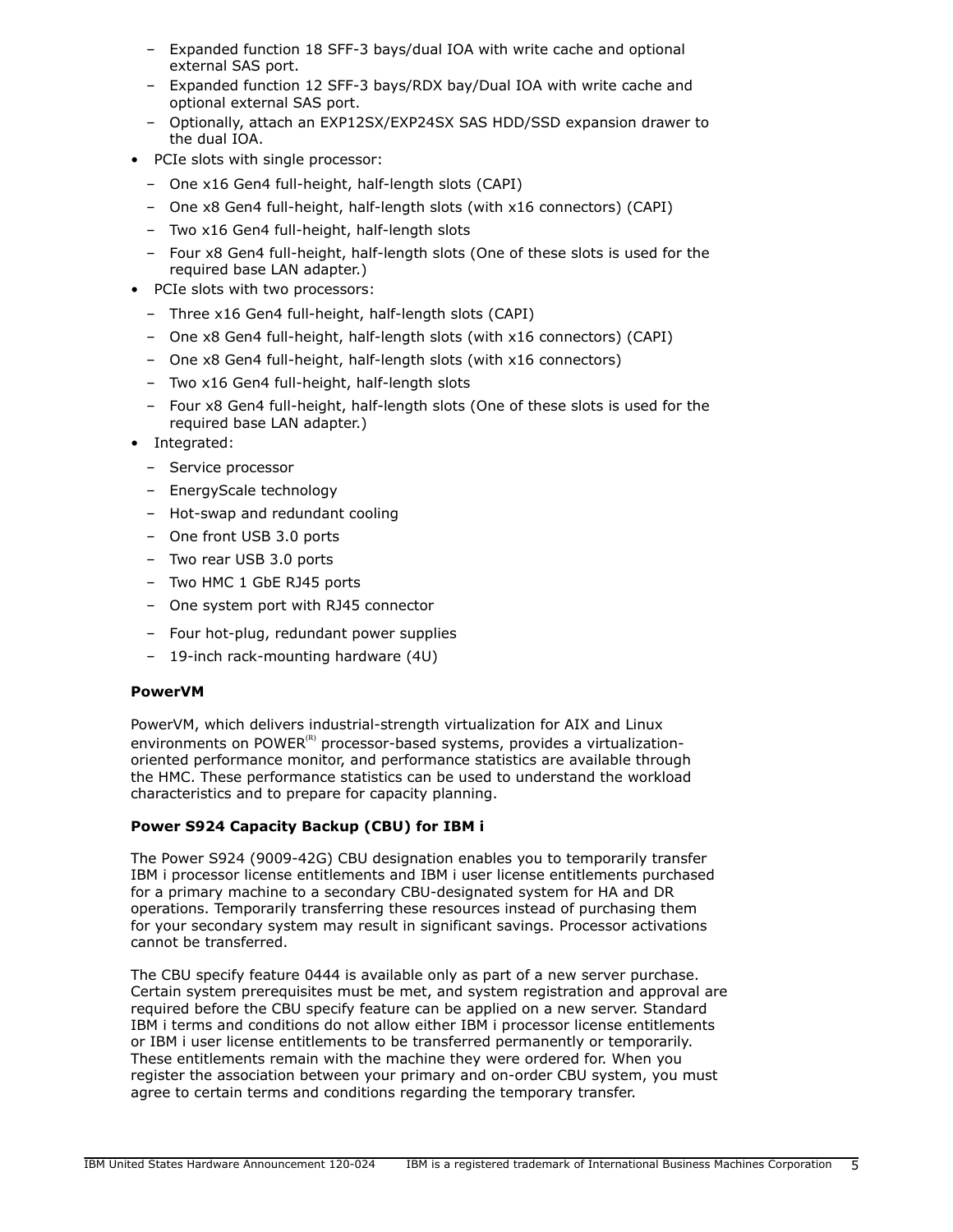- Expanded function 18 SFF-3 bays/dual IOA with write cache and optional external SAS port.
  - Expanded function 12 SFF-3 bays/RDX bay/Dual IOA with write cache and optional external SAS port.
  - Optionally, attach an EXP12SX/EXP24SX SAS HDD/SSD expansion drawer to the dual IOA.
- PCIe slots with single processor:
  - One x16 Gen4 full-height, half-length slots (CAPI)
  - One x8 Gen4 full-height, half-length slots (with x16 connectors) (CAPI)
  - Two x16 Gen4 full-height, half-length slots
  - Four x8 Gen4 full-height, half-length slots (One of these slots is used for the required base LAN adapter.)
- PCIe slots with two processors:
  - Three x16 Gen4 full-height, half-length slots (CAPI)
  - One x8 Gen4 full-height, half-length slots (with x16 connectors) (CAPI)
  - One x8 Gen4 full-height, half-length slots (with x16 connectors)
  - Two x16 Gen4 full-height, half-length slots
  - Four x8 Gen4 full-height, half-length slots (One of these slots is used for the required base LAN adapter.)
- Integrated:
  - Service processor
  - EnergyScale technology
  - Hot-swap and redundant cooling
  - One front USB 3.0 ports
  - Two rear USB 3.0 ports
  - Two HMC 1 GbE RJ45 ports
  - One system port with RJ45 connector
  - Four hot-plug, redundant power supplies
  - 19-inch rack-mounting hardware (4U)

**PowerVM**

PowerVM, which delivers industrial-strength virtualization for AIX and Linux environments on POWER(R) processor-based systems, provides a virtualization-oriented performance monitor, and performance statistics are available through the HMC. These performance statistics can be used to understand the workload characteristics and to prepare for capacity planning.

**Power S924 Capacity Backup (CBU) for IBM i**

The Power S924 (9009-42G) CBU designation enables you to temporarily transfer IBM i processor license entitlements and IBM i user license entitlements purchased for a primary machine to a secondary CBU-designated system for HA and DR operations. Temporarily transferring these resources instead of purchasing them for your secondary system may result in significant savings. Processor activations cannot be transferred.

The CBU specify feature 0444 is available only as part of a new server purchase. Certain system prerequisites must be met, and system registration and approval are required before the CBU specify feature can be applied on a new server. Standard IBM i terms and conditions do not allow either IBM i processor license entitlements or IBM i user license entitlements to be transferred permanently or temporarily. These entitlements remain with the machine they were ordered for. When you register the association between your primary and on-order CBU system, you must agree to certain terms and conditions regarding the temporary transfer.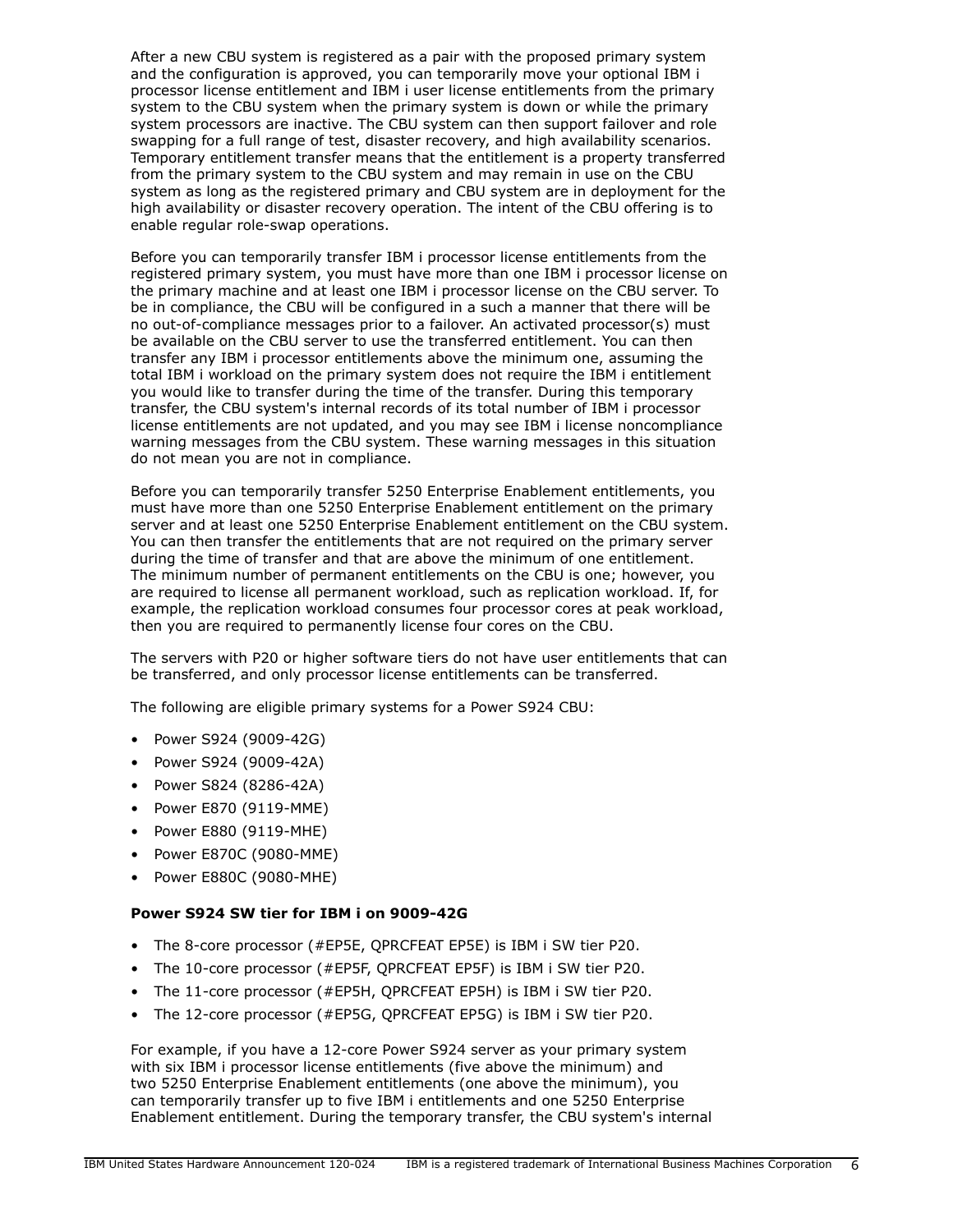After a new CBU system is registered as a pair with the proposed primary system and the configuration is approved, you can temporarily move your optional IBM i processor license entitlement and IBM i user license entitlements from the primary system to the CBU system when the primary system is down or while the primary system processors are inactive. The CBU system can then support failover and role swapping for a full range of test, disaster recovery, and high availability scenarios. Temporary entitlement transfer means that the entitlement is a property transferred from the primary system to the CBU system and may remain in use on the CBU system as long as the registered primary and CBU system are in deployment for the high availability or disaster recovery operation. The intent of the CBU offering is to enable regular role-swap operations.

Before you can temporarily transfer IBM i processor license entitlements from the registered primary system, you must have more than one IBM i processor license on the primary machine and at least one IBM i processor license on the CBU server. To be in compliance, the CBU will be configured in a such a manner that there will be no out-of-compliance messages prior to a failover. An activated processor(s) must be available on the CBU server to use the transferred entitlement. You can then transfer any IBM i processor entitlements above the minimum one, assuming the total IBM i workload on the primary system does not require the IBM i entitlement you would like to transfer during the time of the transfer. During this temporary transfer, the CBU system's internal records of its total number of IBM i processor license entitlements are not updated, and you may see IBM i license noncompliance warning messages from the CBU system. These warning messages in this situation do not mean you are not in compliance.

Before you can temporarily transfer 5250 Enterprise Enablement entitlements, you must have more than one 5250 Enterprise Enablement entitlement on the primary server and at least one 5250 Enterprise Enablement entitlement on the CBU system. You can then transfer the entitlements that are not required on the primary server during the time of transfer and that are above the minimum of one entitlement. The minimum number of permanent entitlements on the CBU is one; however, you are required to license all permanent workload, such as replication workload. If, for example, the replication workload consumes four processor cores at peak workload, then you are required to permanently license four cores on the CBU.

The servers with P20 or higher software tiers do not have user entitlements that can be transferred, and only processor license entitlements can be transferred.

The following are eligible primary systems for a Power S924 CBU:

- Power S924 (9009-42G)
- Power S924 (9009-42A)
- Power S824 (8286-42A)
- Power E870 (9119-MME)
- Power E880 (9119-MHE)
- Power E870C (9080-MME)
- Power E880C (9080-MHE)

**Power S924 SW tier for IBM i on 9009-42G**

- The 8-core processor (#EP5E, QPRCFEAT EP5E) is IBM i SW tier P20.
- The 10-core processor (#EP5F, QPRCFEAT EP5F) is IBM i SW tier P20.
- The 11-core processor (#EP5H, QPRCFEAT EP5H) is IBM i SW tier P20.
- The 12-core processor (#EP5G, QPRCFEAT EP5G) is IBM i SW tier P20.

For example, if you have a 12-core Power S924 server as your primary system with six IBM i processor license entitlements (five above the minimum) and two 5250 Enterprise Enablement entitlements (one above the minimum), you can temporarily transfer up to five IBM i entitlements and one 5250 Enterprise Enablement entitlement. During the temporary transfer, the CBU system's internal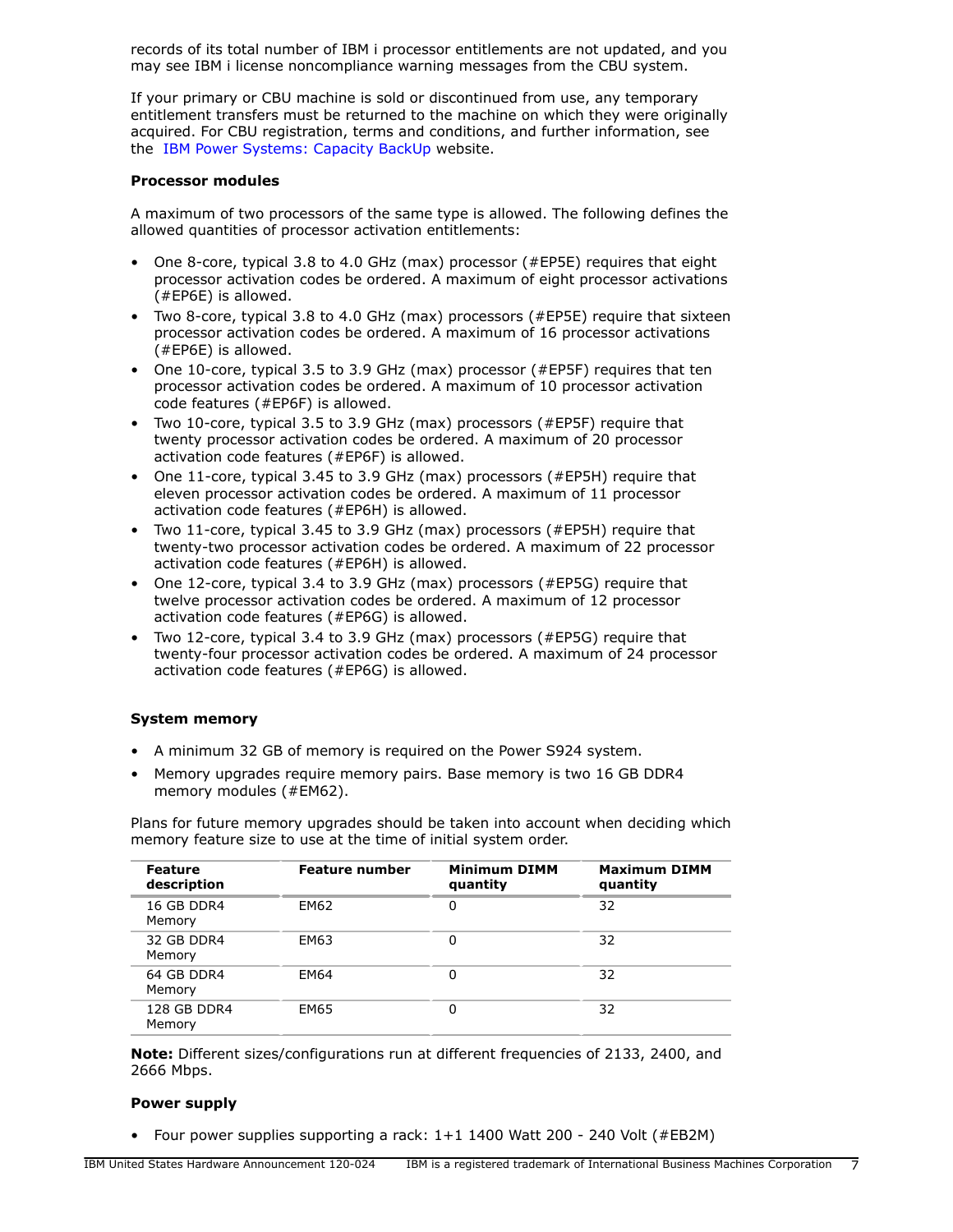records of its total number of IBM i processor entitlements are not updated, and you may see IBM i license noncompliance warning messages from the CBU system.

If your primary or CBU machine is sold or discontinued from use, any temporary entitlement transfers must be returned to the machine on which they were originally acquired. For CBU registration, terms and conditions, and further information, see the IBM Power Systems: Capacity BackUp website.

**Processor modules**

A maximum of two processors of the same type is allowed. The following defines the allowed quantities of processor activation entitlements:

- One 8-core, typical 3.8 to 4.0 GHz (max) processor (#EP5E) requires that eight processor activation codes be ordered. A maximum of eight processor activations (#EP6E) is allowed.
- Two 8-core, typical 3.8 to 4.0 GHz (max) processors (#EP5E) require that sixteen processor activation codes be ordered. A maximum of 16 processor activations (#EP6E) is allowed.
- One 10-core, typical 3.5 to 3.9 GHz (max) processor (#EP5F) requires that ten processor activation codes be ordered. A maximum of 10 processor activation code features (#EP6F) is allowed.
- Two 10-core, typical 3.5 to 3.9 GHz (max) processors (#EP5F) require that twenty processor activation codes be ordered. A maximum of 20 processor activation code features (#EP6F) is allowed.
- One 11-core, typical 3.45 to 3.9 GHz (max) processors (#EP5H) require that eleven processor activation codes be ordered. A maximum of 11 processor activation code features (#EP6H) is allowed.
- Two 11-core, typical 3.45 to 3.9 GHz (max) processors (#EP5H) require that twenty-two processor activation codes be ordered. A maximum of 22 processor activation code features (#EP6H) is allowed.
- One 12-core, typical 3.4 to 3.9 GHz (max) processors (#EP5G) require that twelve processor activation codes be ordered. A maximum of 12 processor activation code features (#EP6G) is allowed.
- Two 12-core, typical 3.4 to 3.9 GHz (max) processors (#EP5G) require that twenty-four processor activation codes be ordered. A maximum of 24 processor activation code features (#EP6G) is allowed.

**System memory**

- A minimum 32 GB of memory is required on the Power S924 system.
- Memory upgrades require memory pairs. Base memory is two 16 GB DDR4 memory modules (#EM62).

Plans for future memory upgrades should be taken into account when deciding which memory feature size to use at the time of initial system order.

| Feature description | Feature number | Minimum DIMM quantity | Maximum DIMM quantity |
|---|---|---|---|
| 16 GB DDR4 Memory | EM62 | 0 | 32 |
| 32 GB DDR4 Memory | EM63 | 0 | 32 |
| 64 GB DDR4 Memory | EM64 | 0 | 32 |
| 128 GB DDR4 Memory | EM65 | 0 | 32 |

**Note:** Different sizes/configurations run at different frequencies of 2133, 2400, and 2666 Mbps.

**Power supply**

- Four power supplies supporting a rack: 1+1 1400 Watt 200 - 240 Volt (#EB2M)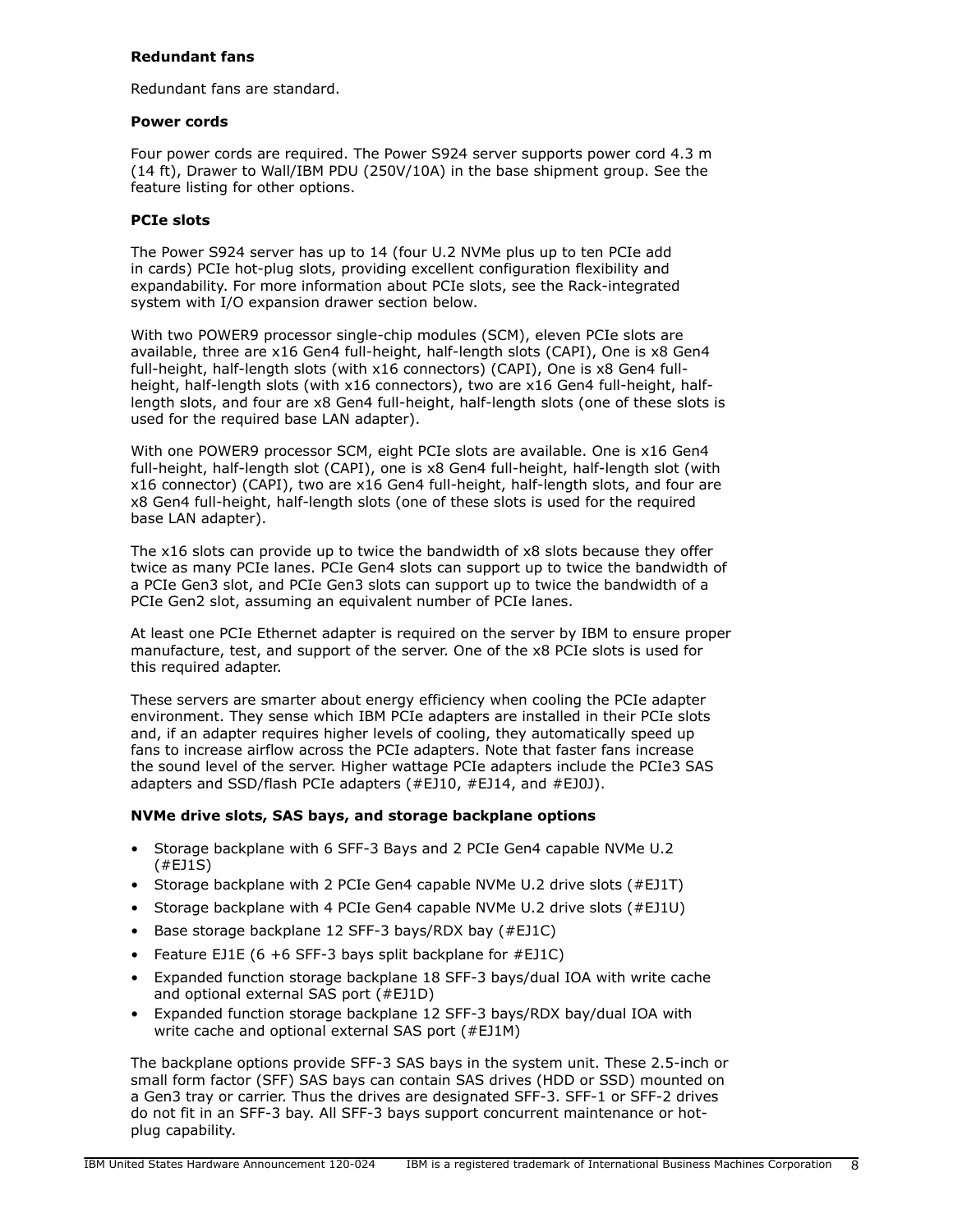**Redundant fans**

Redundant fans are standard.

**Power cords**

Four power cords are required. The Power S924 server supports power cord 4.3 m (14 ft), Drawer to Wall/IBM PDU (250V/10A) in the base shipment group. See the feature listing for other options.

**PCIe slots**

The Power S924 server has up to 14 (four U.2 NVMe plus up to ten PCIe add in cards) PCIe hot-plug slots, providing excellent configuration flexibility and expandability. For more information about PCIe slots, see the Rack-integrated system with I/O expansion drawer section below.

With two POWER9 processor single-chip modules (SCM), eleven PCIe slots are available, three are x16 Gen4 full-height, half-length slots (CAPI), One is x8 Gen4 full-height, half-length slots (with x16 connectors) (CAPI), One is x8 Gen4 full-height, half-length slots (with x16 connectors), two are x16 Gen4 full-height, half-length slots, and four are x8 Gen4 full-height, half-length slots (one of these slots is used for the required base LAN adapter).

With one POWER9 processor SCM, eight PCIe slots are available. One is x16 Gen4 full-height, half-length slot (CAPI), one is x8 Gen4 full-height, half-length slot (with x16 connector) (CAPI), two are x16 Gen4 full-height, half-length slots, and four are x8 Gen4 full-height, half-length slots (one of these slots is used for the required base LAN adapter).

The x16 slots can provide up to twice the bandwidth of x8 slots because they offer twice as many PCIe lanes. PCIe Gen4 slots can support up to twice the bandwidth of a PCIe Gen3 slot, and PCIe Gen3 slots can support up to twice the bandwidth of a PCIe Gen2 slot, assuming an equivalent number of PCIe lanes.

At least one PCIe Ethernet adapter is required on the server by IBM to ensure proper manufacture, test, and support of the server. One of the x8 PCIe slots is used for this required adapter.

These servers are smarter about energy efficiency when cooling the PCIe adapter environment. They sense which IBM PCIe adapters are installed in their PCIe slots and, if an adapter requires higher levels of cooling, they automatically speed up fans to increase airflow across the PCIe adapters. Note that faster fans increase the sound level of the server. Higher wattage PCIe adapters include the PCIe3 SAS adapters and SSD/flash PCIe adapters (#EJ10, #EJ14, and #EJ0J).

**NVMe drive slots, SAS bays, and storage backplane options**

- Storage backplane with 6 SFF-3 Bays and 2 PCIe Gen4 capable NVMe U.2 (#EJ1S)
- Storage backplane with 2 PCIe Gen4 capable NVMe U.2 drive slots (#EJ1T)
- Storage backplane with 4 PCIe Gen4 capable NVMe U.2 drive slots (#EJ1U)
- Base storage backplane 12 SFF-3 bays/RDX bay (#EJ1C)
- Feature EJ1E (6 +6 SFF-3 bays split backplane for #EJ1C)
- Expanded function storage backplane 18 SFF-3 bays/dual IOA with write cache and optional external SAS port (#EJ1D)
- Expanded function storage backplane 12 SFF-3 bays/RDX bay/dual IOA with write cache and optional external SAS port (#EJ1M)

The backplane options provide SFF-3 SAS bays in the system unit. These 2.5-inch or small form factor (SFF) SAS bays can contain SAS drives (HDD or SSD) mounted on a Gen3 tray or carrier. Thus the drives are designated SFF-3. SFF-1 or SFF-2 drives do not fit in an SFF-3 bay. All SFF-3 bays support concurrent maintenance or hot-plug capability.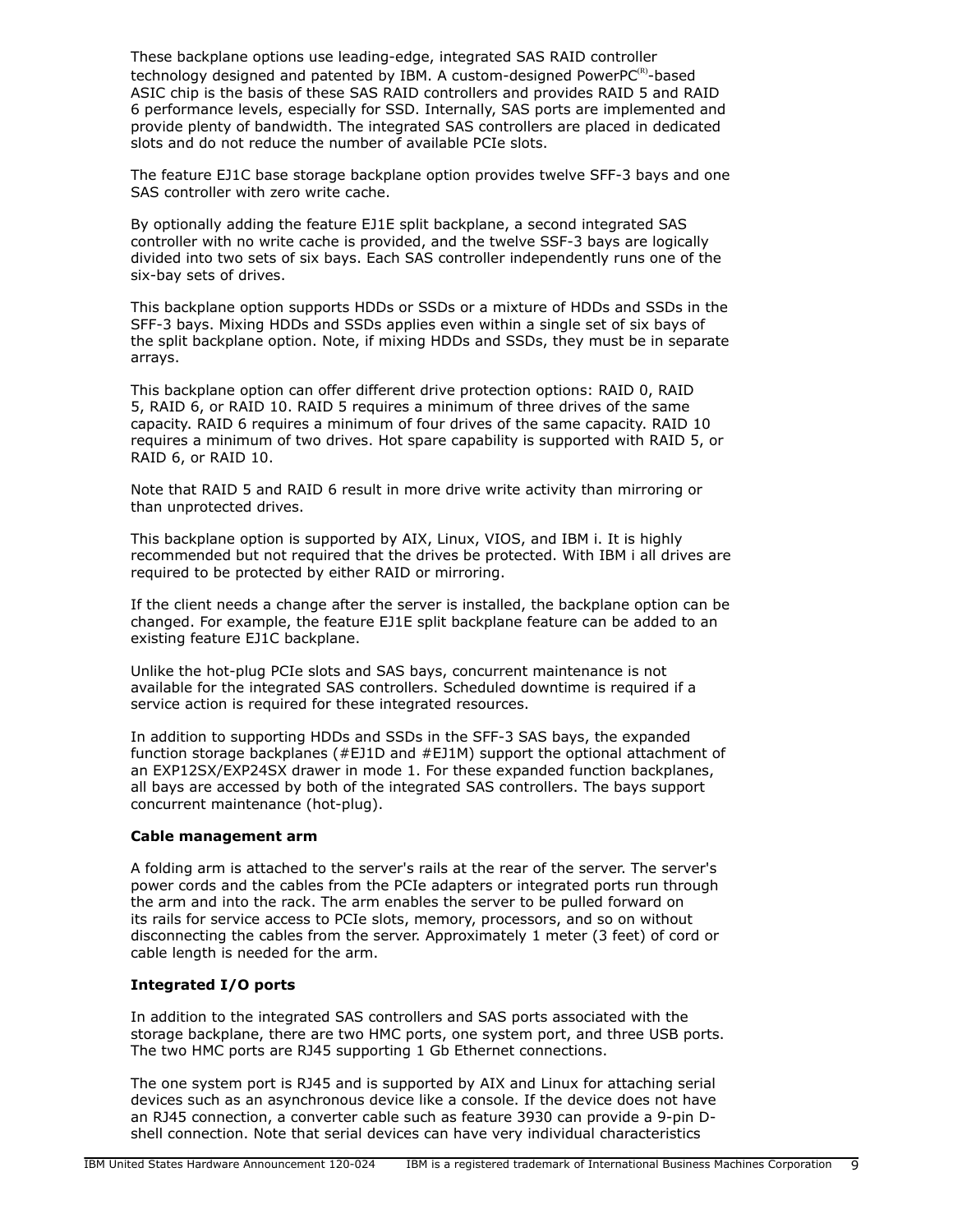These backplane options use leading-edge, integrated SAS RAID controller technology designed and patented by IBM. A custom-designed PowerPC(R)-based ASIC chip is the basis of these SAS RAID controllers and provides RAID 5 and RAID 6 performance levels, especially for SSD. Internally, SAS ports are implemented and provide plenty of bandwidth. The integrated SAS controllers are placed in dedicated slots and do not reduce the number of available PCIe slots.

The feature EJ1C base storage backplane option provides twelve SFF-3 bays and one SAS controller with zero write cache.

By optionally adding the feature EJ1E split backplane, a second integrated SAS controller with no write cache is provided, and the twelve SSF-3 bays are logically divided into two sets of six bays. Each SAS controller independently runs one of the six-bay sets of drives.

This backplane option supports HDDs or SSDs or a mixture of HDDs and SSDs in the SFF-3 bays. Mixing HDDs and SSDs applies even within a single set of six bays of the split backplane option. Note, if mixing HDDs and SSDs, they must be in separate arrays.

This backplane option can offer different drive protection options: RAID 0, RAID 5, RAID 6, or RAID 10. RAID 5 requires a minimum of three drives of the same capacity. RAID 6 requires a minimum of four drives of the same capacity. RAID 10 requires a minimum of two drives. Hot spare capability is supported with RAID 5, or RAID 6, or RAID 10.

Note that RAID 5 and RAID 6 result in more drive write activity than mirroring or than unprotected drives.

This backplane option is supported by AIX, Linux, VIOS, and IBM i. It is highly recommended but not required that the drives be protected. With IBM i all drives are required to be protected by either RAID or mirroring.

If the client needs a change after the server is installed, the backplane option can be changed. For example, the feature EJ1E split backplane feature can be added to an existing feature EJ1C backplane.

Unlike the hot-plug PCIe slots and SAS bays, concurrent maintenance is not available for the integrated SAS controllers. Scheduled downtime is required if a service action is required for these integrated resources.

In addition to supporting HDDs and SSDs in the SFF-3 SAS bays, the expanded function storage backplanes (#EJ1D and #EJ1M) support the optional attachment of an EXP12SX/EXP24SX drawer in mode 1. For these expanded function backplanes, all bays are accessed by both of the integrated SAS controllers. The bays support concurrent maintenance (hot-plug).

**Cable management arm**

A folding arm is attached to the server's rails at the rear of the server. The server's power cords and the cables from the PCIe adapters or integrated ports run through the arm and into the rack. The arm enables the server to be pulled forward on its rails for service access to PCIe slots, memory, processors, and so on without disconnecting the cables from the server. Approximately 1 meter (3 feet) of cord or cable length is needed for the arm.

**Integrated I/O ports**

In addition to the integrated SAS controllers and SAS ports associated with the storage backplane, there are two HMC ports, one system port, and three USB ports. The two HMC ports are RJ45 supporting 1 Gb Ethernet connections.

The one system port is RJ45 and is supported by AIX and Linux for attaching serial devices such as an asynchronous device like a console. If the device does not have an RJ45 connection, a converter cable such as feature 3930 can provide a 9-pin D-shell connection. Note that serial devices can have very individual characteristics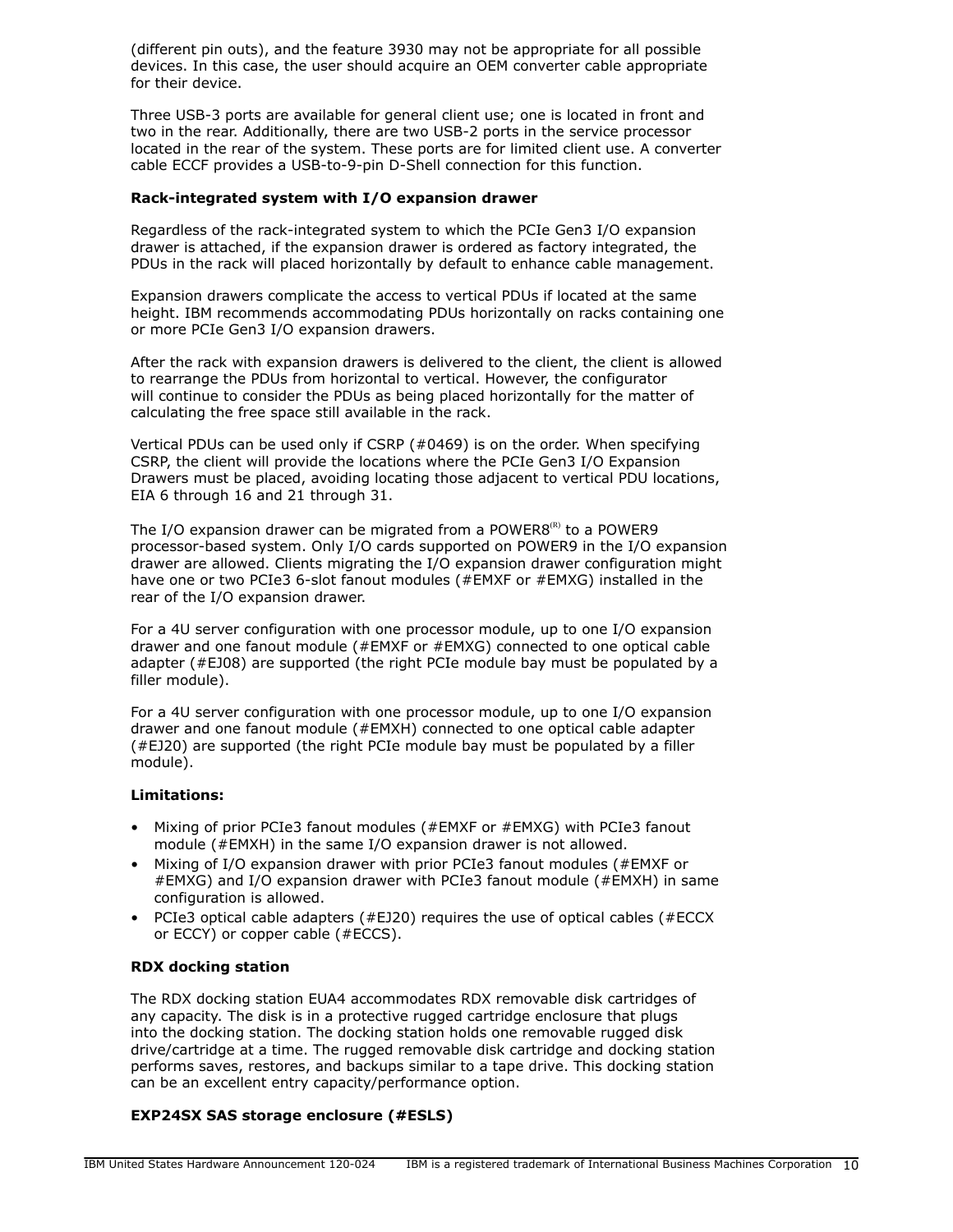(different pin outs), and the feature 3930 may not be appropriate for all possible devices. In this case, the user should acquire an OEM converter cable appropriate for their device.

Three USB-3 ports are available for general client use; one is located in front and two in the rear. Additionally, there are two USB-2 ports in the service processor located in the rear of the system. These ports are for limited client use. A converter cable ECCF provides a USB-to-9-pin D-Shell connection for this function.

**Rack-integrated system with I/O expansion drawer**

Regardless of the rack-integrated system to which the PCIe Gen3 I/O expansion drawer is attached, if the expansion drawer is ordered as factory integrated, the PDUs in the rack will placed horizontally by default to enhance cable management.

Expansion drawers complicate the access to vertical PDUs if located at the same height. IBM recommends accommodating PDUs horizontally on racks containing one or more PCIe Gen3 I/O expansion drawers.

After the rack with expansion drawers is delivered to the client, the client is allowed to rearrange the PDUs from horizontal to vertical. However, the configurator will continue to consider the PDUs as being placed horizontally for the matter of calculating the free space still available in the rack.

Vertical PDUs can be used only if CSRP (#0469) is on the order. When specifying CSRP, the client will provide the locations where the PCIe Gen3 I/O Expansion Drawers must be placed, avoiding locating those adjacent to vertical PDU locations, EIA 6 through 16 and 21 through 31.

The I/O expansion drawer can be migrated from a POWER8(R) to a POWER9 processor-based system. Only I/O cards supported on POWER9 in the I/O expansion drawer are allowed. Clients migrating the I/O expansion drawer configuration might have one or two PCIe3 6-slot fanout modules (#EMXF or #EMXG) installed in the rear of the I/O expansion drawer.

For a 4U server configuration with one processor module, up to one I/O expansion drawer and one fanout module (#EMXF or #EMXG) connected to one optical cable adapter (#EJ08) are supported (the right PCIe module bay must be populated by a filler module).

For a 4U server configuration with one processor module, up to one I/O expansion drawer and one fanout module (#EMXH) connected to one optical cable adapter (#EJ20) are supported (the right PCIe module bay must be populated by a filler module).

**Limitations:**

- Mixing of prior PCIe3 fanout modules (#EMXF or #EMXG) with PCIe3 fanout module (#EMXH) in the same I/O expansion drawer is not allowed.
- Mixing of I/O expansion drawer with prior PCIe3 fanout modules (#EMXF or #EMXG) and I/O expansion drawer with PCIe3 fanout module (#EMXH) in same configuration is allowed.
- PCIe3 optical cable adapters (#EJ20) requires the use of optical cables (#ECCX or ECCY) or copper cable (#ECCS).

**RDX docking station**

The RDX docking station EUA4 accommodates RDX removable disk cartridges of any capacity. The disk is in a protective rugged cartridge enclosure that plugs into the docking station. The docking station holds one removable rugged disk drive/cartridge at a time. The rugged removable disk cartridge and docking station performs saves, restores, and backups similar to a tape drive. This docking station can be an excellent entry capacity/performance option.

**EXP24SX SAS storage enclosure (#ESLS)**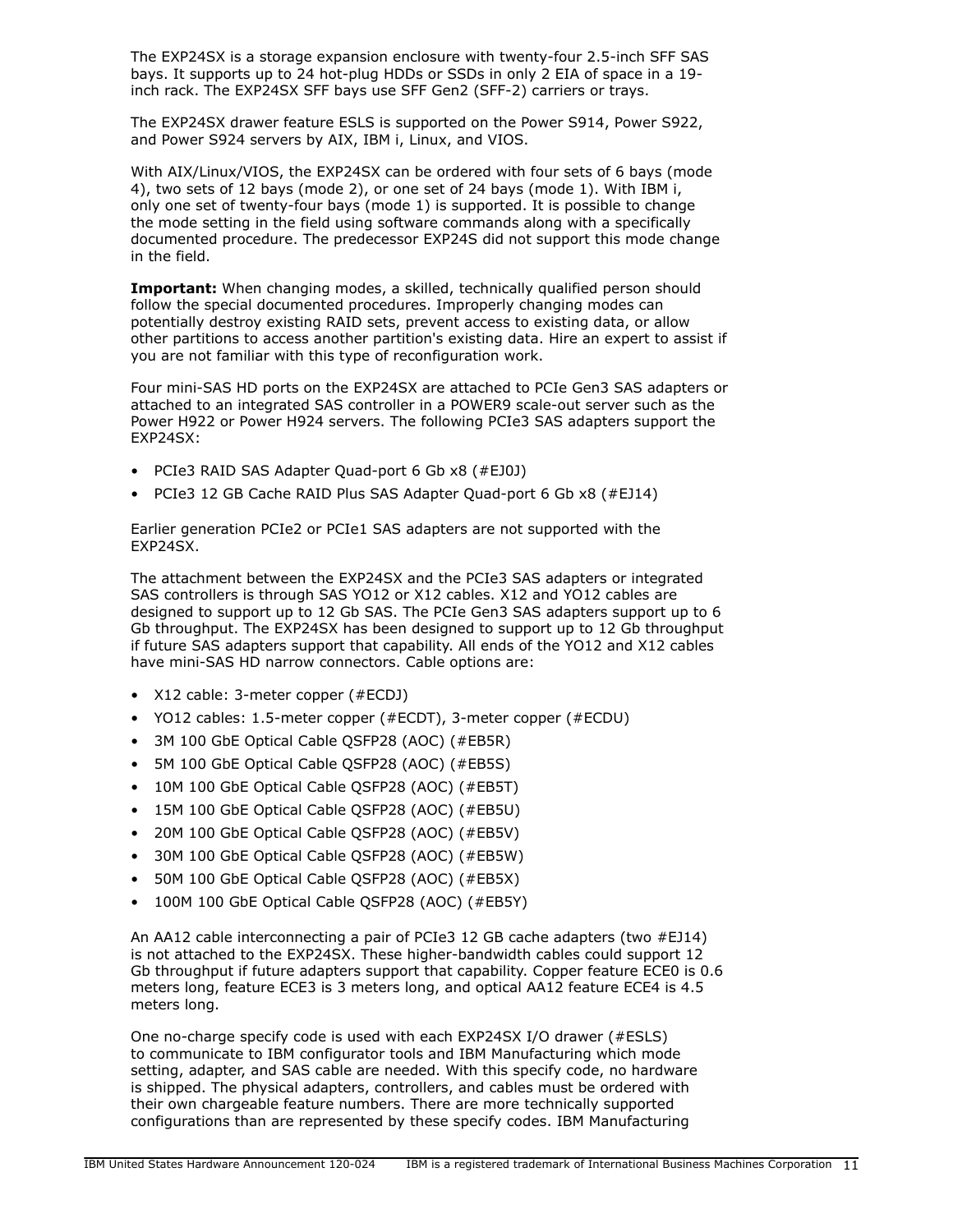The EXP24SX is a storage expansion enclosure with twenty-four 2.5-inch SFF SAS bays. It supports up to 24 hot-plug HDDs or SSDs in only 2 EIA of space in a 19-inch rack. The EXP24SX SFF bays use SFF Gen2 (SFF-2) carriers or trays.

The EXP24SX drawer feature ESLS is supported on the Power S914, Power S922, and Power S924 servers by AIX, IBM i, Linux, and VIOS.

With AIX/Linux/VIOS, the EXP24SX can be ordered with four sets of 6 bays (mode 4), two sets of 12 bays (mode 2), or one set of 24 bays (mode 1). With IBM i, only one set of twenty-four bays (mode 1) is supported. It is possible to change the mode setting in the field using software commands along with a specifically documented procedure. The predecessor EXP24S did not support this mode change in the field.

**Important:** When changing modes, a skilled, technically qualified person should follow the special documented procedures. Improperly changing modes can potentially destroy existing RAID sets, prevent access to existing data, or allow other partitions to access another partition's existing data. Hire an expert to assist if you are not familiar with this type of reconfiguration work.

Four mini-SAS HD ports on the EXP24SX are attached to PCIe Gen3 SAS adapters or attached to an integrated SAS controller in a POWER9 scale-out server such as the Power H922 or Power H924 servers. The following PCIe3 SAS adapters support the EXP24SX:

- PCIe3 RAID SAS Adapter Quad-port 6 Gb x8 (#EJ0J)
- PCIe3 12 GB Cache RAID Plus SAS Adapter Quad-port 6 Gb x8 (#EJ14)

Earlier generation PCIe2 or PCIe1 SAS adapters are not supported with the EXP24SX.

The attachment between the EXP24SX and the PCIe3 SAS adapters or integrated SAS controllers is through SAS YO12 or X12 cables. X12 and YO12 cables are designed to support up to 12 Gb SAS. The PCIe Gen3 SAS adapters support up to 6 Gb throughput. The EXP24SX has been designed to support up to 12 Gb throughput if future SAS adapters support that capability. All ends of the YO12 and X12 cables have mini-SAS HD narrow connectors. Cable options are:

- X12 cable: 3-meter copper (#ECDJ)
- YO12 cables: 1.5-meter copper (#ECDT), 3-meter copper (#ECDU)
- 3M 100 GbE Optical Cable QSFP28 (AOC) (#EB5R)
- 5M 100 GbE Optical Cable QSFP28 (AOC) (#EB5S)
- 10M 100 GbE Optical Cable QSFP28 (AOC) (#EB5T)
- 15M 100 GbE Optical Cable QSFP28 (AOC) (#EB5U)
- 20M 100 GbE Optical Cable QSFP28 (AOC) (#EB5V)
- 30M 100 GbE Optical Cable QSFP28 (AOC) (#EB5W)
- 50M 100 GbE Optical Cable QSFP28 (AOC) (#EB5X)
- 100M 100 GbE Optical Cable QSFP28 (AOC) (#EB5Y)

An AA12 cable interconnecting a pair of PCIe3 12 GB cache adapters (two #EJ14) is not attached to the EXP24SX. These higher-bandwidth cables could support 12 Gb throughput if future adapters support that capability. Copper feature ECE0 is 0.6 meters long, feature ECE3 is 3 meters long, and optical AA12 feature ECE4 is 4.5 meters long.

One no-charge specify code is used with each EXP24SX I/O drawer (#ESLS) to communicate to IBM configurator tools and IBM Manufacturing which mode setting, adapter, and SAS cable are needed. With this specify code, no hardware is shipped. The physical adapters, controllers, and cables must be ordered with their own chargeable feature numbers. There are more technically supported configurations than are represented by these specify codes. IBM Manufacturing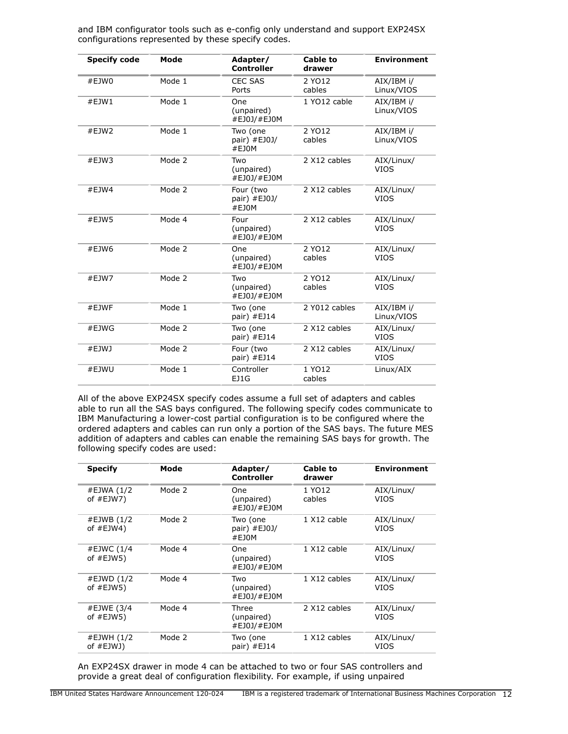and IBM configurator tools such as e-config only understand and support EXP24SX configurations represented by these specify codes.

| Specify code | Mode | Adapter/ Controller | Cable to drawer | Environment |
|---|---|---|---|---|
| #EJW0 | Mode 1 | CEC SAS Ports | 2 YO12 cables | AIX/IBM i/ Linux/VIOS |
| #EJW1 | Mode 1 | One (unpaired) #EJ0J/#EJ0M | 1 YO12 cable | AIX/IBM i/ Linux/VIOS |
| #EJW2 | Mode 1 | Two (one pair) #EJ0J/ #EJ0M | 2 YO12 cables | AIX/IBM i/ Linux/VIOS |
| #EJW3 | Mode 2 | Two (unpaired) #EJ0J/#EJ0M | 2 X12 cables | AIX/Linux/ VIOS |
| #EJW4 | Mode 2 | Four (two pair) #EJ0J/ #EJ0M | 2 X12 cables | AIX/Linux/ VIOS |
| #EJW5 | Mode 4 | Four (unpaired) #EJ0J/#EJ0M | 2 X12 cables | AIX/Linux/ VIOS |
| #EJW6 | Mode 2 | One (unpaired) #EJ0J/#EJ0M | 2 YO12 cables | AIX/Linux/ VIOS |
| #EJW7 | Mode 2 | Two (unpaired) #EJ0J/#EJ0M | 2 YO12 cables | AIX/Linux/ VIOS |
| #EJWF | Mode 1 | Two (one pair) #EJ14 | 2 Y012 cables | AIX/IBM i/ Linux/VIOS |
| #EJWG | Mode 2 | Two (one pair) #EJ14 | 2 X12 cables | AIX/Linux/ VIOS |
| #EJWJ | Mode 2 | Four (two pair) #EJ14 | 2 X12 cables | AIX/Linux/ VIOS |
| #EJWU | Mode 1 | Controller EJ1G | 1 YO12 cables | Linux/AIX |

All of the above EXP24SX specify codes assume a full set of adapters and cables able to run all the SAS bays configured. The following specify codes communicate to IBM Manufacturing a lower-cost partial configuration is to be configured where the ordered adapters and cables can run only a portion of the SAS bays. The future MES addition of adapters and cables can enable the remaining SAS bays for growth. The following specify codes are used:

| Specify | Mode | Adapter/ Controller | Cable to drawer | Environment |
|---|---|---|---|---|
| #EJWA (1/2 of #EJW7) | Mode 2 | One (unpaired) #EJ0J/#EJ0M | 1 YO12 cables | AIX/Linux/ VIOS |
| #EJWB (1/2 of #EJW4) | Mode 2 | Two (one pair) #EJ0J/ #EJ0M | 1 X12 cable | AIX/Linux/ VIOS |
| #EJWC (1/4 of #EJW5) | Mode 4 | One (unpaired) #EJ0J/#EJ0M | 1 X12 cable | AIX/Linux/ VIOS |
| #EJWD (1/2 of #EJW5) | Mode 4 | Two (unpaired) #EJ0J/#EJ0M | 1 X12 cables | AIX/Linux/ VIOS |
| #EJWE (3/4 of #EJW5) | Mode 4 | Three (unpaired) #EJ0J/#EJ0M | 2 X12 cables | AIX/Linux/ VIOS |
| #EJWH (1/2 of #EJWJ) | Mode 2 | Two (one pair) #EJ14 | 1 X12 cables | AIX/Linux/ VIOS |

An EXP24SX drawer in mode 4 can be attached to two or four SAS controllers and provide a great deal of configuration flexibility. For example, if using unpaired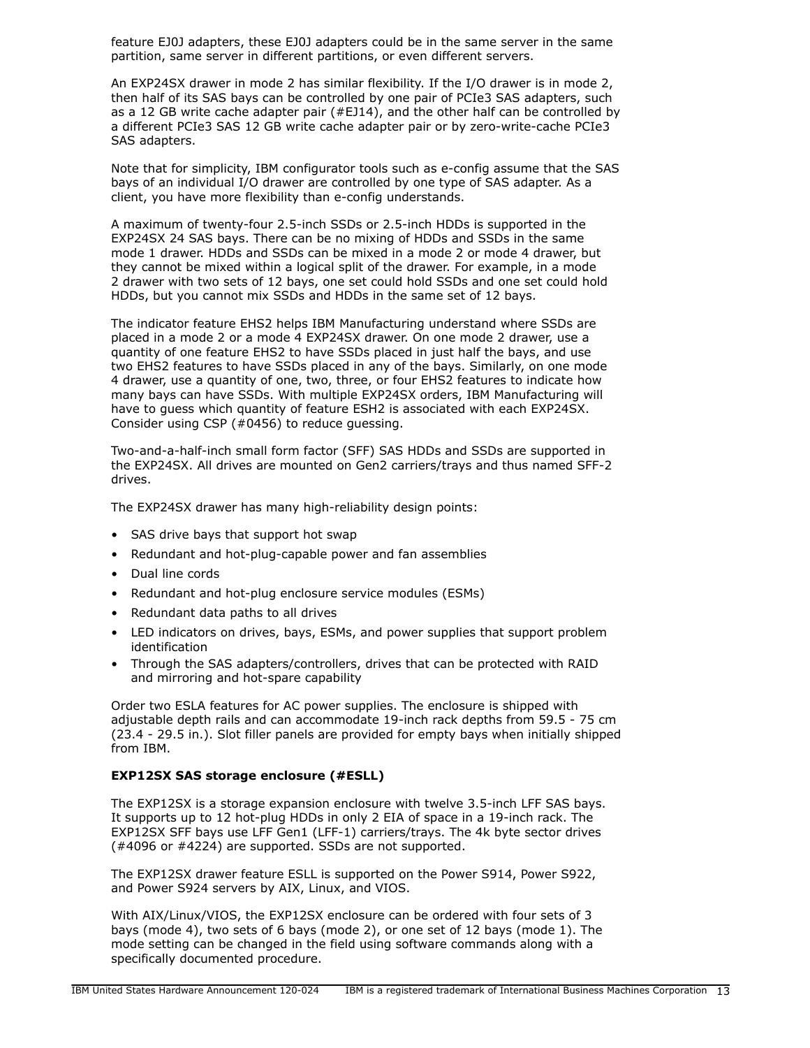feature EJ0J adapters, these EJ0J adapters could be in the same server in the same partition, same server in different partitions, or even different servers.

An EXP24SX drawer in mode 2 has similar flexibility. If the I/O drawer is in mode 2, then half of its SAS bays can be controlled by one pair of PCIe3 SAS adapters, such as a 12 GB write cache adapter pair (#EJ14), and the other half can be controlled by a different PCIe3 SAS 12 GB write cache adapter pair or by zero-write-cache PCIe3 SAS adapters.

Note that for simplicity, IBM configurator tools such as e-config assume that the SAS bays of an individual I/O drawer are controlled by one type of SAS adapter. As a client, you have more flexibility than e-config understands.

A maximum of twenty-four 2.5-inch SSDs or 2.5-inch HDDs is supported in the EXP24SX 24 SAS bays. There can be no mixing of HDDs and SSDs in the same mode 1 drawer. HDDs and SSDs can be mixed in a mode 2 or mode 4 drawer, but they cannot be mixed within a logical split of the drawer. For example, in a mode 2 drawer with two sets of 12 bays, one set could hold SSDs and one set could hold HDDs, but you cannot mix SSDs and HDDs in the same set of 12 bays.

The indicator feature EHS2 helps IBM Manufacturing understand where SSDs are placed in a mode 2 or a mode 4 EXP24SX drawer. On one mode 2 drawer, use a quantity of one feature EHS2 to have SSDs placed in just half the bays, and use two EHS2 features to have SSDs placed in any of the bays. Similarly, on one mode 4 drawer, use a quantity of one, two, three, or four EHS2 features to indicate how many bays can have SSDs. With multiple EXP24SX orders, IBM Manufacturing will have to guess which quantity of feature ESH2 is associated with each EXP24SX. Consider using CSP (#0456) to reduce guessing.

Two-and-a-half-inch small form factor (SFF) SAS HDDs and SSDs are supported in the EXP24SX. All drives are mounted on Gen2 carriers/trays and thus named SFF-2 drives.

The EXP24SX drawer has many high-reliability design points:

- SAS drive bays that support hot swap
- Redundant and hot-plug-capable power and fan assemblies
- Dual line cords
- Redundant and hot-plug enclosure service modules (ESMs)
- Redundant data paths to all drives
- LED indicators on drives, bays, ESMs, and power supplies that support problem identification
- Through the SAS adapters/controllers, drives that can be protected with RAID and mirroring and hot-spare capability

Order two ESLA features for AC power supplies. The enclosure is shipped with adjustable depth rails and can accommodate 19-inch rack depths from 59.5 - 75 cm (23.4 - 29.5 in.). Slot filler panels are provided for empty bays when initially shipped from IBM.

**EXP12SX SAS storage enclosure (#ESLL)**

The EXP12SX is a storage expansion enclosure with twelve 3.5-inch LFF SAS bays. It supports up to 12 hot-plug HDDs in only 2 EIA of space in a 19-inch rack. The EXP12SX SFF bays use LFF Gen1 (LFF-1) carriers/trays. The 4k byte sector drives (#4096 or #4224) are supported. SSDs are not supported.

The EXP12SX drawer feature ESLL is supported on the Power S914, Power S922, and Power S924 servers by AIX, Linux, and VIOS.

With AIX/Linux/VIOS, the EXP12SX enclosure can be ordered with four sets of 3 bays (mode 4), two sets of 6 bays (mode 2), or one set of 12 bays (mode 1). The mode setting can be changed in the field using software commands along with a specifically documented procedure.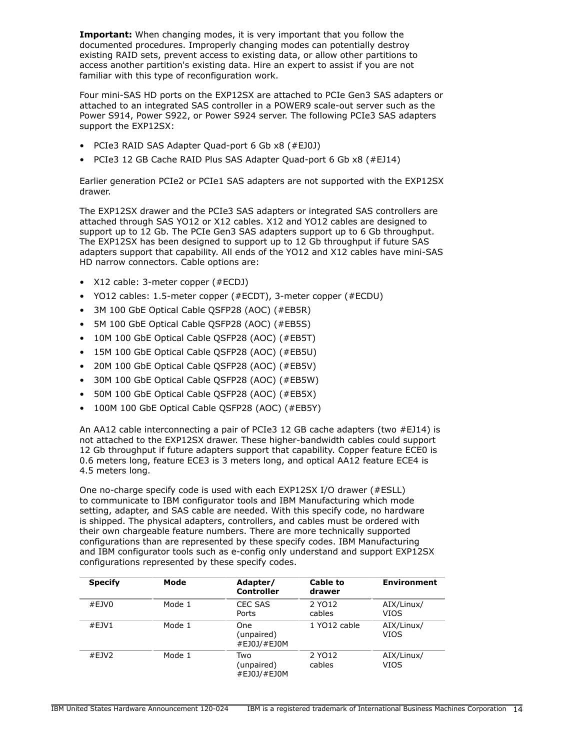**Important:** When changing modes, it is very important that you follow the documented procedures. Improperly changing modes can potentially destroy existing RAID sets, prevent access to existing data, or allow other partitions to access another partition's existing data. Hire an expert to assist if you are not familiar with this type of reconfiguration work.

Four mini-SAS HD ports on the EXP12SX are attached to PCIe Gen3 SAS adapters or attached to an integrated SAS controller in a POWER9 scale-out server such as the Power S914, Power S922, or Power S924 server. The following PCIe3 SAS adapters support the EXP12SX:

- PCIe3 RAID SAS Adapter Quad-port 6 Gb x8 (#EJ0J)
- PCIe3 12 GB Cache RAID Plus SAS Adapter Quad-port 6 Gb x8 (#EJ14)

Earlier generation PCIe2 or PCIe1 SAS adapters are not supported with the EXP12SX drawer.

The EXP12SX drawer and the PCIe3 SAS adapters or integrated SAS controllers are attached through SAS YO12 or X12 cables. X12 and YO12 cables are designed to support up to 12 Gb. The PCIe Gen3 SAS adapters support up to 6 Gb throughput. The EXP12SX has been designed to support up to 12 Gb throughput if future SAS adapters support that capability. All ends of the YO12 and X12 cables have mini-SAS HD narrow connectors. Cable options are:

- X12 cable: 3-meter copper (#ECDJ)
- YO12 cables: 1.5-meter copper (#ECDT), 3-meter copper (#ECDU)
- 3M 100 GbE Optical Cable QSFP28 (AOC) (#EB5R)
- 5M 100 GbE Optical Cable QSFP28 (AOC) (#EB5S)
- 10M 100 GbE Optical Cable QSFP28 (AOC) (#EB5T)
- 15M 100 GbE Optical Cable QSFP28 (AOC) (#EB5U)
- 20M 100 GbE Optical Cable QSFP28 (AOC) (#EB5V)
- 30M 100 GbE Optical Cable QSFP28 (AOC) (#EB5W)
- 50M 100 GbE Optical Cable QSFP28 (AOC) (#EB5X)
- 100M 100 GbE Optical Cable QSFP28 (AOC) (#EB5Y)

An AA12 cable interconnecting a pair of PCIe3 12 GB cache adapters (two #EJ14) is not attached to the EXP12SX drawer. These higher-bandwidth cables could support 12 Gb throughput if future adapters support that capability. Copper feature ECE0 is 0.6 meters long, feature ECE3 is 3 meters long, and optical AA12 feature ECE4 is 4.5 meters long.

One no-charge specify code is used with each EXP12SX I/O drawer (#ESLL) to communicate to IBM configurator tools and IBM Manufacturing which mode setting, adapter, and SAS cable are needed. With this specify code, no hardware is shipped. The physical adapters, controllers, and cables must be ordered with their own chargeable feature numbers. There are more technically supported configurations than are represented by these specify codes. IBM Manufacturing and IBM configurator tools such as e-config only understand and support EXP12SX configurations represented by these specify codes.

| Specify | Mode | Adapter/ Controller | Cable to drawer | Environment |
|---|---|---|---|---|
| #EJV0 | Mode 1 | CEC SAS Ports | 2 YO12 cables | AIX/Linux/ VIOS |
| #EJV1 | Mode 1 | One (unpaired) #EJ0J/#EJ0M | 1 YO12 cable | AIX/Linux/ VIOS |
| #EJV2 | Mode 1 | Two (unpaired) #EJ0J/#EJ0M | 2 YO12 cables | AIX/Linux/ VIOS |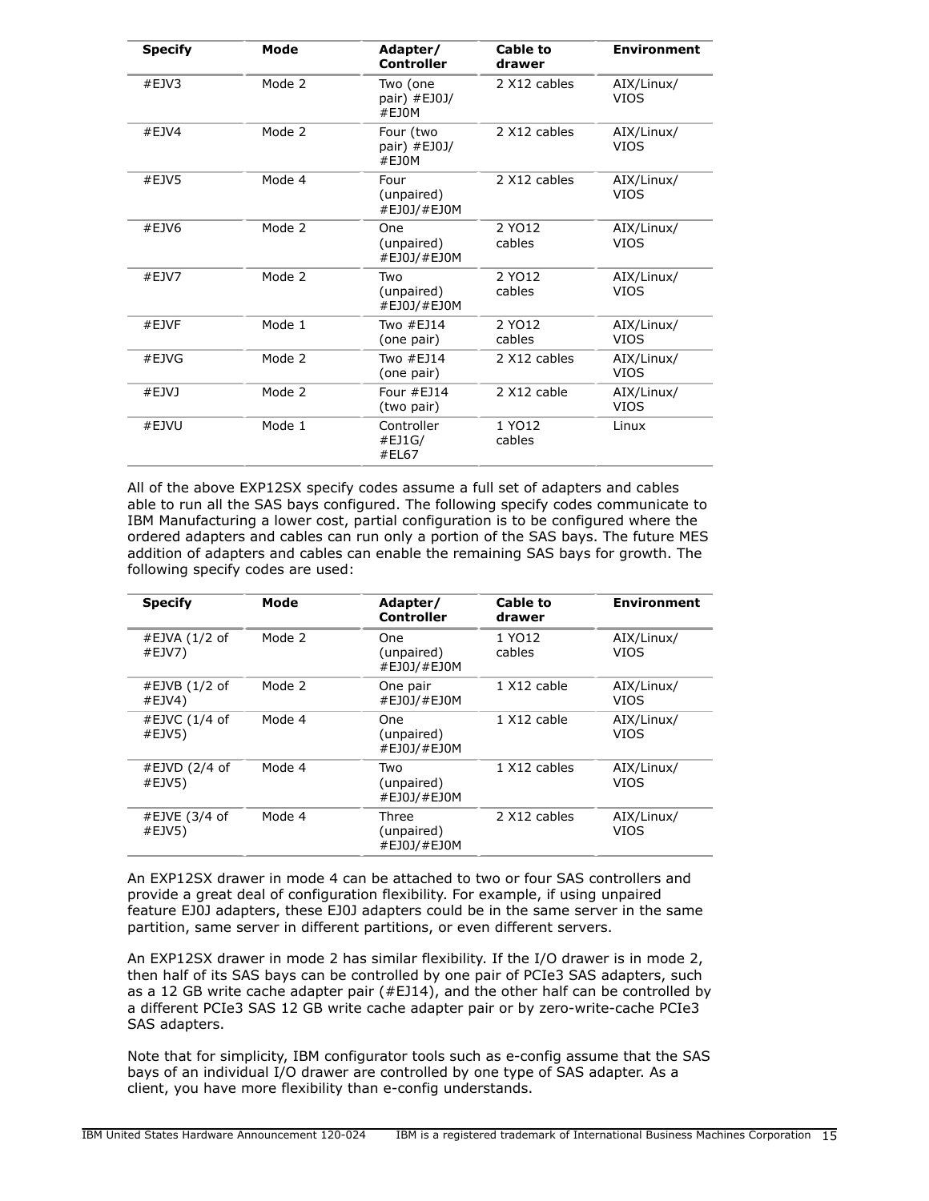| Specify | Mode | Adapter/ Controller | Cable to drawer | Environment |
|---|---|---|---|---|
| #EJV3 | Mode 2 | Two (one pair) #EJ0J/ #EJ0M | 2 X12 cables | AIX/Linux/ VIOS |
| #EJV4 | Mode 2 | Four (two pair) #EJ0J/ #EJ0M | 2 X12 cables | AIX/Linux/ VIOS |
| #EJV5 | Mode 4 | Four (unpaired) #EJ0J/#EJ0M | 2 X12 cables | AIX/Linux/ VIOS |
| #EJV6 | Mode 2 | One (unpaired) #EJ0J/#EJ0M | 2 YO12 cables | AIX/Linux/ VIOS |
| #EJV7 | Mode 2 | Two (unpaired) #EJ0J/#EJ0M | 2 YO12 cables | AIX/Linux/ VIOS |
| #EJVF | Mode 1 | Two #EJ14 (one pair) | 2 YO12 cables | AIX/Linux/ VIOS |
| #EJVG | Mode 2 | Two #EJ14 (one pair) | 2 X12 cables | AIX/Linux/ VIOS |
| #EJVJ | Mode 2 | Four #EJ14 (two pair) | 2 X12 cable | AIX/Linux/ VIOS |
| #EJVU | Mode 1 | Controller #EJ1G/ #EL67 | 1 YO12 cables | Linux |

All of the above EXP12SX specify codes assume a full set of adapters and cables able to run all the SAS bays configured. The following specify codes communicate to IBM Manufacturing a lower cost, partial configuration is to be configured where the ordered adapters and cables can run only a portion of the SAS bays. The future MES addition of adapters and cables can enable the remaining SAS bays for growth. The following specify codes are used:

| Specify | Mode | Adapter/ Controller | Cable to drawer | Environment |
|---|---|---|---|---|
| #EJVA (1/2 of #EJV7) | Mode 2 | One (unpaired) #EJ0J/#EJ0M | 1 YO12 cables | AIX/Linux/ VIOS |
| #EJVB (1/2 of #EJV4) | Mode 2 | One pair #EJ0J/#EJ0M | 1 X12 cable | AIX/Linux/ VIOS |
| #EJVC (1/4 of #EJV5) | Mode 4 | One (unpaired) #EJ0J/#EJ0M | 1 X12 cable | AIX/Linux/ VIOS |
| #EJVD (2/4 of #EJV5) | Mode 4 | Two (unpaired) #EJ0J/#EJ0M | 1 X12 cables | AIX/Linux/ VIOS |
| #EJVE (3/4 of #EJV5) | Mode 4 | Three (unpaired) #EJ0J/#EJ0M | 2 X12 cables | AIX/Linux/ VIOS |

An EXP12SX drawer in mode 4 can be attached to two or four SAS controllers and provide a great deal of configuration flexibility. For example, if using unpaired feature EJ0J adapters, these EJ0J adapters could be in the same server in the same partition, same server in different partitions, or even different servers.

An EXP12SX drawer in mode 2 has similar flexibility. If the I/O drawer is in mode 2, then half of its SAS bays can be controlled by one pair of PCIe3 SAS adapters, such as a 12 GB write cache adapter pair (#EJ14), and the other half can be controlled by a different PCIe3 SAS 12 GB write cache adapter pair or by zero-write-cache PCIe3 SAS adapters.

Note that for simplicity, IBM configurator tools such as e-config assume that the SAS bays of an individual I/O drawer are controlled by one type of SAS adapter. As a client, you have more flexibility than e-config understands.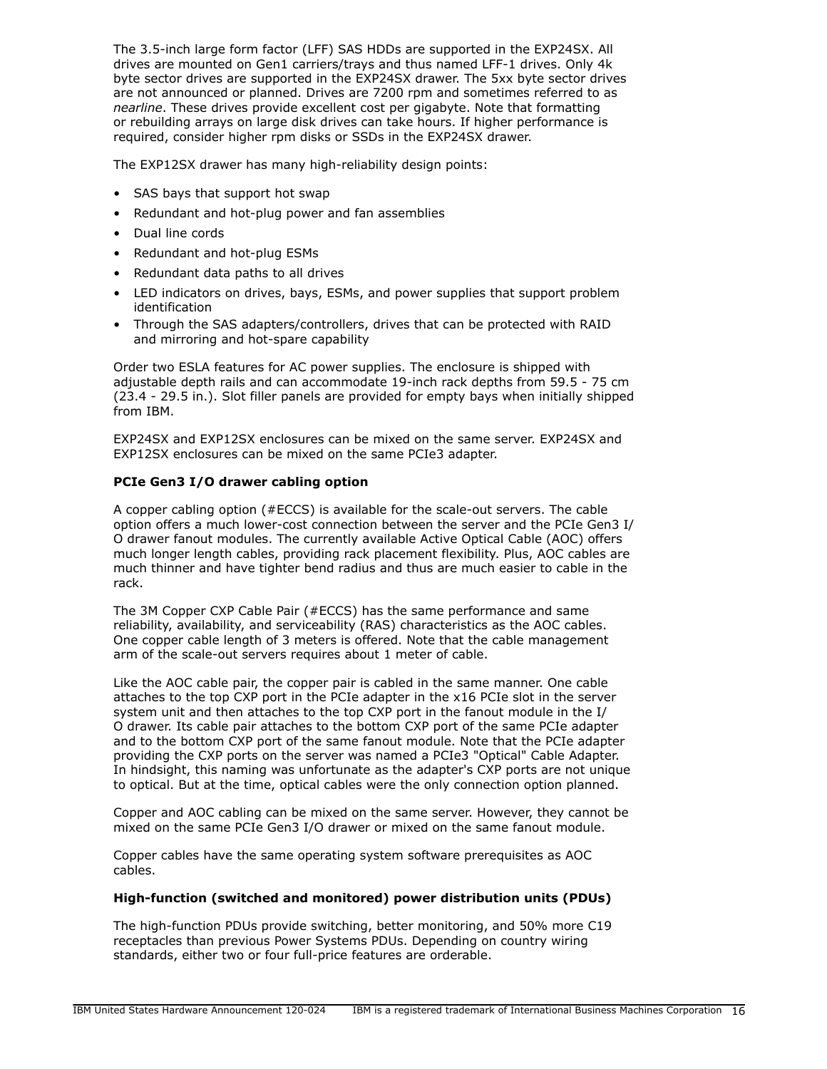The 3.5-inch large form factor (LFF) SAS HDDs are supported in the EXP24SX. All drives are mounted on Gen1 carriers/trays and thus named LFF-1 drives. Only 4k byte sector drives are supported in the EXP24SX drawer. The 5xx byte sector drives are not announced or planned. Drives are 7200 rpm and sometimes referred to as *nearline*. These drives provide excellent cost per gigabyte. Note that formatting or rebuilding arrays on large disk drives can take hours. If higher performance is required, consider higher rpm disks or SSDs in the EXP24SX drawer.

The EXP12SX drawer has many high-reliability design points:

- SAS bays that support hot swap
- Redundant and hot-plug power and fan assemblies
- Dual line cords
- Redundant and hot-plug ESMs
- Redundant data paths to all drives
- LED indicators on drives, bays, ESMs, and power supplies that support problem identification
- Through the SAS adapters/controllers, drives that can be protected with RAID and mirroring and hot-spare capability

Order two ESLA features for AC power supplies. The enclosure is shipped with adjustable depth rails and can accommodate 19-inch rack depths from 59.5 - 75 cm (23.4 - 29.5 in.). Slot filler panels are provided for empty bays when initially shipped from IBM.

EXP24SX and EXP12SX enclosures can be mixed on the same server. EXP24SX and EXP12SX enclosures can be mixed on the same PCIe3 adapter.

**PCIe Gen3 I/O drawer cabling option**

A copper cabling option (#ECCS) is available for the scale-out servers. The cable option offers a much lower-cost connection between the server and the PCIe Gen3 I/O drawer fanout modules. The currently available Active Optical Cable (AOC) offers much longer length cables, providing rack placement flexibility. Plus, AOC cables are much thinner and have tighter bend radius and thus are much easier to cable in the rack.

The 3M Copper CXP Cable Pair (#ECCS) has the same performance and same reliability, availability, and serviceability (RAS) characteristics as the AOC cables. One copper cable length of 3 meters is offered. Note that the cable management arm of the scale-out servers requires about 1 meter of cable.

Like the AOC cable pair, the copper pair is cabled in the same manner. One cable attaches to the top CXP port in the PCIe adapter in the x16 PCIe slot in the server system unit and then attaches to the top CXP port in the fanout module in the I/O drawer. Its cable pair attaches to the bottom CXP port of the same PCIe adapter and to the bottom CXP port of the same fanout module. Note that the PCIe adapter providing the CXP ports on the server was named a PCIe3 "Optical" Cable Adapter. In hindsight, this naming was unfortunate as the adapter's CXP ports are not unique to optical. But at the time, optical cables were the only connection option planned.

Copper and AOC cabling can be mixed on the same server. However, they cannot be mixed on the same PCIe Gen3 I/O drawer or mixed on the same fanout module.

Copper cables have the same operating system software prerequisites as AOC cables.

**High-function (switched and monitored) power distribution units (PDUs)**

The high-function PDUs provide switching, better monitoring, and 50% more C19 receptacles than previous Power Systems PDUs. Depending on country wiring standards, either two or four full-price features are orderable.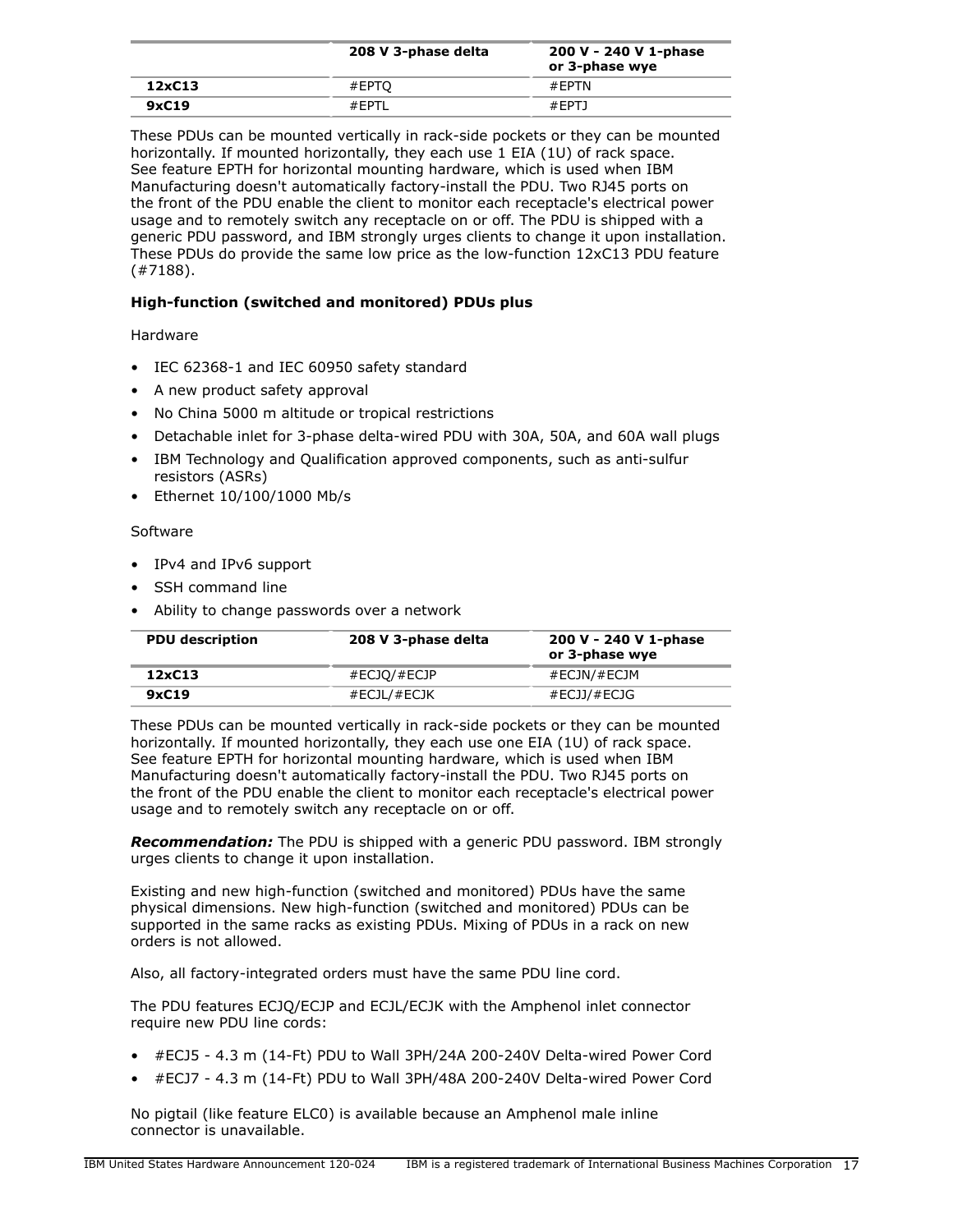| | 208 V 3-phase delta | 200 V - 240 V 1-phase or 3-phase wye |
|---|---|---|
| **12xC13** | #EPTQ | #EPTN |
| **9xC19** | #EPTL | #EPTJ |

These PDUs can be mounted vertically in rack-side pockets or they can be mounted horizontally. If mounted horizontally, they each use 1 EIA (1U) of rack space. See feature EPTH for horizontal mounting hardware, which is used when IBM Manufacturing doesn't automatically factory-install the PDU. Two RJ45 ports on the front of the PDU enable the client to monitor each receptacle's electrical power usage and to remotely switch any receptacle on or off. The PDU is shipped with a generic PDU password, and IBM strongly urges clients to change it upon installation. These PDUs do provide the same low price as the low-function 12xC13 PDU feature (#7188).

**High-function (switched and monitored) PDUs plus**

Hardware

- IEC 62368-1 and IEC 60950 safety standard
- A new product safety approval
- No China 5000 m altitude or tropical restrictions
- Detachable inlet for 3-phase delta-wired PDU with 30A, 50A, and 60A wall plugs
- IBM Technology and Qualification approved components, such as anti-sulfur resistors (ASRs)
- Ethernet 10/100/1000 Mb/s

Software

- IPv4 and IPv6 support
- SSH command line
- Ability to change passwords over a network

| PDU description | 208 V 3-phase delta | 200 V - 240 V 1-phase or 3-phase wye |
|---|---|---|
| **12xC13** | #ECJQ/#ECJP | #ECJN/#ECJM |
| **9xC19** | #ECJL/#ECJK | #ECJJ/#ECJG |

These PDUs can be mounted vertically in rack-side pockets or they can be mounted horizontally. If mounted horizontally, they each use one EIA (1U) of rack space. See feature EPTH for horizontal mounting hardware, which is used when IBM Manufacturing doesn't automatically factory-install the PDU. Two RJ45 ports on the front of the PDU enable the client to monitor each receptacle's electrical power usage and to remotely switch any receptacle on or off.

***Recommendation:*** The PDU is shipped with a generic PDU password. IBM strongly urges clients to change it upon installation.

Existing and new high-function (switched and monitored) PDUs have the same physical dimensions. New high-function (switched and monitored) PDUs can be supported in the same racks as existing PDUs. Mixing of PDUs in a rack on new orders is not allowed.

Also, all factory-integrated orders must have the same PDU line cord.

The PDU features ECJQ/ECJP and ECJL/ECJK with the Amphenol inlet connector require new PDU line cords:

- #ECJ5 - 4.3 m (14-Ft) PDU to Wall 3PH/24A 200-240V Delta-wired Power Cord
- #ECJ7 - 4.3 m (14-Ft) PDU to Wall 3PH/48A 200-240V Delta-wired Power Cord

No pigtail (like feature ELC0) is available because an Amphenol male inline connector is unavailable.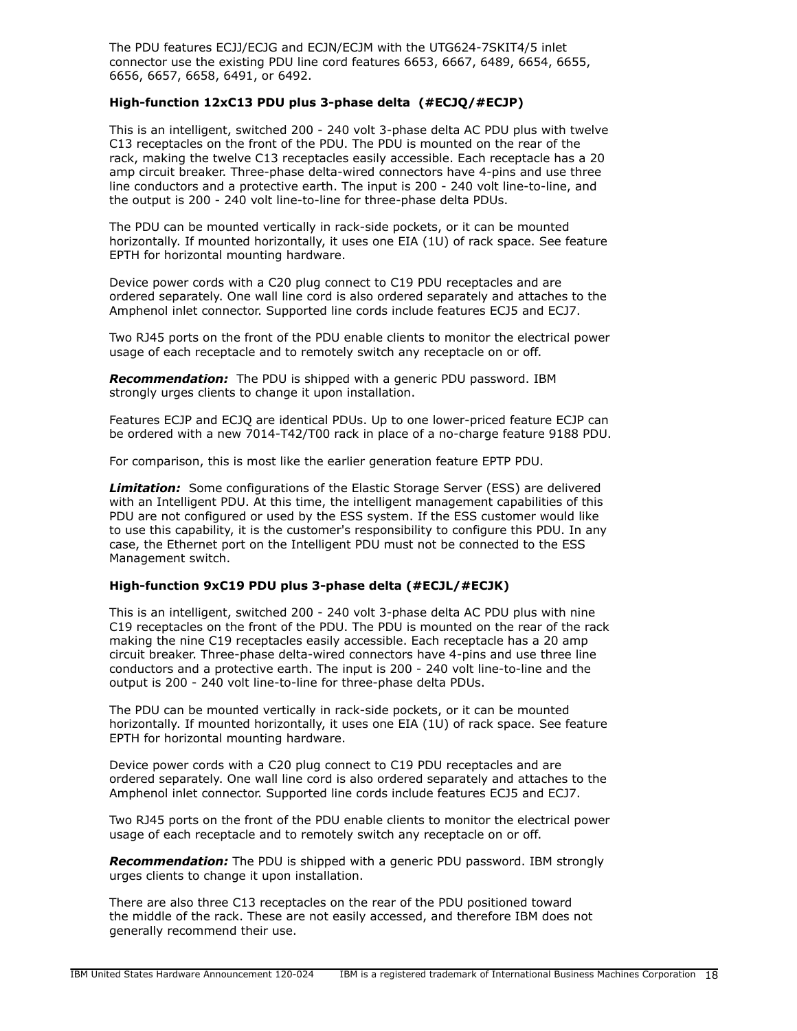The PDU features ECJJ/ECJG and ECJN/ECJM with the UTG624-7SKIT4/5 inlet connector use the existing PDU line cord features 6653, 6667, 6489, 6654, 6655, 6656, 6657, 6658, 6491, or 6492.

### High-function 12xC13 PDU plus 3-phase delta (#ECJQ/#ECJP)

This is an intelligent, switched 200 - 240 volt 3-phase delta AC PDU plus with twelve C13 receptacles on the front of the PDU. The PDU is mounted on the rear of the rack, making the twelve C13 receptacles easily accessible. Each receptacle has a 20 amp circuit breaker. Three-phase delta-wired connectors have 4-pins and use three line conductors and a protective earth. The input is 200 - 240 volt line-to-line, and the output is 200 - 240 volt line-to-line for three-phase delta PDUs.

The PDU can be mounted vertically in rack-side pockets, or it can be mounted horizontally. If mounted horizontally, it uses one EIA (1U) of rack space. See feature EPTH for horizontal mounting hardware.

Device power cords with a C20 plug connect to C19 PDU receptacles and are ordered separately. One wall line cord is also ordered separately and attaches to the Amphenol inlet connector. Supported line cords include features ECJ5 and ECJ7.

Two RJ45 ports on the front of the PDU enable clients to monitor the electrical power usage of each receptacle and to remotely switch any receptacle on or off.

***Recommendation:*** The PDU is shipped with a generic PDU password. IBM strongly urges clients to change it upon installation.

Features ECJP and ECJQ are identical PDUs. Up to one lower-priced feature ECJP can be ordered with a new 7014-T42/T00 rack in place of a no-charge feature 9188 PDU.

For comparison, this is most like the earlier generation feature EPTP PDU.

***Limitation:*** Some configurations of the Elastic Storage Server (ESS) are delivered with an Intelligent PDU. At this time, the intelligent management capabilities of this PDU are not configured or used by the ESS system. If the ESS customer would like to use this capability, it is the customer's responsibility to configure this PDU. In any case, the Ethernet port on the Intelligent PDU must not be connected to the ESS Management switch.

### High-function 9xC19 PDU plus 3-phase delta (#ECJL/#ECJK)

This is an intelligent, switched 200 - 240 volt 3-phase delta AC PDU plus with nine C19 receptacles on the front of the PDU. The PDU is mounted on the rear of the rack making the nine C19 receptacles easily accessible. Each receptacle has a 20 amp circuit breaker. Three-phase delta-wired connectors have 4-pins and use three line conductors and a protective earth. The input is 200 - 240 volt line-to-line and the output is 200 - 240 volt line-to-line for three-phase delta PDUs.

The PDU can be mounted vertically in rack-side pockets, or it can be mounted horizontally. If mounted horizontally, it uses one EIA (1U) of rack space. See feature EPTH for horizontal mounting hardware.

Device power cords with a C20 plug connect to C19 PDU receptacles and are ordered separately. One wall line cord is also ordered separately and attaches to the Amphenol inlet connector. Supported line cords include features ECJ5 and ECJ7.

Two RJ45 ports on the front of the PDU enable clients to monitor the electrical power usage of each receptacle and to remotely switch any receptacle on or off.

***Recommendation:*** The PDU is shipped with a generic PDU password. IBM strongly urges clients to change it upon installation.

There are also three C13 receptacles on the rear of the PDU positioned toward the middle of the rack. These are not easily accessed, and therefore IBM does not generally recommend their use.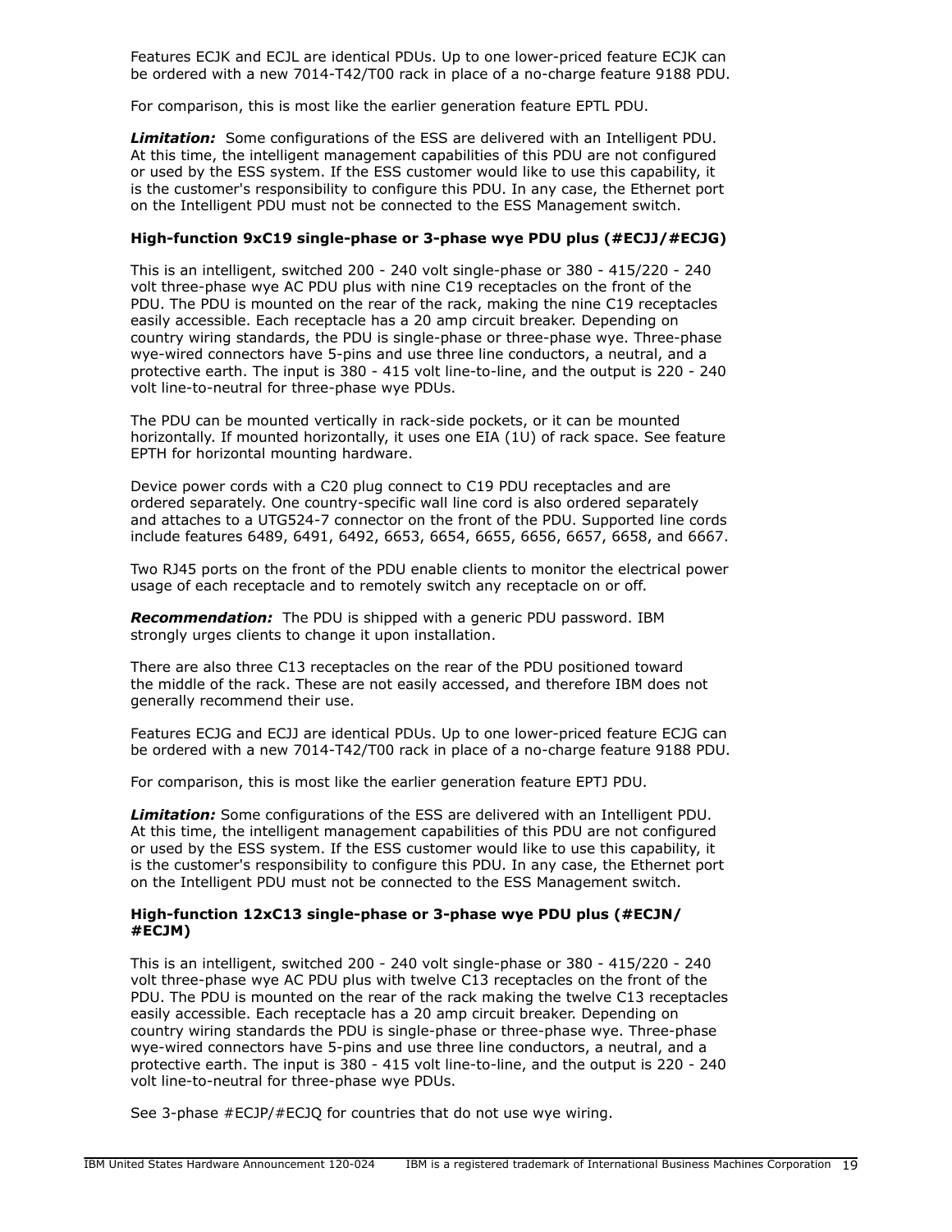Features ECJK and ECJL are identical PDUs. Up to one lower-priced feature ECJK can be ordered with a new 7014-T42/T00 rack in place of a no-charge feature 9188 PDU.

For comparison, this is most like the earlier generation feature EPTL PDU.

***Limitation:*** Some configurations of the ESS are delivered with an Intelligent PDU. At this time, the intelligent management capabilities of this PDU are not configured or used by the ESS system. If the ESS customer would like to use this capability, it is the customer's responsibility to configure this PDU. In any case, the Ethernet port on the Intelligent PDU must not be connected to the ESS Management switch.

**High-function 9xC19 single-phase or 3-phase wye PDU plus (#ECJJ/#ECJG)**

This is an intelligent, switched 200 - 240 volt single-phase or 380 - 415/220 - 240 volt three-phase wye AC PDU plus with nine C19 receptacles on the front of the PDU. The PDU is mounted on the rear of the rack, making the nine C19 receptacles easily accessible. Each receptacle has a 20 amp circuit breaker. Depending on country wiring standards, the PDU is single-phase or three-phase wye. Three-phase wye-wired connectors have 5-pins and use three line conductors, a neutral, and a protective earth. The input is 380 - 415 volt line-to-line, and the output is 220 - 240 volt line-to-neutral for three-phase wye PDUs.

The PDU can be mounted vertically in rack-side pockets, or it can be mounted horizontally. If mounted horizontally, it uses one EIA (1U) of rack space. See feature EPTH for horizontal mounting hardware.

Device power cords with a C20 plug connect to C19 PDU receptacles and are ordered separately. One country-specific wall line cord is also ordered separately and attaches to a UTG524-7 connector on the front of the PDU. Supported line cords include features 6489, 6491, 6492, 6653, 6654, 6655, 6656, 6657, 6658, and 6667.

Two RJ45 ports on the front of the PDU enable clients to monitor the electrical power usage of each receptacle and to remotely switch any receptacle on or off.

***Recommendation:*** The PDU is shipped with a generic PDU password. IBM strongly urges clients to change it upon installation.

There are also three C13 receptacles on the rear of the PDU positioned toward the middle of the rack. These are not easily accessed, and therefore IBM does not generally recommend their use.

Features ECJG and ECJJ are identical PDUs. Up to one lower-priced feature ECJG can be ordered with a new 7014-T42/T00 rack in place of a no-charge feature 9188 PDU.

For comparison, this is most like the earlier generation feature EPTJ PDU.

***Limitation:*** Some configurations of the ESS are delivered with an Intelligent PDU. At this time, the intelligent management capabilities of this PDU are not configured or used by the ESS system. If the ESS customer would like to use this capability, it is the customer's responsibility to configure this PDU. In any case, the Ethernet port on the Intelligent PDU must not be connected to the ESS Management switch.

**High-function 12xC13 single-phase or 3-phase wye PDU plus (#ECJN/#ECJM)**

This is an intelligent, switched 200 - 240 volt single-phase or 380 - 415/220 - 240 volt three-phase wye AC PDU plus with twelve C13 receptacles on the front of the PDU. The PDU is mounted on the rear of the rack making the twelve C13 receptacles easily accessible. Each receptacle has a 20 amp circuit breaker. Depending on country wiring standards the PDU is single-phase or three-phase wye. Three-phase wye-wired connectors have 5-pins and use three line conductors, a neutral, and a protective earth. The input is 380 - 415 volt line-to-line, and the output is 220 - 240 volt line-to-neutral for three-phase wye PDUs.

See 3-phase #ECJP/#ECJQ for countries that do not use wye wiring.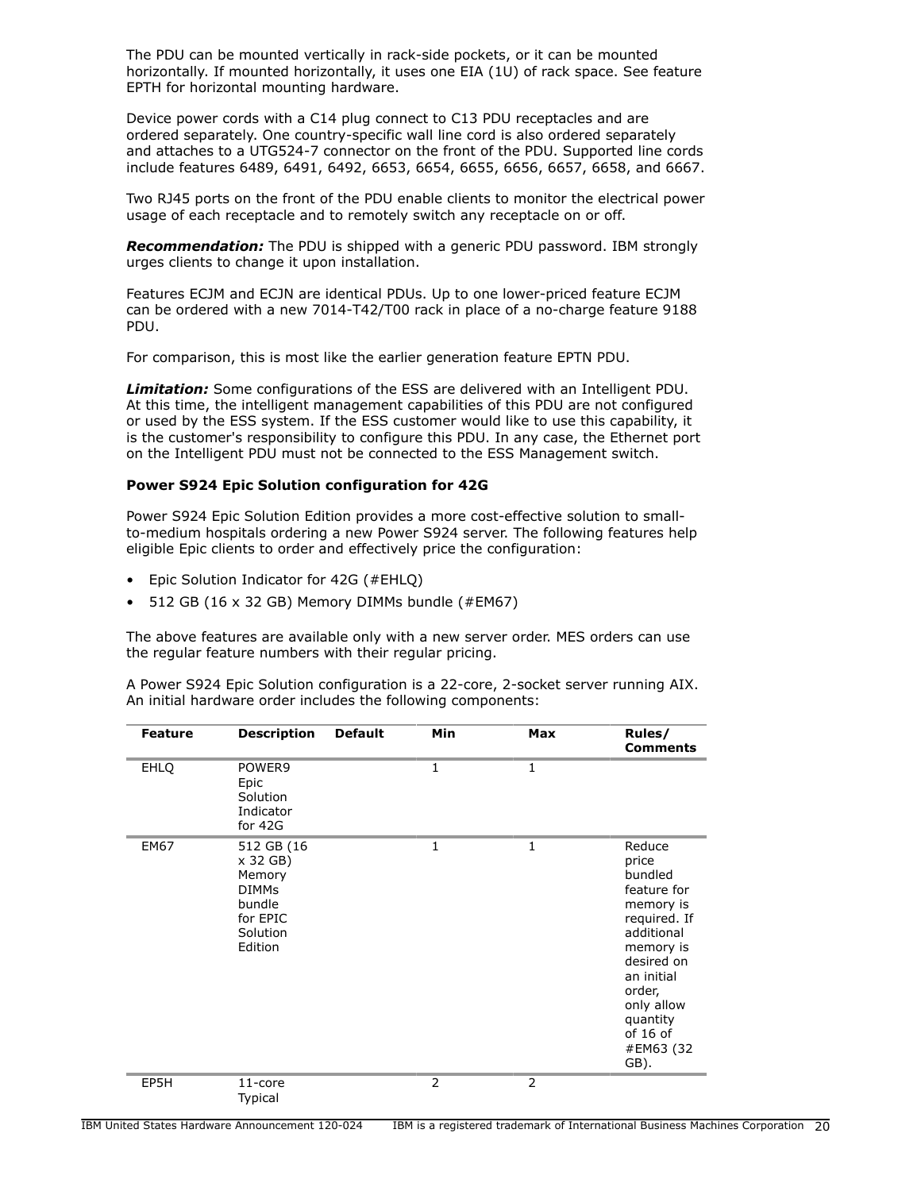The PDU can be mounted vertically in rack-side pockets, or it can be mounted horizontally. If mounted horizontally, it uses one EIA (1U) of rack space. See feature EPTH for horizontal mounting hardware.

Device power cords with a C14 plug connect to C13 PDU receptacles and are ordered separately. One country-specific wall line cord is also ordered separately and attaches to a UTG524-7 connector on the front of the PDU. Supported line cords include features 6489, 6491, 6492, 6653, 6654, 6655, 6656, 6657, 6658, and 6667.

Two RJ45 ports on the front of the PDU enable clients to monitor the electrical power usage of each receptacle and to remotely switch any receptacle on or off.

***Recommendation:*** The PDU is shipped with a generic PDU password. IBM strongly urges clients to change it upon installation.

Features ECJM and ECJN are identical PDUs. Up to one lower-priced feature ECJM can be ordered with a new 7014-T42/T00 rack in place of a no-charge feature 9188 PDU.

For comparison, this is most like the earlier generation feature EPTN PDU.

***Limitation:*** Some configurations of the ESS are delivered with an Intelligent PDU. At this time, the intelligent management capabilities of this PDU are not configured or used by the ESS system. If the ESS customer would like to use this capability, it is the customer's responsibility to configure this PDU. In any case, the Ethernet port on the Intelligent PDU must not be connected to the ESS Management switch.

**Power S924 Epic Solution configuration for 42G**

Power S924 Epic Solution Edition provides a more cost-effective solution to small-to-medium hospitals ordering a new Power S924 server. The following features help eligible Epic clients to order and effectively price the configuration:

- Epic Solution Indicator for 42G (#EHLQ)
- 512 GB (16 x 32 GB) Memory DIMMs bundle (#EM67)

The above features are available only with a new server order. MES orders can use the regular feature numbers with their regular pricing.

A Power S924 Epic Solution configuration is a 22-core, 2-socket server running AIX. An initial hardware order includes the following components:

| Feature | Description | Default | Min | Max | Rules/ Comments |
|---|---|---|---|---|---|
| EHLQ | POWER9 Epic Solution Indicator for 42G | | 1 | 1 | |
| EM67 | 512 GB (16 x 32 GB) Memory DIMMs bundle for EPIC Solution Edition | | 1 | 1 | Reduce price bundled feature for memory is required. If additional memory is desired on an initial order, only allow quantity of 16 of #EM63 (32 GB). |
| EP5H | 11-core Typical | | 2 | 2 | |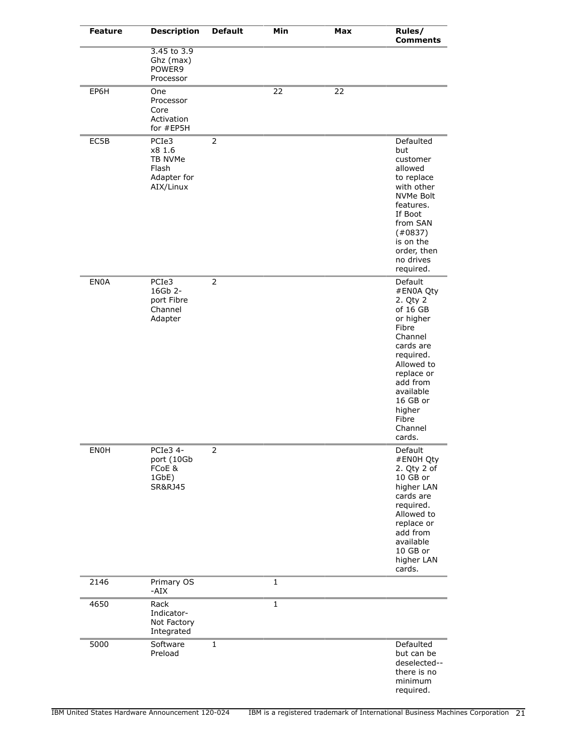| Feature | Description | Default | Min | Max | Rules/ Comments |
|---|---|---|---|---|---|
| | 3.45 to 3.9 Ghz (max) POWER9 Processor | | | | |
| EP6H | One Processor Core Activation for #EP5H | | 22 | 22 | |
| EC5B | PCIe3 x8 1.6 TB NVMe Flash Adapter for AIX/Linux | 2 | | | Defaulted but customer allowed to replace with other NVMe Bolt features. If Boot from SAN (#0837) is on the order, then no drives required. |
| EN0A | PCIe3 16Gb 2-port Fibre Channel Adapter | 2 | | | Default #EN0A Qty 2. Qty 2 of 16 GB or higher Fibre Channel cards are required. Allowed to replace or add from available 16 GB or higher Fibre Channel cards. |
| EN0H | PCIe3 4-port (10Gb FCoE & 1GbE) SR&RJ45 | 2 | | | Default #EN0H Qty 2. Qty 2 of 10 GB or higher LAN cards are required. Allowed to replace or add from available 10 GB or higher LAN cards. |
| 2146 | Primary OS -AIX | | 1 | | |
| 4650 | Rack Indicator-Not Factory Integrated | | 1 | | |
| 5000 | Software Preload | 1 | | | Defaulted but can be deselected--there is no minimum required. |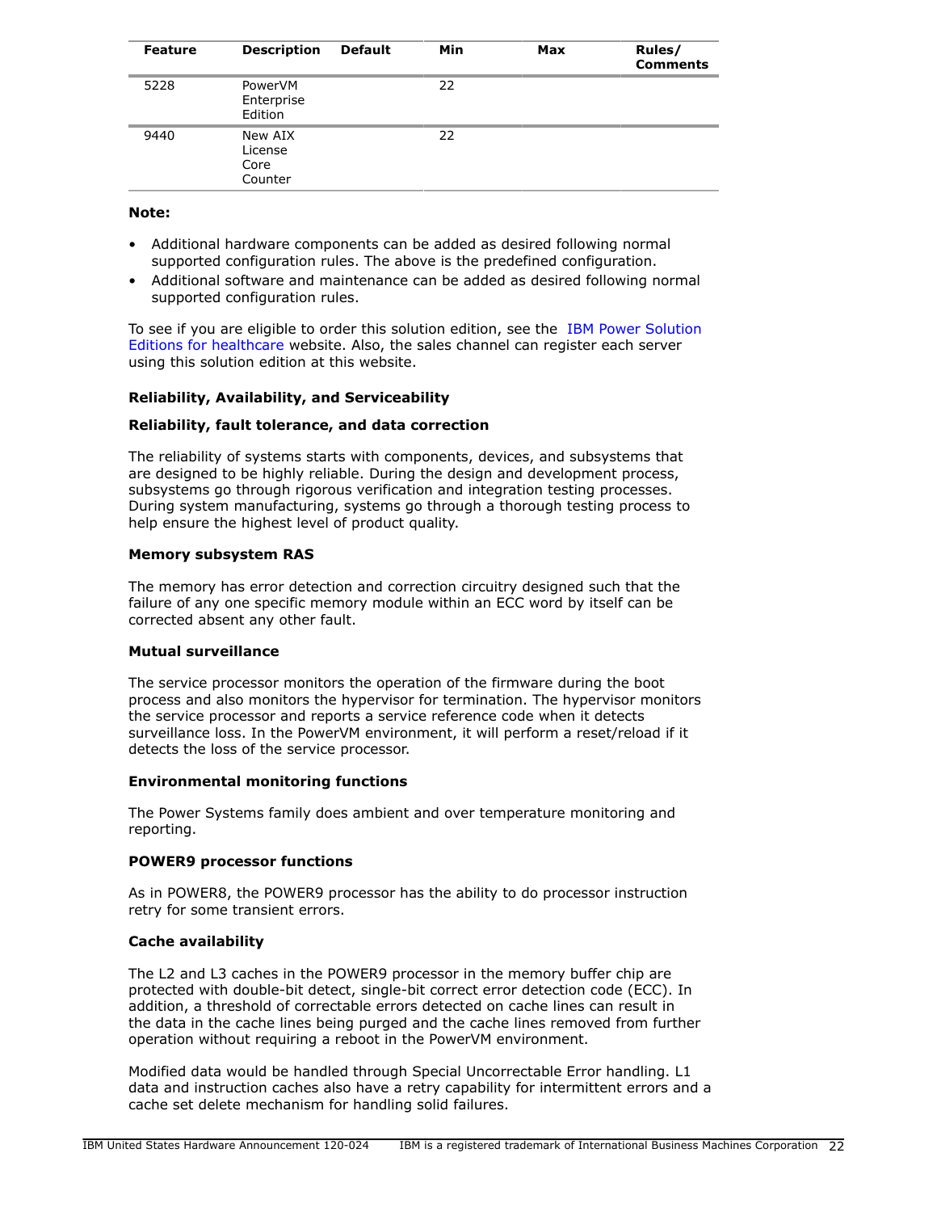| Feature | Description | Default | Min | Max | Rules/ Comments |
|---|---|---|---|---|---|
| 5228 | PowerVM Enterprise Edition | | 22 | | |
| 9440 | New AIX License Core Counter | | 22 | | |

**Note:**

- Additional hardware components can be added as desired following normal supported configuration rules. The above is the predefined configuration.
- Additional software and maintenance can be added as desired following normal supported configuration rules.

To see if you are eligible to order this solution edition, see the IBM Power Solution Editions for healthcare website. Also, the sales channel can register each server using this solution edition at this website.

**Reliability, Availability, and Serviceability**

**Reliability, fault tolerance, and data correction**

The reliability of systems starts with components, devices, and subsystems that are designed to be highly reliable. During the design and development process, subsystems go through rigorous verification and integration testing processes. During system manufacturing, systems go through a thorough testing process to help ensure the highest level of product quality.

**Memory subsystem RAS**

The memory has error detection and correction circuitry designed such that the failure of any one specific memory module within an ECC word by itself can be corrected absent any other fault.

**Mutual surveillance**

The service processor monitors the operation of the firmware during the boot process and also monitors the hypervisor for termination. The hypervisor monitors the service processor and reports a service reference code when it detects surveillance loss. In the PowerVM environment, it will perform a reset/reload if it detects the loss of the service processor.

**Environmental monitoring functions**

The Power Systems family does ambient and over temperature monitoring and reporting.

**POWER9 processor functions**

As in POWER8, the POWER9 processor has the ability to do processor instruction retry for some transient errors.

**Cache availability**

The L2 and L3 caches in the POWER9 processor in the memory buffer chip are protected with double-bit detect, single-bit correct error detection code (ECC). In addition, a threshold of correctable errors detected on cache lines can result in the data in the cache lines being purged and the cache lines removed from further operation without requiring a reboot in the PowerVM environment.

Modified data would be handled through Special Uncorrectable Error handling. L1 data and instruction caches also have a retry capability for intermittent errors and a cache set delete mechanism for handling solid failures.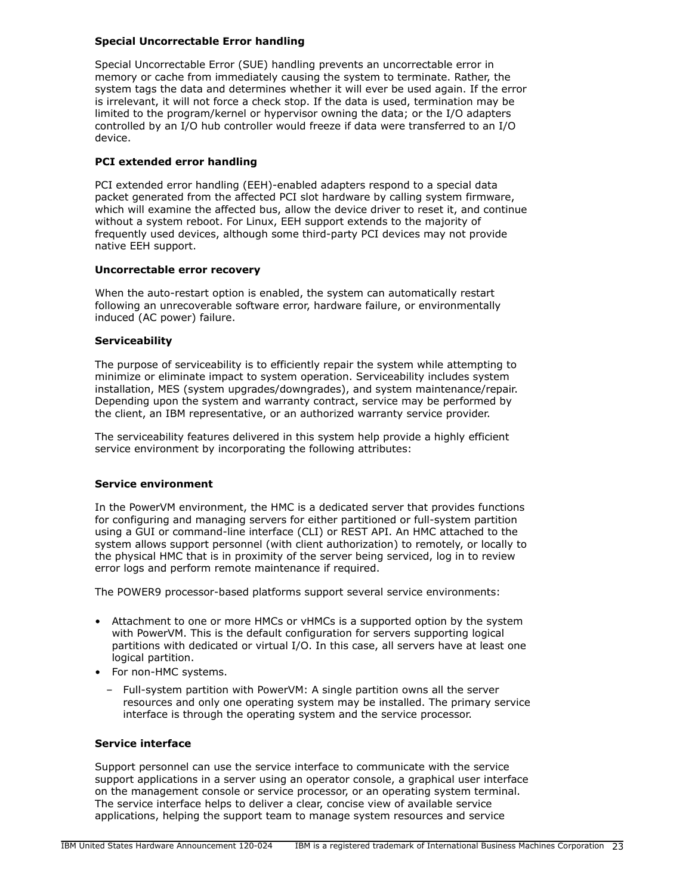**Special Uncorrectable Error handling**

Special Uncorrectable Error (SUE) handling prevents an uncorrectable error in memory or cache from immediately causing the system to terminate. Rather, the system tags the data and determines whether it will ever be used again. If the error is irrelevant, it will not force a check stop. If the data is used, termination may be limited to the program/kernel or hypervisor owning the data; or the I/O adapters controlled by an I/O hub controller would freeze if data were transferred to an I/O device.

**PCI extended error handling**

PCI extended error handling (EEH)-enabled adapters respond to a special data packet generated from the affected PCI slot hardware by calling system firmware, which will examine the affected bus, allow the device driver to reset it, and continue without a system reboot. For Linux, EEH support extends to the majority of frequently used devices, although some third-party PCI devices may not provide native EEH support.

**Uncorrectable error recovery**

When the auto-restart option is enabled, the system can automatically restart following an unrecoverable software error, hardware failure, or environmentally induced (AC power) failure.

**Serviceability**

The purpose of serviceability is to efficiently repair the system while attempting to minimize or eliminate impact to system operation. Serviceability includes system installation, MES (system upgrades/downgrades), and system maintenance/repair. Depending upon the system and warranty contract, service may be performed by the client, an IBM representative, or an authorized warranty service provider.

The serviceability features delivered in this system help provide a highly efficient service environment by incorporating the following attributes:

**Service environment**

In the PowerVM environment, the HMC is a dedicated server that provides functions for configuring and managing servers for either partitioned or full-system partition using a GUI or command-line interface (CLI) or REST API. An HMC attached to the system allows support personnel (with client authorization) to remotely, or locally to the physical HMC that is in proximity of the server being serviced, log in to review error logs and perform remote maintenance if required.

The POWER9 processor-based platforms support several service environments:

- Attachment to one or more HMCs or vHMCs is a supported option by the system with PowerVM. This is the default configuration for servers supporting logical partitions with dedicated or virtual I/O. In this case, all servers have at least one logical partition.
- For non-HMC systems.
  - Full-system partition with PowerVM: A single partition owns all the server resources and only one operating system may be installed. The primary service interface is through the operating system and the service processor.

**Service interface**

Support personnel can use the service interface to communicate with the service support applications in a server using an operator console, a graphical user interface on the management console or service processor, or an operating system terminal. The service interface helps to deliver a clear, concise view of available service applications, helping the support team to manage system resources and service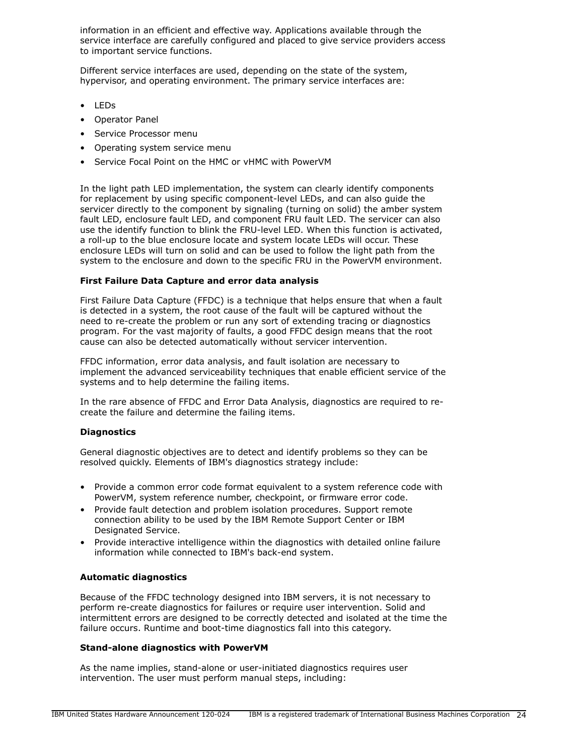information in an efficient and effective way. Applications available through the service interface are carefully configured and placed to give service providers access to important service functions.

Different service interfaces are used, depending on the state of the system, hypervisor, and operating environment. The primary service interfaces are:

- LEDs
- Operator Panel
- Service Processor menu
- Operating system service menu
- Service Focal Point on the HMC or vHMC with PowerVM

In the light path LED implementation, the system can clearly identify components for replacement by using specific component-level LEDs, and can also guide the servicer directly to the component by signaling (turning on solid) the amber system fault LED, enclosure fault LED, and component FRU fault LED. The servicer can also use the identify function to blink the FRU-level LED. When this function is activated, a roll-up to the blue enclosure locate and system locate LEDs will occur. These enclosure LEDs will turn on solid and can be used to follow the light path from the system to the enclosure and down to the specific FRU in the PowerVM environment.

**First Failure Data Capture and error data analysis**

First Failure Data Capture (FFDC) is a technique that helps ensure that when a fault is detected in a system, the root cause of the fault will be captured without the need to re-create the problem or run any sort of extending tracing or diagnostics program. For the vast majority of faults, a good FFDC design means that the root cause can also be detected automatically without servicer intervention.

FFDC information, error data analysis, and fault isolation are necessary to implement the advanced serviceability techniques that enable efficient service of the systems and to help determine the failing items.

In the rare absence of FFDC and Error Data Analysis, diagnostics are required to re-create the failure and determine the failing items.

**Diagnostics**

General diagnostic objectives are to detect and identify problems so they can be resolved quickly. Elements of IBM's diagnostics strategy include:

- Provide a common error code format equivalent to a system reference code with PowerVM, system reference number, checkpoint, or firmware error code.
- Provide fault detection and problem isolation procedures. Support remote connection ability to be used by the IBM Remote Support Center or IBM Designated Service.
- Provide interactive intelligence within the diagnostics with detailed online failure information while connected to IBM's back-end system.

**Automatic diagnostics**

Because of the FFDC technology designed into IBM servers, it is not necessary to perform re-create diagnostics for failures or require user intervention. Solid and intermittent errors are designed to be correctly detected and isolated at the time the failure occurs. Runtime and boot-time diagnostics fall into this category.

**Stand-alone diagnostics with PowerVM**

As the name implies, stand-alone or user-initiated diagnostics requires user intervention. The user must perform manual steps, including: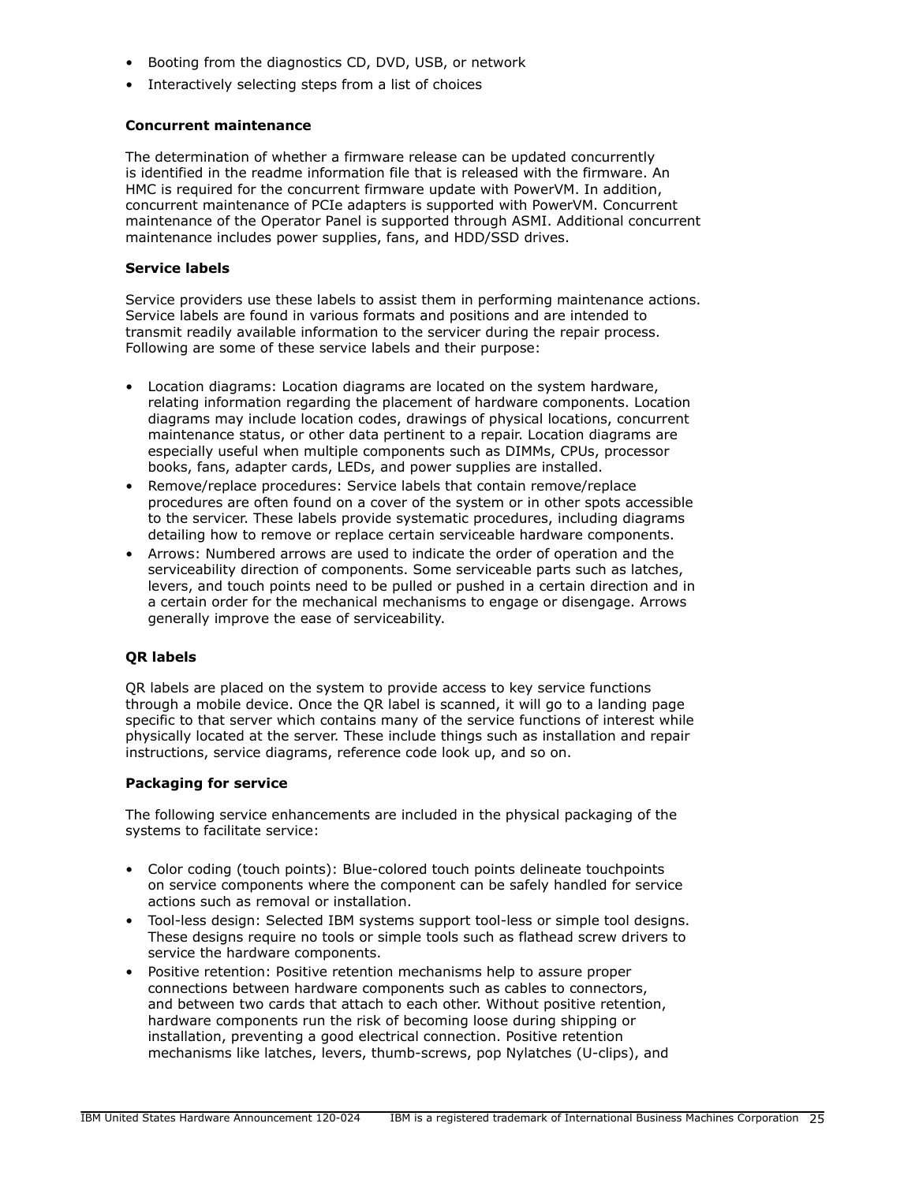- Booting from the diagnostics CD, DVD, USB, or network
- Interactively selecting steps from a list of choices

**Concurrent maintenance**

The determination of whether a firmware release can be updated concurrently is identified in the readme information file that is released with the firmware. An HMC is required for the concurrent firmware update with PowerVM. In addition, concurrent maintenance of PCIe adapters is supported with PowerVM. Concurrent maintenance of the Operator Panel is supported through ASMI. Additional concurrent maintenance includes power supplies, fans, and HDD/SSD drives.

**Service labels**

Service providers use these labels to assist them in performing maintenance actions. Service labels are found in various formats and positions and are intended to transmit readily available information to the servicer during the repair process. Following are some of these service labels and their purpose:

- Location diagrams: Location diagrams are located on the system hardware, relating information regarding the placement of hardware components. Location diagrams may include location codes, drawings of physical locations, concurrent maintenance status, or other data pertinent to a repair. Location diagrams are especially useful when multiple components such as DIMMs, CPUs, processor books, fans, adapter cards, LEDs, and power supplies are installed.
- Remove/replace procedures: Service labels that contain remove/replace procedures are often found on a cover of the system or in other spots accessible to the servicer. These labels provide systematic procedures, including diagrams detailing how to remove or replace certain serviceable hardware components.
- Arrows: Numbered arrows are used to indicate the order of operation and the serviceability direction of components. Some serviceable parts such as latches, levers, and touch points need to be pulled or pushed in a certain direction and in a certain order for the mechanical mechanisms to engage or disengage. Arrows generally improve the ease of serviceability.

**QR labels**

QR labels are placed on the system to provide access to key service functions through a mobile device. Once the QR label is scanned, it will go to a landing page specific to that server which contains many of the service functions of interest while physically located at the server. These include things such as installation and repair instructions, service diagrams, reference code look up, and so on.

**Packaging for service**

The following service enhancements are included in the physical packaging of the systems to facilitate service:

- Color coding (touch points): Blue-colored touch points delineate touchpoints on service components where the component can be safely handled for service actions such as removal or installation.
- Tool-less design: Selected IBM systems support tool-less or simple tool designs. These designs require no tools or simple tools such as flathead screw drivers to service the hardware components.
- Positive retention: Positive retention mechanisms help to assure proper connections between hardware components such as cables to connectors, and between two cards that attach to each other. Without positive retention, hardware components run the risk of becoming loose during shipping or installation, preventing a good electrical connection. Positive retention mechanisms like latches, levers, thumb-screws, pop Nylatches (U-clips), and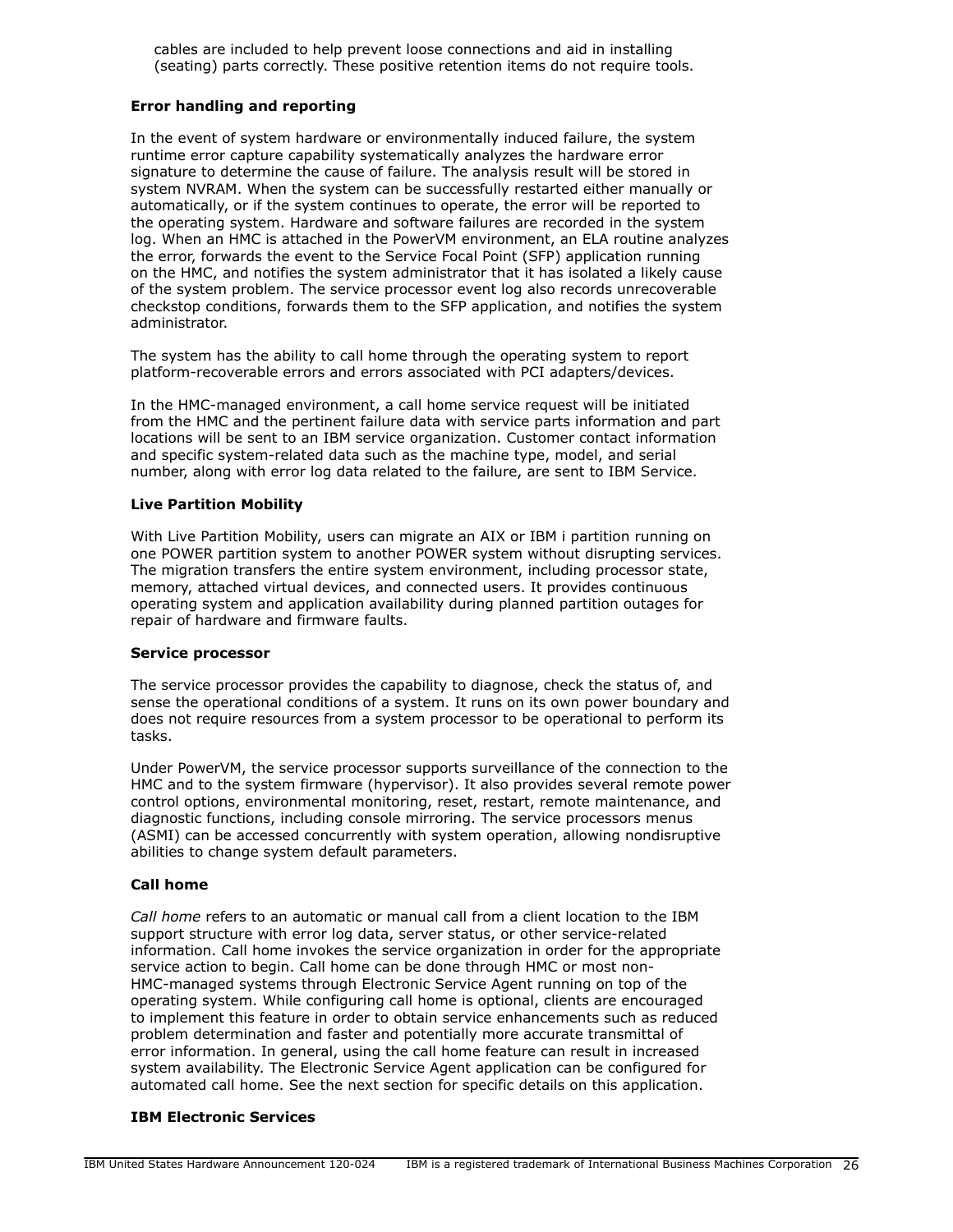cables are included to help prevent loose connections and aid in installing (seating) parts correctly. These positive retention items do not require tools.

**Error handling and reporting**

In the event of system hardware or environmentally induced failure, the system runtime error capture capability systematically analyzes the hardware error signature to determine the cause of failure. The analysis result will be stored in system NVRAM. When the system can be successfully restarted either manually or automatically, or if the system continues to operate, the error will be reported to the operating system. Hardware and software failures are recorded in the system log. When an HMC is attached in the PowerVM environment, an ELA routine analyzes the error, forwards the event to the Service Focal Point (SFP) application running on the HMC, and notifies the system administrator that it has isolated a likely cause of the system problem. The service processor event log also records unrecoverable checkstop conditions, forwards them to the SFP application, and notifies the system administrator.

The system has the ability to call home through the operating system to report platform-recoverable errors and errors associated with PCI adapters/devices.

In the HMC-managed environment, a call home service request will be initiated from the HMC and the pertinent failure data with service parts information and part locations will be sent to an IBM service organization. Customer contact information and specific system-related data such as the machine type, model, and serial number, along with error log data related to the failure, are sent to IBM Service.

**Live Partition Mobility**

With Live Partition Mobility, users can migrate an AIX or IBM i partition running on one POWER partition system to another POWER system without disrupting services. The migration transfers the entire system environment, including processor state, memory, attached virtual devices, and connected users. It provides continuous operating system and application availability during planned partition outages for repair of hardware and firmware faults.

**Service processor**

The service processor provides the capability to diagnose, check the status of, and sense the operational conditions of a system. It runs on its own power boundary and does not require resources from a system processor to be operational to perform its tasks.

Under PowerVM, the service processor supports surveillance of the connection to the HMC and to the system firmware (hypervisor). It also provides several remote power control options, environmental monitoring, reset, restart, remote maintenance, and diagnostic functions, including console mirroring. The service processors menus (ASMI) can be accessed concurrently with system operation, allowing nondisruptive abilities to change system default parameters.

**Call home**

*Call home* refers to an automatic or manual call from a client location to the IBM support structure with error log data, server status, or other service-related information. Call home invokes the service organization in order for the appropriate service action to begin. Call home can be done through HMC or most non-HMC-managed systems through Electronic Service Agent running on top of the operating system. While configuring call home is optional, clients are encouraged to implement this feature in order to obtain service enhancements such as reduced problem determination and faster and potentially more accurate transmittal of error information. In general, using the call home feature can result in increased system availability. The Electronic Service Agent application can be configured for automated call home. See the next section for specific details on this application.

**IBM Electronic Services**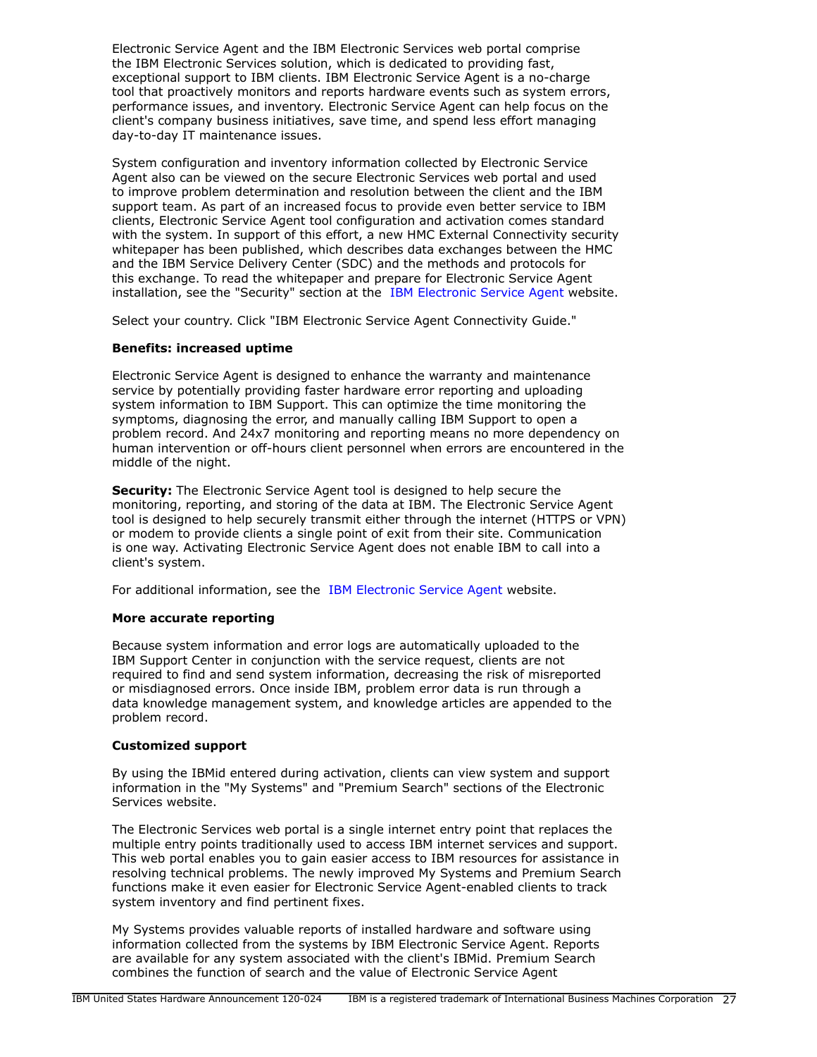Electronic Service Agent and the IBM Electronic Services web portal comprise the IBM Electronic Services solution, which is dedicated to providing fast, exceptional support to IBM clients. IBM Electronic Service Agent is a no-charge tool that proactively monitors and reports hardware events such as system errors, performance issues, and inventory. Electronic Service Agent can help focus on the client's company business initiatives, save time, and spend less effort managing day-to-day IT maintenance issues.

System configuration and inventory information collected by Electronic Service Agent also can be viewed on the secure Electronic Services web portal and used to improve problem determination and resolution between the client and the IBM support team. As part of an increased focus to provide even better service to IBM clients, Electronic Service Agent tool configuration and activation comes standard with the system. In support of this effort, a new HMC External Connectivity security whitepaper has been published, which describes data exchanges between the HMC and the IBM Service Delivery Center (SDC) and the methods and protocols for this exchange. To read the whitepaper and prepare for Electronic Service Agent installation, see the "Security" section at the IBM Electronic Service Agent website.

Select your country. Click "IBM Electronic Service Agent Connectivity Guide."

**Benefits: increased uptime**

Electronic Service Agent is designed to enhance the warranty and maintenance service by potentially providing faster hardware error reporting and uploading system information to IBM Support. This can optimize the time monitoring the symptoms, diagnosing the error, and manually calling IBM Support to open a problem record. And 24x7 monitoring and reporting means no more dependency on human intervention or off-hours client personnel when errors are encountered in the middle of the night.

**Security:** The Electronic Service Agent tool is designed to help secure the monitoring, reporting, and storing of the data at IBM. The Electronic Service Agent tool is designed to help securely transmit either through the internet (HTTPS or VPN) or modem to provide clients a single point of exit from their site. Communication is one way. Activating Electronic Service Agent does not enable IBM to call into a client's system.

For additional information, see the IBM Electronic Service Agent website.

**More accurate reporting**

Because system information and error logs are automatically uploaded to the IBM Support Center in conjunction with the service request, clients are not required to find and send system information, decreasing the risk of misreported or misdiagnosed errors. Once inside IBM, problem error data is run through a data knowledge management system, and knowledge articles are appended to the problem record.

**Customized support**

By using the IBMid entered during activation, clients can view system and support information in the "My Systems" and "Premium Search" sections of the Electronic Services website.

The Electronic Services web portal is a single internet entry point that replaces the multiple entry points traditionally used to access IBM internet services and support. This web portal enables you to gain easier access to IBM resources for assistance in resolving technical problems. The newly improved My Systems and Premium Search functions make it even easier for Electronic Service Agent-enabled clients to track system inventory and find pertinent fixes.

My Systems provides valuable reports of installed hardware and software using information collected from the systems by IBM Electronic Service Agent. Reports are available for any system associated with the client's IBMid. Premium Search combines the function of search and the value of Electronic Service Agent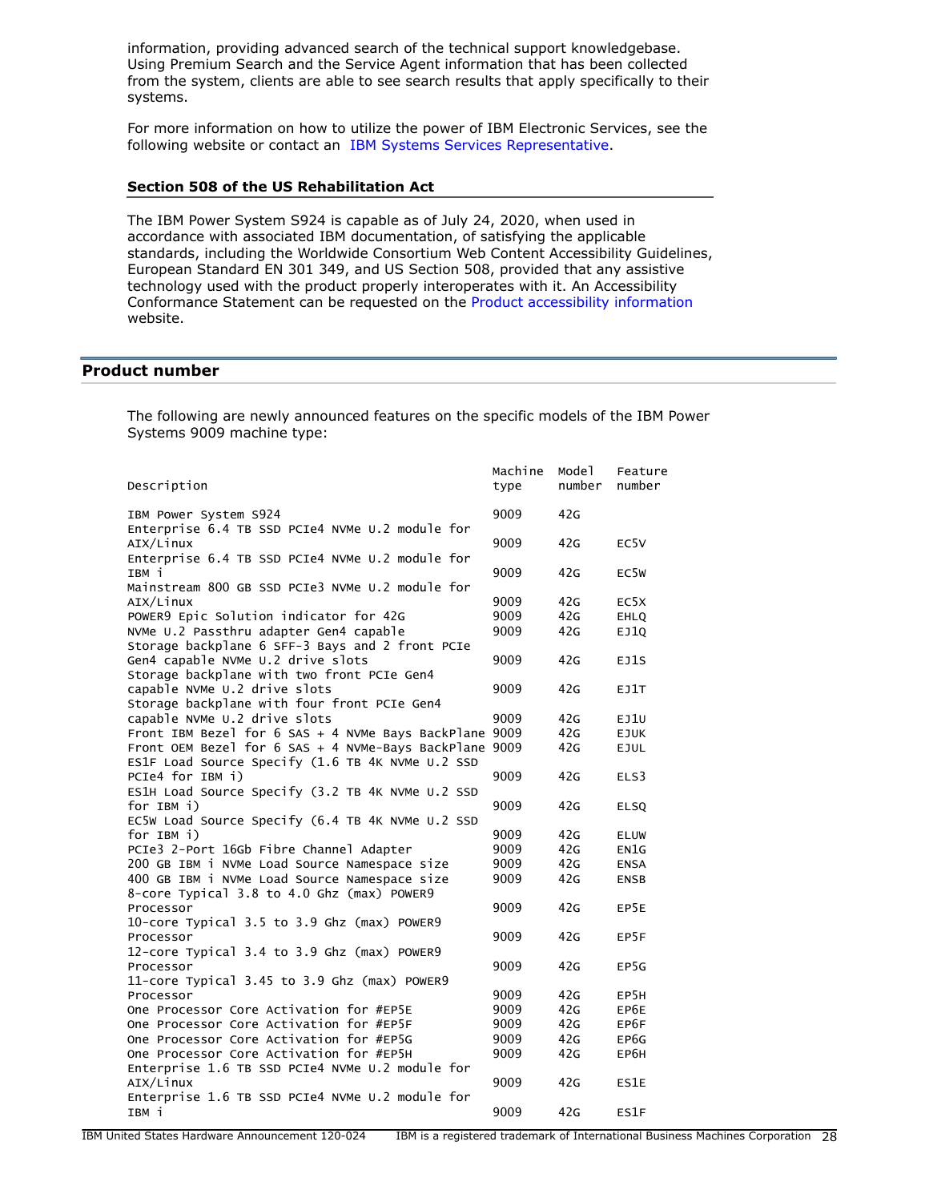information, providing advanced search of the technical support knowledgebase. Using Premium Search and the Service Agent information that has been collected from the system, clients are able to see search results that apply specifically to their systems.

For more information on how to utilize the power of IBM Electronic Services, see the following website or contact an IBM Systems Services Representative.

### Section 508 of the US Rehabilitation Act

The IBM Power System S924 is capable as of July 24, 2020, when used in accordance with associated IBM documentation, of satisfying the applicable standards, including the Worldwide Consortium Web Content Accessibility Guidelines, European Standard EN 301 349, and US Section 508, provided that any assistive technology used with the product properly interoperates with it. An Accessibility Conformance Statement can be requested on the Product accessibility information website.

## Product number

The following are newly announced features on the specific models of the IBM Power Systems 9009 machine type:

| Description | Machine type | Model number | Feature number |
|---|---|---|---|
| IBM Power System S924 | 9009 | 42G | |
| Enterprise 6.4 TB SSD PCIe4 NVMe U.2 module for AIX/Linux | 9009 | 42G | EC5V |
| Enterprise 6.4 TB SSD PCIe4 NVMe U.2 module for IBM i | 9009 | 42G | EC5W |
| Mainstream 800 GB SSD PCIe3 NVMe U.2 module for AIX/Linux | 9009 | 42G | EC5X |
| POWER9 Epic Solution indicator for 42G | 9009 | 42G | EHLQ |
| NVMe U.2 Passthru adapter Gen4 capable | 9009 | 42G | EJ1Q |
| Storage backplane 6 SFF-3 Bays and 2 front PCIe Gen4 capable NVMe U.2 drive slots | 9009 | 42G | EJ1S |
| Storage backplane with two front PCIe Gen4 capable NVMe U.2 drive slots | 9009 | 42G | EJ1T |
| Storage backplane with four front PCIe Gen4 capable NVMe U.2 drive slots | 9009 | 42G | EJ1U |
| Front IBM Bezel for 6 SAS + 4 NVMe Bays BackPlane | 9009 | 42G | EJUK |
| Front OEM Bezel for 6 SAS + 4 NVMe-Bays BackPlane | 9009 | 42G | EJUL |
| ES1F Load Source Specify (1.6 TB 4K NVMe U.2 SSD PCIe4 for IBM i) | 9009 | 42G | ELS3 |
| ES1H Load Source Specify (3.2 TB 4K NVMe U.2 SSD for IBM i) | 9009 | 42G | ELSQ |
| EC5W Load Source Specify (6.4 TB 4K NVMe U.2 SSD for IBM i) | 9009 | 42G | ELUW |
| PCIe3 2-Port 16Gb Fibre Channel Adapter | 9009 | 42G | EN1G |
| 200 GB IBM i NVMe Load Source Namespace size | 9009 | 42G | ENSA |
| 400 GB IBM i NVMe Load Source Namespace size | 9009 | 42G | ENSB |
| 8-core Typical 3.8 to 4.0 Ghz (max) POWER9 Processor | 9009 | 42G | EP5E |
| 10-core Typical 3.5 to 3.9 Ghz (max) POWER9 Processor | 9009 | 42G | EP5F |
| 12-core Typical 3.4 to 3.9 Ghz (max) POWER9 Processor | 9009 | 42G | EP5G |
| 11-core Typical 3.45 to 3.9 Ghz (max) POWER9 Processor | 9009 | 42G | EP5H |
| One Processor Core Activation for #EP5E | 9009 | 42G | EP6E |
| One Processor Core Activation for #EP5F | 9009 | 42G | EP6F |
| One Processor Core Activation for #EP5G | 9009 | 42G | EP6G |
| One Processor Core Activation for #EP5H | 9009 | 42G | EP6H |
| Enterprise 1.6 TB SSD PCIe4 NVMe U.2 module for AIX/Linux | 9009 | 42G | ES1E |
| Enterprise 1.6 TB SSD PCIe4 NVMe U.2 module for IBM i | 9009 | 42G | ES1F |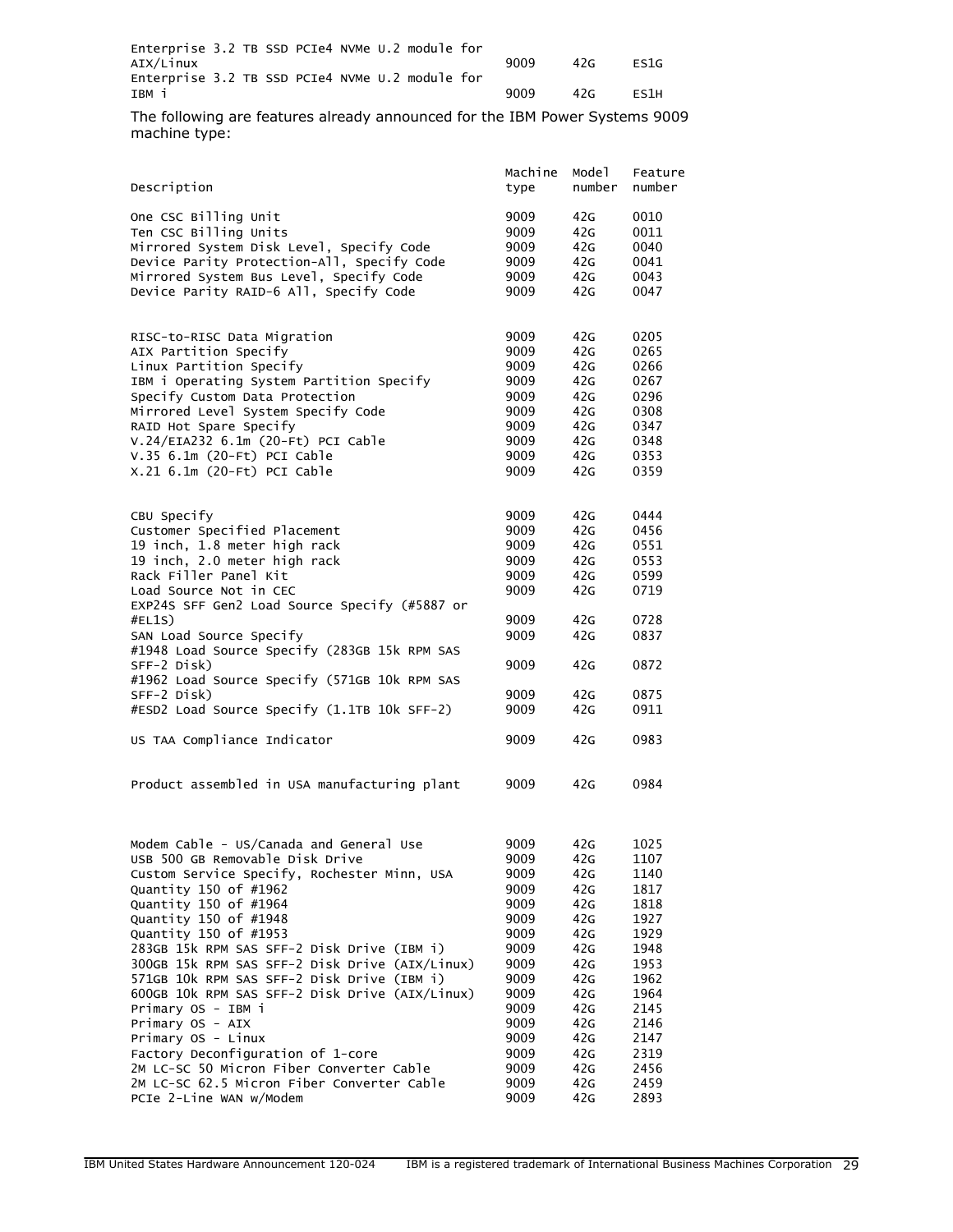| Description | Machine type | Model number | Feature number |
|---|---|---|---|
| Enterprise 3.2 TB SSD PCIe4 NVMe U.2 module for AIX/Linux | 9009 | 42G | ES1G |
| Enterprise 3.2 TB SSD PCIe4 NVMe U.2 module for IBM i | 9009 | 42G | ES1H |

The following are features already announced for the IBM Power Systems 9009 machine type:

| Description | Machine type | Model number | Feature number |
|---|---|---|---|
| One CSC Billing Unit | 9009 | 42G | 0010 |
| Ten CSC Billing Units | 9009 | 42G | 0011 |
| Mirrored System Disk Level, Specify Code | 9009 | 42G | 0040 |
| Device Parity Protection-All, Specify Code | 9009 | 42G | 0041 |
| Mirrored System Bus Level, Specify Code | 9009 | 42G | 0043 |
| Device Parity RAID-6 All, Specify Code | 9009 | 42G | 0047 |
| RISC-to-RISC Data Migration | 9009 | 42G | 0205 |
| AIX Partition Specify | 9009 | 42G | 0265 |
| Linux Partition Specify | 9009 | 42G | 0266 |
| IBM i Operating System Partition Specify | 9009 | 42G | 0267 |
| Specify Custom Data Protection | 9009 | 42G | 0296 |
| Mirrored Level System Specify Code | 9009 | 42G | 0308 |
| RAID Hot Spare Specify | 9009 | 42G | 0347 |
| V.24/EIA232 6.1m (20-Ft) PCI Cable | 9009 | 42G | 0348 |
| V.35 6.1m (20-Ft) PCI Cable | 9009 | 42G | 0353 |
| X.21 6.1m (20-Ft) PCI Cable | 9009 | 42G | 0359 |
| CBU Specify | 9009 | 42G | 0444 |
| Customer Specified Placement | 9009 | 42G | 0456 |
| 19 inch, 1.8 meter high rack | 9009 | 42G | 0551 |
| 19 inch, 2.0 meter high rack | 9009 | 42G | 0553 |
| Rack Filler Panel Kit | 9009 | 42G | 0599 |
| Load Source Not in CEC | 9009 | 42G | 0719 |
| EXP24S SFF Gen2 Load Source Specify (#5887 or #EL1S) | 9009 | 42G | 0728 |
| SAN Load Source Specify | 9009 | 42G | 0837 |
| #1948 Load Source Specify (283GB 15k RPM SAS SFF-2 Disk) | 9009 | 42G | 0872 |
| #1962 Load Source Specify (571GB 10k RPM SAS SFF-2 Disk) | 9009 | 42G | 0875 |
| #ESD2 Load Source Specify (1.1TB 10k SFF-2) | 9009 | 42G | 0911 |
| US TAA Compliance Indicator | 9009 | 42G | 0983 |
| Product assembled in USA manufacturing plant | 9009 | 42G | 0984 |
| Modem Cable - US/Canada and General Use | 9009 | 42G | 1025 |
| USB 500 GB Removable Disk Drive | 9009 | 42G | 1107 |
| Custom Service Specify, Rochester Minn, USA | 9009 | 42G | 1140 |
| Quantity 150 of #1962 | 9009 | 42G | 1817 |
| Quantity 150 of #1964 | 9009 | 42G | 1818 |
| Quantity 150 of #1948 | 9009 | 42G | 1927 |
| Quantity 150 of #1953 | 9009 | 42G | 1929 |
| 283GB 15k RPM SAS SFF-2 Disk Drive (IBM i) | 9009 | 42G | 1948 |
| 300GB 15k RPM SAS SFF-2 Disk Drive (AIX/Linux) | 9009 | 42G | 1953 |
| 571GB 10k RPM SAS SFF-2 Disk Drive (IBM i) | 9009 | 42G | 1962 |
| 600GB 10k RPM SAS SFF-2 Disk Drive (AIX/Linux) | 9009 | 42G | 1964 |
| Primary OS - IBM i | 9009 | 42G | 2145 |
| Primary OS - AIX | 9009 | 42G | 2146 |
| Primary OS - Linux | 9009 | 42G | 2147 |
| Factory Deconfiguration of 1-core | 9009 | 42G | 2319 |
| 2M LC-SC 50 Micron Fiber Converter Cable | 9009 | 42G | 2456 |
| 2M LC-SC 62.5 Micron Fiber Converter Cable | 9009 | 42G | 2459 |
| PCIe 2-Line WAN w/Modem | 9009 | 42G | 2893 |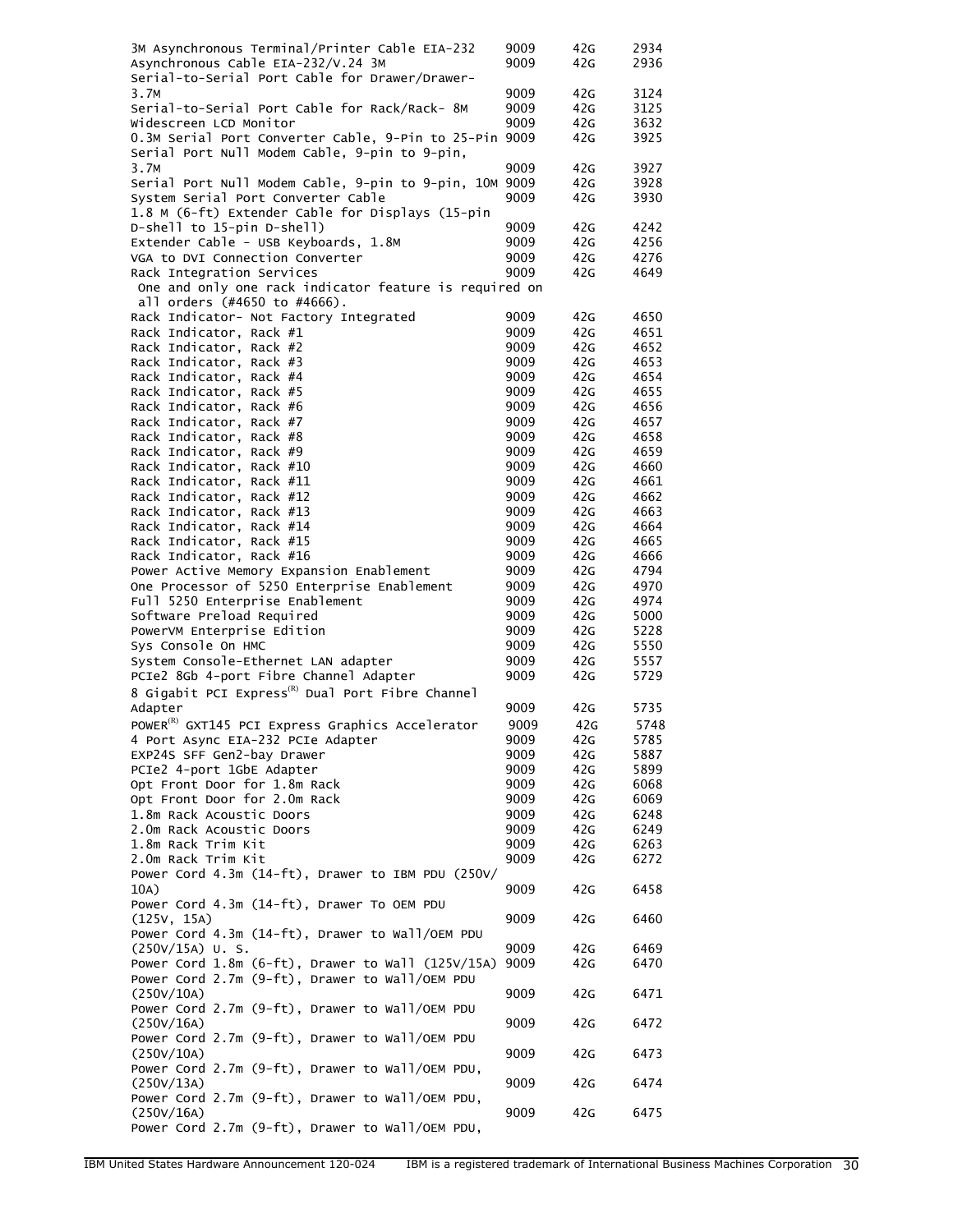| | | | |
|---|---|---|---|
| 3M Asynchronous Terminal/Printer Cable EIA-232 | 9009 | 42G | 2934 |
| Asynchronous Cable EIA-232/V.24 3M | 9009 | 42G | 2936 |
| Serial-to-Serial Port Cable for Drawer/Drawer-3.7M | 9009 | 42G | 3124 |
| Serial-to-Serial Port Cable for Rack/Rack- 8M | 9009 | 42G | 3125 |
| Widescreen LCD Monitor | 9009 | 42G | 3632 |
| 0.3M Serial Port Converter Cable, 9-Pin to 25-Pin | 9009 | 42G | 3925 |
| Serial Port Null Modem Cable, 9-pin to 9-pin, 3.7M | 9009 | 42G | 3927 |
| Serial Port Null Modem Cable, 9-pin to 9-pin, 10M | 9009 | 42G | 3928 |
| System Serial Port Converter Cable | 9009 | 42G | 3930 |
| 1.8 M (6-ft) Extender Cable for Displays (15-pin D-shell to 15-pin D-shell) | 9009 | 42G | 4242 |
| Extender Cable - USB Keyboards, 1.8M | 9009 | 42G | 4256 |
| VGA to DVI Connection Converter | 9009 | 42G | 4276 |
| Rack Integration Services | 9009 | 42G | 4649 |
| One and only one rack indicator feature is required on all orders (#4650 to #4666). | | | |
| Rack Indicator- Not Factory Integrated | 9009 | 42G | 4650 |
| Rack Indicator, Rack #1 | 9009 | 42G | 4651 |
| Rack Indicator, Rack #2 | 9009 | 42G | 4652 |
| Rack Indicator, Rack #3 | 9009 | 42G | 4653 |
| Rack Indicator, Rack #4 | 9009 | 42G | 4654 |
| Rack Indicator, Rack #5 | 9009 | 42G | 4655 |
| Rack Indicator, Rack #6 | 9009 | 42G | 4656 |
| Rack Indicator, Rack #7 | 9009 | 42G | 4657 |
| Rack Indicator, Rack #8 | 9009 | 42G | 4658 |
| Rack Indicator, Rack #9 | 9009 | 42G | 4659 |
| Rack Indicator, Rack #10 | 9009 | 42G | 4660 |
| Rack Indicator, Rack #11 | 9009 | 42G | 4661 |
| Rack Indicator, Rack #12 | 9009 | 42G | 4662 |
| Rack Indicator, Rack #13 | 9009 | 42G | 4663 |
| Rack Indicator, Rack #14 | 9009 | 42G | 4664 |
| Rack Indicator, Rack #15 | 9009 | 42G | 4665 |
| Rack Indicator, Rack #16 | 9009 | 42G | 4666 |
| Power Active Memory Expansion Enablement | 9009 | 42G | 4794 |
| One Processor of 5250 Enterprise Enablement | 9009 | 42G | 4970 |
| Full 5250 Enterprise Enablement | 9009 | 42G | 4974 |
| Software Preload Required | 9009 | 42G | 5000 |
| PowerVM Enterprise Edition | 9009 | 42G | 5228 |
| Sys Console On HMC | 9009 | 42G | 5550 |
| System Console-Ethernet LAN adapter | 9009 | 42G | 5557 |
| PCIe2 8Gb 4-port Fibre Channel Adapter | 9009 | 42G | 5729 |
| 8 Gigabit PCI Express(R) Dual Port Fibre Channel Adapter | 9009 | 42G | 5735 |
| POWER(R) GXT145 PCI Express Graphics Accelerator | 9009 | 42G | 5748 |
| 4 Port Async EIA-232 PCIe Adapter | 9009 | 42G | 5785 |
| EXP24S SFF Gen2-bay Drawer | 9009 | 42G | 5887 |
| PCIe2 4-port 1GbE Adapter | 9009 | 42G | 5899 |
| Opt Front Door for 1.8m Rack | 9009 | 42G | 6068 |
| Opt Front Door for 2.0m Rack | 9009 | 42G | 6069 |
| 1.8m Rack Acoustic Doors | 9009 | 42G | 6248 |
| 2.0m Rack Acoustic Doors | 9009 | 42G | 6249 |
| 1.8m Rack Trim Kit | 9009 | 42G | 6263 |
| 2.0m Rack Trim Kit | 9009 | 42G | 6272 |
| Power Cord 4.3m (14-ft), Drawer to IBM PDU (250V/10A) | 9009 | 42G | 6458 |
| Power Cord 4.3m (14-ft), Drawer To OEM PDU (125V, 15A) | 9009 | 42G | 6460 |
| Power Cord 4.3m (14-ft), Drawer to Wall/OEM PDU (250V/15A) U. S. | 9009 | 42G | 6469 |
| Power Cord 1.8m (6-ft), Drawer to Wall (125V/15A) | 9009 | 42G | 6470 |
| Power Cord 2.7m (9-ft), Drawer to Wall/OEM PDU (250V/10A) | 9009 | 42G | 6471 |
| Power Cord 2.7m (9-ft), Drawer to Wall/OEM PDU (250V/16A) | 9009 | 42G | 6472 |
| Power Cord 2.7m (9-ft), Drawer to Wall/OEM PDU (250V/10A) | 9009 | 42G | 6473 |
| Power Cord 2.7m (9-ft), Drawer to Wall/OEM PDU, (250V/13A) | 9009 | 42G | 6474 |
| Power Cord 2.7m (9-ft), Drawer to Wall/OEM PDU, (250V/16A) | 9009 | 42G | 6475 |
| Power Cord 2.7m (9-ft), Drawer to Wall/OEM PDU, | | | |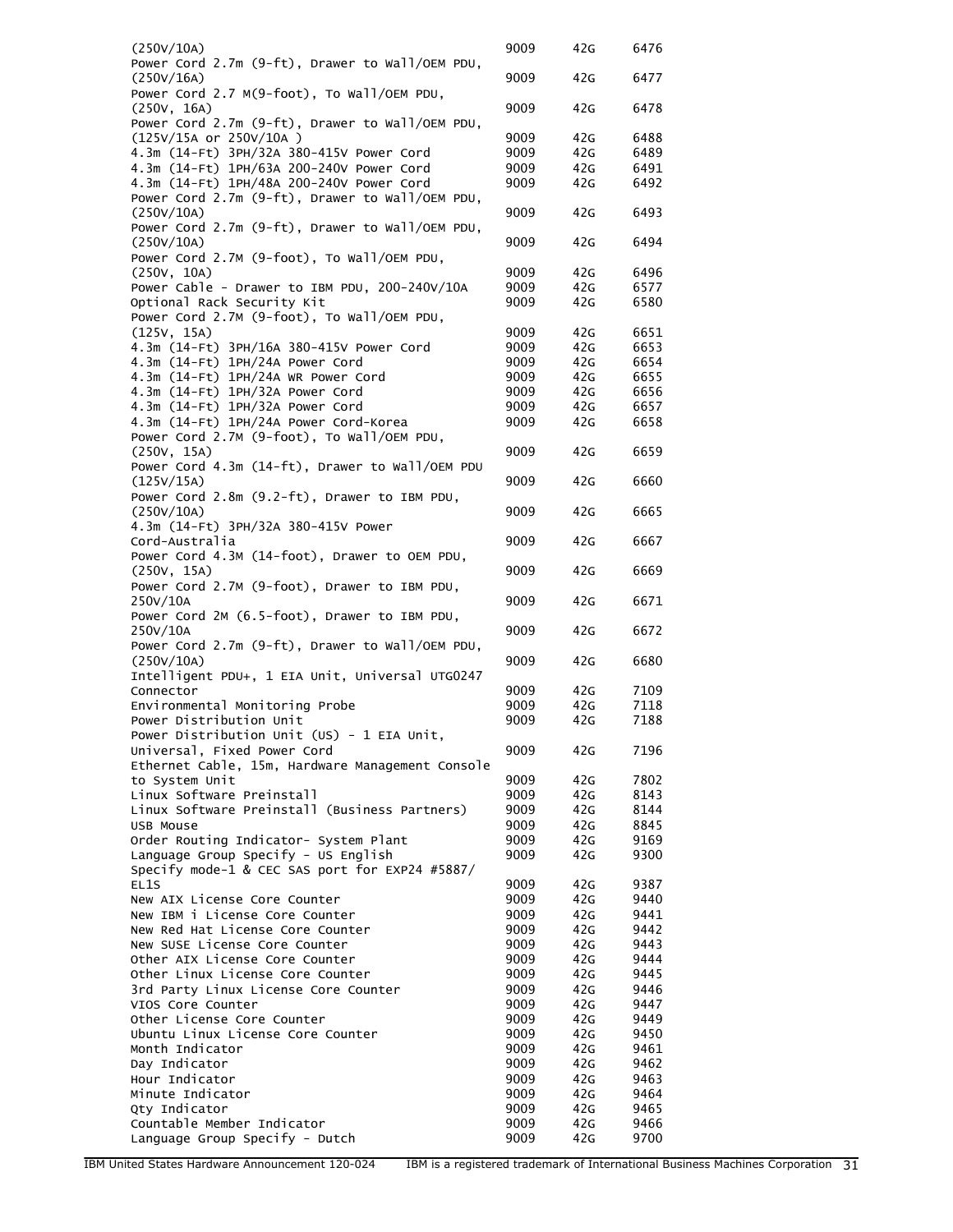| | | | |
|---|---|---|---|
| (250V/10A) | 9009 | 42G | 6476 |
| Power Cord 2.7m (9-ft), Drawer to Wall/OEM PDU, (250V/16A) | 9009 | 42G | 6477 |
| Power Cord 2.7 M(9-foot), To Wall/OEM PDU, (250V, 16A) | 9009 | 42G | 6478 |
| Power Cord 2.7m (9-ft), Drawer to Wall/OEM PDU, (125V/15A or 250V/10A ) | 9009 | 42G | 6488 |
| 4.3m (14-Ft) 3PH/32A 380-415V Power Cord | 9009 | 42G | 6489 |
| 4.3m (14-Ft) 1PH/63A 200-240V Power Cord | 9009 | 42G | 6491 |
| 4.3m (14-Ft) 1PH/48A 200-240V Power Cord | 9009 | 42G | 6492 |
| Power Cord 2.7m (9-ft), Drawer to Wall/OEM PDU, (250V/10A) | 9009 | 42G | 6493 |
| Power Cord 2.7m (9-ft), Drawer to Wall/OEM PDU, (250V/10A) | 9009 | 42G | 6494 |
| Power Cord 2.7M (9-foot), To Wall/OEM PDU, (250V, 10A) | 9009 | 42G | 6496 |
| Power Cable - Drawer to IBM PDU, 200-240V/10A | 9009 | 42G | 6577 |
| Optional Rack Security Kit | 9009 | 42G | 6580 |
| Power Cord 2.7M (9-foot), To Wall/OEM PDU, (125V, 15A) | 9009 | 42G | 6651 |
| 4.3m (14-Ft) 3PH/16A 380-415V Power Cord | 9009 | 42G | 6653 |
| 4.3m (14-Ft) 1PH/24A Power Cord | 9009 | 42G | 6654 |
| 4.3m (14-Ft) 1PH/24A WR Power Cord | 9009 | 42G | 6655 |
| 4.3m (14-Ft) 1PH/32A Power Cord | 9009 | 42G | 6656 |
| 4.3m (14-Ft) 1PH/32A Power Cord | 9009 | 42G | 6657 |
| 4.3m (14-Ft) 1PH/24A Power Cord-Korea | 9009 | 42G | 6658 |
| Power Cord 2.7M (9-foot), To Wall/OEM PDU, (250V, 15A) | 9009 | 42G | 6659 |
| Power Cord 4.3m (14-ft), Drawer to Wall/OEM PDU (125V/15A) | 9009 | 42G | 6660 |
| Power Cord 2.8m (9.2-ft), Drawer to IBM PDU, (250V/10A) | 9009 | 42G | 6665 |
| 4.3m (14-Ft) 3PH/32A 380-415V Power Cord-Australia | 9009 | 42G | 6667 |
| Power Cord 4.3M (14-foot), Drawer to OEM PDU, (250V, 15A) | 9009 | 42G | 6669 |
| Power Cord 2.7M (9-foot), Drawer to IBM PDU, 250V/10A | 9009 | 42G | 6671 |
| Power Cord 2M (6.5-foot), Drawer to IBM PDU, 250V/10A | 9009 | 42G | 6672 |
| Power Cord 2.7m (9-ft), Drawer to Wall/OEM PDU, (250V/10A) | 9009 | 42G | 6680 |
| Intelligent PDU+, 1 EIA Unit, Universal UTG0247 Connector | 9009 | 42G | 7109 |
| Environmental Monitoring Probe | 9009 | 42G | 7118 |
| Power Distribution Unit | 9009 | 42G | 7188 |
| Power Distribution Unit (US) - 1 EIA Unit, Universal, Fixed Power Cord | 9009 | 42G | 7196 |
| Ethernet Cable, 15m, Hardware Management Console to System Unit | 9009 | 42G | 7802 |
| Linux Software Preinstall | 9009 | 42G | 8143 |
| Linux Software Preinstall (Business Partners) | 9009 | 42G | 8144 |
| USB Mouse | 9009 | 42G | 8845 |
| Order Routing Indicator- System Plant | 9009 | 42G | 9169 |
| Language Group Specify - US English | 9009 | 42G | 9300 |
| Specify mode-1 & CEC SAS port for EXP24 #5887/ EL1S | 9009 | 42G | 9387 |
| New AIX License Core Counter | 9009 | 42G | 9440 |
| New IBM i License Core Counter | 9009 | 42G | 9441 |
| New Red Hat License Core Counter | 9009 | 42G | 9442 |
| New SUSE License Core Counter | 9009 | 42G | 9443 |
| Other AIX License Core Counter | 9009 | 42G | 9444 |
| Other Linux License Core Counter | 9009 | 42G | 9445 |
| 3rd Party Linux License Core Counter | 9009 | 42G | 9446 |
| VIOS Core Counter | 9009 | 42G | 9447 |
| Other License Core Counter | 9009 | 42G | 9449 |
| Ubuntu Linux License Core Counter | 9009 | 42G | 9450 |
| Month Indicator | 9009 | 42G | 9461 |
| Day Indicator | 9009 | 42G | 9462 |
| Hour Indicator | 9009 | 42G | 9463 |
| Minute Indicator | 9009 | 42G | 9464 |
| Qty Indicator | 9009 | 42G | 9465 |
| Countable Member Indicator | 9009 | 42G | 9466 |
| Language Group Specify - Dutch | 9009 | 42G | 9700 |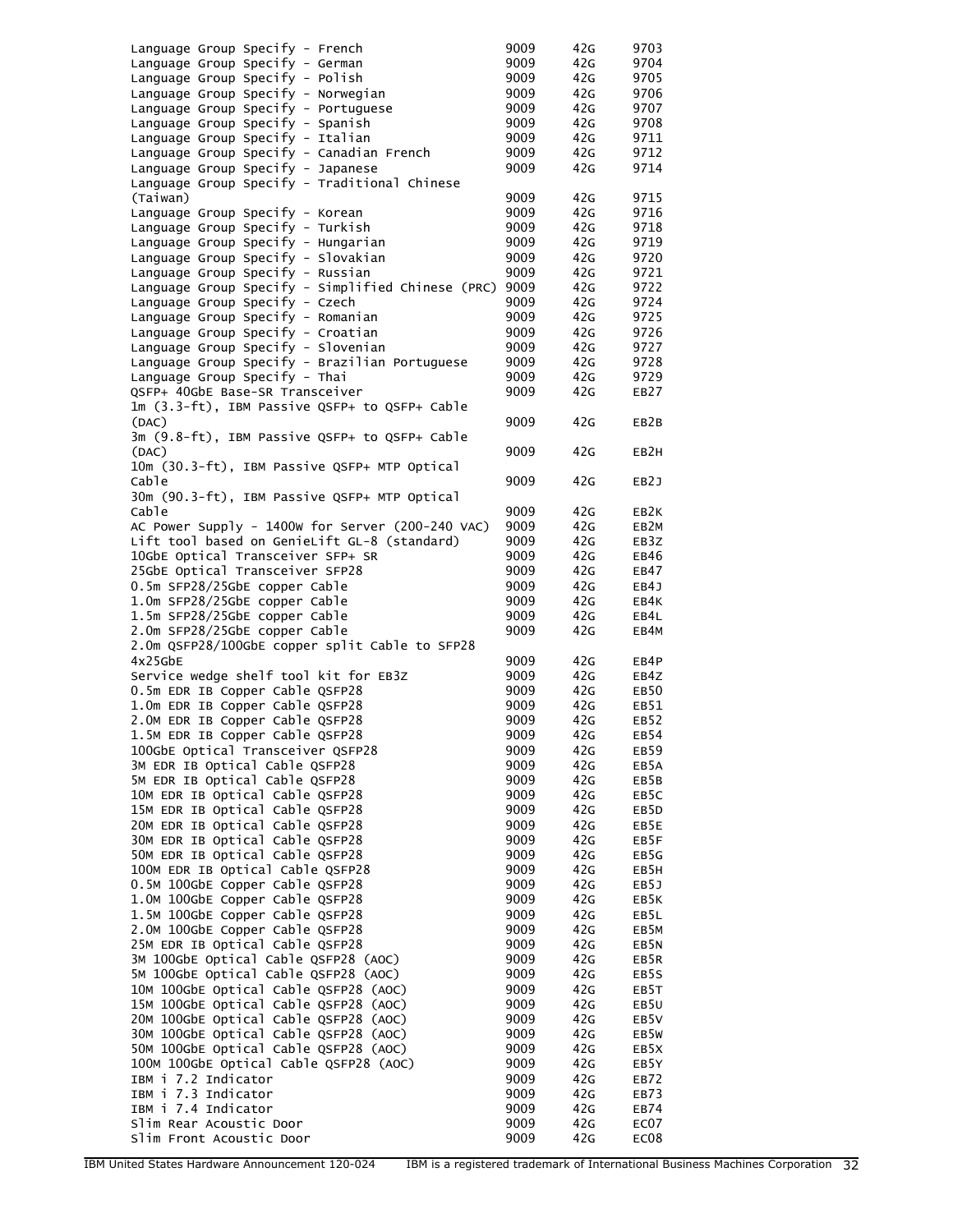| | | | |
|---|---|---|---|
| Language Group Specify - French | 9009 | 42G | 9703 |
| Language Group Specify - German | 9009 | 42G | 9704 |
| Language Group Specify - Polish | 9009 | 42G | 9705 |
| Language Group Specify - Norwegian | 9009 | 42G | 9706 |
| Language Group Specify - Portuguese | 9009 | 42G | 9707 |
| Language Group Specify - Spanish | 9009 | 42G | 9708 |
| Language Group Specify - Italian | 9009 | 42G | 9711 |
| Language Group Specify - Canadian French | 9009 | 42G | 9712 |
| Language Group Specify - Japanese | 9009 | 42G | 9714 |
| Language Group Specify - Traditional Chinese (Taiwan) | 9009 | 42G | 9715 |
| Language Group Specify - Korean | 9009 | 42G | 9716 |
| Language Group Specify - Turkish | 9009 | 42G | 9718 |
| Language Group Specify - Hungarian | 9009 | 42G | 9719 |
| Language Group Specify - Slovakian | 9009 | 42G | 9720 |
| Language Group Specify - Russian | 9009 | 42G | 9721 |
| Language Group Specify - Simplified Chinese (PRC) | 9009 | 42G | 9722 |
| Language Group Specify - Czech | 9009 | 42G | 9724 |
| Language Group Specify - Romanian | 9009 | 42G | 9725 |
| Language Group Specify - Croatian | 9009 | 42G | 9726 |
| Language Group Specify - Slovenian | 9009 | 42G | 9727 |
| Language Group Specify - Brazilian Portuguese | 9009 | 42G | 9728 |
| Language Group Specify - Thai | 9009 | 42G | 9729 |
| QSFP+ 40GbE Base-SR Transceiver | 9009 | 42G | EB27 |
| 1m (3.3-ft), IBM Passive QSFP+ to QSFP+ Cable (DAC) | 9009 | 42G | EB2B |
| 3m (9.8-ft), IBM Passive QSFP+ to QSFP+ Cable (DAC) | 9009 | 42G | EB2H |
| 10m (30.3-ft), IBM Passive QSFP+ MTP Optical Cable | 9009 | 42G | EB2J |
| 30m (90.3-ft), IBM Passive QSFP+ MTP Optical Cable | 9009 | 42G | EB2K |
| AC Power Supply - 1400W for Server (200-240 VAC) | 9009 | 42G | EB2M |
| Lift tool based on GenieLift GL-8 (standard) | 9009 | 42G | EB3Z |
| 10GbE Optical Transceiver SFP+ SR | 9009 | 42G | EB46 |
| 25GbE Optical Transceiver SFP28 | 9009 | 42G | EB47 |
| 0.5m SFP28/25GbE copper Cable | 9009 | 42G | EB4J |
| 1.0m SFP28/25GbE copper Cable | 9009 | 42G | EB4K |
| 1.5m SFP28/25GbE copper Cable | 9009 | 42G | EB4L |
| 2.0m SFP28/25GbE copper Cable | 9009 | 42G | EB4M |
| 2.0m QSFP28/100GbE copper split Cable to SFP28 4x25GbE | 9009 | 42G | EB4P |
| Service wedge shelf tool kit for EB3Z | 9009 | 42G | EB4Z |
| 0.5m EDR IB Copper Cable QSFP28 | 9009 | 42G | EB50 |
| 1.0m EDR IB Copper Cable QSFP28 | 9009 | 42G | EB51 |
| 2.0M EDR IB Copper Cable QSFP28 | 9009 | 42G | EB52 |
| 1.5M EDR IB Copper Cable QSFP28 | 9009 | 42G | EB54 |
| 100GbE Optical Transceiver QSFP28 | 9009 | 42G | EB59 |
| 3M EDR IB Optical Cable QSFP28 | 9009 | 42G | EB5A |
| 5M EDR IB Optical Cable QSFP28 | 9009 | 42G | EB5B |
| 10M EDR IB Optical Cable QSFP28 | 9009 | 42G | EB5C |
| 15M EDR IB Optical Cable QSFP28 | 9009 | 42G | EB5D |
| 20M EDR IB Optical Cable QSFP28 | 9009 | 42G | EB5E |
| 30M EDR IB Optical Cable QSFP28 | 9009 | 42G | EB5F |
| 50M EDR IB Optical Cable QSFP28 | 9009 | 42G | EB5G |
| 100M EDR IB Optical Cable QSFP28 | 9009 | 42G | EB5H |
| 0.5M 100GbE Copper Cable QSFP28 | 9009 | 42G | EB5J |
| 1.0M 100GbE Copper Cable QSFP28 | 9009 | 42G | EB5K |
| 1.5M 100GbE Copper Cable QSFP28 | 9009 | 42G | EB5L |
| 2.0M 100GbE Copper Cable QSFP28 | 9009 | 42G | EB5M |
| 25M EDR IB Optical Cable QSFP28 | 9009 | 42G | EB5N |
| 3M 100GbE Optical Cable QSFP28 (AOC) | 9009 | 42G | EB5R |
| 5M 100GbE Optical Cable QSFP28 (AOC) | 9009 | 42G | EB5S |
| 10M 100GbE Optical Cable QSFP28 (AOC) | 9009 | 42G | EB5T |
| 15M 100GbE Optical Cable QSFP28 (AOC) | 9009 | 42G | EB5U |
| 20M 100GbE Optical Cable QSFP28 (AOC) | 9009 | 42G | EB5V |
| 30M 100GbE Optical Cable QSFP28 (AOC) | 9009 | 42G | EB5W |
| 50M 100GbE Optical Cable QSFP28 (AOC) | 9009 | 42G | EB5X |
| 100M 100GbE Optical Cable QSFP28 (AOC) | 9009 | 42G | EB5Y |
| IBM i 7.2 Indicator | 9009 | 42G | EB72 |
| IBM i 7.3 Indicator | 9009 | 42G | EB73 |
| IBM i 7.4 Indicator | 9009 | 42G | EB74 |
| Slim Rear Acoustic Door | 9009 | 42G | EC07 |
| Slim Front Acoustic Door | 9009 | 42G | EC08 |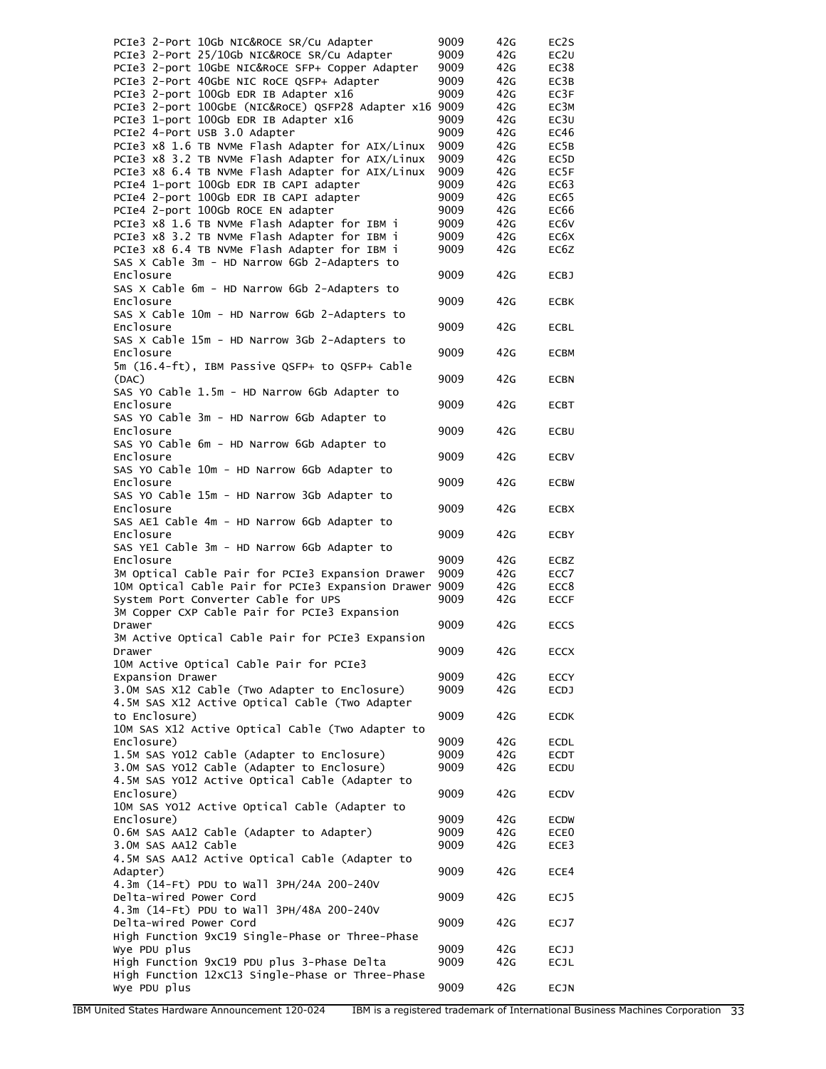| | | | |
|---|---|---|---|
| PCIe3 2-Port 10Gb NIC&ROCE SR/Cu Adapter | 9009 | 42G | EC2S |
| PCIe3 2-Port 25/10Gb NIC&ROCE SR/Cu Adapter | 9009 | 42G | EC2U |
| PCIe3 2-port 10GbE NIC&RoCE SFP+ Copper Adapter | 9009 | 42G | EC38 |
| PCIe3 2-Port 40GbE NIC RoCE QSFP+ Adapter | 9009 | 42G | EC3B |
| PCIe3 2-port 100Gb EDR IB Adapter x16 | 9009 | 42G | EC3F |
| PCIe3 2-port 100GbE (NIC&RoCE) QSFP28 Adapter x16 | 9009 | 42G | EC3M |
| PCIe3 1-port 100Gb EDR IB Adapter x16 | 9009 | 42G | EC3U |
| PCIe2 4-Port USB 3.0 Adapter | 9009 | 42G | EC46 |
| PCIe3 x8 1.6 TB NVMe Flash Adapter for AIX/Linux | 9009 | 42G | EC5B |
| PCIe3 x8 3.2 TB NVMe Flash Adapter for AIX/Linux | 9009 | 42G | EC5D |
| PCIe3 x8 6.4 TB NVMe Flash Adapter for AIX/Linux | 9009 | 42G | EC5F |
| PCIe4 1-port 100Gb EDR IB CAPI adapter | 9009 | 42G | EC63 |
| PCIe4 2-port 100Gb EDR IB CAPI adapter | 9009 | 42G | EC65 |
| PCIe4 2-port 100Gb ROCE EN adapter | 9009 | 42G | EC66 |
| PCIe3 x8 1.6 TB NVMe Flash Adapter for IBM i | 9009 | 42G | EC6V |
| PCIe3 x8 3.2 TB NVMe Flash Adapter for IBM i | 9009 | 42G | EC6X |
| PCIe3 x8 6.4 TB NVMe Flash Adapter for IBM i | 9009 | 42G | EC6Z |
| SAS X Cable 3m - HD Narrow 6Gb 2-Adapters to Enclosure | 9009 | 42G | ECBJ |
| SAS X Cable 6m - HD Narrow 6Gb 2-Adapters to Enclosure | 9009 | 42G | ECBK |
| SAS X Cable 10m - HD Narrow 6Gb 2-Adapters to Enclosure | 9009 | 42G | ECBL |
| SAS X Cable 15m - HD Narrow 3Gb 2-Adapters to Enclosure | 9009 | 42G | ECBM |
| 5m (16.4-ft), IBM Passive QSFP+ to QSFP+ Cable (DAC) | 9009 | 42G | ECBN |
| SAS YO Cable 1.5m - HD Narrow 6Gb Adapter to Enclosure | 9009 | 42G | ECBT |
| SAS YO Cable 3m - HD Narrow 6Gb Adapter to Enclosure | 9009 | 42G | ECBU |
| SAS YO Cable 6m - HD Narrow 6Gb Adapter to Enclosure | 9009 | 42G | ECBV |
| SAS YO Cable 10m - HD Narrow 6Gb Adapter to Enclosure | 9009 | 42G | ECBW |
| SAS YO Cable 15m - HD Narrow 3Gb Adapter to Enclosure | 9009 | 42G | ECBX |
| SAS AE1 Cable 4m - HD Narrow 6Gb Adapter to Enclosure | 9009 | 42G | ECBY |
| SAS YE1 Cable 3m - HD Narrow 6Gb Adapter to Enclosure | 9009 | 42G | ECBZ |
| 3M Optical Cable Pair for PCIe3 Expansion Drawer | 9009 | 42G | ECC7 |
| 10M Optical Cable Pair for PCIe3 Expansion Drawer | 9009 | 42G | ECC8 |
| System Port Converter Cable for UPS | 9009 | 42G | ECCF |
| 3M Copper CXP Cable Pair for PCIe3 Expansion Drawer | 9009 | 42G | ECCS |
| 3M Active Optical Cable Pair for PCIe3 Expansion Drawer | 9009 | 42G | ECCX |
| 10M Active Optical Cable Pair for PCIe3 Expansion Drawer | 9009 | 42G | ECCY |
| 3.0M SAS X12 Cable (Two Adapter to Enclosure) | 9009 | 42G | ECDJ |
| 4.5M SAS X12 Active Optical Cable (Two Adapter to Enclosure) | 9009 | 42G | ECDK |
| 10M SAS X12 Active Optical Cable (Two Adapter to Enclosure) | 9009 | 42G | ECDL |
| 1.5M SAS YO12 Cable (Adapter to Enclosure) | 9009 | 42G | ECDT |
| 3.0M SAS YO12 Cable (Adapter to Enclosure) | 9009 | 42G | ECDU |
| 4.5M SAS YO12 Active Optical Cable (Adapter to Enclosure) | 9009 | 42G | ECDV |
| 10M SAS YO12 Active Optical Cable (Adapter to Enclosure) | 9009 | 42G | ECDW |
| 0.6M SAS AA12 Cable (Adapter to Adapter) | 9009 | 42G | ECE0 |
| 3.0M SAS AA12 Cable | 9009 | 42G | ECE3 |
| 4.5M SAS AA12 Active Optical Cable (Adapter to Adapter) | 9009 | 42G | ECE4 |
| 4.3m (14-Ft) PDU to Wall 3PH/24A 200-240V Delta-wired Power Cord | 9009 | 42G | ECJ5 |
| 4.3m (14-Ft) PDU to Wall 3PH/48A 200-240V Delta-wired Power Cord | 9009 | 42G | ECJ7 |
| High Function 9xC19 Single-Phase or Three-Phase Wye PDU plus | 9009 | 42G | ECJJ |
| High Function 9xC19 PDU plus 3-Phase Delta | 9009 | 42G | ECJL |
| High Function 12xC13 Single-Phase or Three-Phase Wye PDU plus | 9009 | 42G | ECJN |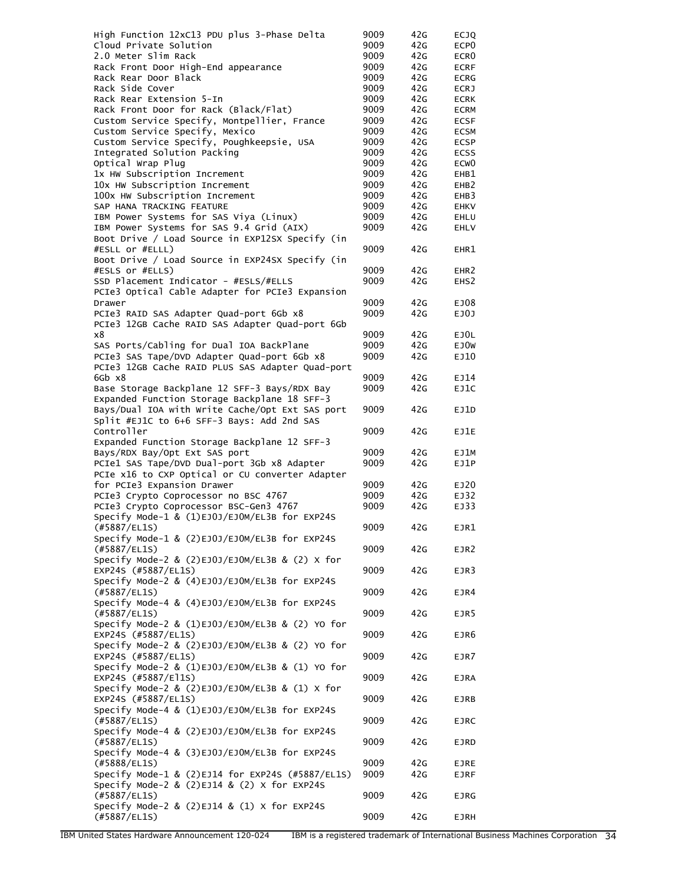| | | | |
|---|---|---|---|
| High Function 12xC13 PDU plus 3-Phase Delta | 9009 | 42G | ECJQ |
| Cloud Private Solution | 9009 | 42G | ECP0 |
| 2.0 Meter Slim Rack | 9009 | 42G | ECR0 |
| Rack Front Door High-End appearance | 9009 | 42G | ECRF |
| Rack Rear Door Black | 9009 | 42G | ECRG |
| Rack Side Cover | 9009 | 42G | ECRJ |
| Rack Rear Extension 5-In | 9009 | 42G | ECRK |
| Rack Front Door for Rack (Black/Flat) | 9009 | 42G | ECRM |
| Custom Service Specify, Montpellier, France | 9009 | 42G | ECSF |
| Custom Service Specify, Mexico | 9009 | 42G | ECSM |
| Custom Service Specify, Poughkeepsie, USA | 9009 | 42G | ECSP |
| Integrated Solution Packing | 9009 | 42G | ECSS |
| Optical Wrap Plug | 9009 | 42G | ECW0 |
| 1x HW Subscription Increment | 9009 | 42G | EHB1 |
| 10x HW Subscription Increment | 9009 | 42G | EHB2 |
| 100x HW Subscription Increment | 9009 | 42G | EHB3 |
| SAP HANA TRACKING FEATURE | 9009 | 42G | EHKV |
| IBM Power Systems for SAS Viya (Linux) | 9009 | 42G | EHLU |
| IBM Power Systems for SAS 9.4 Grid (AIX) | 9009 | 42G | EHLV |
| Boot Drive / Load Source in EXP12SX Specify (in #ESLL or #ELLL) | 9009 | 42G | EHR1 |
| Boot Drive / Load Source in EXP24SX Specify (in #ESLS or #ELLS) | 9009 | 42G | EHR2 |
| SSD Placement Indicator - #ESLS/#ELLS | 9009 | 42G | EHS2 |
| PCIe3 Optical Cable Adapter for PCIe3 Expansion Drawer | 9009 | 42G | EJ08 |
| PCIe3 RAID SAS Adapter Quad-port 6Gb x8 | 9009 | 42G | EJ0J |
| PCIe3 12GB Cache RAID SAS Adapter Quad-port 6Gb x8 | 9009 | 42G | EJ0L |
| SAS Ports/Cabling for Dual IOA BackPlane | 9009 | 42G | EJ0W |
| PCIe3 SAS Tape/DVD Adapter Quad-port 6Gb x8 | 9009 | 42G | EJ10 |
| PCIe3 12GB Cache RAID PLUS SAS Adapter Quad-port 6Gb x8 | 9009 | 42G | EJ14 |
| Base Storage Backplane 12 SFF-3 Bays/RDX Bay | 9009 | 42G | EJ1C |
| Expanded Function Storage Backplane 18 SFF-3 Bays/Dual IOA with Write Cache/Opt Ext SAS port | 9009 | 42G | EJ1D |
| Split #EJ1C to 6+6 SFF-3 Bays: Add 2nd SAS Controller | 9009 | 42G | EJ1E |
| Expanded Function Storage Backplane 12 SFF-3 Bays/RDX Bay/Opt Ext SAS port | 9009 | 42G | EJ1M |
| PCIe1 SAS Tape/DVD Dual-port 3Gb x8 Adapter | 9009 | 42G | EJ1P |
| PCIe x16 to CXP Optical or CU converter Adapter for PCIe3 Expansion Drawer | 9009 | 42G | EJ20 |
| PCIe3 Crypto Coprocessor no BSC 4767 | 9009 | 42G | EJ32 |
| PCIe3 Crypto Coprocessor BSC-Gen3 4767 | 9009 | 42G | EJ33 |
| Specify Mode-1 & (1)EJ0J/EJ0M/EL3B for EXP24S (#5887/EL1S) | 9009 | 42G | EJR1 |
| Specify Mode-1 & (2)EJ0J/EJ0M/EL3B for EXP24S (#5887/EL1S) | 9009 | 42G | EJR2 |
| Specify Mode-2 & (2)EJ0J/EJ0M/EL3B & (2) X for EXP24S (#5887/EL1S) | 9009 | 42G | EJR3 |
| Specify Mode-2 & (4)EJ0J/EJ0M/EL3B for EXP24S (#5887/EL1S) | 9009 | 42G | EJR4 |
| Specify Mode-4 & (4)EJ0J/EJ0M/EL3B for EXP24S (#5887/EL1S) | 9009 | 42G | EJR5 |
| Specify Mode-2 & (1)EJ0J/EJ0M/EL3B & (2) YO for EXP24S (#5887/EL1S) | 9009 | 42G | EJR6 |
| Specify Mode-2 & (2)EJ0J/EJ0M/EL3B & (2) YO for EXP24S (#5887/EL1S) | 9009 | 42G | EJR7 |
| Specify Mode-2 & (1)EJ0J/EJ0M/EL3B & (1) YO for EXP24S (#5887/El1S) | 9009 | 42G | EJRA |
| Specify Mode-2 & (2)EJ0J/EJ0M/EL3B & (1) X for EXP24S (#5887/EL1S) | 9009 | 42G | EJRB |
| Specify Mode-4 & (1)EJ0J/EJ0M/EL3B for EXP24S (#5887/EL1S) | 9009 | 42G | EJRC |
| Specify Mode-4 & (2)EJ0J/EJ0M/EL3B for EXP24S (#5887/EL1S) | 9009 | 42G | EJRD |
| Specify Mode-4 & (3)EJ0J/EJ0M/EL3B for EXP24S (#5888/EL1S) | 9009 | 42G | EJRE |
| Specify Mode-1 & (2)EJ14 for EXP24S (#5887/EL1S) | 9009 | 42G | EJRF |
| Specify Mode-2 & (2)EJ14 & (2) X for EXP24S (#5887/EL1S) | 9009 | 42G | EJRG |
| Specify Mode-2 & (2)EJ14 & (1) X for EXP24S (#5887/EL1S) | 9009 | 42G | EJRH |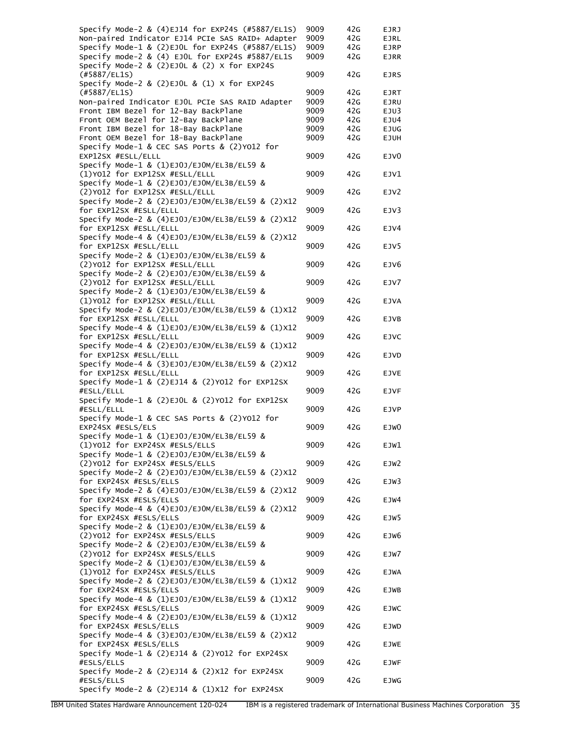| | | | |
|---|---|---|---|
| Specify Mode-2 & (4)EJ14 for EXP24S (#5887/EL1S) | 9009 | 42G | EJRJ |
| Non-paired Indicator EJ14 PCIe SAS RAID+ Adapter | 9009 | 42G | EJRL |
| Specify Mode-1 & (2)EJ0L for EXP24S (#5887/EL1S) | 9009 | 42G | EJRP |
| Specify mode-2 & (4) EJ0L for EXP24S #5887/EL1S | 9009 | 42G | EJRR |
| Specify Mode-2 & (2)EJ0L & (2) X for EXP24S (#5887/EL1S) | 9009 | 42G | EJRS |
| Specify Mode-2 & (2)EJ0L & (1) X for EXP24S (#5887/EL1S) | 9009 | 42G | EJRT |
| Non-paired Indicator EJ0L PCIe SAS RAID Adapter | 9009 | 42G | EJRU |
| Front IBM Bezel for 12-Bay BackPlane | 9009 | 42G | EJU3 |
| Front OEM Bezel for 12-Bay BackPlane | 9009 | 42G | EJU4 |
| Front IBM Bezel for 18-Bay BackPlane | 9009 | 42G | EJUG |
| Front OEM Bezel for 18-Bay BackPlane | 9009 | 42G | EJUH |
| Specify Mode-1 & CEC SAS Ports & (2)YO12 for EXP12SX #ESLL/ELLL | 9009 | 42G | EJV0 |
| Specify Mode-1 & (1)EJ0J/EJ0M/EL3B/EL59 & (1)YO12 for EXP12SX #ESLL/ELLL | 9009 | 42G | EJV1 |
| Specify Mode-1 & (2)EJ0J/EJ0M/EL3B/EL59 & (2)YO12 for EXP12SX #ESLL/ELLL | 9009 | 42G | EJV2 |
| Specify Mode-2 & (2)EJ0J/EJ0M/EL3B/EL59 & (2)X12 for EXP12SX #ESLL/ELLL | 9009 | 42G | EJV3 |
| Specify Mode-2 & (4)EJ0J/EJ0M/EL3B/EL59 & (2)X12 for EXP12SX #ESLL/ELLL | 9009 | 42G | EJV4 |
| Specify Mode-4 & (4)EJ0J/EJ0M/EL3B/EL59 & (2)X12 for EXP12SX #ESLL/ELLL | 9009 | 42G | EJV5 |
| Specify Mode-2 & (1)EJ0J/EJ0M/EL3B/EL59 & (2)YO12 for EXP12SX #ESLL/ELLL | 9009 | 42G | EJV6 |
| Specify Mode-2 & (2)EJ0J/EJ0M/EL3B/EL59 & (2)YO12 for EXP12SX #ESLL/ELLL | 9009 | 42G | EJV7 |
| Specify Mode-2 & (1)EJ0J/EJ0M/EL3B/EL59 & (1)YO12 for EXP12SX #ESLL/ELLL | 9009 | 42G | EJVA |
| Specify Mode-2 & (2)EJ0J/EJ0M/EL3B/EL59 & (1)X12 for EXP12SX #ESLL/ELLL | 9009 | 42G | EJVB |
| Specify Mode-4 & (1)EJ0J/EJ0M/EL3B/EL59 & (1)X12 for EXP12SX #ESLL/ELLL | 9009 | 42G | EJVC |
| Specify Mode-4 & (2)EJ0J/EJ0M/EL3B/EL59 & (1)X12 for EXP12SX #ESLL/ELLL | 9009 | 42G | EJVD |
| Specify Mode-4 & (3)EJ0J/EJ0M/EL3B/EL59 & (2)X12 for EXP12SX #ESLL/ELLL | 9009 | 42G | EJVE |
| Specify Mode-1 & (2)EJ14 & (2)YO12 for EXP12SX #ESLL/ELLL | 9009 | 42G | EJVF |
| Specify Mode-1 & (2)EJ0L & (2)YO12 for EXP12SX #ESLL/ELLL | 9009 | 42G | EJVP |
| Specify Mode-1 & CEC SAS Ports & (2)YO12 for EXP24SX #ESLS/ELS | 9009 | 42G | EJW0 |
| Specify Mode-1 & (1)EJ0J/EJ0M/EL3B/EL59 & (1)YO12 for EXP24SX #ESLS/ELLS | 9009 | 42G | EJW1 |
| Specify Mode-1 & (2)EJ0J/EJ0M/EL3B/EL59 & (2)YO12 for EXP24SX #ESLS/ELLS | 9009 | 42G | EJW2 |
| Specify Mode-2 & (2)EJ0J/EJ0M/EL3B/EL59 & (2)X12 for EXP24SX #ESLS/ELLS | 9009 | 42G | EJW3 |
| Specify Mode-2 & (4)EJ0J/EJ0M/EL3B/EL59 & (2)X12 for EXP24SX #ESLS/ELLS | 9009 | 42G | EJW4 |
| Specify Mode-4 & (4)EJ0J/EJ0M/EL3B/EL59 & (2)X12 for EXP24SX #ESLS/ELLS | 9009 | 42G | EJW5 |
| Specify Mode-2 & (1)EJ0J/EJ0M/EL3B/EL59 & (2)YO12 for EXP24SX #ESLS/ELLS | 9009 | 42G | EJW6 |
| Specify Mode-2 & (2)EJ0J/EJ0M/EL3B/EL59 & (2)YO12 for EXP24SX #ESLS/ELLS | 9009 | 42G | EJW7 |
| Specify Mode-2 & (1)EJ0J/EJ0M/EL3B/EL59 & (1)YO12 for EXP24SX #ESLS/ELLS | 9009 | 42G | EJWA |
| Specify Mode-2 & (2)EJ0J/EJ0M/EL3B/EL59 & (1)X12 for EXP24SX #ESLS/ELLS | 9009 | 42G | EJWB |
| Specify Mode-4 & (1)EJ0J/EJ0M/EL3B/EL59 & (1)X12 for EXP24SX #ESLS/ELLS | 9009 | 42G | EJWC |
| Specify Mode-4 & (2)EJ0J/EJ0M/EL3B/EL59 & (1)X12 for EXP24SX #ESLS/ELLS | 9009 | 42G | EJWD |
| Specify Mode-4 & (3)EJ0J/EJ0M/EL3B/EL59 & (2)X12 for EXP24SX #ESLS/ELLS | 9009 | 42G | EJWE |
| Specify Mode-1 & (2)EJ14 & (2)YO12 for EXP24SX #ESLS/ELLS | 9009 | 42G | EJWF |
| Specify Mode-2 & (2)EJ14 & (2)X12 for EXP24SX #ESLS/ELLS | 9009 | 42G | EJWG |
| Specify Mode-2 & (2)EJ14 & (1)X12 for EXP24SX | | | |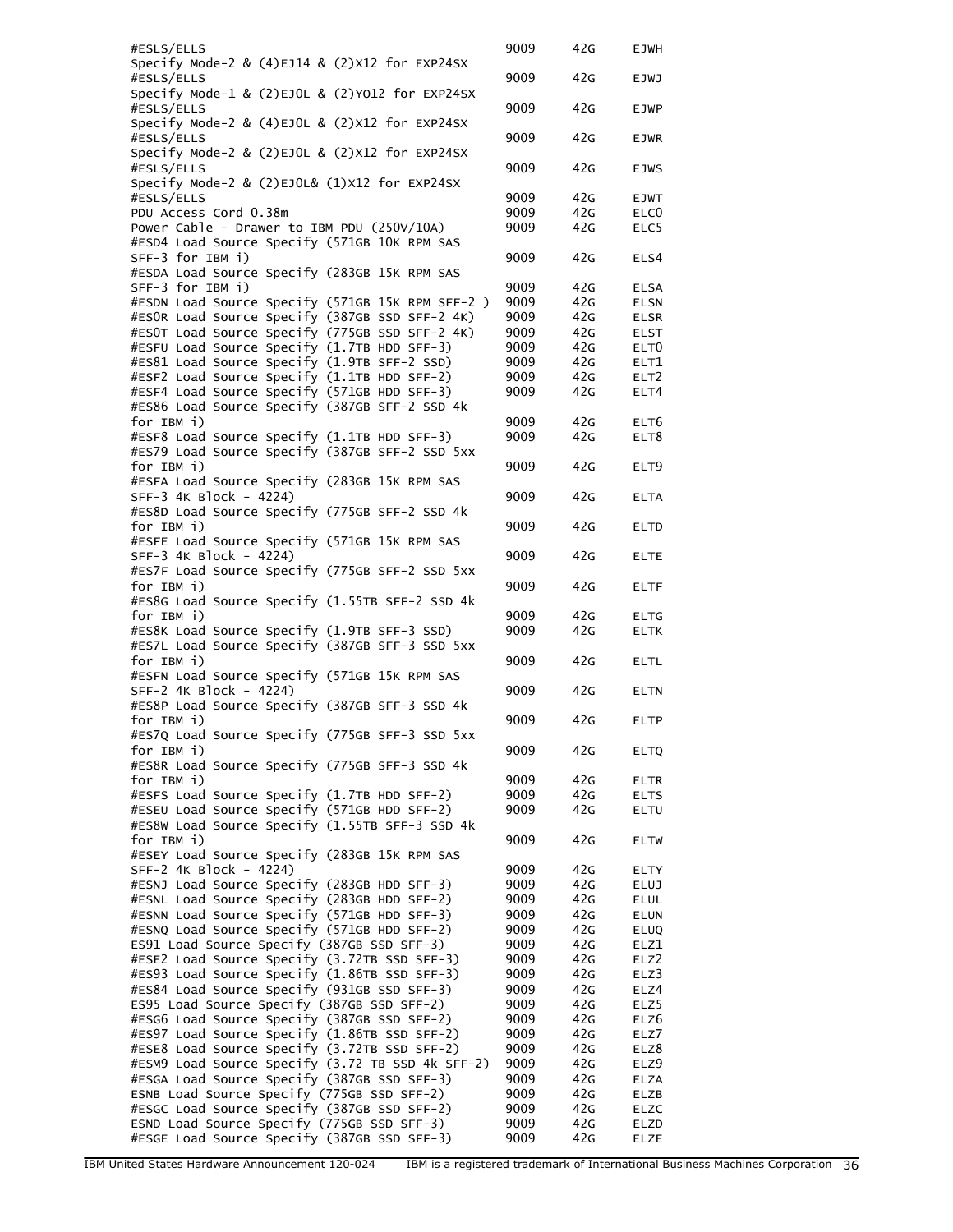| | | | |
|---|---|---|---|
| #ESLS/ELLS | 9009 | 42G | EJWH |
| Specify Mode-2 & (4)EJ14 & (2)X12 for EXP24SX #ESLS/ELLS | 9009 | 42G | EJWJ |
| Specify Mode-1 & (2)EJ0L & (2)YO12 for EXP24SX #ESLS/ELLS | 9009 | 42G | EJWP |
| Specify Mode-2 & (4)EJ0L & (2)X12 for EXP24SX #ESLS/ELLS | 9009 | 42G | EJWR |
| Specify Mode-2 & (2)EJ0L & (2)X12 for EXP24SX #ESLS/ELLS | 9009 | 42G | EJWS |
| Specify Mode-2 & (2)EJ0L& (1)X12 for EXP24SX #ESLS/ELLS | 9009 | 42G | EJWT |
| PDU Access Cord 0.38m | 9009 | 42G | ELC0 |
| Power Cable - Drawer to IBM PDU (250V/10A) | 9009 | 42G | ELC5 |
| #ESD4 Load Source Specify (571GB 10K RPM SAS SFF-3 for IBM i) | 9009 | 42G | ELS4 |
| #ESDA Load Source Specify (283GB 15K RPM SAS SFF-3 for IBM i) | 9009 | 42G | ELSA |
| #ESDN Load Source Specify (571GB 15K RPM SFF-2 ) | 9009 | 42G | ELSN |
| #ES0R Load Source Specify (387GB SSD SFF-2 4K) | 9009 | 42G | ELSR |
| #ES0T Load Source Specify (775GB SSD SFF-2 4K) | 9009 | 42G | ELST |
| #ESFU Load Source Specify (1.7TB HDD SFF-3) | 9009 | 42G | ELT0 |
| #ES81 Load Source Specify (1.9TB SFF-2 SSD) | 9009 | 42G | ELT1 |
| #ESF2 Load Source Specify (1.1TB HDD SFF-2) | 9009 | 42G | ELT2 |
| #ESF4 Load Source Specify (571GB HDD SFF-3) | 9009 | 42G | ELT4 |
| #ES86 Load Source Specify (387GB SFF-2 SSD 4k for IBM i) | 9009 | 42G | ELT6 |
| #ESF8 Load Source Specify (1.1TB HDD SFF-3) | 9009 | 42G | ELT8 |
| #ES79 Load Source Specify (387GB SFF-2 SSD 5xx for IBM i) | 9009 | 42G | ELT9 |
| #ESFA Load Source Specify (283GB 15K RPM SAS SFF-3 4K Block - 4224) | 9009 | 42G | ELTA |
| #ES8D Load Source Specify (775GB SFF-2 SSD 4k for IBM i) | 9009 | 42G | ELTD |
| #ESFE Load Source Specify (571GB 15K RPM SAS SFF-3 4K Block - 4224) | 9009 | 42G | ELTE |
| #ES7F Load Source Specify (775GB SFF-2 SSD 5xx for IBM i) | 9009 | 42G | ELTF |
| #ES8G Load Source Specify (1.55TB SFF-2 SSD 4k for IBM i) | 9009 | 42G | ELTG |
| #ES8K Load Source Specify (1.9TB SFF-3 SSD) | 9009 | 42G | ELTK |
| #ES7L Load Source Specify (387GB SFF-3 SSD 5xx for IBM i) | 9009 | 42G | ELTL |
| #ESFN Load Source Specify (571GB 15K RPM SAS SFF-2 4K Block - 4224) | 9009 | 42G | ELTN |
| #ES8P Load Source Specify (387GB SFF-3 SSD 4k for IBM i) | 9009 | 42G | ELTP |
| #ES7Q Load Source Specify (775GB SFF-3 SSD 5xx for IBM i) | 9009 | 42G | ELTQ |
| #ES8R Load Source Specify (775GB SFF-3 SSD 4k for IBM i) | 9009 | 42G | ELTR |
| #ESFS Load Source Specify (1.7TB HDD SFF-2) | 9009 | 42G | ELTS |
| #ESEU Load Source Specify (571GB HDD SFF-2) | 9009 | 42G | ELTU |
| #ES8W Load Source Specify (1.55TB SFF-3 SSD 4k for IBM i) | 9009 | 42G | ELTW |
| #ESEY Load Source Specify (283GB 15K RPM SAS SFF-2 4K Block - 4224) | 9009 | 42G | ELTY |
| #ESNJ Load Source Specify (283GB HDD SFF-3) | 9009 | 42G | ELUJ |
| #ESNL Load Source Specify (283GB HDD SFF-2) | 9009 | 42G | ELUL |
| #ESNN Load Source Specify (571GB HDD SFF-3) | 9009 | 42G | ELUN |
| #ESNQ Load Source Specify (571GB HDD SFF-2) | 9009 | 42G | ELUQ |
| ES91 Load Source Specify (387GB SSD SFF-3) | 9009 | 42G | ELZ1 |
| #ESE2 Load Source Specify (3.72TB SSD SFF-3) | 9009 | 42G | ELZ2 |
| #ES93 Load Source Specify (1.86TB SSD SFF-3) | 9009 | 42G | ELZ3 |
| #ES84 Load Source Specify (931GB SSD SFF-3) | 9009 | 42G | ELZ4 |
| ES95 Load Source Specify (387GB SSD SFF-2) | 9009 | 42G | ELZ5 |
| #ESG6 Load Source Specify (387GB SSD SFF-2) | 9009 | 42G | ELZ6 |
| #ES97 Load Source Specify (1.86TB SSD SFF-2) | 9009 | 42G | ELZ7 |
| #ESE8 Load Source Specify (3.72TB SSD SFF-2) | 9009 | 42G | ELZ8 |
| #ESM9 Load Source Specify (3.72 TB SSD 4k SFF-2) | 9009 | 42G | ELZ9 |
| #ESGA Load Source Specify (387GB SSD SFF-3) | 9009 | 42G | ELZA |
| ESNB Load Source Specify (775GB SSD SFF-2) | 9009 | 42G | ELZB |
| #ESGC Load Source Specify (387GB SSD SFF-2) | 9009 | 42G | ELZC |
| ESND Load Source Specify (775GB SSD SFF-3) | 9009 | 42G | ELZD |
| #ESGE Load Source Specify (387GB SSD SFF-3) | 9009 | 42G | ELZE |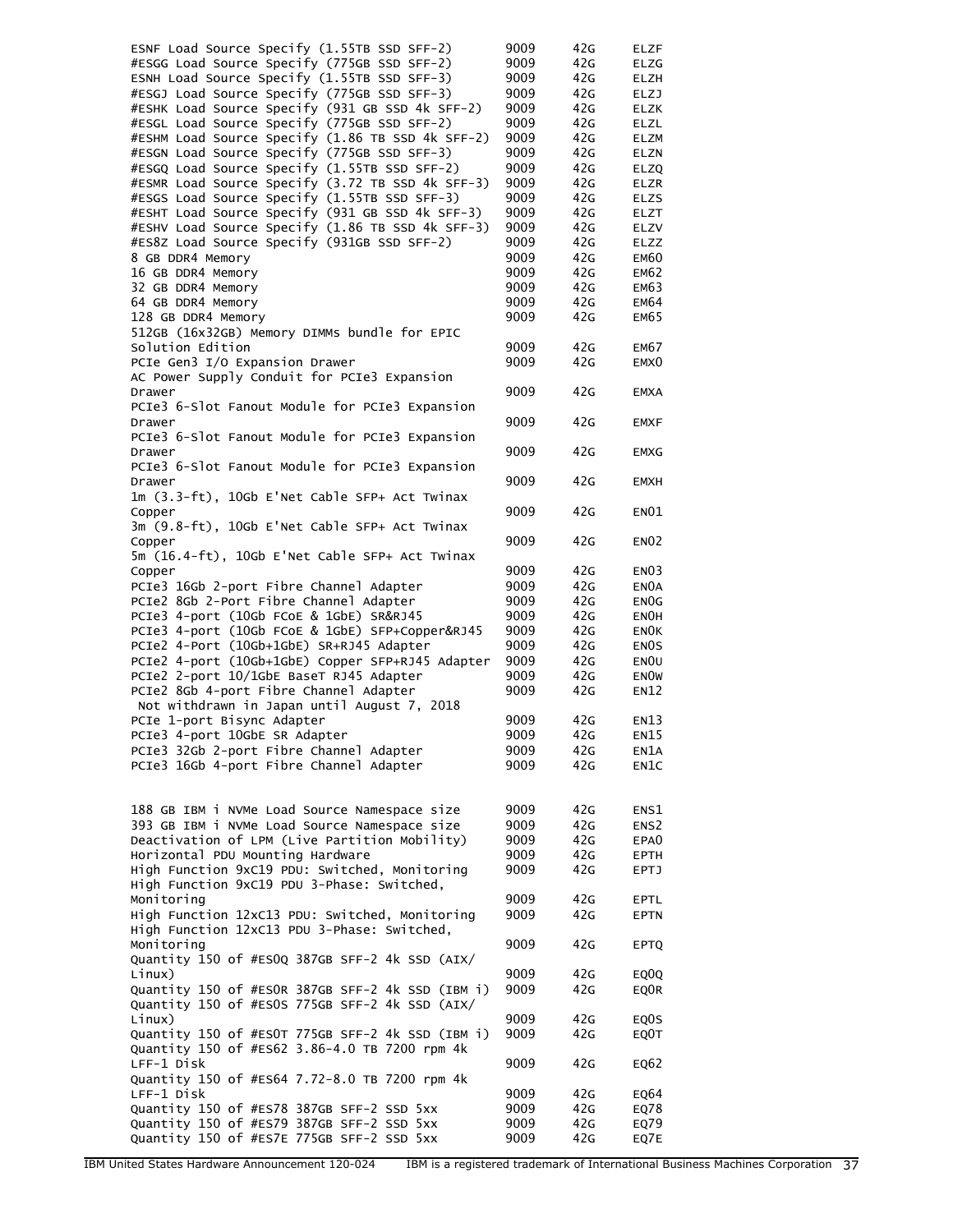| Description | Machine type | Model | Feature |
|---|---|---|---|
| ESNF Load Source Specify (1.55TB SSD SFF-2) | 9009 | 42G | ELZF |
| #ESGG Load Source Specify (775GB SSD SFF-2) | 9009 | 42G | ELZG |
| ESNH Load Source Specify (1.55TB SSD SFF-3) | 9009 | 42G | ELZH |
| #ESGJ Load Source Specify (775GB SSD SFF-3) | 9009 | 42G | ELZJ |
| #ESHK Load Source Specify (931 GB SSD 4k SFF-2) | 9009 | 42G | ELZK |
| #ESGL Load Source Specify (775GB SSD SFF-2) | 9009 | 42G | ELZL |
| #ESHM Load Source Specify (1.86 TB SSD 4k SFF-2) | 9009 | 42G | ELZM |
| #ESGN Load Source Specify (775GB SSD SFF-3) | 9009 | 42G | ELZN |
| #ESGQ Load Source Specify (1.55TB SSD SFF-2) | 9009 | 42G | ELZQ |
| #ESMR Load Source Specify (3.72 TB SSD 4k SFF-3) | 9009 | 42G | ELZR |
| #ESGS Load Source Specify (1.55TB SSD SFF-3) | 9009 | 42G | ELZS |
| #ESHT Load Source Specify (931 GB SSD 4k SFF-3) | 9009 | 42G | ELZT |
| #ESHV Load Source Specify (1.86 TB SSD 4k SFF-3) | 9009 | 42G | ELZV |
| #ES8Z Load Source Specify (931GB SSD SFF-2) | 9009 | 42G | ELZZ |
| 8 GB DDR4 Memory | 9009 | 42G | EM60 |
| 16 GB DDR4 Memory | 9009 | 42G | EM62 |
| 32 GB DDR4 Memory | 9009 | 42G | EM63 |
| 64 GB DDR4 Memory | 9009 | 42G | EM64 |
| 128 GB DDR4 Memory | 9009 | 42G | EM65 |
| 512GB (16x32GB) Memory DIMMs bundle for EPIC Solution Edition | 9009 | 42G | EM67 |
| PCIe Gen3 I/O Expansion Drawer | 9009 | 42G | EMX0 |
| AC Power Supply Conduit for PCIe3 Expansion Drawer | 9009 | 42G | EMXA |
| PCIe3 6-Slot Fanout Module for PCIe3 Expansion Drawer | 9009 | 42G | EMXF |
| PCIe3 6-Slot Fanout Module for PCIe3 Expansion Drawer | 9009 | 42G | EMXG |
| PCIe3 6-Slot Fanout Module for PCIe3 Expansion Drawer | 9009 | 42G | EMXH |
| 1m (3.3-ft), 10Gb E'Net Cable SFP+ Act Twinax Copper | 9009 | 42G | EN01 |
| 3m (9.8-ft), 10Gb E'Net Cable SFP+ Act Twinax Copper | 9009 | 42G | EN02 |
| 5m (16.4-ft), 10Gb E'Net Cable SFP+ Act Twinax Copper | 9009 | 42G | EN03 |
| PCIe3 16Gb 2-port Fibre Channel Adapter | 9009 | 42G | EN0A |
| PCIe2 8Gb 2-Port Fibre Channel Adapter | 9009 | 42G | EN0G |
| PCIe3 4-port (10Gb FCoE & 1GbE) SR&RJ45 | 9009 | 42G | EN0H |
| PCIe3 4-port (10Gb FCoE & 1GbE) SFP+Copper&RJ45 | 9009 | 42G | EN0K |
| PCIe2 4-Port (10Gb+1GbE) SR+RJ45 Adapter | 9009 | 42G | EN0S |
| PCIe2 4-port (10Gb+1GbE) Copper SFP+RJ45 Adapter | 9009 | 42G | EN0U |
| PCIe2 2-port 10/1GbE BaseT RJ45 Adapter | 9009 | 42G | EN0W |
| PCIe2 8Gb 4-port Fibre Channel Adapter<br>Not withdrawn in Japan until August 7, 2018 | 9009 | 42G | EN12 |
| PCIe 1-port Bisync Adapter | 9009 | 42G | EN13 |
| PCIe3 4-port 10GbE SR Adapter | 9009 | 42G | EN15 |
| PCIe3 32Gb 2-port Fibre Channel Adapter | 9009 | 42G | EN1A |
| PCIe3 16Gb 4-port Fibre Channel Adapter | 9009 | 42G | EN1C |
| 188 GB IBM i NVMe Load Source Namespace size | 9009 | 42G | ENS1 |
| 393 GB IBM i NVMe Load Source Namespace size | 9009 | 42G | ENS2 |
| Deactivation of LPM (Live Partition Mobility) | 9009 | 42G | EPA0 |
| Horizontal PDU Mounting Hardware | 9009 | 42G | EPTH |
| High Function 9xC19 PDU: Switched, Monitoring | 9009 | 42G | EPTJ |
| High Function 9xC19 PDU 3-Phase: Switched, Monitoring | 9009 | 42G | EPTL |
| High Function 12xC13 PDU: Switched, Monitoring | 9009 | 42G | EPTN |
| High Function 12xC13 PDU 3-Phase: Switched, Monitoring | 9009 | 42G | EPTQ |
| Quantity 150 of #ES0Q 387GB SFF-2 4k SSD (AIX/Linux) | 9009 | 42G | EQ0Q |
| Quantity 150 of #ES0R 387GB SFF-2 4k SSD (IBM i) | 9009 | 42G | EQ0R |
| Quantity 150 of #ES0S 775GB SFF-2 4k SSD (AIX/Linux) | 9009 | 42G | EQ0S |
| Quantity 150 of #ES0T 775GB SFF-2 4k SSD (IBM i) | 9009 | 42G | EQ0T |
| Quantity 150 of #ES62 3.86-4.0 TB 7200 rpm 4k LFF-1 Disk | 9009 | 42G | EQ62 |
| Quantity 150 of #ES64 7.72-8.0 TB 7200 rpm 4k LFF-1 Disk | 9009 | 42G | EQ64 |
| Quantity 150 of #ES78 387GB SFF-2 SSD 5xx | 9009 | 42G | EQ78 |
| Quantity 150 of #ES79 387GB SFF-2 SSD 5xx | 9009 | 42G | EQ79 |
| Quantity 150 of #ES7E 775GB SFF-2 SSD 5xx | 9009 | 42G | EQ7E |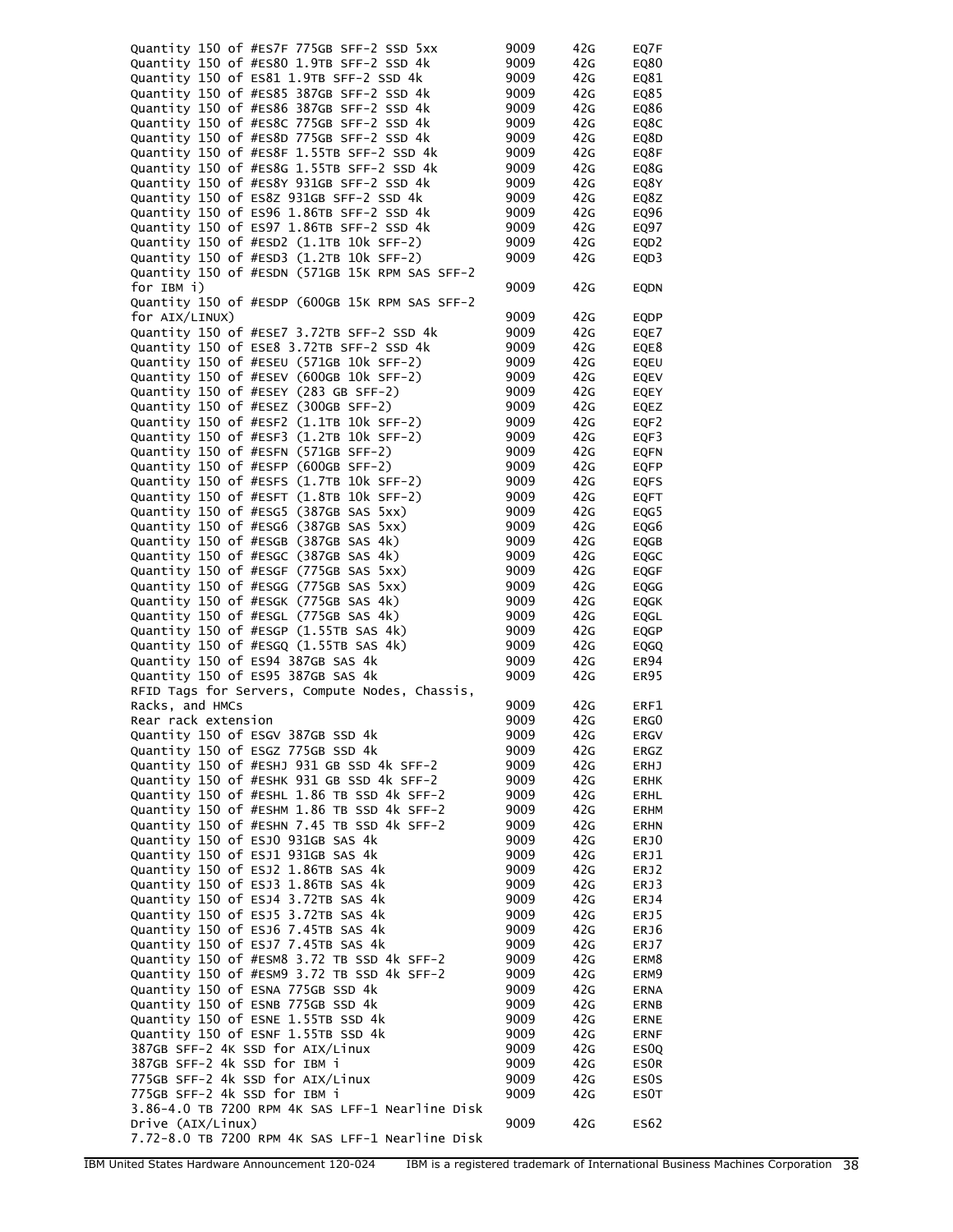| | | | |
|---|---|---|---|
| Quantity 150 of #ES7F 775GB SFF-2 SSD 5xx | 9009 | 42G | EQ7F |
| Quantity 150 of #ES80 1.9TB SFF-2 SSD 4k | 9009 | 42G | EQ80 |
| Quantity 150 of ES81 1.9TB SFF-2 SSD 4k | 9009 | 42G | EQ81 |
| Quantity 150 of #ES85 387GB SFF-2 SSD 4k | 9009 | 42G | EQ85 |
| Quantity 150 of #ES86 387GB SFF-2 SSD 4k | 9009 | 42G | EQ86 |
| Quantity 150 of #ES8C 775GB SFF-2 SSD 4k | 9009 | 42G | EQ8C |
| Quantity 150 of #ES8D 775GB SFF-2 SSD 4k | 9009 | 42G | EQ8D |
| Quantity 150 of #ES8F 1.55TB SFF-2 SSD 4k | 9009 | 42G | EQ8F |
| Quantity 150 of #ES8G 1.55TB SFF-2 SSD 4k | 9009 | 42G | EQ8G |
| Quantity 150 of #ES8Y 931GB SFF-2 SSD 4k | 9009 | 42G | EQ8Y |
| Quantity 150 of ES8Z 931GB SFF-2 SSD 4k | 9009 | 42G | EQ8Z |
| Quantity 150 of ES96 1.86TB SFF-2 SSD 4k | 9009 | 42G | EQ96 |
| Quantity 150 of ES97 1.86TB SFF-2 SSD 4k | 9009 | 42G | EQ97 |
| Quantity 150 of #ESD2 (1.1TB 10k SFF-2) | 9009 | 42G | EQD2 |
| Quantity 150 of #ESD3 (1.2TB 10k SFF-2) | 9009 | 42G | EQD3 |
| Quantity 150 of #ESDN (571GB 15K RPM SAS SFF-2 for IBM i) | 9009 | 42G | EQDN |
| Quantity 150 of #ESDP (600GB 15K RPM SAS SFF-2 for AIX/LINUX) | 9009 | 42G | EQDP |
| Quantity 150 of #ESE7 3.72TB SFF-2 SSD 4k | 9009 | 42G | EQE7 |
| Quantity 150 of ESE8 3.72TB SFF-2 SSD 4k | 9009 | 42G | EQE8 |
| Quantity 150 of #ESEU (571GB 10k SFF-2) | 9009 | 42G | EQEU |
| Quantity 150 of #ESEV (600GB 10k SFF-2) | 9009 | 42G | EQEV |
| Quantity 150 of #ESEY (283 GB SFF-2) | 9009 | 42G | EQEY |
| Quantity 150 of #ESEZ (300GB SFF-2) | 9009 | 42G | EQEZ |
| Quantity 150 of #ESF2 (1.1TB 10k SFF-2) | 9009 | 42G | EQF2 |
| Quantity 150 of #ESF3 (1.2TB 10k SFF-2) | 9009 | 42G | EQF3 |
| Quantity 150 of #ESFN (571GB SFF-2) | 9009 | 42G | EQFN |
| Quantity 150 of #ESFP (600GB SFF-2) | 9009 | 42G | EQFP |
| Quantity 150 of #ESFS (1.7TB 10k SFF-2) | 9009 | 42G | EQFS |
| Quantity 150 of #ESFT (1.8TB 10k SFF-2) | 9009 | 42G | EQFT |
| Quantity 150 of #ESG5 (387GB SAS 5xx) | 9009 | 42G | EQG5 |
| Quantity 150 of #ESG6 (387GB SAS 5xx) | 9009 | 42G | EQG6 |
| Quantity 150 of #ESGB (387GB SAS 4k) | 9009 | 42G | EQGB |
| Quantity 150 of #ESGC (387GB SAS 4k) | 9009 | 42G | EQGC |
| Quantity 150 of #ESGF (775GB SAS 5xx) | 9009 | 42G | EQGF |
| Quantity 150 of #ESGG (775GB SAS 5xx) | 9009 | 42G | EQGG |
| Quantity 150 of #ESGK (775GB SAS 4k) | 9009 | 42G | EQGK |
| Quantity 150 of #ESGL (775GB SAS 4k) | 9009 | 42G | EQGL |
| Quantity 150 of #ESGP (1.55TB SAS 4k) | 9009 | 42G | EQGP |
| Quantity 150 of #ESGQ (1.55TB SAS 4k) | 9009 | 42G | EQGQ |
| Quantity 150 of ES94 387GB SAS 4k | 9009 | 42G | ER94 |
| Quantity 150 of ES95 387GB SAS 4k | 9009 | 42G | ER95 |
| RFID Tags for Servers, Compute Nodes, Chassis, Racks, and HMCs | 9009 | 42G | ERF1 |
| Rear rack extension | 9009 | 42G | ERG0 |
| Quantity 150 of ESGV 387GB SSD 4k | 9009 | 42G | ERGV |
| Quantity 150 of ESGZ 775GB SSD 4k | 9009 | 42G | ERGZ |
| Quantity 150 of #ESHJ 931 GB SSD 4k SFF-2 | 9009 | 42G | ERHJ |
| Quantity 150 of #ESHK 931 GB SSD 4k SFF-2 | 9009 | 42G | ERHK |
| Quantity 150 of #ESHL 1.86 TB SSD 4k SFF-2 | 9009 | 42G | ERHL |
| Quantity 150 of #ESHM 1.86 TB SSD 4k SFF-2 | 9009 | 42G | ERHM |
| Quantity 150 of #ESHN 7.45 TB SSD 4k SFF-2 | 9009 | 42G | ERHN |
| Quantity 150 of ESJ0 931GB SAS 4k | 9009 | 42G | ERJ0 |
| Quantity 150 of ESJ1 931GB SAS 4k | 9009 | 42G | ERJ1 |
| Quantity 150 of ESJ2 1.86TB SAS 4k | 9009 | 42G | ERJ2 |
| Quantity 150 of ESJ3 1.86TB SAS 4k | 9009 | 42G | ERJ3 |
| Quantity 150 of ESJ4 3.72TB SAS 4k | 9009 | 42G | ERJ4 |
| Quantity 150 of ESJ5 3.72TB SAS 4k | 9009 | 42G | ERJ5 |
| Quantity 150 of ESJ6 7.45TB SAS 4k | 9009 | 42G | ERJ6 |
| Quantity 150 of ESJ7 7.45TB SAS 4k | 9009 | 42G | ERJ7 |
| Quantity 150 of #ESM8 3.72 TB SSD 4k SFF-2 | 9009 | 42G | ERM8 |
| Quantity 150 of #ESM9 3.72 TB SSD 4k SFF-2 | 9009 | 42G | ERM9 |
| Quantity 150 of ESNA 775GB SSD 4k | 9009 | 42G | ERNA |
| Quantity 150 of ESNB 775GB SSD 4k | 9009 | 42G | ERNB |
| Quantity 150 of ESNE 1.55TB SSD 4k | 9009 | 42G | ERNE |
| Quantity 150 of ESNF 1.55TB SSD 4k | 9009 | 42G | ERNF |
| 387GB SFF-2 4K SSD for AIX/Linux | 9009 | 42G | ES0Q |
| 387GB SFF-2 4k SSD for IBM i | 9009 | 42G | ES0R |
| 775GB SFF-2 4k SSD for AIX/Linux | 9009 | 42G | ES0S |
| 775GB SFF-2 4k SSD for IBM i | 9009 | 42G | ES0T |
| 3.86-4.0 TB 7200 RPM 4K SAS LFF-1 Nearline Disk Drive (AIX/Linux) | 9009 | 42G | ES62 |
| 7.72-8.0 TB 7200 RPM 4K SAS LFF-1 Nearline Disk | | | |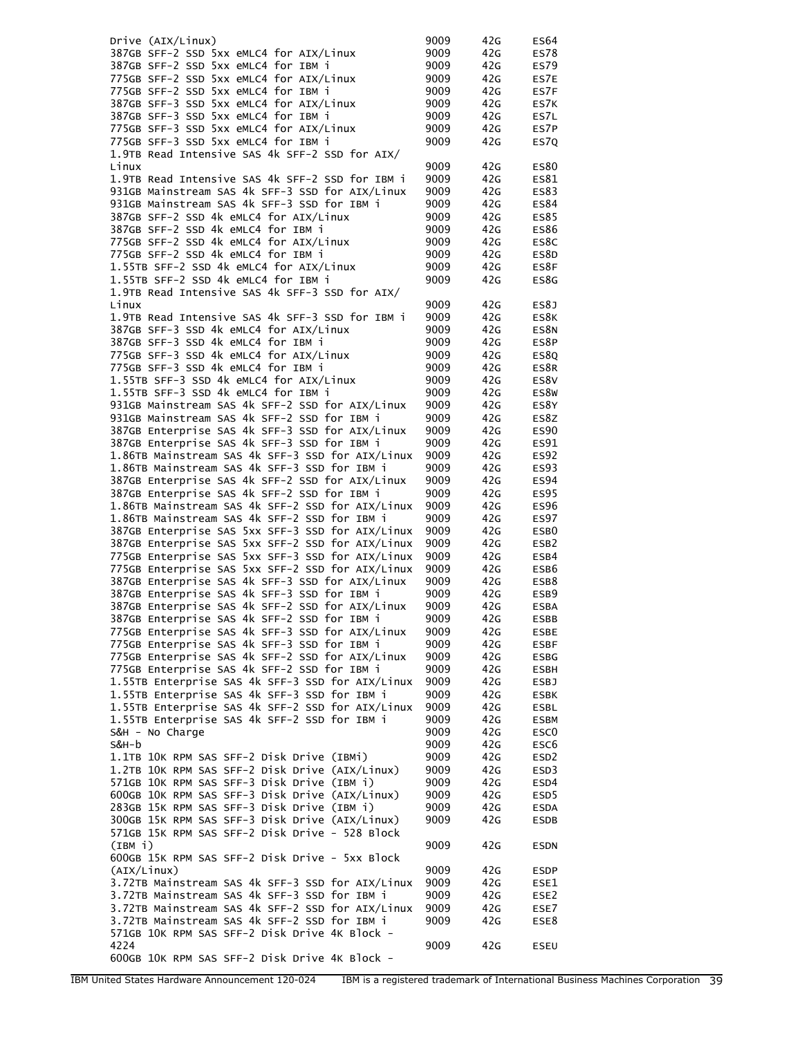| Description | Machine type | Model | Feature |
|---|---|---|---|
| Drive (AIX/Linux) | 9009 | 42G | ES64 |
| 387GB SFF-2 SSD 5xx eMLC4 for AIX/Linux | 9009 | 42G | ES78 |
| 387GB SFF-2 SSD 5xx eMLC4 for IBM i | 9009 | 42G | ES79 |
| 775GB SFF-2 SSD 5xx eMLC4 for AIX/Linux | 9009 | 42G | ES7E |
| 775GB SFF-2 SSD 5xx eMLC4 for IBM i | 9009 | 42G | ES7F |
| 387GB SFF-3 SSD 5xx eMLC4 for AIX/Linux | 9009 | 42G | ES7K |
| 387GB SFF-3 SSD 5xx eMLC4 for IBM i | 9009 | 42G | ES7L |
| 775GB SFF-3 SSD 5xx eMLC4 for AIX/Linux | 9009 | 42G | ES7P |
| 775GB SFF-3 SSD 5xx eMLC4 for IBM i | 9009 | 42G | ES7Q |
| 1.9TB Read Intensive SAS 4k SFF-2 SSD for AIX/ Linux | 9009 | 42G | ES80 |
| 1.9TB Read Intensive SAS 4k SFF-2 SSD for IBM i | 9009 | 42G | ES81 |
| 931GB Mainstream SAS 4k SFF-3 SSD for AIX/Linux | 9009 | 42G | ES83 |
| 931GB Mainstream SAS 4k SFF-3 SSD for IBM i | 9009 | 42G | ES84 |
| 387GB SFF-2 SSD 4k eMLC4 for AIX/Linux | 9009 | 42G | ES85 |
| 387GB SFF-2 SSD 4k eMLC4 for IBM i | 9009 | 42G | ES86 |
| 775GB SFF-2 SSD 4k eMLC4 for AIX/Linux | 9009 | 42G | ES8C |
| 775GB SFF-2 SSD 4k eMLC4 for IBM i | 9009 | 42G | ES8D |
| 1.55TB SFF-2 SSD 4k eMLC4 for AIX/Linux | 9009 | 42G | ES8F |
| 1.55TB SFF-2 SSD 4k eMLC4 for IBM i | 9009 | 42G | ES8G |
| 1.9TB Read Intensive SAS 4k SFF-3 SSD for AIX/ Linux | 9009 | 42G | ES8J |
| 1.9TB Read Intensive SAS 4k SFF-3 SSD for IBM i | 9009 | 42G | ES8K |
| 387GB SFF-3 SSD 4k eMLC4 for AIX/Linux | 9009 | 42G | ES8N |
| 387GB SFF-3 SSD 4k eMLC4 for IBM i | 9009 | 42G | ES8P |
| 775GB SFF-3 SSD 4k eMLC4 for AIX/Linux | 9009 | 42G | ES8Q |
| 775GB SFF-3 SSD 4k eMLC4 for IBM i | 9009 | 42G | ES8R |
| 1.55TB SFF-3 SSD 4k eMLC4 for AIX/Linux | 9009 | 42G | ES8V |
| 1.55TB SFF-3 SSD 4k eMLC4 for IBM i | 9009 | 42G | ES8W |
| 931GB Mainstream SAS 4k SFF-2 SSD for AIX/Linux | 9009 | 42G | ES8Y |
| 931GB Mainstream SAS 4k SFF-2 SSD for IBM i | 9009 | 42G | ES8Z |
| 387GB Enterprise SAS 4k SFF-3 SSD for AIX/Linux | 9009 | 42G | ES90 |
| 387GB Enterprise SAS 4k SFF-3 SSD for IBM i | 9009 | 42G | ES91 |
| 1.86TB Mainstream SAS 4k SFF-3 SSD for AIX/Linux | 9009 | 42G | ES92 |
| 1.86TB Mainstream SAS 4k SFF-3 SSD for IBM i | 9009 | 42G | ES93 |
| 387GB Enterprise SAS 4k SFF-2 SSD for AIX/Linux | 9009 | 42G | ES94 |
| 387GB Enterprise SAS 4k SFF-2 SSD for IBM i | 9009 | 42G | ES95 |
| 1.86TB Mainstream SAS 4k SFF-2 SSD for AIX/Linux | 9009 | 42G | ES96 |
| 1.86TB Mainstream SAS 4k SFF-2 SSD for IBM i | 9009 | 42G | ES97 |
| 387GB Enterprise SAS 5xx SFF-3 SSD for AIX/Linux | 9009 | 42G | ESB0 |
| 387GB Enterprise SAS 5xx SFF-2 SSD for AIX/Linux | 9009 | 42G | ESB2 |
| 775GB Enterprise SAS 5xx SFF-3 SSD for AIX/Linux | 9009 | 42G | ESB4 |
| 775GB Enterprise SAS 5xx SFF-2 SSD for AIX/Linux | 9009 | 42G | ESB6 |
| 387GB Enterprise SAS 4k SFF-3 SSD for AIX/Linux | 9009 | 42G | ESB8 |
| 387GB Enterprise SAS 4k SFF-3 SSD for IBM i | 9009 | 42G | ESB9 |
| 387GB Enterprise SAS 4k SFF-2 SSD for AIX/Linux | 9009 | 42G | ESBA |
| 387GB Enterprise SAS 4k SFF-2 SSD for IBM i | 9009 | 42G | ESBB |
| 775GB Enterprise SAS 4k SFF-3 SSD for AIX/Linux | 9009 | 42G | ESBE |
| 775GB Enterprise SAS 4k SFF-3 SSD for IBM i | 9009 | 42G | ESBF |
| 775GB Enterprise SAS 4k SFF-2 SSD for AIX/Linux | 9009 | 42G | ESBG |
| 775GB Enterprise SAS 4k SFF-2 SSD for IBM i | 9009 | 42G | ESBH |
| 1.55TB Enterprise SAS 4k SFF-3 SSD for AIX/Linux | 9009 | 42G | ESBJ |
| 1.55TB Enterprise SAS 4k SFF-3 SSD for IBM i | 9009 | 42G | ESBK |
| 1.55TB Enterprise SAS 4k SFF-2 SSD for AIX/Linux | 9009 | 42G | ESBL |
| 1.55TB Enterprise SAS 4k SFF-2 SSD for IBM i | 9009 | 42G | ESBM |
| S&H - No Charge | 9009 | 42G | ESC0 |
| S&H-b | 9009 | 42G | ESC6 |
| 1.1TB 10K RPM SAS SFF-2 Disk Drive (IBMi) | 9009 | 42G | ESD2 |
| 1.2TB 10K RPM SAS SFF-2 Disk Drive (AIX/Linux) | 9009 | 42G | ESD3 |
| 571GB 10K RPM SAS SFF-3 Disk Drive (IBM i) | 9009 | 42G | ESD4 |
| 600GB 10K RPM SAS SFF-3 Disk Drive (AIX/Linux) | 9009 | 42G | ESD5 |
| 283GB 15K RPM SAS SFF-3 Disk Drive (IBM i) | 9009 | 42G | ESDA |
| 300GB 15K RPM SAS SFF-3 Disk Drive (AIX/Linux) | 9009 | 42G | ESDB |
| 571GB 15K RPM SAS SFF-2 Disk Drive - 528 Block (IBM i) | 9009 | 42G | ESDN |
| 600GB 15K RPM SAS SFF-2 Disk Drive - 5xx Block (AIX/Linux) | 9009 | 42G | ESDP |
| 3.72TB Mainstream SAS 4k SFF-3 SSD for AIX/Linux | 9009 | 42G | ESE1 |
| 3.72TB Mainstream SAS 4k SFF-3 SSD for IBM i | 9009 | 42G | ESE2 |
| 3.72TB Mainstream SAS 4k SFF-2 SSD for AIX/Linux | 9009 | 42G | ESE7 |
| 3.72TB Mainstream SAS 4k SFF-2 SSD for IBM i | 9009 | 42G | ESE8 |
| 571GB 10K RPM SAS SFF-2 Disk Drive 4K Block - 4224 | 9009 | 42G | ESEU |
| 600GB 10K RPM SAS SFF-2 Disk Drive 4K Block - | | | |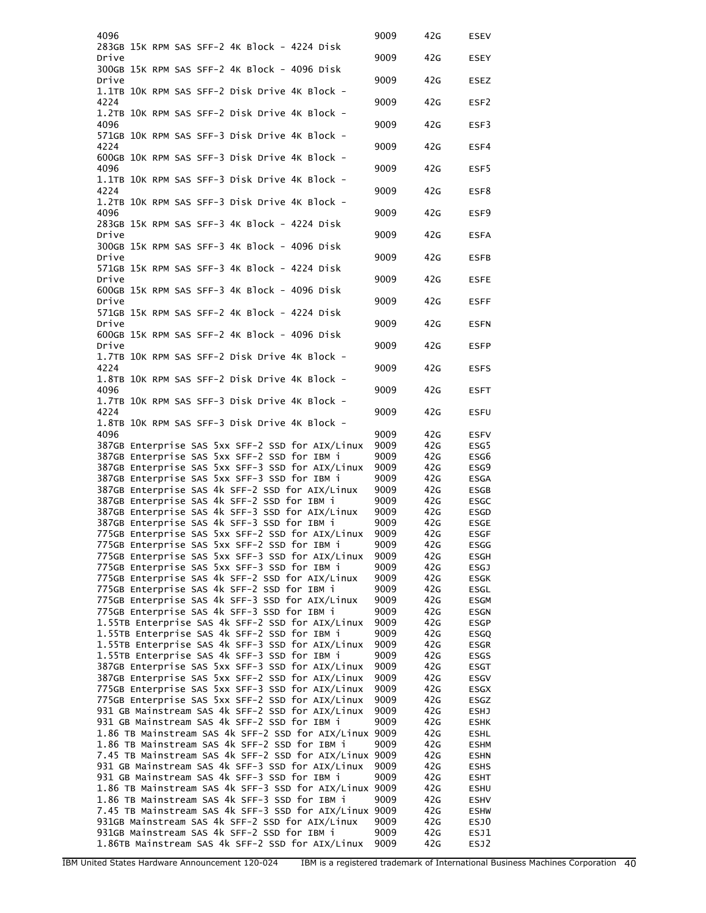| Description | Machine type | Model | Feature |
|---|---|---|---|
| 4096 | 9009 | 42G | ESEV |
| 283GB 15K RPM SAS SFF-2 4K Block - 4224 Disk Drive | 9009 | 42G | ESEY |
| 300GB 15K RPM SAS SFF-2 4K Block - 4096 Disk Drive | 9009 | 42G | ESEZ |
| 1.1TB 10K RPM SAS SFF-2 Disk Drive 4K Block - 4224 | 9009 | 42G | ESF2 |
| 1.2TB 10K RPM SAS SFF-2 Disk Drive 4K Block - 4096 | 9009 | 42G | ESF3 |
| 571GB 10K RPM SAS SFF-3 Disk Drive 4K Block - 4224 | 9009 | 42G | ESF4 |
| 600GB 10K RPM SAS SFF-3 Disk Drive 4K Block - 4096 | 9009 | 42G | ESF5 |
| 1.1TB 10K RPM SAS SFF-3 Disk Drive 4K Block - 4224 | 9009 | 42G | ESF8 |
| 1.2TB 10K RPM SAS SFF-3 Disk Drive 4K Block - 4096 | 9009 | 42G | ESF9 |
| 283GB 15K RPM SAS SFF-3 4K Block - 4224 Disk Drive | 9009 | 42G | ESFA |
| 300GB 15K RPM SAS SFF-3 4K Block - 4096 Disk Drive | 9009 | 42G | ESFB |
| 571GB 15K RPM SAS SFF-3 4K Block - 4224 Disk Drive | 9009 | 42G | ESFE |
| 600GB 15K RPM SAS SFF-3 4K Block - 4096 Disk Drive | 9009 | 42G | ESFF |
| 571GB 15K RPM SAS SFF-2 4K Block - 4224 Disk Drive | 9009 | 42G | ESFN |
| 600GB 15K RPM SAS SFF-2 4K Block - 4096 Disk Drive | 9009 | 42G | ESFP |
| 1.7TB 10K RPM SAS SFF-2 Disk Drive 4K Block - 4224 | 9009 | 42G | ESFS |
| 1.8TB 10K RPM SAS SFF-2 Disk Drive 4K Block - 4096 | 9009 | 42G | ESFT |
| 1.7TB 10K RPM SAS SFF-3 Disk Drive 4K Block - 4224 | 9009 | 42G | ESFU |
| 1.8TB 10K RPM SAS SFF-3 Disk Drive 4K Block - 4096 | 9009 | 42G | ESFV |
| 387GB Enterprise SAS 5xx SFF-2 SSD for AIX/Linux | 9009 | 42G | ESG5 |
| 387GB Enterprise SAS 5xx SFF-2 SSD for IBM i | 9009 | 42G | ESG6 |
| 387GB Enterprise SAS 5xx SFF-3 SSD for AIX/Linux | 9009 | 42G | ESG9 |
| 387GB Enterprise SAS 5xx SFF-3 SSD for IBM i | 9009 | 42G | ESGA |
| 387GB Enterprise SAS 4k SFF-2 SSD for AIX/Linux | 9009 | 42G | ESGB |
| 387GB Enterprise SAS 4k SFF-2 SSD for IBM i | 9009 | 42G | ESGC |
| 387GB Enterprise SAS 4k SFF-3 SSD for AIX/Linux | 9009 | 42G | ESGD |
| 387GB Enterprise SAS 4k SFF-3 SSD for IBM i | 9009 | 42G | ESGE |
| 775GB Enterprise SAS 5xx SFF-2 SSD for AIX/Linux | 9009 | 42G | ESGF |
| 775GB Enterprise SAS 5xx SFF-2 SSD for IBM i | 9009 | 42G | ESGG |
| 775GB Enterprise SAS 5xx SFF-3 SSD for AIX/Linux | 9009 | 42G | ESGH |
| 775GB Enterprise SAS 5xx SFF-3 SSD for IBM i | 9009 | 42G | ESGJ |
| 775GB Enterprise SAS 4k SFF-2 SSD for AIX/Linux | 9009 | 42G | ESGK |
| 775GB Enterprise SAS 4k SFF-2 SSD for IBM i | 9009 | 42G | ESGL |
| 775GB Enterprise SAS 4k SFF-3 SSD for AIX/Linux | 9009 | 42G | ESGM |
| 775GB Enterprise SAS 4k SFF-3 SSD for IBM i | 9009 | 42G | ESGN |
| 1.55TB Enterprise SAS 4k SFF-2 SSD for AIX/Linux | 9009 | 42G | ESGP |
| 1.55TB Enterprise SAS 4k SFF-2 SSD for IBM i | 9009 | 42G | ESGQ |
| 1.55TB Enterprise SAS 4k SFF-3 SSD for AIX/Linux | 9009 | 42G | ESGR |
| 1.55TB Enterprise SAS 4k SFF-3 SSD for IBM i | 9009 | 42G | ESGS |
| 387GB Enterprise SAS 5xx SFF-3 SSD for AIX/Linux | 9009 | 42G | ESGT |
| 387GB Enterprise SAS 5xx SFF-2 SSD for AIX/Linux | 9009 | 42G | ESGV |
| 775GB Enterprise SAS 5xx SFF-3 SSD for AIX/Linux | 9009 | 42G | ESGX |
| 775GB Enterprise SAS 5xx SFF-2 SSD for AIX/Linux | 9009 | 42G | ESGZ |
| 931 GB Mainstream SAS 4k SFF-2 SSD for AIX/Linux | 9009 | 42G | ESHJ |
| 931 GB Mainstream SAS 4k SFF-2 SSD for IBM i | 9009 | 42G | ESHK |
| 1.86 TB Mainstream SAS 4k SFF-2 SSD for AIX/Linux | 9009 | 42G | ESHL |
| 1.86 TB Mainstream SAS 4k SFF-2 SSD for IBM i | 9009 | 42G | ESHM |
| 7.45 TB Mainstream SAS 4k SFF-2 SSD for AIX/Linux | 9009 | 42G | ESHN |
| 931 GB Mainstream SAS 4k SFF-3 SSD for AIX/Linux | 9009 | 42G | ESHS |
| 931 GB Mainstream SAS 4k SFF-3 SSD for IBM i | 9009 | 42G | ESHT |
| 1.86 TB Mainstream SAS 4k SFF-3 SSD for AIX/Linux | 9009 | 42G | ESHU |
| 1.86 TB Mainstream SAS 4k SFF-3 SSD for IBM i | 9009 | 42G | ESHV |
| 7.45 TB Mainstream SAS 4k SFF-3 SSD for AIX/Linux | 9009 | 42G | ESHW |
| 931GB Mainstream SAS 4k SFF-2 SSD for AIX/Linux | 9009 | 42G | ESJ0 |
| 931GB Mainstream SAS 4k SFF-2 SSD for IBM i | 9009 | 42G | ESJ1 |
| 1.86TB Mainstream SAS 4k SFF-2 SSD for AIX/Linux | 9009 | 42G | ESJ2 |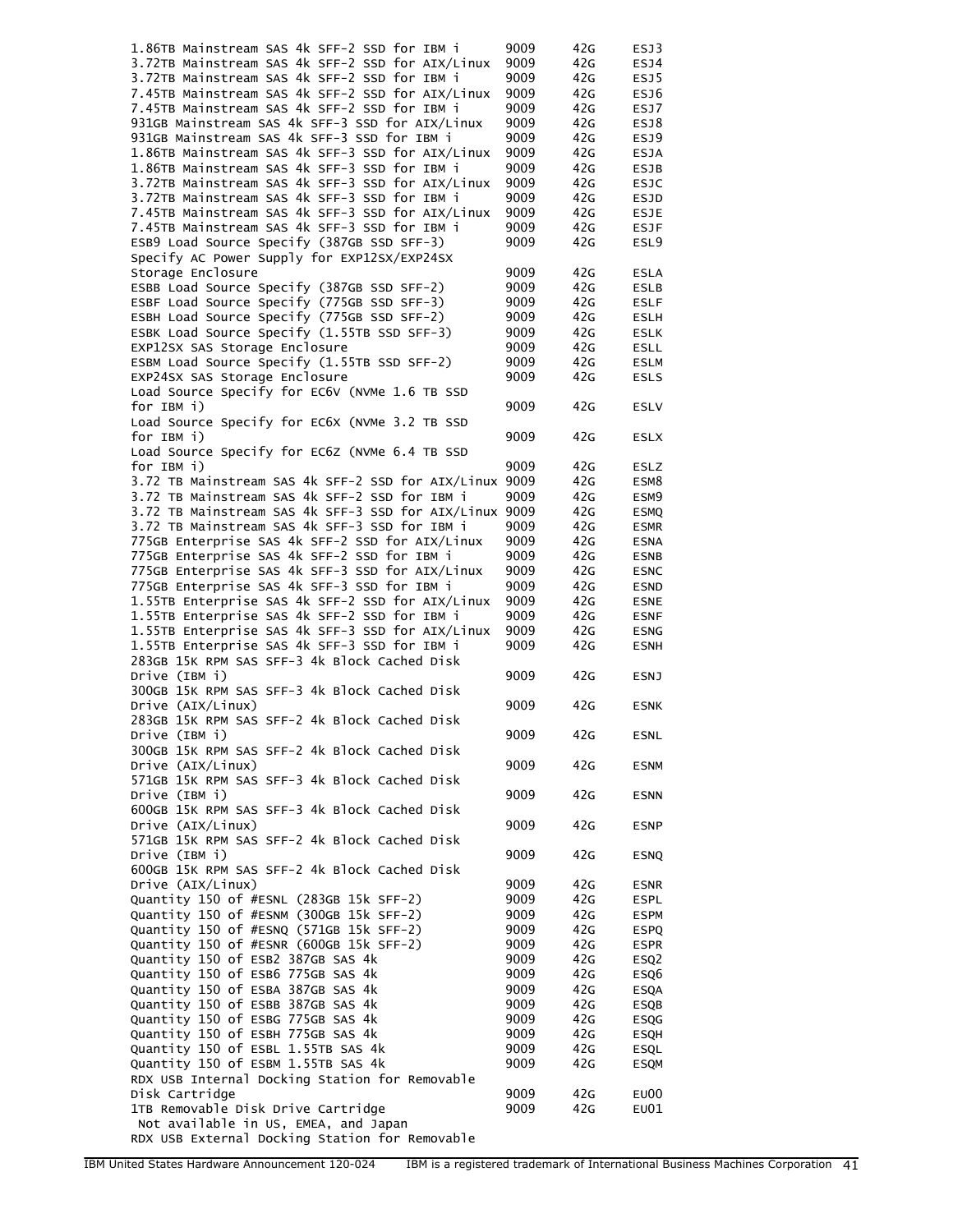| Description | Machine type | Model | Feature |
|---|---|---|---|
| 1.86TB Mainstream SAS 4k SFF-2 SSD for IBM i | 9009 | 42G | ESJ3 |
| 3.72TB Mainstream SAS 4k SFF-2 SSD for AIX/Linux | 9009 | 42G | ESJ4 |
| 3.72TB Mainstream SAS 4k SFF-2 SSD for IBM i | 9009 | 42G | ESJ5 |
| 7.45TB Mainstream SAS 4k SFF-2 SSD for AIX/Linux | 9009 | 42G | ESJ6 |
| 7.45TB Mainstream SAS 4k SFF-2 SSD for IBM i | 9009 | 42G | ESJ7 |
| 931GB Mainstream SAS 4k SFF-3 SSD for AIX/Linux | 9009 | 42G | ESJ8 |
| 931GB Mainstream SAS 4k SFF-3 SSD for IBM i | 9009 | 42G | ESJ9 |
| 1.86TB Mainstream SAS 4k SFF-3 SSD for AIX/Linux | 9009 | 42G | ESJA |
| 1.86TB Mainstream SAS 4k SFF-3 SSD for IBM i | 9009 | 42G | ESJB |
| 3.72TB Mainstream SAS 4k SFF-3 SSD for AIX/Linux | 9009 | 42G | ESJC |
| 3.72TB Mainstream SAS 4k SFF-3 SSD for IBM i | 9009 | 42G | ESJD |
| 7.45TB Mainstream SAS 4k SFF-3 SSD for AIX/Linux | 9009 | 42G | ESJE |
| 7.45TB Mainstream SAS 4k SFF-3 SSD for IBM i | 9009 | 42G | ESJF |
| ESB9 Load Source Specify (387GB SSD SFF-3) | 9009 | 42G | ESL9 |
| Specify AC Power Supply for EXP12SX/EXP24SX Storage Enclosure | 9009 | 42G | ESLA |
| ESBB Load Source Specify (387GB SSD SFF-2) | 9009 | 42G | ESLB |
| ESBF Load Source Specify (775GB SSD SFF-3) | 9009 | 42G | ESLF |
| ESBH Load Source Specify (775GB SSD SFF-2) | 9009 | 42G | ESLH |
| ESBK Load Source Specify (1.55TB SSD SFF-3) | 9009 | 42G | ESLK |
| EXP12SX SAS Storage Enclosure | 9009 | 42G | ESLL |
| ESBM Load Source Specify (1.55TB SSD SFF-2) | 9009 | 42G | ESLM |
| EXP24SX SAS Storage Enclosure | 9009 | 42G | ESLS |
| Load Source Specify for EC6V (NVMe 1.6 TB SSD for IBM i) | 9009 | 42G | ESLV |
| Load Source Specify for EC6X (NVMe 3.2 TB SSD for IBM i) | 9009 | 42G | ESLX |
| Load Source Specify for EC6Z (NVMe 6.4 TB SSD for IBM i) | 9009 | 42G | ESLZ |
| 3.72 TB Mainstream SAS 4k SFF-2 SSD for AIX/Linux | 9009 | 42G | ESM8 |
| 3.72 TB Mainstream SAS 4k SFF-2 SSD for IBM i | 9009 | 42G | ESM9 |
| 3.72 TB Mainstream SAS 4k SFF-3 SSD for AIX/Linux | 9009 | 42G | ESMQ |
| 3.72 TB Mainstream SAS 4k SFF-3 SSD for IBM i | 9009 | 42G | ESMR |
| 775GB Enterprise SAS 4k SFF-2 SSD for AIX/Linux | 9009 | 42G | ESNA |
| 775GB Enterprise SAS 4k SFF-2 SSD for IBM i | 9009 | 42G | ESNB |
| 775GB Enterprise SAS 4k SFF-3 SSD for AIX/Linux | 9009 | 42G | ESNC |
| 775GB Enterprise SAS 4k SFF-3 SSD for IBM i | 9009 | 42G | ESND |
| 1.55TB Enterprise SAS 4k SFF-2 SSD for AIX/Linux | 9009 | 42G | ESNE |
| 1.55TB Enterprise SAS 4k SFF-2 SSD for IBM i | 9009 | 42G | ESNF |
| 1.55TB Enterprise SAS 4k SFF-3 SSD for AIX/Linux | 9009 | 42G | ESNG |
| 1.55TB Enterprise SAS 4k SFF-3 SSD for IBM i | 9009 | 42G | ESNH |
| 283GB 15K RPM SAS SFF-3 4k Block Cached Disk Drive (IBM i) | 9009 | 42G | ESNJ |
| 300GB 15K RPM SAS SFF-3 4k Block Cached Disk Drive (AIX/Linux) | 9009 | 42G | ESNK |
| 283GB 15K RPM SAS SFF-2 4k Block Cached Disk Drive (IBM i) | 9009 | 42G | ESNL |
| 300GB 15K RPM SAS SFF-2 4k Block Cached Disk Drive (AIX/Linux) | 9009 | 42G | ESNM |
| 571GB 15K RPM SAS SFF-3 4k Block Cached Disk Drive (IBM i) | 9009 | 42G | ESNN |
| 600GB 15K RPM SAS SFF-3 4k Block Cached Disk Drive (AIX/Linux) | 9009 | 42G | ESNP |
| 571GB 15K RPM SAS SFF-2 4k Block Cached Disk Drive (IBM i) | 9009 | 42G | ESNQ |
| 600GB 15K RPM SAS SFF-2 4k Block Cached Disk Drive (AIX/Linux) | 9009 | 42G | ESNR |
| Quantity 150 of #ESNL (283GB 15k SFF-2) | 9009 | 42G | ESPL |
| Quantity 150 of #ESNM (300GB 15k SFF-2) | 9009 | 42G | ESPM |
| Quantity 150 of #ESNQ (571GB 15k SFF-2) | 9009 | 42G | ESPQ |
| Quantity 150 of #ESNR (600GB 15k SFF-2) | 9009 | 42G | ESPR |
| Quantity 150 of ESB2 387GB SAS 4k | 9009 | 42G | ESQ2 |
| Quantity 150 of ESB6 775GB SAS 4k | 9009 | 42G | ESQ6 |
| Quantity 150 of ESBA 387GB SAS 4k | 9009 | 42G | ESQA |
| Quantity 150 of ESBB 387GB SAS 4k | 9009 | 42G | ESQB |
| Quantity 150 of ESBG 775GB SAS 4k | 9009 | 42G | ESQG |
| Quantity 150 of ESBH 775GB SAS 4k | 9009 | 42G | ESQH |
| Quantity 150 of ESBL 1.55TB SAS 4k | 9009 | 42G | ESQL |
| Quantity 150 of ESBM 1.55TB SAS 4k | 9009 | 42G | ESQM |
| RDX USB Internal Docking Station for Removable Disk Cartridge | 9009 | 42G | EU00 |
| 1TB Removable Disk Drive Cartridge | 9009 | 42G | EU01 |
| Not available in US, EMEA, and Japan | | | |
| RDX USB External Docking Station for Removable | | | |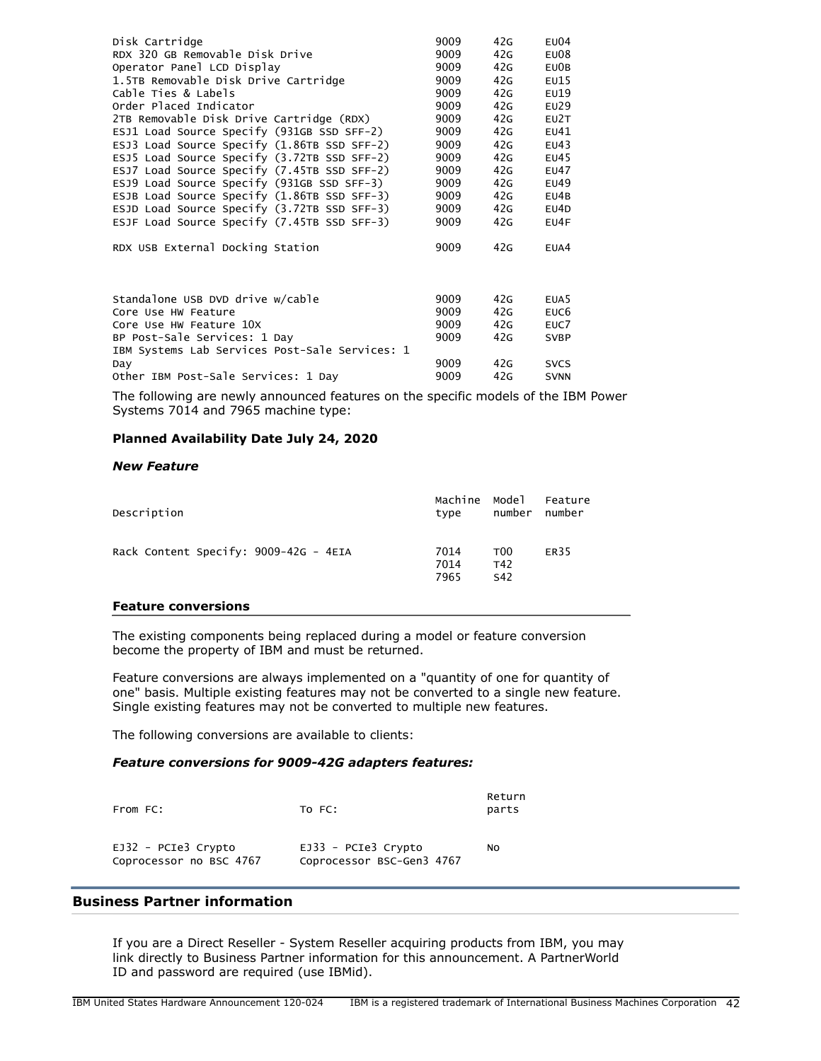| Description | Machine type | Model number | Feature number |
|---|---|---|---|
| Disk Cartridge | 9009 | 42G | EU04 |
| RDX 320 GB Removable Disk Drive | 9009 | 42G | EU08 |
| Operator Panel LCD Display | 9009 | 42G | EU0B |
| 1.5TB Removable Disk Drive Cartridge | 9009 | 42G | EU15 |
| Cable Ties & Labels | 9009 | 42G | EU19 |
| Order Placed Indicator | 9009 | 42G | EU29 |
| 2TB Removable Disk Drive Cartridge (RDX) | 9009 | 42G | EU2T |
| ESJ1 Load Source Specify (931GB SSD SFF-2) | 9009 | 42G | EU41 |
| ESJ3 Load Source Specify (1.86TB SSD SFF-2) | 9009 | 42G | EU43 |
| ESJ5 Load Source Specify (3.72TB SSD SFF-2) | 9009 | 42G | EU45 |
| ESJ7 Load Source Specify (7.45TB SSD SFF-2) | 9009 | 42G | EU47 |
| ESJ9 Load Source Specify (931GB SSD SFF-3) | 9009 | 42G | EU49 |
| ESJB Load Source Specify (1.86TB SSD SFF-3) | 9009 | 42G | EU4B |
| ESJD Load Source Specify (3.72TB SSD SFF-3) | 9009 | 42G | EU4D |
| ESJF Load Source Specify (7.45TB SSD SFF-3) | 9009 | 42G | EU4F |
| RDX USB External Docking Station | 9009 | 42G | EUA4 |
| Standalone USB DVD drive w/cable | 9009 | 42G | EUA5 |
| Core Use HW Feature | 9009 | 42G | EUC6 |
| Core Use HW Feature 10X | 9009 | 42G | EUC7 |
| BP Post-Sale Services: 1 Day | 9009 | 42G | SVBP |
| IBM Systems Lab Services Post-Sale Services: 1 Day | 9009 | 42G | SVCS |
| Other IBM Post-Sale Services: 1 Day | 9009 | 42G | SVNN |

The following are newly announced features on the specific models of the IBM Power Systems 7014 and 7965 machine type:

**Planned Availability Date July 24, 2020**

***New Feature***

| Description | Machine type | Model number | Feature number |
|---|---|---|---|
| Rack Content Specify: 9009-42G - 4EIA | 7014 | T00 | ER35 |
| | 7014 | T42 | |
| | 7965 | S42 | |

### Feature conversions

The existing components being replaced during a model or feature conversion become the property of IBM and must be returned.

Feature conversions are always implemented on a "quantity of one for quantity of one" basis. Multiple existing features may not be converted to a single new feature. Single existing features may not be converted to multiple new features.

The following conversions are available to clients:

***Feature conversions for 9009-42G adapters features:***

| From FC: | To FC: | Return parts |
|---|---|---|
| EJ32 - PCIe3 Crypto Coprocessor no BSC 4767 | EJ33 - PCIe3 Crypto Coprocessor BSC-Gen3 4767 | No |

## Business Partner information

If you are a Direct Reseller - System Reseller acquiring products from IBM, you may link directly to Business Partner information for this announcement. A PartnerWorld ID and password are required (use IBMid).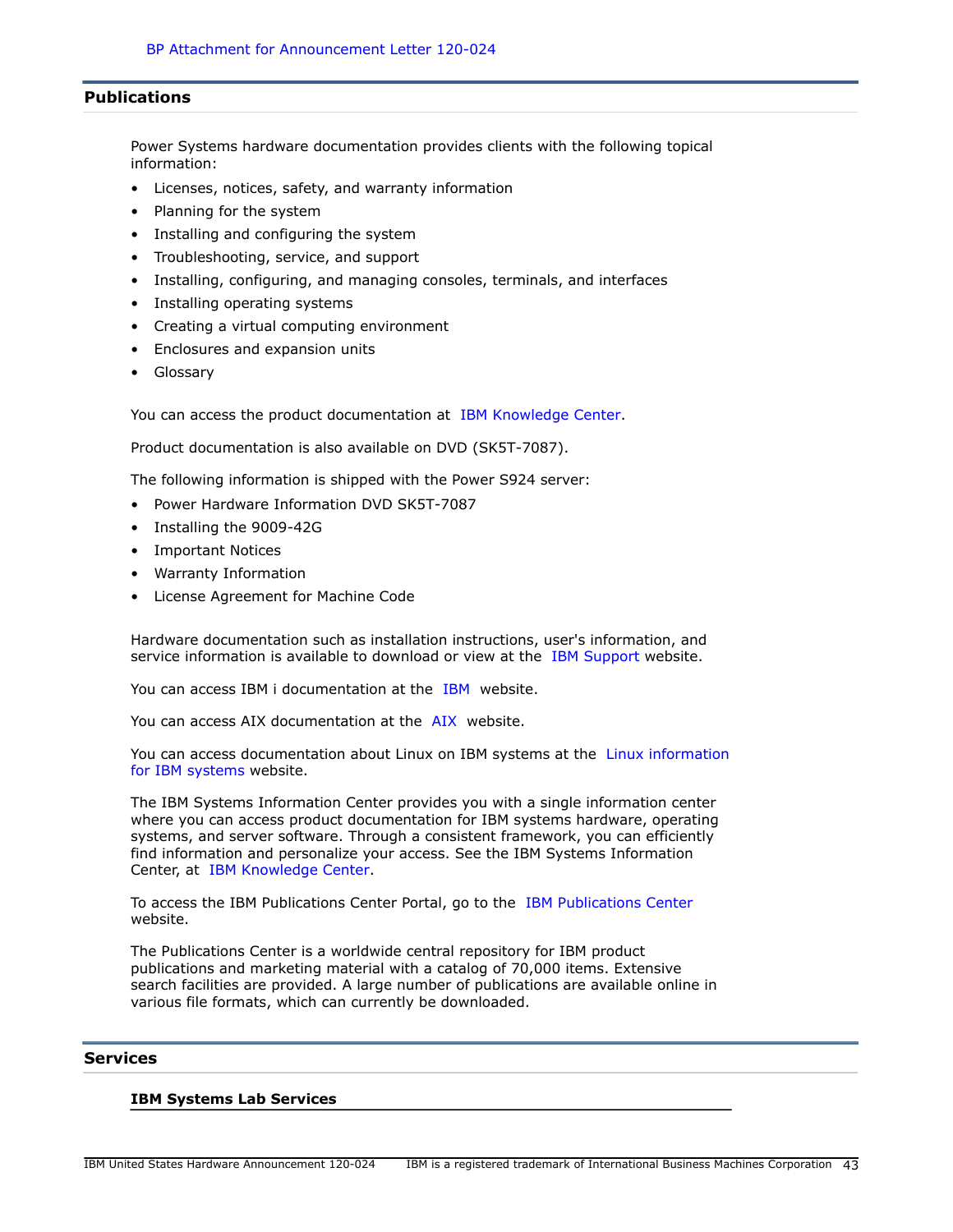## Publications

Power Systems hardware documentation provides clients with the following topical information:

- Licenses, notices, safety, and warranty information
- Planning for the system
- Installing and configuring the system
- Troubleshooting, service, and support
- Installing, configuring, and managing consoles, terminals, and interfaces
- Installing operating systems
- Creating a virtual computing environment
- Enclosures and expansion units
- Glossary

You can access the product documentation at IBM Knowledge Center.

Product documentation is also available on DVD (SK5T-7087).

The following information is shipped with the Power S924 server:

- Power Hardware Information DVD SK5T-7087
- Installing the 9009-42G
- Important Notices
- Warranty Information
- License Agreement for Machine Code

Hardware documentation such as installation instructions, user's information, and service information is available to download or view at the IBM Support website.

You can access IBM i documentation at the IBM website.

You can access AIX documentation at the AIX website.

You can access documentation about Linux on IBM systems at the Linux information for IBM systems website.

The IBM Systems Information Center provides you with a single information center where you can access product documentation for IBM systems hardware, operating systems, and server software. Through a consistent framework, you can efficiently find information and personalize your access. See the IBM Systems Information Center, at IBM Knowledge Center.

To access the IBM Publications Center Portal, go to the IBM Publications Center website.

The Publications Center is a worldwide central repository for IBM product publications and marketing material with a catalog of 70,000 items. Extensive search facilities are provided. A large number of publications are available online in various file formats, which can currently be downloaded.

## Services

### IBM Systems Lab Services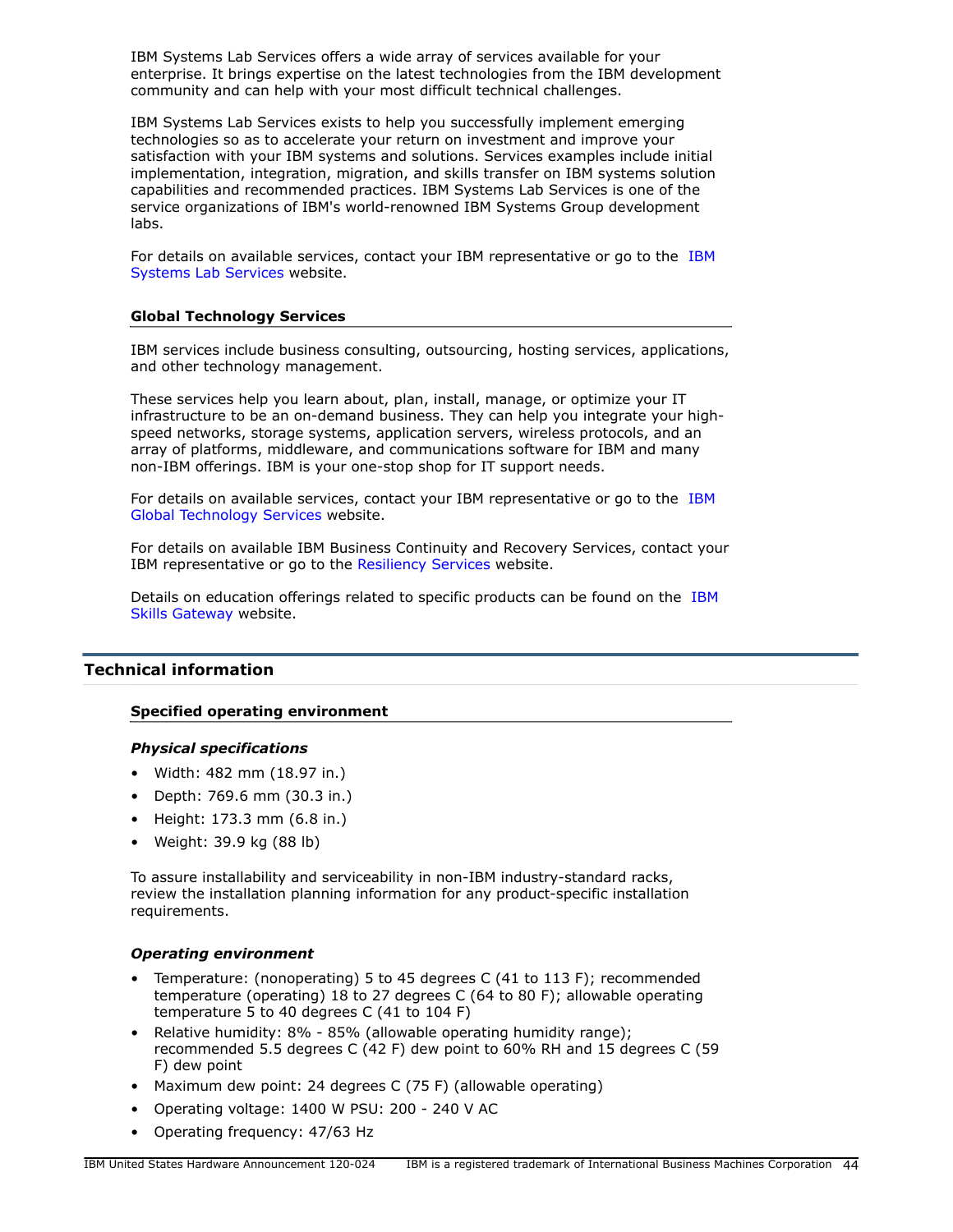IBM Systems Lab Services offers a wide array of services available for your enterprise. It brings expertise on the latest technologies from the IBM development community and can help with your most difficult technical challenges.

IBM Systems Lab Services exists to help you successfully implement emerging technologies so as to accelerate your return on investment and improve your satisfaction with your IBM systems and solutions. Services examples include initial implementation, integration, migration, and skills transfer on IBM systems solution capabilities and recommended practices. IBM Systems Lab Services is one of the service organizations of IBM's world-renowned IBM Systems Group development labs.

For details on available services, contact your IBM representative or go to the IBM Systems Lab Services website.

### Global Technology Services

IBM services include business consulting, outsourcing, hosting services, applications, and other technology management.

These services help you learn about, plan, install, manage, or optimize your IT infrastructure to be an on-demand business. They can help you integrate your high-speed networks, storage systems, application servers, wireless protocols, and an array of platforms, middleware, and communications software for IBM and many non-IBM offerings. IBM is your one-stop shop for IT support needs.

For details on available services, contact your IBM representative or go to the IBM Global Technology Services website.

For details on available IBM Business Continuity and Recovery Services, contact your IBM representative or go to the Resiliency Services website.

Details on education offerings related to specific products can be found on the IBM Skills Gateway website.

## Technical information

### Specified operating environment

***Physical specifications***

- Width: 482 mm (18.97 in.)
- Depth: 769.6 mm (30.3 in.)
- Height: 173.3 mm (6.8 in.)
- Weight: 39.9 kg (88 lb)

To assure installability and serviceability in non-IBM industry-standard racks, review the installation planning information for any product-specific installation requirements.

***Operating environment***

- Temperature: (nonoperating) 5 to 45 degrees C (41 to 113 F); recommended temperature (operating) 18 to 27 degrees C (64 to 80 F); allowable operating temperature 5 to 40 degrees C (41 to 104 F)
- Relative humidity: 8% - 85% (allowable operating humidity range); recommended 5.5 degrees C (42 F) dew point to 60% RH and 15 degrees C (59 F) dew point
- Maximum dew point: 24 degrees C (75 F) (allowable operating)
- Operating voltage: 1400 W PSU: 200 - 240 V AC
- Operating frequency: 47/63 Hz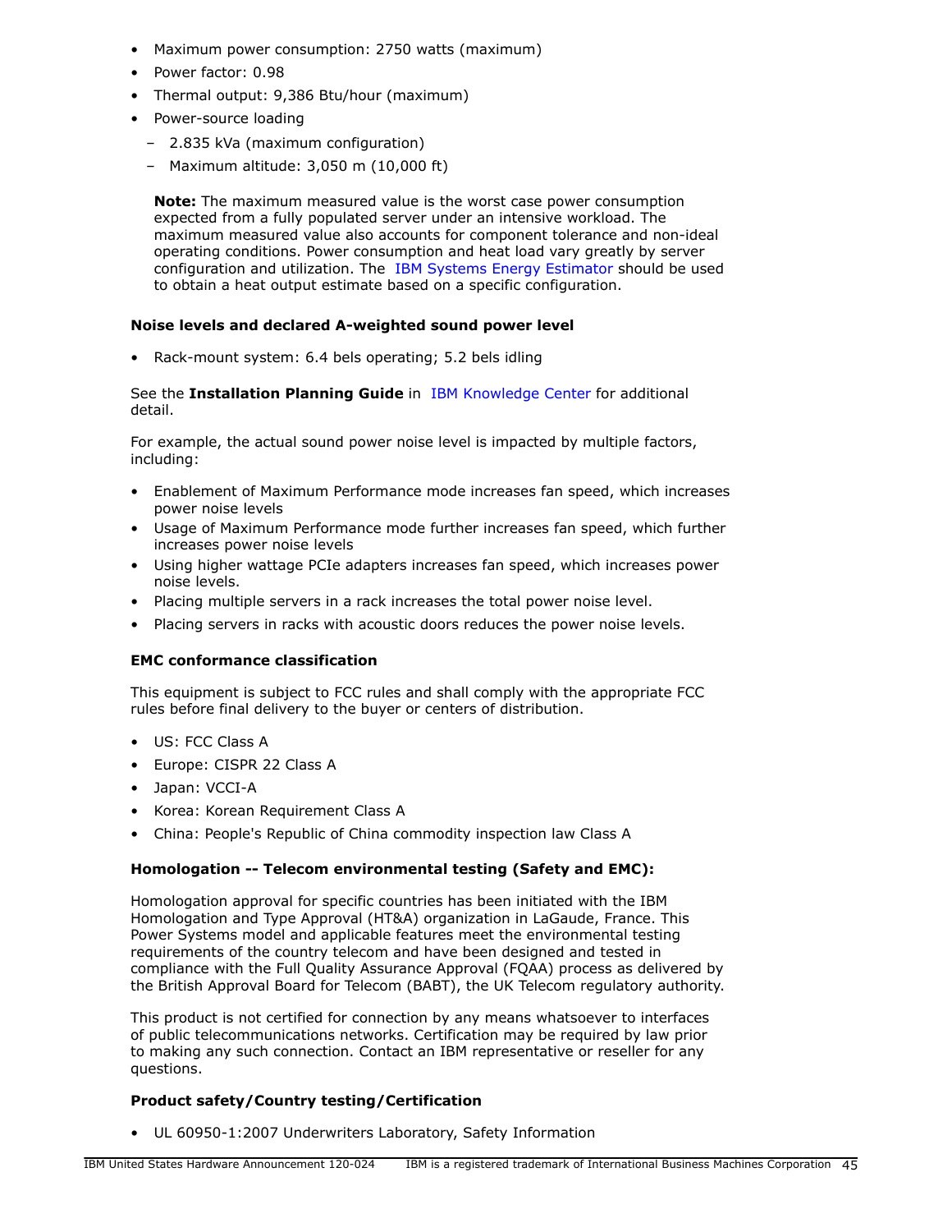- Maximum power consumption: 2750 watts (maximum)
- Power factor: 0.98
- Thermal output: 9,386 Btu/hour (maximum)
- Power-source loading
  - 2.835 kVa (maximum configuration)
  - Maximum altitude: 3,050 m (10,000 ft)

  **Note:** The maximum measured value is the worst case power consumption expected from a fully populated server under an intensive workload. The maximum measured value also accounts for component tolerance and non-ideal operating conditions. Power consumption and heat load vary greatly by server configuration and utilization. The IBM Systems Energy Estimator should be used to obtain a heat output estimate based on a specific configuration.

**Noise levels and declared A-weighted sound power level**

- Rack-mount system: 6.4 bels operating; 5.2 bels idling

See the **Installation Planning Guide** in IBM Knowledge Center for additional detail.

For example, the actual sound power noise level is impacted by multiple factors, including:

- Enablement of Maximum Performance mode increases fan speed, which increases power noise levels
- Usage of Maximum Performance mode further increases fan speed, which further increases power noise levels
- Using higher wattage PCIe adapters increases fan speed, which increases power noise levels.
- Placing multiple servers in a rack increases the total power noise level.
- Placing servers in racks with acoustic doors reduces the power noise levels.

**EMC conformance classification**

This equipment is subject to FCC rules and shall comply with the appropriate FCC rules before final delivery to the buyer or centers of distribution.

- US: FCC Class A
- Europe: CISPR 22 Class A
- Japan: VCCI-A
- Korea: Korean Requirement Class A
- China: People's Republic of China commodity inspection law Class A

**Homologation -- Telecom environmental testing (Safety and EMC):**

Homologation approval for specific countries has been initiated with the IBM Homologation and Type Approval (HT&A) organization in LaGaude, France. This Power Systems model and applicable features meet the environmental testing requirements of the country telecom and have been designed and tested in compliance with the Full Quality Assurance Approval (FQAA) process as delivered by the British Approval Board for Telecom (BABT), the UK Telecom regulatory authority.

This product is not certified for connection by any means whatsoever to interfaces of public telecommunications networks. Certification may be required by law prior to making any such connection. Contact an IBM representative or reseller for any questions.

**Product safety/Country testing/Certification**

- UL 60950-1:2007 Underwriters Laboratory, Safety Information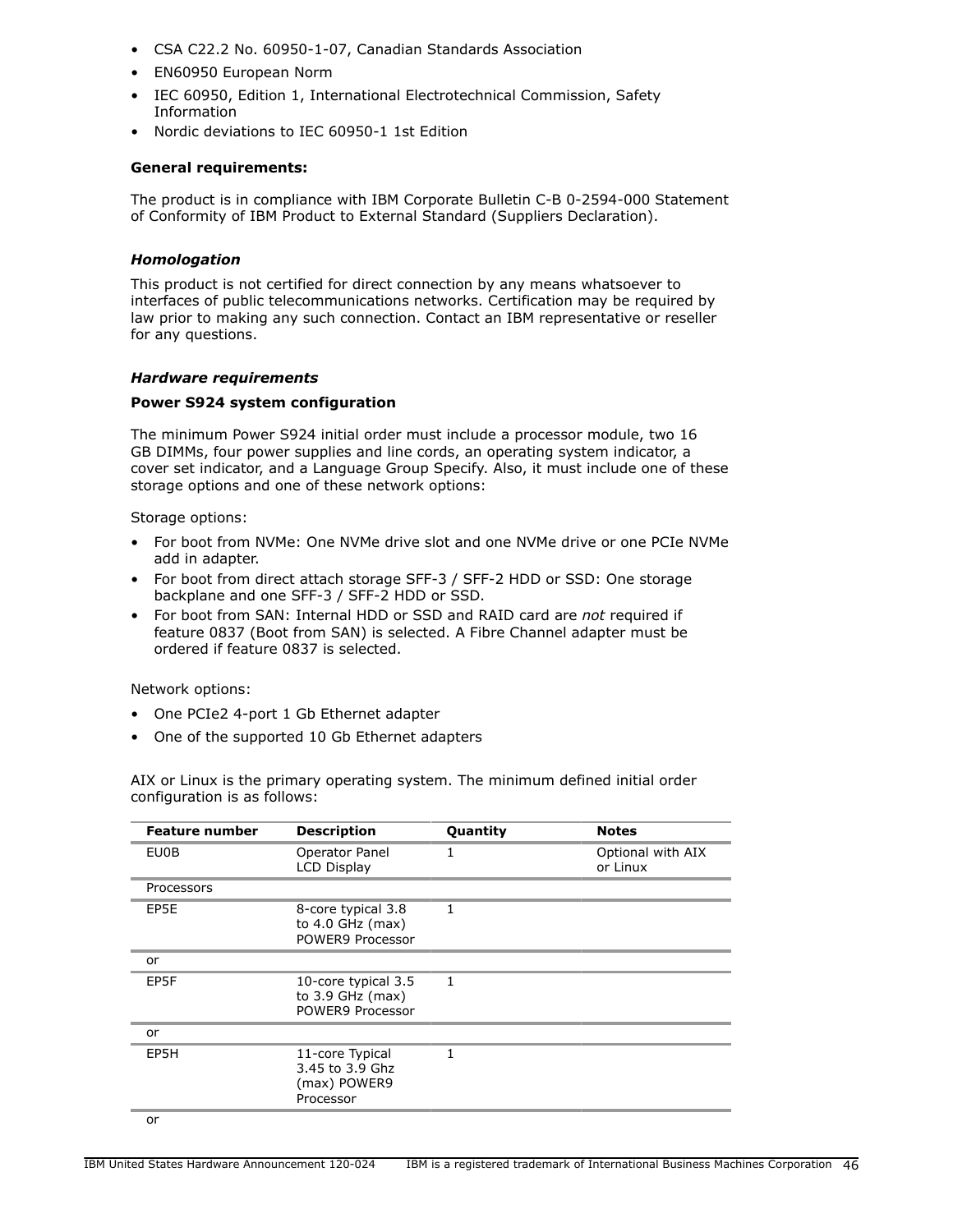- CSA C22.2 No. 60950-1-07, Canadian Standards Association
- EN60950 European Norm
- IEC 60950, Edition 1, International Electrotechnical Commission, Safety Information
- Nordic deviations to IEC 60950-1 1st Edition

**General requirements:**

The product is in compliance with IBM Corporate Bulletin C-B 0-2594-000 Statement of Conformity of IBM Product to External Standard (Suppliers Declaration).

### *Homologation*

This product is not certified for direct connection by any means whatsoever to interfaces of public telecommunications networks. Certification may be required by law prior to making any such connection. Contact an IBM representative or reseller for any questions.

### *Hardware requirements*

**Power S924 system configuration**

The minimum Power S924 initial order must include a processor module, two 16 GB DIMMs, four power supplies and line cords, an operating system indicator, a cover set indicator, and a Language Group Specify. Also, it must include one of these storage options and one of these network options:

Storage options:

- For boot from NVMe: One NVMe drive slot and one NVMe drive or one PCIe NVMe add in adapter.
- For boot from direct attach storage SFF-3 / SFF-2 HDD or SSD: One storage backplane and one SFF-3 / SFF-2 HDD or SSD.
- For boot from SAN: Internal HDD or SSD and RAID card are *not* required if feature 0837 (Boot from SAN) is selected. A Fibre Channel adapter must be ordered if feature 0837 is selected.

Network options:

- One PCIe2 4-port 1 Gb Ethernet adapter
- One of the supported 10 Gb Ethernet adapters

AIX or Linux is the primary operating system. The minimum defined initial order configuration is as follows:

| Feature number | Description | Quantity | Notes |
|---|---|---|---|
| EU0B | Operator Panel LCD Display | 1 | Optional with AIX or Linux |
| Processors | | | |
| EP5E | 8-core typical 3.8 to 4.0 GHz (max) POWER9 Processor | 1 | |
| or | | | |
| EP5F | 10-core typical 3.5 to 3.9 GHz (max) POWER9 Processor | 1 | |
| or | | | |
| EP5H | 11-core Typical 3.45 to 3.9 Ghz (max) POWER9 Processor | 1 | |
| or | | | |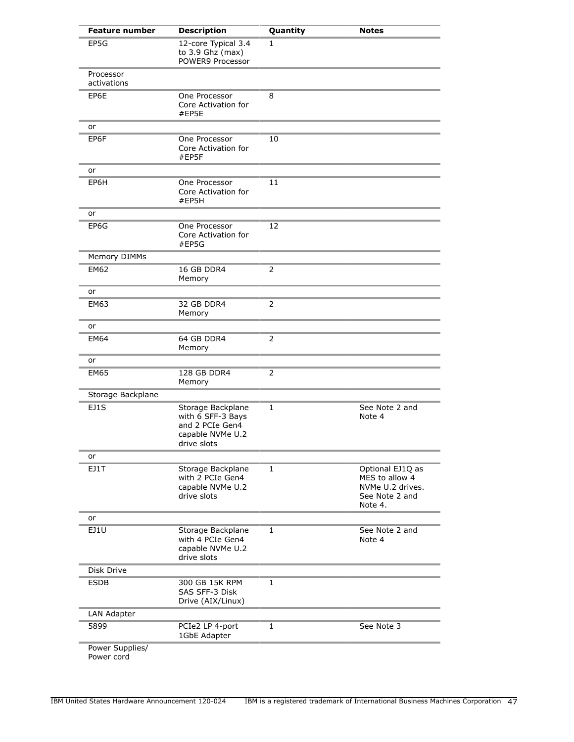| Feature number | Description | Quantity | Notes |
|---|---|---|---|
| EP5G | 12-core Typical 3.4 to 3.9 Ghz (max) POWER9 Processor | 1 | |
| Processor activations | | | |
| EP6E | One Processor Core Activation for #EP5E | 8 | |
| or | | | |
| EP6F | One Processor Core Activation for #EP5F | 10 | |
| or | | | |
| EP6H | One Processor Core Activation for #EP5H | 11 | |
| or | | | |
| EP6G | One Processor Core Activation for #EP5G | 12 | |
| Memory DIMMs | | | |
| EM62 | 16 GB DDR4 Memory | 2 | |
| or | | | |
| EM63 | 32 GB DDR4 Memory | 2 | |
| or | | | |
| EM64 | 64 GB DDR4 Memory | 2 | |
| or | | | |
| EM65 | 128 GB DDR4 Memory | 2 | |
| Storage Backplane | | | |
| EJ1S | Storage Backplane with 6 SFF-3 Bays and 2 PCIe Gen4 capable NVMe U.2 drive slots | 1 | See Note 2 and Note 4 |
| or | | | |
| EJ1T | Storage Backplane with 2 PCIe Gen4 capable NVMe U.2 drive slots | 1 | Optional EJ1Q as MES to allow 4 NVMe U.2 drives. See Note 2 and Note 4. |
| or | | | |
| EJ1U | Storage Backplane with 4 PCIe Gen4 capable NVMe U.2 drive slots | 1 | See Note 2 and Note 4 |
| Disk Drive | | | |
| ESDB | 300 GB 15K RPM SAS SFF-3 Disk Drive (AIX/Linux) | 1 | |
| LAN Adapter | | | |
| 5899 | PCIe2 LP 4-port 1GbE Adapter | 1 | See Note 3 |
| Power Supplies/ Power cord | | | |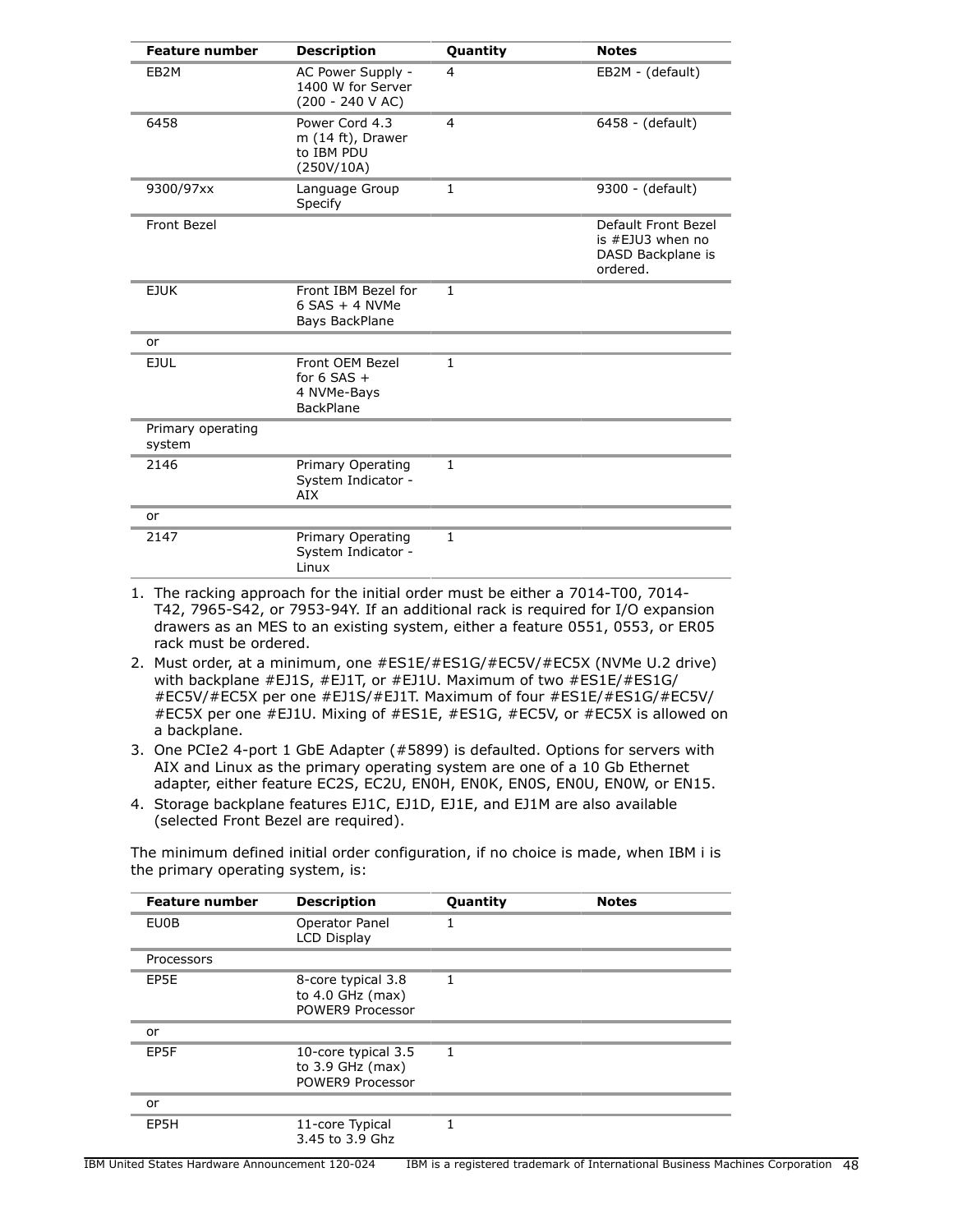| Feature number | Description | Quantity | Notes |
|---|---|---|---|
| EB2M | AC Power Supply - 1400 W for Server (200 - 240 V AC) | 4 | EB2M - (default) |
| 6458 | Power Cord 4.3 m (14 ft), Drawer to IBM PDU (250V/10A) | 4 | 6458 - (default) |
| 9300/97xx | Language Group Specify | 1 | 9300 - (default) |
| Front Bezel | | | Default Front Bezel is #EJU3 when no DASD Backplane is ordered. |
| EJUK | Front IBM Bezel for 6 SAS + 4 NVMe Bays BackPlane | 1 | |
| or | | | |
| EJUL | Front OEM Bezel for 6 SAS + 4 NVMe-Bays BackPlane | 1 | |
| Primary operating system | | | |
| 2146 | Primary Operating System Indicator - AIX | 1 | |
| or | | | |
| 2147 | Primary Operating System Indicator - Linux | 1 | |

1. The racking approach for the initial order must be either a 7014-T00, 7014-T42, 7965-S42, or 7953-94Y. If an additional rack is required for I/O expansion drawers as an MES to an existing system, either a feature 0551, 0553, or ER05 rack must be ordered.
2. Must order, at a minimum, one #ES1E/#ES1G/#EC5V/#EC5X (NVMe U.2 drive) with backplane #EJ1S, #EJ1T, or #EJ1U. Maximum of two #ES1E/#ES1G/#EC5V/#EC5X per one #EJ1S/#EJ1T. Maximum of four #ES1E/#ES1G/#EC5V/#EC5X per one #EJ1U. Mixing of #ES1E, #ES1G, #EC5V, or #EC5X is allowed on a backplane.
3. One PCIe2 4-port 1 GbE Adapter (#5899) is defaulted. Options for servers with AIX and Linux as the primary operating system are one of a 10 Gb Ethernet adapter, either feature EC2S, EC2U, EN0H, EN0K, EN0S, EN0U, EN0W, or EN15.
4. Storage backplane features EJ1C, EJ1D, EJ1E, and EJ1M are also available (selected Front Bezel are required).

The minimum defined initial order configuration, if no choice is made, when IBM i is the primary operating system, is:

| Feature number | Description | Quantity | Notes |
|---|---|---|---|
| EU0B | Operator Panel LCD Display | 1 | |
| Processors | | | |
| EP5E | 8-core typical 3.8 to 4.0 GHz (max) POWER9 Processor | 1 | |
| or | | | |
| EP5F | 10-core typical 3.5 to 3.9 GHz (max) POWER9 Processor | 1 | |
| or | | | |
| EP5H | 11-core Typical 3.45 to 3.9 Ghz | 1 | |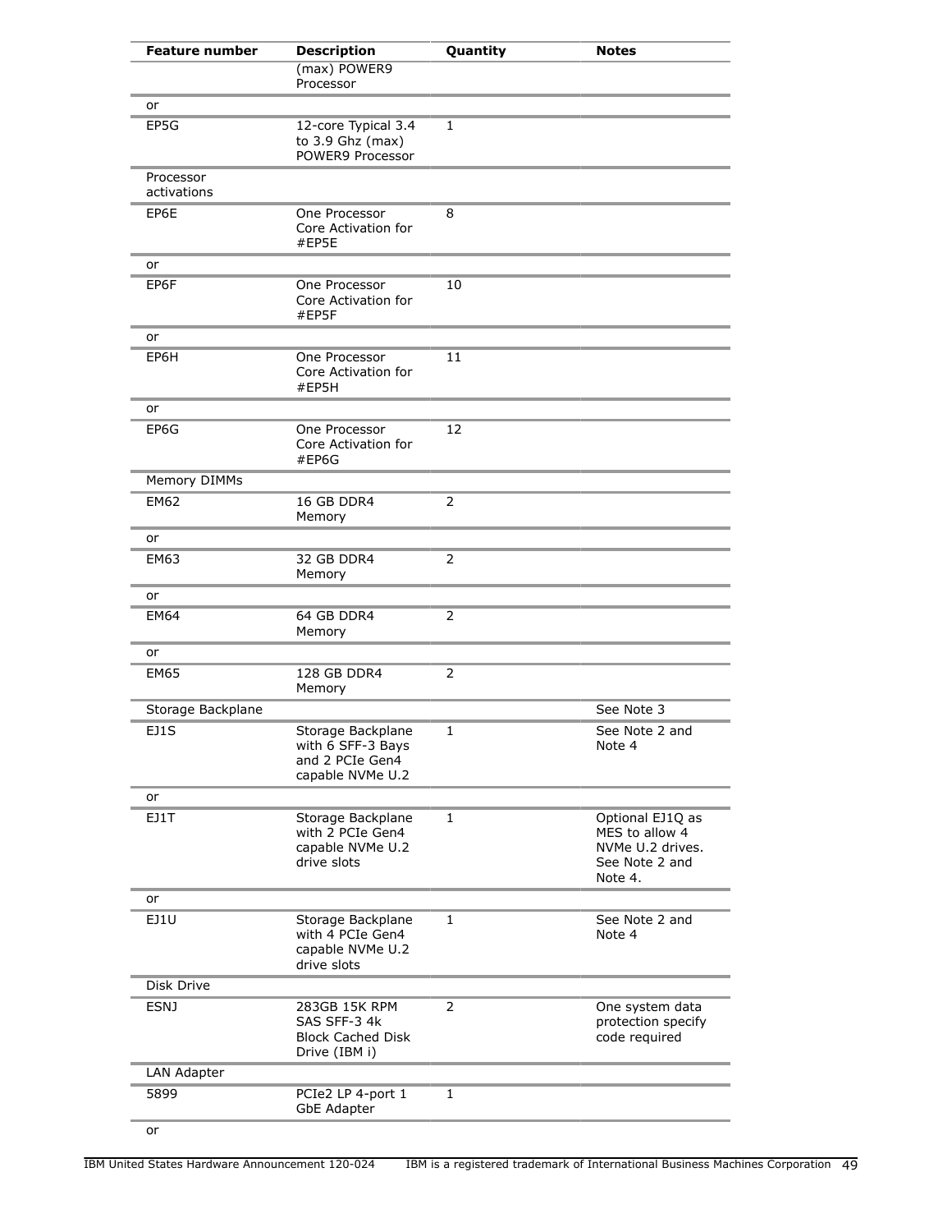| Feature number | Description | Quantity | Notes |
|---|---|---|---|
| | (max) POWER9 Processor | | |
| or | | | |
| EP5G | 12-core Typical 3.4 to 3.9 Ghz (max) POWER9 Processor | 1 | |
| Processor activations | | | |
| EP6E | One Processor Core Activation for #EP5E | 8 | |
| or | | | |
| EP6F | One Processor Core Activation for #EP5F | 10 | |
| or | | | |
| EP6H | One Processor Core Activation for #EP5H | 11 | |
| or | | | |
| EP6G | One Processor Core Activation for #EP6G | 12 | |
| Memory DIMMs | | | |
| EM62 | 16 GB DDR4 Memory | 2 | |
| or | | | |
| EM63 | 32 GB DDR4 Memory | 2 | |
| or | | | |
| EM64 | 64 GB DDR4 Memory | 2 | |
| or | | | |
| EM65 | 128 GB DDR4 Memory | 2 | |
| Storage Backplane | | | See Note 3 |
| EJ1S | Storage Backplane with 6 SFF-3 Bays and 2 PCIe Gen4 capable NVMe U.2 | 1 | See Note 2 and Note 4 |
| or | | | |
| EJ1T | Storage Backplane with 2 PCIe Gen4 capable NVMe U.2 drive slots | 1 | Optional EJ1Q as MES to allow 4 NVMe U.2 drives. See Note 2 and Note 4. |
| or | | | |
| EJ1U | Storage Backplane with 4 PCIe Gen4 capable NVMe U.2 drive slots | 1 | See Note 2 and Note 4 |
| Disk Drive | | | |
| ESNJ | 283GB 15K RPM SAS SFF-3 4k Block Cached Disk Drive (IBM i) | 2 | One system data protection specify code required |
| LAN Adapter | | | |
| 5899 | PCIe2 LP 4-port 1 GbE Adapter | 1 | |
| or | | | |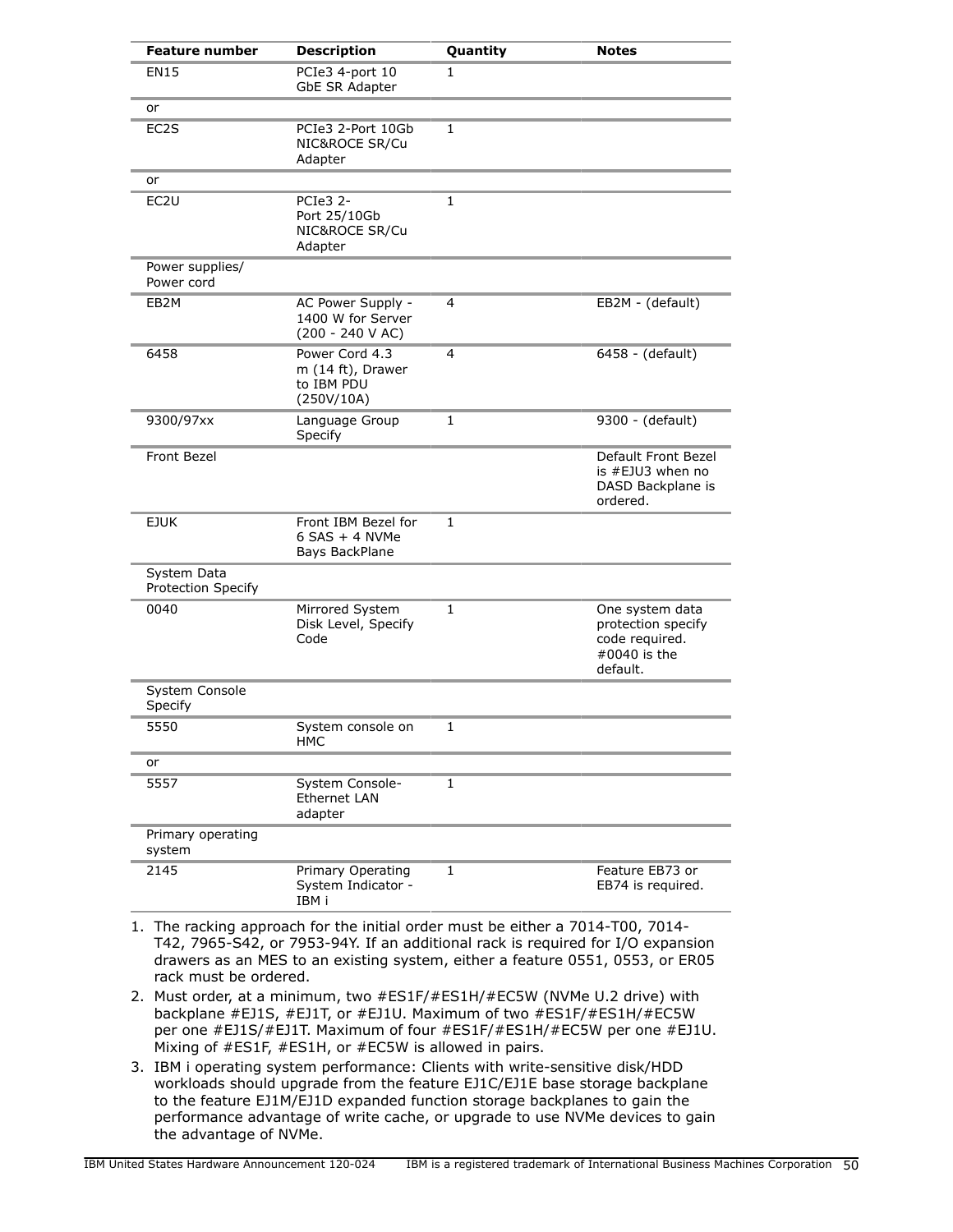| Feature number | Description | Quantity | Notes |
|---|---|---|---|
| EN15 | PCIe3 4-port 10 GbE SR Adapter | 1 | |
| or | | | |
| EC2S | PCIe3 2-Port 10Gb NIC&ROCE SR/Cu Adapter | 1 | |
| or | | | |
| EC2U | PCIe3 2-Port 25/10Gb NIC&ROCE SR/Cu Adapter | 1 | |
| Power supplies/ Power cord | | | |
| EB2M | AC Power Supply - 1400 W for Server (200 - 240 V AC) | 4 | EB2M - (default) |
| 6458 | Power Cord 4.3 m (14 ft), Drawer to IBM PDU (250V/10A) | 4 | 6458 - (default) |
| 9300/97xx | Language Group Specify | 1 | 9300 - (default) |
| Front Bezel | | | Default Front Bezel is #EJU3 when no DASD Backplane is ordered. |
| EJUK | Front IBM Bezel for 6 SAS + 4 NVMe Bays BackPlane | 1 | |
| System Data Protection Specify | | | |
| 0040 | Mirrored System Disk Level, Specify Code | 1 | One system data protection specify code required. #0040 is the default. |
| System Console Specify | | | |
| 5550 | System console on HMC | 1 | |
| or | | | |
| 5557 | System Console-Ethernet LAN adapter | 1 | |
| Primary operating system | | | |
| 2145 | Primary Operating System Indicator - IBM i | 1 | Feature EB73 or EB74 is required. |

1. The racking approach for the initial order must be either a 7014-T00, 7014-T42, 7965-S42, or 7953-94Y. If an additional rack is required for I/O expansion drawers as an MES to an existing system, either a feature 0551, 0553, or ER05 rack must be ordered.
2. Must order, at a minimum, two #ES1F/#ES1H/#EC5W (NVMe U.2 drive) with backplane #EJ1S, #EJ1T, or #EJ1U. Maximum of two #ES1F/#ES1H/#EC5W per one #EJ1S/#EJ1T. Maximum of four #ES1F/#ES1H/#EC5W per one #EJ1U. Mixing of #ES1F, #ES1H, or #EC5W is allowed in pairs.
3. IBM i operating system performance: Clients with write-sensitive disk/HDD workloads should upgrade from the feature EJ1C/EJ1E base storage backplane to the feature EJ1M/EJ1D expanded function storage backplanes to gain the performance advantage of write cache, or upgrade to use NVMe devices to gain the advantage of NVMe.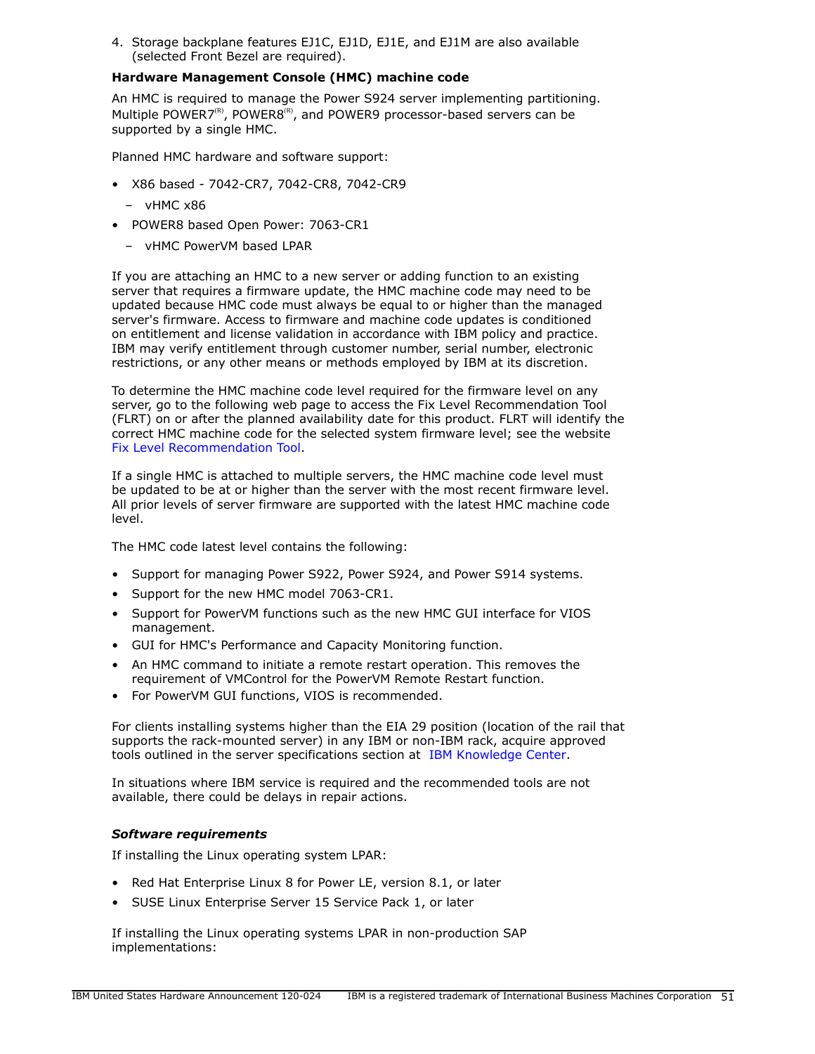4. Storage backplane features EJ1C, EJ1D, EJ1E, and EJ1M are also available (selected Front Bezel are required).

**Hardware Management Console (HMC) machine code**

An HMC is required to manage the Power S924 server implementing partitioning. Multiple POWER7(R), POWER8(R), and POWER9 processor-based servers can be supported by a single HMC.

Planned HMC hardware and software support:

- X86 based - 7042-CR7, 7042-CR8, 7042-CR9
  - vHMC x86
- POWER8 based Open Power: 7063-CR1
  - vHMC PowerVM based LPAR

If you are attaching an HMC to a new server or adding function to an existing server that requires a firmware update, the HMC machine code may need to be updated because HMC code must always be equal to or higher than the managed server's firmware. Access to firmware and machine code updates is conditioned on entitlement and license validation in accordance with IBM policy and practice. IBM may verify entitlement through customer number, serial number, electronic restrictions, or any other means or methods employed by IBM at its discretion.

To determine the HMC machine code level required for the firmware level on any server, go to the following web page to access the Fix Level Recommendation Tool (FLRT) on or after the planned availability date for this product. FLRT will identify the correct HMC machine code for the selected system firmware level; see the website Fix Level Recommendation Tool.

If a single HMC is attached to multiple servers, the HMC machine code level must be updated to be at or higher than the server with the most recent firmware level. All prior levels of server firmware are supported with the latest HMC machine code level.

The HMC code latest level contains the following:

- Support for managing Power S922, Power S924, and Power S914 systems.
- Support for the new HMC model 7063-CR1.
- Support for PowerVM functions such as the new HMC GUI interface for VIOS management.
- GUI for HMC's Performance and Capacity Monitoring function.
- An HMC command to initiate a remote restart operation. This removes the requirement of VMControl for the PowerVM Remote Restart function.
- For PowerVM GUI functions, VIOS is recommended.

For clients installing systems higher than the EIA 29 position (location of the rail that supports the rack-mounted server) in any IBM or non-IBM rack, acquire approved tools outlined in the server specifications section at IBM Knowledge Center.

In situations where IBM service is required and the recommended tools are not available, there could be delays in repair actions.

***Software requirements***

If installing the Linux operating system LPAR:

- Red Hat Enterprise Linux 8 for Power LE, version 8.1, or later
- SUSE Linux Enterprise Server 15 Service Pack 1, or later

If installing the Linux operating systems LPAR in non-production SAP implementations: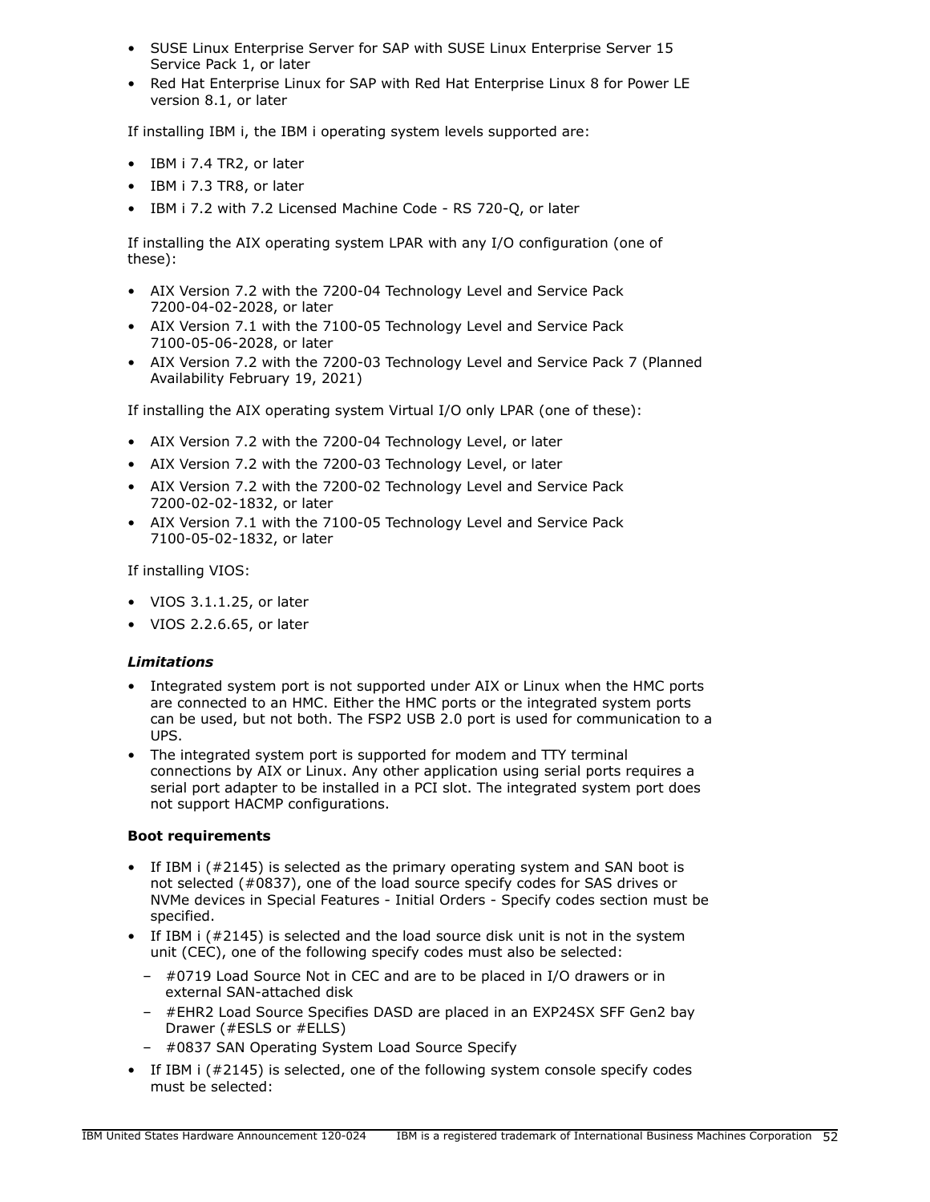- SUSE Linux Enterprise Server for SAP with SUSE Linux Enterprise Server 15 Service Pack 1, or later
- Red Hat Enterprise Linux for SAP with Red Hat Enterprise Linux 8 for Power LE version 8.1, or later

If installing IBM i, the IBM i operating system levels supported are:

- IBM i 7.4 TR2, or later
- IBM i 7.3 TR8, or later
- IBM i 7.2 with 7.2 Licensed Machine Code - RS 720-Q, or later

If installing the AIX operating system LPAR with any I/O configuration (one of these):

- AIX Version 7.2 with the 7200-04 Technology Level and Service Pack 7200-04-02-2028, or later
- AIX Version 7.1 with the 7100-05 Technology Level and Service Pack 7100-05-06-2028, or later
- AIX Version 7.2 with the 7200-03 Technology Level and Service Pack 7 (Planned Availability February 19, 2021)

If installing the AIX operating system Virtual I/O only LPAR (one of these):

- AIX Version 7.2 with the 7200-04 Technology Level, or later
- AIX Version 7.2 with the 7200-03 Technology Level, or later
- AIX Version 7.2 with the 7200-02 Technology Level and Service Pack 7200-02-02-1832, or later
- AIX Version 7.1 with the 7100-05 Technology Level and Service Pack 7100-05-02-1832, or later

If installing VIOS:

- VIOS 3.1.1.25, or later
- VIOS 2.2.6.65, or later

### *Limitations*

- Integrated system port is not supported under AIX or Linux when the HMC ports are connected to an HMC. Either the HMC ports or the integrated system ports can be used, but not both. The FSP2 USB 2.0 port is used for communication to a UPS.
- The integrated system port is supported for modem and TTY terminal connections by AIX or Linux. Any other application using serial ports requires a serial port adapter to be installed in a PCI slot. The integrated system port does not support HACMP configurations.

**Boot requirements**

- If IBM i (#2145) is selected as the primary operating system and SAN boot is not selected (#0837), one of the load source specify codes for SAS drives or NVMe devices in Special Features - Initial Orders - Specify codes section must be specified.
- If IBM i (#2145) is selected and the load source disk unit is not in the system unit (CEC), one of the following specify codes must also be selected:
  - #0719 Load Source Not in CEC and are to be placed in I/O drawers or in external SAN-attached disk
  - #EHR2 Load Source Specifies DASD are placed in an EXP24SX SFF Gen2 bay Drawer (#ESLS or #ELLS)
  - #0837 SAN Operating System Load Source Specify
- If IBM i (#2145) is selected, one of the following system console specify codes must be selected: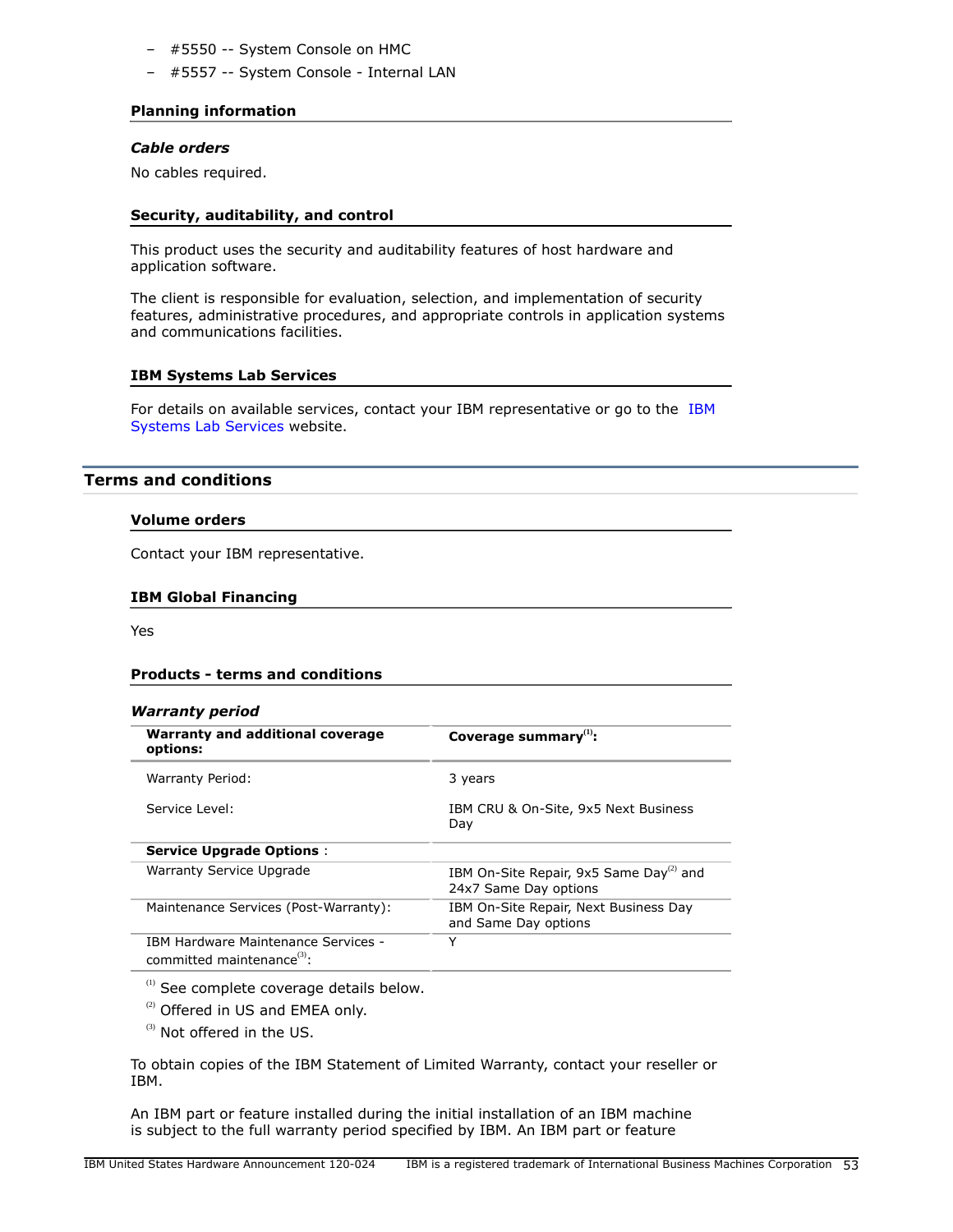- #5550 -- System Console on HMC
- #5557 -- System Console - Internal LAN

### Planning information

#### *Cable orders*

No cables required.

### Security, auditability, and control

This product uses the security and auditability features of host hardware and application software.

The client is responsible for evaluation, selection, and implementation of security features, administrative procedures, and appropriate controls in application systems and communications facilities.

### IBM Systems Lab Services

For details on available services, contact your IBM representative or go to the IBM Systems Lab Services website.

## Terms and conditions

### Volume orders

Contact your IBM representative.

### IBM Global Financing

Yes

### Products - terms and conditions

#### *Warranty period*

| Warranty and additional coverage options: | Coverage summary[1]: |
|---|---|
| Warranty Period: | 3 years |
| Service Level: | IBM CRU & On-Site, 9x5 Next Business Day |
| **Service Upgrade Options** : | |
| Warranty Service Upgrade | IBM On-Site Repair, 9x5 Same Day[2] and 24x7 Same Day options |
| Maintenance Services (Post-Warranty): | IBM On-Site Repair, Next Business Day and Same Day options |
| IBM Hardware Maintenance Services - committed maintenance[3]: | Y |

[1] See complete coverage details below.

[2] Offered in US and EMEA only.

[3] Not offered in the US.

To obtain copies of the IBM Statement of Limited Warranty, contact your reseller or IBM.

An IBM part or feature installed during the initial installation of an IBM machine is subject to the full warranty period specified by IBM. An IBM part or feature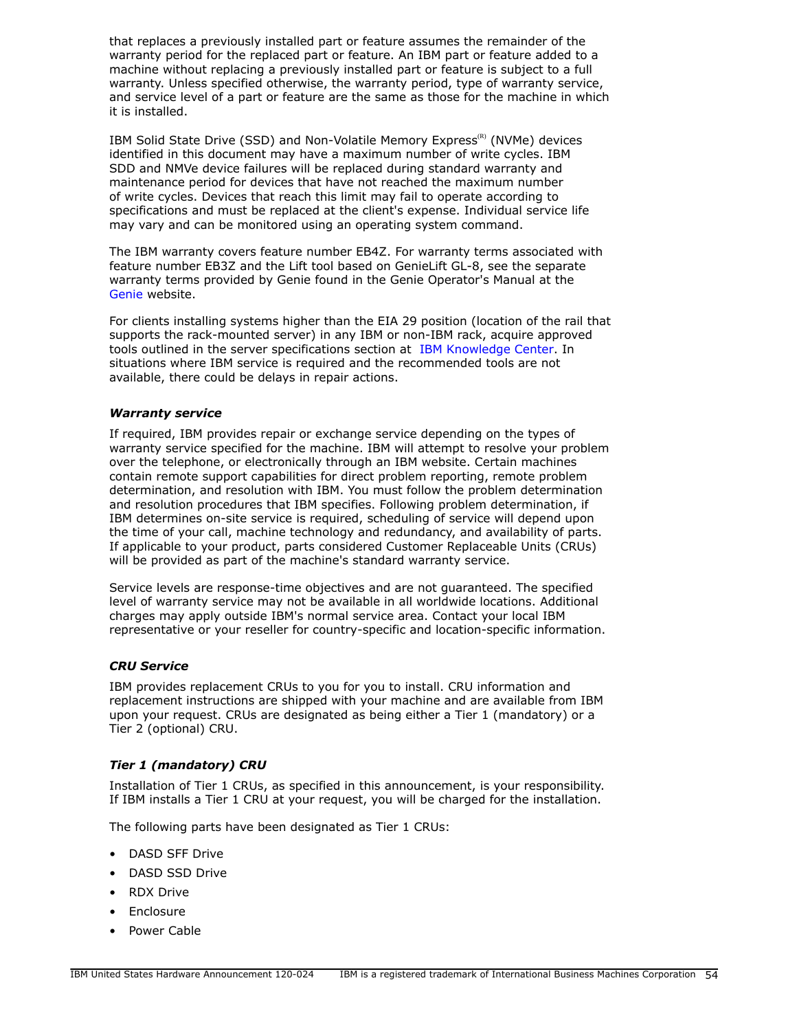that replaces a previously installed part or feature assumes the remainder of the warranty period for the replaced part or feature. An IBM part or feature added to a machine without replacing a previously installed part or feature is subject to a full warranty. Unless specified otherwise, the warranty period, type of warranty service, and service level of a part or feature are the same as those for the machine in which it is installed.

IBM Solid State Drive (SSD) and Non-Volatile Memory Express(R) (NVMe) devices identified in this document may have a maximum number of write cycles. IBM SDD and NMVe device failures will be replaced during standard warranty and maintenance period for devices that have not reached the maximum number of write cycles. Devices that reach this limit may fail to operate according to specifications and must be replaced at the client's expense. Individual service life may vary and can be monitored using an operating system command.

The IBM warranty covers feature number EB4Z. For warranty terms associated with feature number EB3Z and the Lift tool based on GenieLift GL-8, see the separate warranty terms provided by Genie found in the Genie Operator's Manual at the Genie website.

For clients installing systems higher than the EIA 29 position (location of the rail that supports the rack-mounted server) in any IBM or non-IBM rack, acquire approved tools outlined in the server specifications section at IBM Knowledge Center. In situations where IBM service is required and the recommended tools are not available, there could be delays in repair actions.

#### *Warranty service*

If required, IBM provides repair or exchange service depending on the types of warranty service specified for the machine. IBM will attempt to resolve your problem over the telephone, or electronically through an IBM website. Certain machines contain remote support capabilities for direct problem reporting, remote problem determination, and resolution with IBM. You must follow the problem determination and resolution procedures that IBM specifies. Following problem determination, if IBM determines on-site service is required, scheduling of service will depend upon the time of your call, machine technology and redundancy, and availability of parts. If applicable to your product, parts considered Customer Replaceable Units (CRUs) will be provided as part of the machine's standard warranty service.

Service levels are response-time objectives and are not guaranteed. The specified level of warranty service may not be available in all worldwide locations. Additional charges may apply outside IBM's normal service area. Contact your local IBM representative or your reseller for country-specific and location-specific information.

#### *CRU Service*

IBM provides replacement CRUs to you for you to install. CRU information and replacement instructions are shipped with your machine and are available from IBM upon your request. CRUs are designated as being either a Tier 1 (mandatory) or a Tier 2 (optional) CRU.

#### *Tier 1 (mandatory) CRU*

Installation of Tier 1 CRUs, as specified in this announcement, is your responsibility. If IBM installs a Tier 1 CRU at your request, you will be charged for the installation.

The following parts have been designated as Tier 1 CRUs:

- DASD SFF Drive
- DASD SSD Drive
- RDX Drive
- Enclosure
- Power Cable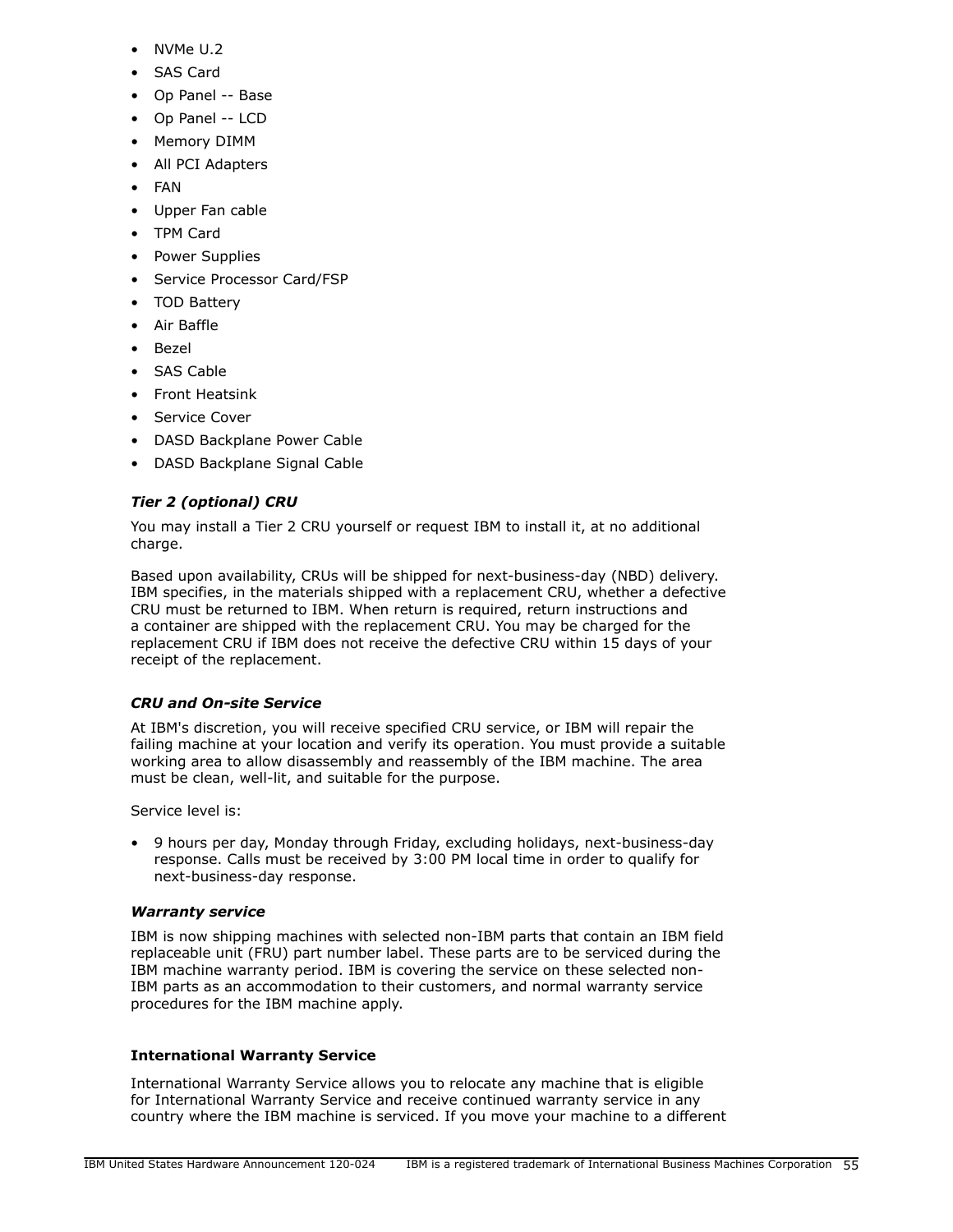- NVMe U.2
- SAS Card
- Op Panel -- Base
- Op Panel -- LCD
- Memory DIMM
- All PCI Adapters
- FAN
- Upper Fan cable
- TPM Card
- Power Supplies
- Service Processor Card/FSP
- TOD Battery
- Air Baffle
- Bezel
- SAS Cable
- Front Heatsink
- Service Cover
- DASD Backplane Power Cable
- DASD Backplane Signal Cable

#### *Tier 2 (optional) CRU*

You may install a Tier 2 CRU yourself or request IBM to install it, at no additional charge.

Based upon availability, CRUs will be shipped for next-business-day (NBD) delivery. IBM specifies, in the materials shipped with a replacement CRU, whether a defective CRU must be returned to IBM. When return is required, return instructions and a container are shipped with the replacement CRU. You may be charged for the replacement CRU if IBM does not receive the defective CRU within 15 days of your receipt of the replacement.

#### *CRU and On-site Service*

At IBM's discretion, you will receive specified CRU service, or IBM will repair the failing machine at your location and verify its operation. You must provide a suitable working area to allow disassembly and reassembly of the IBM machine. The area must be clean, well-lit, and suitable for the purpose.

Service level is:

- 9 hours per day, Monday through Friday, excluding holidays, next-business-day response. Calls must be received by 3:00 PM local time in order to qualify for next-business-day response.

#### *Warranty service*

IBM is now shipping machines with selected non-IBM parts that contain an IBM field replaceable unit (FRU) part number label. These parts are to be serviced during the IBM machine warranty period. IBM is covering the service on these selected non-IBM parts as an accommodation to their customers, and normal warranty service procedures for the IBM machine apply.

### International Warranty Service

International Warranty Service allows you to relocate any machine that is eligible for International Warranty Service and receive continued warranty service in any country where the IBM machine is serviced. If you move your machine to a different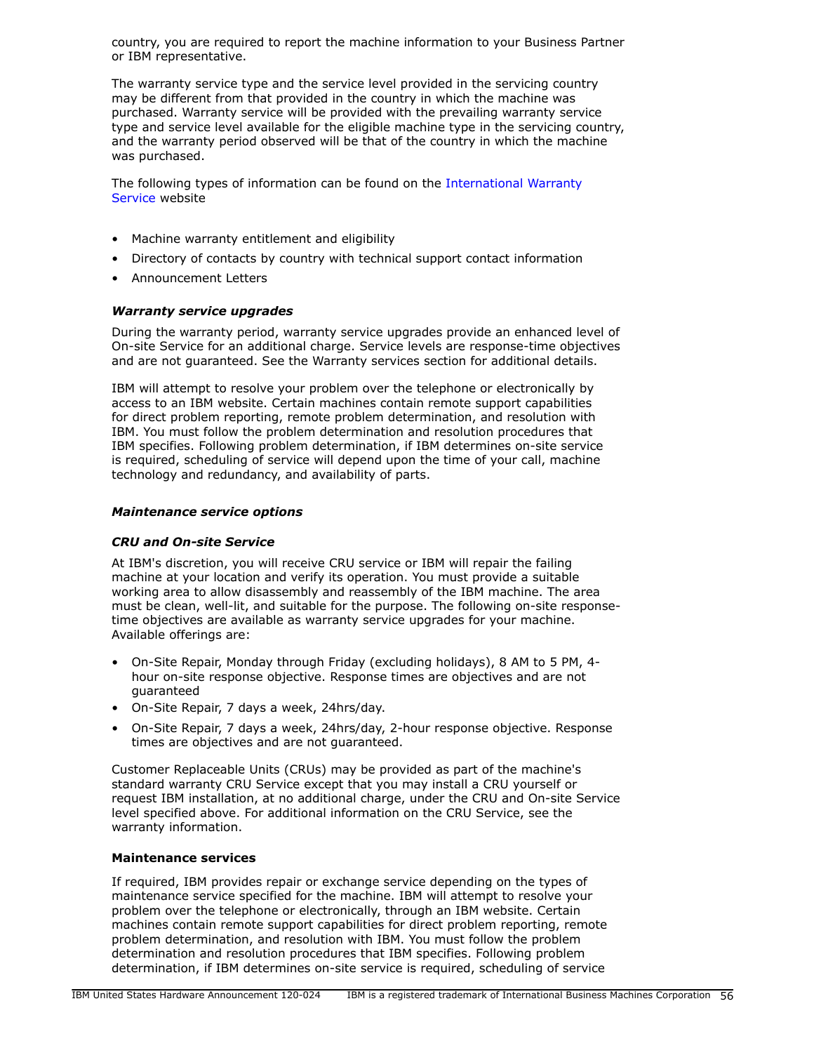country, you are required to report the machine information to your Business Partner or IBM representative.

The warranty service type and the service level provided in the servicing country may be different from that provided in the country in which the machine was purchased. Warranty service will be provided with the prevailing warranty service type and service level available for the eligible machine type in the servicing country, and the warranty period observed will be that of the country in which the machine was purchased.

The following types of information can be found on the International Warranty Service website

- Machine warranty entitlement and eligibility
- Directory of contacts by country with technical support contact information
- Announcement Letters

***Warranty service upgrades***

During the warranty period, warranty service upgrades provide an enhanced level of On-site Service for an additional charge. Service levels are response-time objectives and are not guaranteed. See the Warranty services section for additional details.

IBM will attempt to resolve your problem over the telephone or electronically by access to an IBM website. Certain machines contain remote support capabilities for direct problem reporting, remote problem determination, and resolution with IBM. You must follow the problem determination and resolution procedures that IBM specifies. Following problem determination, if IBM determines on-site service is required, scheduling of service will depend upon the time of your call, machine technology and redundancy, and availability of parts.

***Maintenance service options***

***CRU and On-site Service***

At IBM's discretion, you will receive CRU service or IBM will repair the failing machine at your location and verify its operation. You must provide a suitable working area to allow disassembly and reassembly of the IBM machine. The area must be clean, well-lit, and suitable for the purpose. The following on-site response-time objectives are available as warranty service upgrades for your machine. Available offerings are:

- On-Site Repair, Monday through Friday (excluding holidays), 8 AM to 5 PM, 4-hour on-site response objective. Response times are objectives and are not guaranteed
- On-Site Repair, 7 days a week, 24hrs/day.
- On-Site Repair, 7 days a week, 24hrs/day, 2-hour response objective. Response times are objectives and are not guaranteed.

Customer Replaceable Units (CRUs) may be provided as part of the machine's standard warranty CRU Service except that you may install a CRU yourself or request IBM installation, at no additional charge, under the CRU and On-site Service level specified above. For additional information on the CRU Service, see the warranty information.

**Maintenance services**

If required, IBM provides repair or exchange service depending on the types of maintenance service specified for the machine. IBM will attempt to resolve your problem over the telephone or electronically, through an IBM website. Certain machines contain remote support capabilities for direct problem reporting, remote problem determination, and resolution with IBM. You must follow the problem determination and resolution procedures that IBM specifies. Following problem determination, if IBM determines on-site service is required, scheduling of service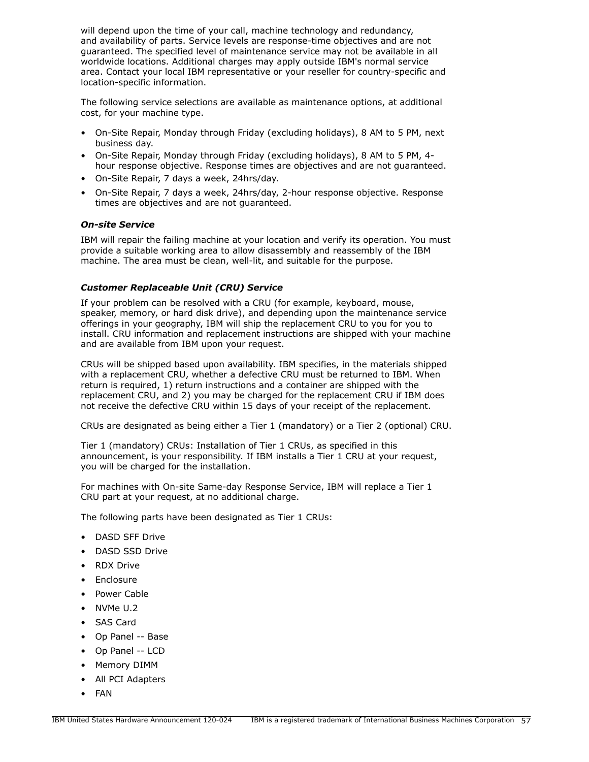will depend upon the time of your call, machine technology and redundancy, and availability of parts. Service levels are response-time objectives and are not guaranteed. The specified level of maintenance service may not be available in all worldwide locations. Additional charges may apply outside IBM's normal service area. Contact your local IBM representative or your reseller for country-specific and location-specific information.

The following service selections are available as maintenance options, at additional cost, for your machine type.

- On-Site Repair, Monday through Friday (excluding holidays), 8 AM to 5 PM, next business day.
- On-Site Repair, Monday through Friday (excluding holidays), 8 AM to 5 PM, 4-hour response objective. Response times are objectives and are not guaranteed.
- On-Site Repair, 7 days a week, 24hrs/day.
- On-Site Repair, 7 days a week, 24hrs/day, 2-hour response objective. Response times are objectives and are not guaranteed.

***On-site Service***

IBM will repair the failing machine at your location and verify its operation. You must provide a suitable working area to allow disassembly and reassembly of the IBM machine. The area must be clean, well-lit, and suitable for the purpose.

***Customer Replaceable Unit (CRU) Service***

If your problem can be resolved with a CRU (for example, keyboard, mouse, speaker, memory, or hard disk drive), and depending upon the maintenance service offerings in your geography, IBM will ship the replacement CRU to you for you to install. CRU information and replacement instructions are shipped with your machine and are available from IBM upon your request.

CRUs will be shipped based upon availability. IBM specifies, in the materials shipped with a replacement CRU, whether a defective CRU must be returned to IBM. When return is required, 1) return instructions and a container are shipped with the replacement CRU, and 2) you may be charged for the replacement CRU if IBM does not receive the defective CRU within 15 days of your receipt of the replacement.

CRUs are designated as being either a Tier 1 (mandatory) or a Tier 2 (optional) CRU.

Tier 1 (mandatory) CRUs: Installation of Tier 1 CRUs, as specified in this announcement, is your responsibility. If IBM installs a Tier 1 CRU at your request, you will be charged for the installation.

For machines with On-site Same-day Response Service, IBM will replace a Tier 1 CRU part at your request, at no additional charge.

The following parts have been designated as Tier 1 CRUs:

- DASD SFF Drive
- DASD SSD Drive
- RDX Drive
- Enclosure
- Power Cable
- NVMe U.2
- SAS Card
- Op Panel -- Base
- Op Panel -- LCD
- Memory DIMM
- All PCI Adapters
- FAN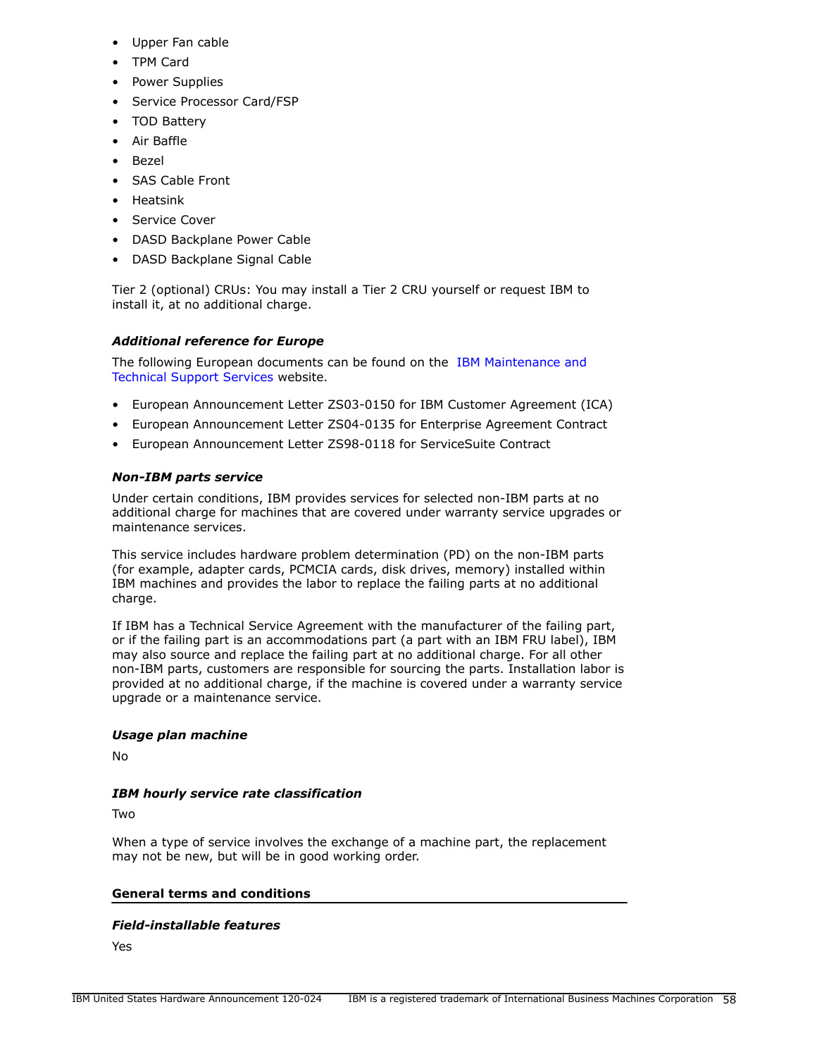- Upper Fan cable
- TPM Card
- Power Supplies
- Service Processor Card/FSP
- TOD Battery
- Air Baffle
- Bezel
- SAS Cable Front
- Heatsink
- Service Cover
- DASD Backplane Power Cable
- DASD Backplane Signal Cable

Tier 2 (optional) CRUs: You may install a Tier 2 CRU yourself or request IBM to install it, at no additional charge.

#### *Additional reference for Europe*

The following European documents can be found on the IBM Maintenance and Technical Support Services website.

- European Announcement Letter ZS03-0150 for IBM Customer Agreement (ICA)
- European Announcement Letter ZS04-0135 for Enterprise Agreement Contract
- European Announcement Letter ZS98-0118 for ServiceSuite Contract

#### *Non-IBM parts service*

Under certain conditions, IBM provides services for selected non-IBM parts at no additional charge for machines that are covered under warranty service upgrades or maintenance services.

This service includes hardware problem determination (PD) on the non-IBM parts (for example, adapter cards, PCMCIA cards, disk drives, memory) installed within IBM machines and provides the labor to replace the failing parts at no additional charge.

If IBM has a Technical Service Agreement with the manufacturer of the failing part, or if the failing part is an accommodations part (a part with an IBM FRU label), IBM may also source and replace the failing part at no additional charge. For all other non-IBM parts, customers are responsible for sourcing the parts. Installation labor is provided at no additional charge, if the machine is covered under a warranty service upgrade or a maintenance service.

#### *Usage plan machine*

No

#### *IBM hourly service rate classification*

Two

When a type of service involves the exchange of a machine part, the replacement may not be new, but will be in good working order.

### General terms and conditions

#### *Field-installable features*

Yes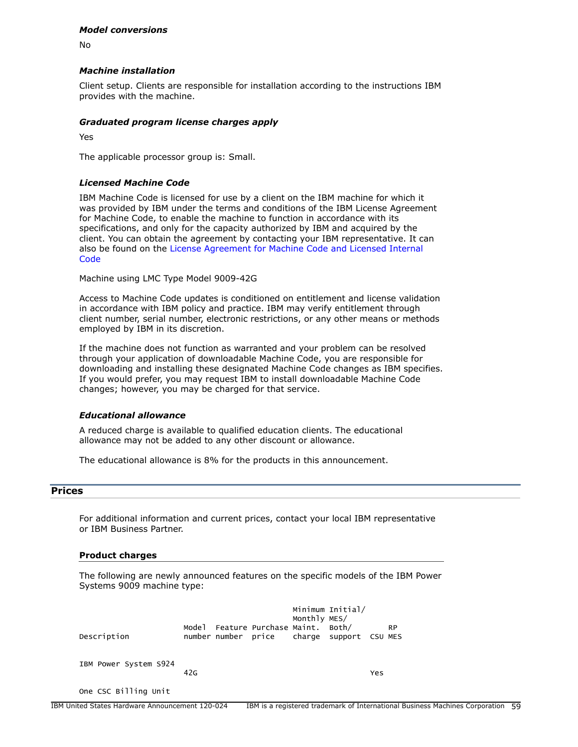#### *Model conversions*

No

#### *Machine installation*

Client setup. Clients are responsible for installation according to the instructions IBM provides with the machine.

#### *Graduated program license charges apply*

Yes

The applicable processor group is: Small.

#### *Licensed Machine Code*

IBM Machine Code is licensed for use by a client on the IBM machine for which it was provided by IBM under the terms and conditions of the IBM License Agreement for Machine Code, to enable the machine to function in accordance with its specifications, and only for the capacity authorized by IBM and acquired by the client. You can obtain the agreement by contacting your IBM representative. It can also be found on the License Agreement for Machine Code and Licensed Internal Code

Machine using LMC Type Model 9009-42G

Access to Machine Code updates is conditioned on entitlement and license validation in accordance with IBM policy and practice. IBM may verify entitlement through client number, serial number, electronic restrictions, or any other means or methods employed by IBM in its discretion.

If the machine does not function as warranted and your problem can be resolved through your application of downloadable Machine Code, you are responsible for downloading and installing these designated Machine Code changes as IBM specifies. If you would prefer, you may request IBM to install downloadable Machine Code changes; however, you may be charged for that service.

#### *Educational allowance*

A reduced charge is available to qualified education clients. The educational allowance may not be added to any other discount or allowance.

The educational allowance is 8% for the products in this announcement.

## Prices

For additional information and current prices, contact your local IBM representative or IBM Business Partner.

### Product charges

The following are newly announced features on the specific models of the IBM Power Systems 9009 machine type:

| Description | Model number | Feature number | Purchase price | Minimum Monthly Maint. charge | Initial/ MES/ Both/ support | CSU | RP MES |
|---|---|---|---|---|---|---|---|
| IBM Power System S924 | 42G | | | | | Yes | |
| One CSC Billing Unit | | | | | | | |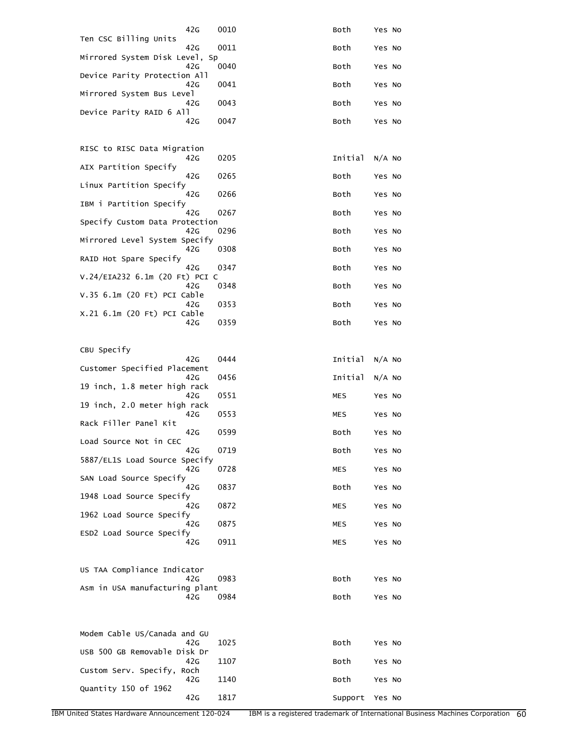| Description | Machine type | Feature | Initial/MES/Both/Support | Converted | Returned |
|---|---|---|---|---|---|
| | 42G | 0010 | Both | Yes | No |
| Ten CSC Billing Units | 42G | 0011 | Both | Yes | No |
| Mirrored System Disk Level, Sp | 42G | 0040 | Both | Yes | No |
| Device Parity Protection All | 42G | 0041 | Both | Yes | No |
| Mirrored System Bus Level | 42G | 0043 | Both | Yes | No |
| Device Parity RAID 6 All | 42G | 0047 | Both | Yes | No |
| RISC to RISC Data Migration | 42G | 0205 | Initial | N/A | No |
| AIX Partition Specify | 42G | 0265 | Both | Yes | No |
| Linux Partition Specify | 42G | 0266 | Both | Yes | No |
| IBM i Partition Specify | 42G | 0267 | Both | Yes | No |
| Specify Custom Data Protection | 42G | 0296 | Both | Yes | No |
| Mirrored Level System Specify | 42G | 0308 | Both | Yes | No |
| RAID Hot Spare Specify | 42G | 0347 | Both | Yes | No |
| V.24/EIA232 6.1m (20 Ft) PCI C | 42G | 0348 | Both | Yes | No |
| V.35 6.1m (20 Ft) PCI Cable | 42G | 0353 | Both | Yes | No |
| X.21 6.1m (20 Ft) PCI Cable | 42G | 0359 | Both | Yes | No |
| CBU Specify | 42G | 0444 | Initial | N/A | No |
| Customer Specified Placement | 42G | 0456 | Initial | N/A | No |
| 19 inch, 1.8 meter high rack | 42G | 0551 | MES | Yes | No |
| 19 inch, 2.0 meter high rack | 42G | 0553 | MES | Yes | No |
| Rack Filler Panel Kit | 42G | 0599 | Both | Yes | No |
| Load Source Not in CEC | 42G | 0719 | Both | Yes | No |
| 5887/EL1S Load Source Specify | 42G | 0728 | MES | Yes | No |
| SAN Load Source Specify | 42G | 0837 | Both | Yes | No |
| 1948 Load Source Specify | 42G | 0872 | MES | Yes | No |
| 1962 Load Source Specify | 42G | 0875 | MES | Yes | No |
| ESD2 Load Source Specify | 42G | 0911 | MES | Yes | No |
| US TAA Compliance Indicator | 42G | 0983 | Both | Yes | No |
| Asm in USA manufacturing plant | 42G | 0984 | Both | Yes | No |
| Modem Cable US/Canada and GU | 42G | 1025 | Both | Yes | No |
| USB 500 GB Removable Disk Dr | 42G | 1107 | Both | Yes | No |
| Custom Serv. Specify, Roch | 42G | 1140 | Both | Yes | No |
| Quantity 150 of 1962 | 42G | 1817 | Support | Yes | No |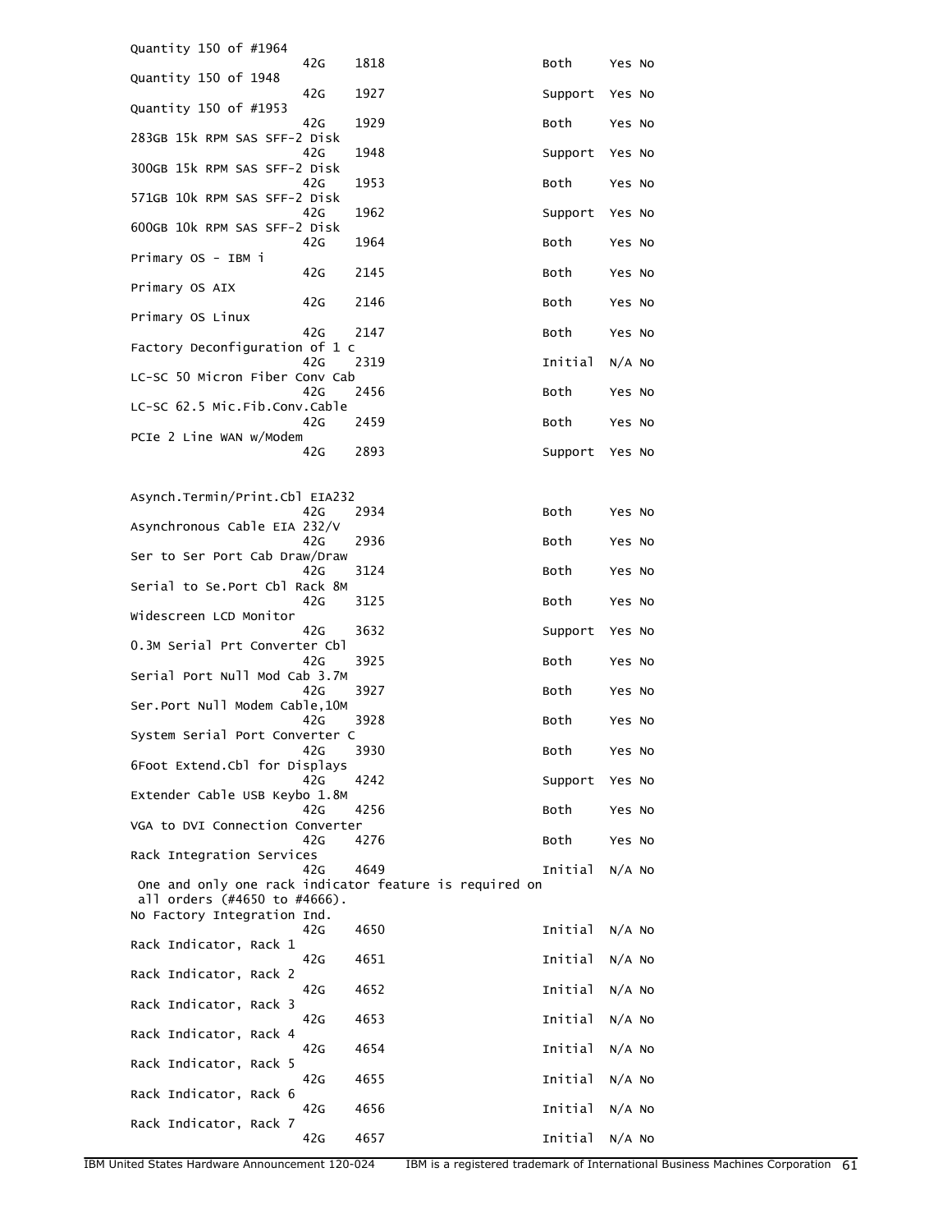```
Quantity 150 of #1964
                     42G    1818                       Both     Yes No
Quantity 150 of 1948
                     42G    1927                       Support  Yes No
Quantity 150 of #1953
                     42G    1929                       Both     Yes No
283GB 15k RPM SAS SFF-2 Disk
                     42G    1948                       Support  Yes No
300GB 15k RPM SAS SFF-2 Disk
                     42G    1953                       Both     Yes No
571GB 10k RPM SAS SFF-2 Disk
                     42G    1962                       Support  Yes No
600GB 10k RPM SAS SFF-2 Disk
                     42G    1964                       Both     Yes No
Primary OS - IBM i
                     42G    2145                       Both     Yes No
Primary OS AIX
                     42G    2146                       Both     Yes No
Primary OS Linux
                     42G    2147                       Both     Yes No
Factory Deconfiguration of 1 c
                     42G    2319                       Initial  N/A No
LC-SC 50 Micron Fiber Conv Cab
                     42G    2456                       Both     Yes No
LC-SC 62.5 Mic.Fib.Conv.Cable
                     42G    2459                       Both     Yes No
PCIe 2 Line WAN w/Modem
                     42G    2893                       Support  Yes No


Asynch.Termin/Print.Cbl EIA232
                     42G    2934                       Both     Yes No
Asynchronous Cable EIA 232/V
                     42G    2936                       Both     Yes No
Ser to Ser Port Cab Draw/Draw
                     42G    3124                       Both     Yes No
Serial to Se.Port Cbl Rack 8M
                     42G    3125                       Both     Yes No
Widescreen LCD Monitor
                     42G    3632                       Support  Yes No
0.3M Serial Prt Converter Cbl
                     42G    3925                       Both     Yes No
Serial Port Null Mod Cab 3.7M
                     42G    3927                       Both     Yes No
Ser.Port Null Modem Cable,10M
                     42G    3928                       Both     Yes No
System Serial Port Converter C
                     42G    3930                       Both     Yes No
6Foot Extend.Cbl for Displays
                     42G    4242                       Support  Yes No
Extender Cable USB Keybo 1.8M
                     42G    4256                       Both     Yes No
VGA to DVI Connection Converter
                     42G    4276                       Both     Yes No
Rack Integration Services
                     42G    4649                       Initial  N/A No
 One and only one rack indicator feature is required on
 all orders (#4650 to #4666).
No Factory Integration Ind.
                     42G    4650                       Initial  N/A No
Rack Indicator, Rack 1
                     42G    4651                       Initial  N/A No
Rack Indicator, Rack 2
                     42G    4652                       Initial  N/A No
Rack Indicator, Rack 3
                     42G    4653                       Initial  N/A No
Rack Indicator, Rack 4
                     42G    4654                       Initial  N/A No
Rack Indicator, Rack 5
                     42G    4655                       Initial  N/A No
Rack Indicator, Rack 6
                     42G    4656                       Initial  N/A No
Rack Indicator, Rack 7
                     42G    4657                       Initial  N/A No
```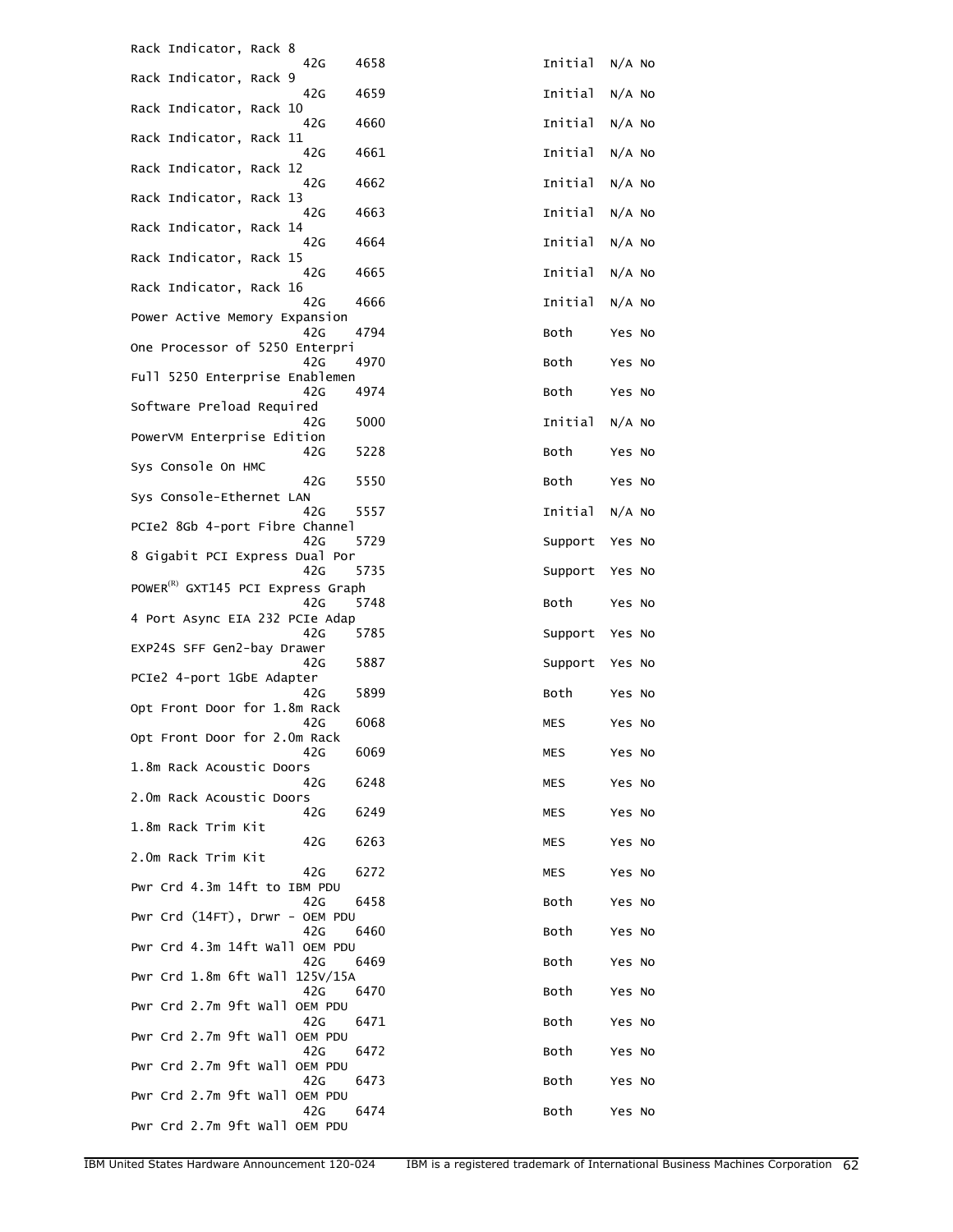```
Rack Indicator, Rack 8
                    42G    4658                          Initial  N/A No
Rack Indicator, Rack 9
                    42G    4659                          Initial  N/A No
Rack Indicator, Rack 10
                    42G    4660                          Initial  N/A No
Rack Indicator, Rack 11
                    42G    4661                          Initial  N/A No
Rack Indicator, Rack 12
                    42G    4662                          Initial  N/A No
Rack Indicator, Rack 13
                    42G    4663                          Initial  N/A No
Rack Indicator, Rack 14
                    42G    4664                          Initial  N/A No
Rack Indicator, Rack 15
                    42G    4665                          Initial  N/A No
Rack Indicator, Rack 16
                    42G    4666                          Initial  N/A No
Power Active Memory Expansion
                    42G    4794                          Both     Yes No
One Processor of 5250 Enterpri
                    42G    4970                          Both     Yes No
Full 5250 Enterprise Enablemen
                    42G    4974                          Both     Yes No
Software Preload Required
                    42G    5000                          Initial  N/A No
PowerVM Enterprise Edition
                    42G    5228                          Both     Yes No
Sys Console On HMC
                    42G    5550                          Both     Yes No
Sys Console-Ethernet LAN
                    42G    5557                          Initial  N/A No
PCIe2 8Gb 4-port Fibre Channel
                    42G    5729                          Support  Yes No
8 Gigabit PCI Express Dual Por
                    42G    5735                          Support  Yes No
POWER(R) GXT145 PCI Express Graph
                    42G    5748                          Both     Yes No
4 Port Async EIA 232 PCIe Adap
                    42G    5785                          Support  Yes No
EXP24S SFF Gen2-bay Drawer
                    42G    5887                          Support  Yes No
PCIe2 4-port 1GbE Adapter
                    42G    5899                          Both     Yes No
Opt Front Door for 1.8m Rack
                    42G    6068                          MES      Yes No
Opt Front Door for 2.0m Rack
                    42G    6069                          MES      Yes No
1.8m Rack Acoustic Doors
                    42G    6248                          MES      Yes No
2.0m Rack Acoustic Doors
                    42G    6249                          MES      Yes No
1.8m Rack Trim Kit
                    42G    6263                          MES      Yes No
2.0m Rack Trim Kit
                    42G    6272                          MES      Yes No
Pwr Crd 4.3m 14ft to IBM PDU
                    42G    6458                          Both     Yes No
Pwr Crd (14FT), Drwr - OEM PDU
                    42G    6460                          Both     Yes No
Pwr Crd 4.3m 14ft Wall OEM PDU
                    42G    6469                          Both     Yes No
Pwr Crd 1.8m 6ft Wall 125V/15A
                    42G    6470                          Both     Yes No
Pwr Crd 2.7m 9ft Wall OEM PDU
                    42G    6471                          Both     Yes No
Pwr Crd 2.7m 9ft Wall OEM PDU
                    42G    6472                          Both     Yes No
Pwr Crd 2.7m 9ft Wall OEM PDU
                    42G    6473                          Both     Yes No
Pwr Crd 2.7m 9ft Wall OEM PDU
                    42G    6474                          Both     Yes No
Pwr Crd 2.7m 9ft Wall OEM PDU
```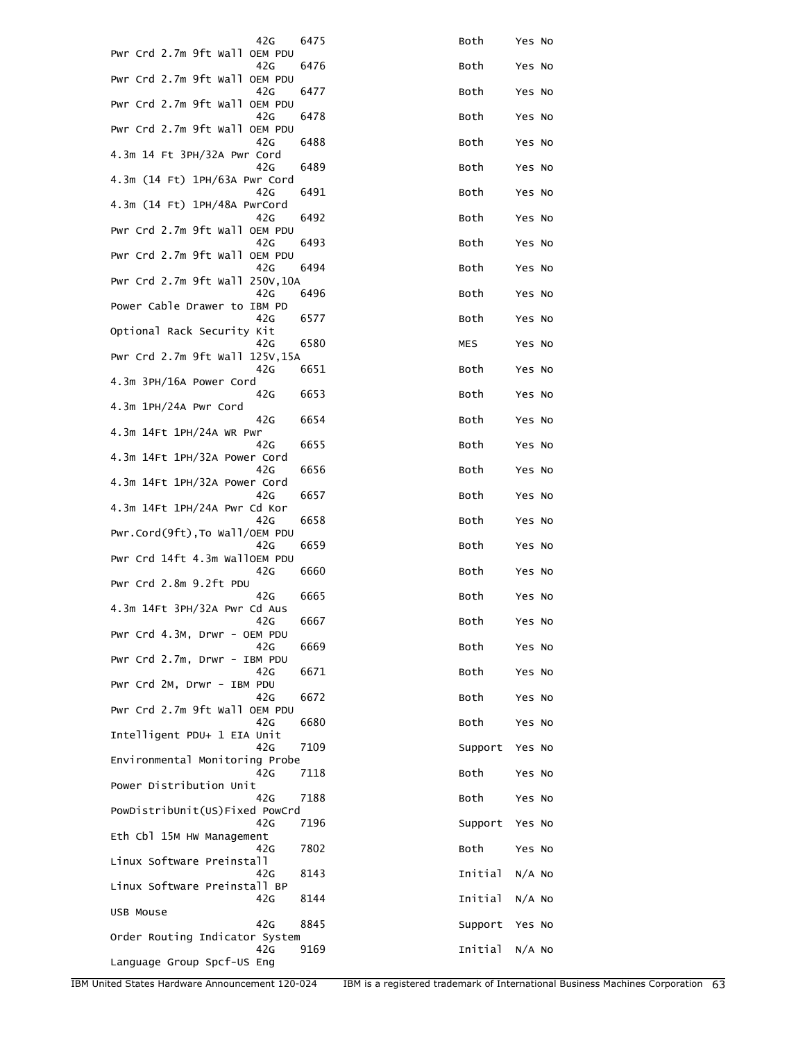```
                     42G    6475                        Both     Yes No
Pwr Crd 2.7m 9ft Wall OEM PDU
                     42G    6476                        Both     Yes No
Pwr Crd 2.7m 9ft Wall OEM PDU
                     42G    6477                        Both     Yes No
Pwr Crd 2.7m 9ft Wall OEM PDU
                     42G    6478                        Both     Yes No
Pwr Crd 2.7m 9ft Wall OEM PDU
                     42G    6488                        Both     Yes No
4.3m 14 Ft 3PH/32A Pwr Cord
                     42G    6489                        Both     Yes No
4.3m (14 Ft) 1PH/63A Pwr Cord
                     42G    6491                        Both     Yes No
4.3m (14 Ft) 1PH/48A PwrCord
                     42G    6492                        Both     Yes No
Pwr Crd 2.7m 9ft Wall OEM PDU
                     42G    6493                        Both     Yes No
Pwr Crd 2.7m 9ft Wall OEM PDU
                     42G    6494                        Both     Yes No
Pwr Crd 2.7m 9ft Wall 250V,10A
                     42G    6496                        Both     Yes No
Power Cable Drawer to IBM PD
                     42G    6577                        Both     Yes No
Optional Rack Security Kit
                     42G    6580                        MES      Yes No
Pwr Crd 2.7m 9ft Wall 125V,15A
                     42G    6651                        Both     Yes No
4.3m 3PH/16A Power Cord
                     42G    6653                        Both     Yes No
4.3m 1PH/24A Pwr Cord
                     42G    6654                        Both     Yes No
4.3m 14Ft 1PH/24A WR Pwr
                     42G    6655                        Both     Yes No
4.3m 14Ft 1PH/32A Power Cord
                     42G    6656                        Both     Yes No
4.3m 14Ft 1PH/32A Power Cord
                     42G    6657                        Both     Yes No
4.3m 14Ft 1PH/24A Pwr Cd Kor
                     42G    6658                        Both     Yes No
Pwr.Cord(9ft),To Wall/OEM PDU
                     42G    6659                        Both     Yes No
Pwr Crd 14ft 4.3m WallOEM PDU
                     42G    6660                        Both     Yes No
Pwr Crd 2.8m 9.2ft PDU
                     42G    6665                        Both     Yes No
4.3m 14Ft 3PH/32A Pwr Cd Aus
                     42G    6667                        Both     Yes No
Pwr Crd 4.3M, Drwr - OEM PDU
                     42G    6669                        Both     Yes No
Pwr Crd 2.7m, Drwr - IBM PDU
                     42G    6671                        Both     Yes No
Pwr Crd 2M, Drwr - IBM PDU
                     42G    6672                        Both     Yes No
Pwr Crd 2.7m 9ft Wall OEM PDU
                     42G    6680                        Both     Yes No
Intelligent PDU+ 1 EIA Unit
                     42G    7109                        Support  Yes No
Environmental Monitoring Probe
                     42G    7118                        Both     Yes No
Power Distribution Unit
                     42G    7188                        Both     Yes No
PowDistribUnit(US)Fixed PowCrd
                     42G    7196                        Support  Yes No
Eth Cbl 15M HW Management
                     42G    7802                        Both     Yes No
Linux Software Preinstall
                     42G    8143                        Initial  N/A No
Linux Software Preinstall BP
                     42G    8144                        Initial  N/A No
USB Mouse
                     42G    8845                        Support  Yes No
Order Routing Indicator System
                     42G    9169                        Initial  N/A No
Language Group Spcf-US Eng
```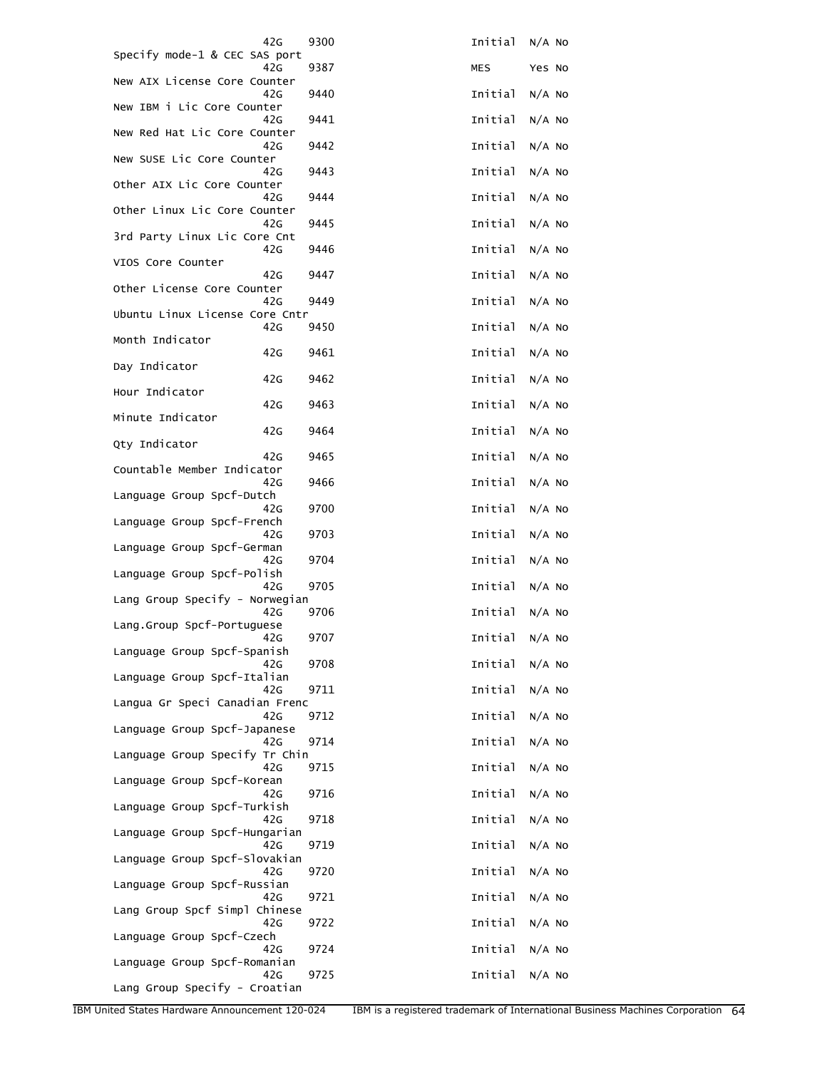```
                 42G    9300                    Initial  N/A No
Specify mode-1 & CEC SAS port
                 42G    9387                    MES      Yes No
New AIX License Core Counter
                 42G    9440                    Initial  N/A No
New IBM i Lic Core Counter
                 42G    9441                    Initial  N/A No
New Red Hat Lic Core Counter
                 42G    9442                    Initial  N/A No
New SUSE Lic Core Counter
                 42G    9443                    Initial  N/A No
Other AIX Lic Core Counter
                 42G    9444                    Initial  N/A No
Other Linux Lic Core Counter
                 42G    9445                    Initial  N/A No
3rd Party Linux Lic Core Cnt
                 42G    9446                    Initial  N/A No
VIOS Core Counter
                 42G    9447                    Initial  N/A No
Other License Core Counter
                 42G    9449                    Initial  N/A No
Ubuntu Linux License Core Cntr
                 42G    9450                    Initial  N/A No
Month Indicator
                 42G    9461                    Initial  N/A No
Day Indicator
                 42G    9462                    Initial  N/A No
Hour Indicator
                 42G    9463                    Initial  N/A No
Minute Indicator
                 42G    9464                    Initial  N/A No
Qty Indicator
                 42G    9465                    Initial  N/A No
Countable Member Indicator
                 42G    9466                    Initial  N/A No
Language Group Spcf-Dutch
                 42G    9700                    Initial  N/A No
Language Group Spcf-French
                 42G    9703                    Initial  N/A No
Language Group Spcf-German
                 42G    9704                    Initial  N/A No
Language Group Spcf-Polish
                 42G    9705                    Initial  N/A No
Lang Group Specify - Norwegian
                 42G    9706                    Initial  N/A No
Lang.Group Spcf-Portuguese
                 42G    9707                    Initial  N/A No
Language Group Spcf-Spanish
                 42G    9708                    Initial  N/A No
Language Group Spcf-Italian
                 42G    9711                    Initial  N/A No
Langua Gr Speci Canadian Frenc
                 42G    9712                    Initial  N/A No
Language Group Spcf-Japanese
                 42G    9714                    Initial  N/A No
Language Group Specify Tr Chin
                 42G    9715                    Initial  N/A No
Language Group Spcf-Korean
                 42G    9716                    Initial  N/A No
Language Group Spcf-Turkish
                 42G    9718                    Initial  N/A No
Language Group Spcf-Hungarian
                 42G    9719                    Initial  N/A No
Language Group Spcf-Slovakian
                 42G    9720                    Initial  N/A No
Language Group Spcf-Russian
                 42G    9721                    Initial  N/A No
Lang Group Spcf Simpl Chinese
                 42G    9722                    Initial  N/A No
Language Group Spcf-Czech
                 42G    9724                    Initial  N/A No
Language Group Spcf-Romanian
                 42G    9725                    Initial  N/A No
Lang Group Specify - Croatian
```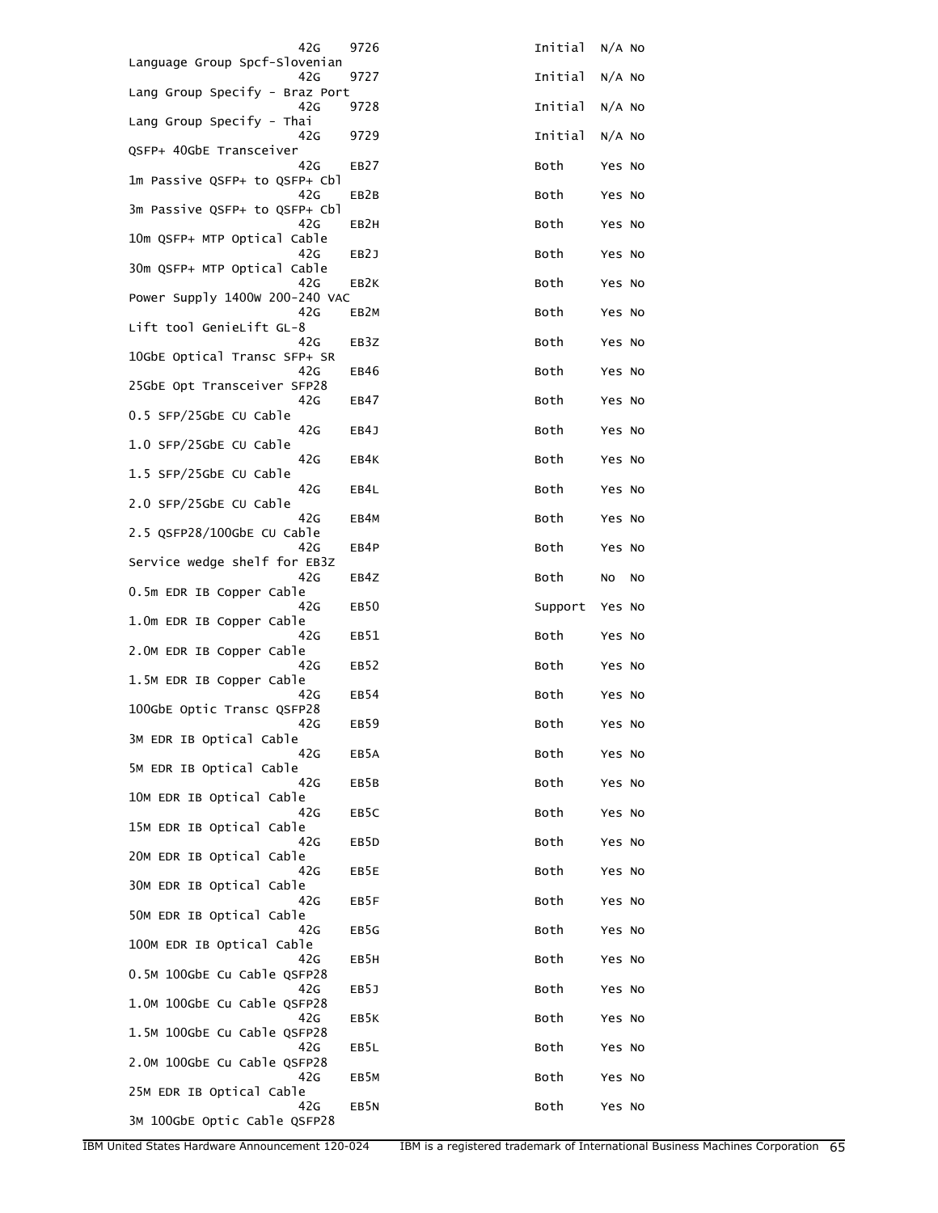| Description | Model | Feature | | | |
|---|---|---|---|---|---|
| | 42G | 9726 | Initial | N/A | No |
| Language Group Spcf-Slovenian | 42G | 9727 | Initial | N/A | No |
| Lang Group Specify - Braz Port | 42G | 9728 | Initial | N/A | No |
| Lang Group Specify - Thai | 42G | 9729 | Initial | N/A | No |
| QSFP+ 40GbE Transceiver | 42G | EB27 | Both | Yes | No |
| 1m Passive QSFP+ to QSFP+ Cbl | 42G | EB2B | Both | Yes | No |
| 3m Passive QSFP+ to QSFP+ Cbl | 42G | EB2H | Both | Yes | No |
| 10m QSFP+ MTP Optical Cable | 42G | EB2J | Both | Yes | No |
| 30m QSFP+ MTP Optical Cable | 42G | EB2K | Both | Yes | No |
| Power Supply 1400W 200-240 VAC | 42G | EB2M | Both | Yes | No |
| Lift tool GenieLift GL-8 | 42G | EB3Z | Both | Yes | No |
| 10GbE Optical Transc SFP+ SR | 42G | EB46 | Both | Yes | No |
| 25GbE Opt Transceiver SFP28 | 42G | EB47 | Both | Yes | No |
| 0.5 SFP/25GbE CU Cable | 42G | EB4J | Both | Yes | No |
| 1.0 SFP/25GbE CU Cable | 42G | EB4K | Both | Yes | No |
| 1.5 SFP/25GbE CU Cable | 42G | EB4L | Both | Yes | No |
| 2.0 SFP/25GbE CU Cable | 42G | EB4M | Both | Yes | No |
| 2.5 QSFP28/100GbE CU Cable | 42G | EB4P | Both | Yes | No |
| Service wedge shelf for EB3Z | 42G | EB4Z | Both | No | No |
| 0.5m EDR IB Copper Cable | 42G | EB50 | Support | Yes | No |
| 1.0m EDR IB Copper Cable | 42G | EB51 | Both | Yes | No |
| 2.0M EDR IB Copper Cable | 42G | EB52 | Both | Yes | No |
| 1.5M EDR IB Copper Cable | 42G | EB54 | Both | Yes | No |
| 100GbE Optic Transc QSFP28 | 42G | EB59 | Both | Yes | No |
| 3M EDR IB Optical Cable | 42G | EB5A | Both | Yes | No |
| 5M EDR IB Optical Cable | 42G | EB5B | Both | Yes | No |
| 10M EDR IB Optical Cable | 42G | EB5C | Both | Yes | No |
| 15M EDR IB Optical Cable | 42G | EB5D | Both | Yes | No |
| 20M EDR IB Optical Cable | 42G | EB5E | Both | Yes | No |
| 30M EDR IB Optical Cable | 42G | EB5F | Both | Yes | No |
| 50M EDR IB Optical Cable | 42G | EB5G | Both | Yes | No |
| 100M EDR IB Optical Cable | 42G | EB5H | Both | Yes | No |
| 0.5M 100GbE Cu Cable QSFP28 | 42G | EB5J | Both | Yes | No |
| 1.0M 100GbE Cu Cable QSFP28 | 42G | EB5K | Both | Yes | No |
| 1.5M 100GbE Cu Cable QSFP28 | 42G | EB5L | Both | Yes | No |
| 2.0M 100GbE Cu Cable QSFP28 | 42G | EB5M | Both | Yes | No |
| 25M EDR IB Optical Cable | 42G | EB5N | Both | Yes | No |
| 3M 100GbE Optic Cable QSFP28 | | | | | |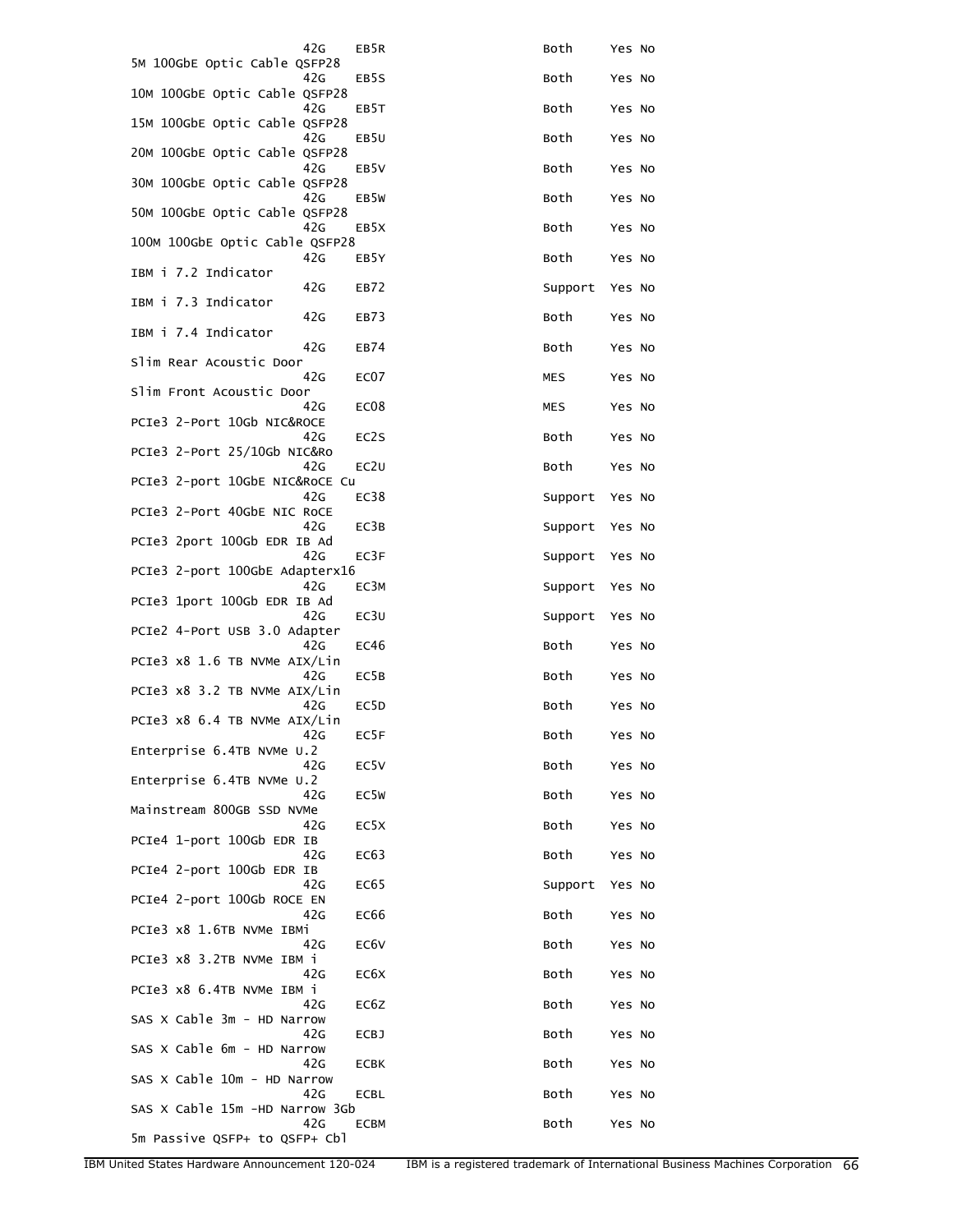| Description | Model | Feature | Availability | | |
|---|---|---|---|---|---|
| | 42G | EB5R | Both | Yes | No |
| 5M 100GbE Optic Cable QSFP28 | 42G | EB5S | Both | Yes | No |
| 10M 100GbE Optic Cable QSFP28 | 42G | EB5T | Both | Yes | No |
| 15M 100GbE Optic Cable QSFP28 | 42G | EB5U | Both | Yes | No |
| 20M 100GbE Optic Cable QSFP28 | 42G | EB5V | Both | Yes | No |
| 30M 100GbE Optic Cable QSFP28 | 42G | EB5W | Both | Yes | No |
| 50M 100GbE Optic Cable QSFP28 | 42G | EB5X | Both | Yes | No |
| 100M 100GbE Optic Cable QSFP28 | 42G | EB5Y | Both | Yes | No |
| IBM i 7.2 Indicator | 42G | EB72 | Support | Yes | No |
| IBM i 7.3 Indicator | 42G | EB73 | Both | Yes | No |
| IBM i 7.4 Indicator | 42G | EB74 | Both | Yes | No |
| Slim Rear Acoustic Door | 42G | EC07 | MES | Yes | No |
| Slim Front Acoustic Door | 42G | EC08 | MES | Yes | No |
| PCIe3 2-Port 10Gb NIC&ROCE | 42G | EC2S | Both | Yes | No |
| PCIe3 2-Port 25/10Gb NIC&Ro | 42G | EC2U | Both | Yes | No |
| PCIe3 2-port 10GbE NIC&RoCE Cu | 42G | EC38 | Support | Yes | No |
| PCIe3 2-Port 40GbE NIC RoCE | 42G | EC3B | Support | Yes | No |
| PCIe3 2port 100Gb EDR IB Ad | 42G | EC3F | Support | Yes | No |
| PCIe3 2-port 100GbE Adapterx16 | 42G | EC3M | Support | Yes | No |
| PCIe3 1port 100Gb EDR IB Ad | 42G | EC3U | Support | Yes | No |
| PCIe2 4-Port USB 3.0 Adapter | 42G | EC46 | Both | Yes | No |
| PCIe3 x8 1.6 TB NVMe AIX/Lin | 42G | EC5B | Both | Yes | No |
| PCIe3 x8 3.2 TB NVMe AIX/Lin | 42G | EC5D | Both | Yes | No |
| PCIe3 x8 6.4 TB NVMe AIX/Lin | 42G | EC5F | Both | Yes | No |
| Enterprise 6.4TB NVMe U.2 | 42G | EC5V | Both | Yes | No |
| Enterprise 6.4TB NVMe U.2 | 42G | EC5W | Both | Yes | No |
| Mainstream 800GB SSD NVMe | 42G | EC5X | Both | Yes | No |
| PCIe4 1-port 100Gb EDR IB | 42G | EC63 | Both | Yes | No |
| PCIe4 2-port 100Gb EDR IB | 42G | EC65 | Support | Yes | No |
| PCIe4 2-port 100Gb ROCE EN | 42G | EC66 | Both | Yes | No |
| PCIe3 x8 1.6TB NVMe IBMi | 42G | EC6V | Both | Yes | No |
| PCIe3 x8 3.2TB NVMe IBM i | 42G | EC6X | Both | Yes | No |
| PCIe3 x8 6.4TB NVMe IBM i | 42G | EC6Z | Both | Yes | No |
| SAS X Cable 3m - HD Narrow | 42G | ECBJ | Both | Yes | No |
| SAS X Cable 6m - HD Narrow | 42G | ECBK | Both | Yes | No |
| SAS X Cable 10m - HD Narrow | 42G | ECBL | Both | Yes | No |
| SAS X Cable 15m -HD Narrow 3Gb | 42G | ECBM | Both | Yes | No |
| 5m Passive QSFP+ to QSFP+ Cbl | | | | | |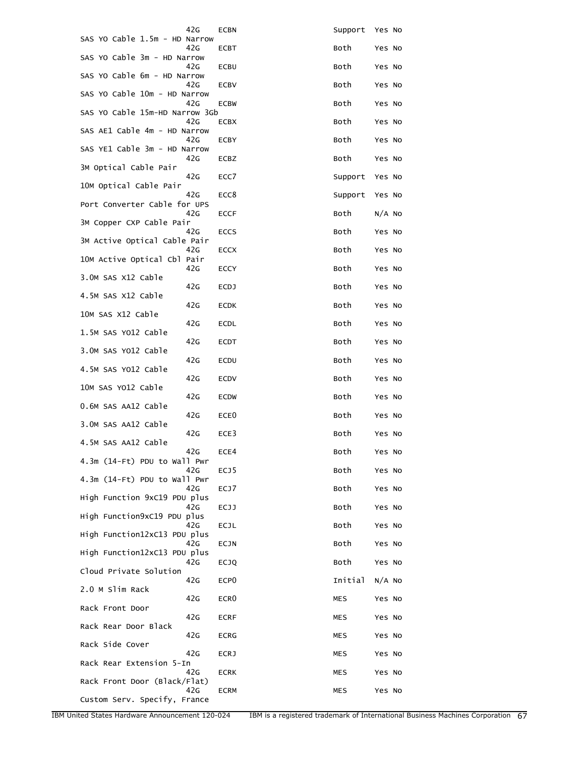```
                        42G    ECBN                        Support  Yes No
SAS YO Cable 1.5m - HD Narrow
                        42G    ECBT                        Both     Yes No
SAS YO Cable 3m - HD Narrow
                        42G    ECBU                        Both     Yes No
SAS YO Cable 6m - HD Narrow
                        42G    ECBV                        Both     Yes No
SAS YO Cable 10m - HD Narrow
                        42G    ECBW                        Both     Yes No
SAS YO Cable 15m-HD Narrow 3Gb
                        42G    ECBX                        Both     Yes No
SAS AE1 Cable 4m - HD Narrow
                        42G    ECBY                        Both     Yes No
SAS YE1 Cable 3m - HD Narrow
                        42G    ECBZ                        Both     Yes No
3M Optical Cable Pair
                        42G    ECC7                        Support  Yes No
10M Optical Cable Pair
                        42G    ECC8                        Support  Yes No
Port Converter Cable for UPS
                        42G    ECCF                        Both     N/A No
3M Copper CXP Cable Pair
                        42G    ECCS                        Both     Yes No
3M Active Optical Cable Pair
                        42G    ECCX                        Both     Yes No
10M Active Optical Cbl Pair
                        42G    ECCY                        Both     Yes No
3.0M SAS X12 Cable
                        42G    ECDJ                        Both     Yes No
4.5M SAS X12 Cable
                        42G    ECDK                        Both     Yes No
10M SAS X12 Cable
                        42G    ECDL                        Both     Yes No
1.5M SAS YO12 Cable
                        42G    ECDT                        Both     Yes No
3.0M SAS YO12 Cable
                        42G    ECDU                        Both     Yes No
4.5M SAS YO12 Cable
                        42G    ECDV                        Both     Yes No
10M SAS YO12 Cable
                        42G    ECDW                        Both     Yes No
0.6M SAS AA12 Cable
                        42G    ECE0                        Both     Yes No
3.0M SAS AA12 Cable
                        42G    ECE3                        Both     Yes No
4.5M SAS AA12 Cable
                        42G    ECE4                        Both     Yes No
4.3m (14-Ft) PDU to Wall Pwr
                        42G    ECJ5                        Both     Yes No
4.3m (14-Ft) PDU to Wall Pwr
                        42G    ECJ7                        Both     Yes No
High Function 9xC19 PDU plus
                        42G    ECJJ                        Both     Yes No
High Function9xC19 PDU plus
                        42G    ECJL                        Both     Yes No
High Function12xC13 PDU plus
                        42G    ECJN                        Both     Yes No
High Function12xC13 PDU plus
                        42G    ECJQ                        Both     Yes No
Cloud Private Solution
                        42G    ECP0                        Initial  N/A No
2.0 M Slim Rack
                        42G    ECR0                        MES      Yes No
Rack Front Door
                        42G    ECRF                        MES      Yes No
Rack Rear Door Black
                        42G    ECRG                        MES      Yes No
Rack Side Cover
                        42G    ECRJ                        MES      Yes No
Rack Rear Extension 5-In
                        42G    ECRK                        MES      Yes No
Rack Front Door (Black/Flat)
                        42G    ECRM                        MES      Yes No
Custom Serv. Specify, France
```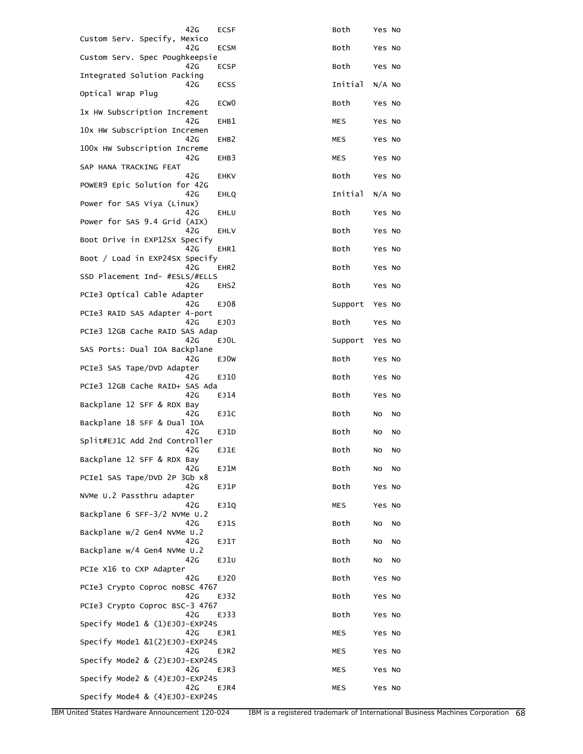| Description | Model | Feature | Availability | | |
|---|---|---|---|---|---|
| | 42G | ECSF | Both | Yes | No |
| Custom Serv. Specify, Mexico | 42G | ECSM | Both | Yes | No |
| Custom Serv. Spec Poughkeepsie | 42G | ECSP | Both | Yes | No |
| Integrated Solution Packing | 42G | ECSS | Initial | N/A | No |
| Optical Wrap Plug | 42G | ECW0 | Both | Yes | No |
| 1x HW Subscription Increment | 42G | EHB1 | MES | Yes | No |
| 10x HW Subscription Incremen | 42G | EHB2 | MES | Yes | No |
| 100x HW Subscription Increme | 42G | EHB3 | MES | Yes | No |
| SAP HANA TRACKING FEAT | 42G | EHKV | Both | Yes | No |
| POWER9 Epic Solution for 42G | 42G | EHLQ | Initial | N/A | No |
| Power for SAS Viya (Linux) | 42G | EHLU | Both | Yes | No |
| Power for SAS 9.4 Grid (AIX) | 42G | EHLV | Both | Yes | No |
| Boot Drive in EXP12SX Specify | 42G | EHR1 | Both | Yes | No |
| Boot / Load in EXP24SX Specify | 42G | EHR2 | Both | Yes | No |
| SSD Placement Ind- #ESLS/#ELLS | 42G | EHS2 | Both | Yes | No |
| PCIe3 Optical Cable Adapter | 42G | EJ08 | Support | Yes | No |
| PCIe3 RAID SAS Adapter 4-port | 42G | EJ0J | Both | Yes | No |
| PCIe3 12GB Cache RAID SAS Adap | 42G | EJ0L | Support | Yes | No |
| SAS Ports: Dual IOA Backplane | 42G | EJ0W | Both | Yes | No |
| PCIe3 SAS Tape/DVD Adapter | 42G | EJ10 | Both | Yes | No |
| PCIe3 12GB Cache RAID+ SAS Ada | 42G | EJ14 | Both | Yes | No |
| Backplane 12 SFF & RDX Bay | 42G | EJ1C | Both | No | No |
| Backplane 18 SFF & Dual IOA | 42G | EJ1D | Both | No | No |
| Split#EJ1C Add 2nd Controller | 42G | EJ1E | Both | No | No |
| Backplane 12 SFF & RDX Bay | 42G | EJ1M | Both | No | No |
| PCIe1 SAS Tape/DVD 2P 3Gb x8 | 42G | EJ1P | Both | Yes | No |
| NVMe U.2 Passthru adapter | 42G | EJ1Q | MES | Yes | No |
| Backplane 6 SFF-3/2 NVMe U.2 | 42G | EJ1S | Both | No | No |
| Backplane w/2 Gen4 NVMe U.2 | 42G | EJ1T | Both | No | No |
| Backplane w/4 Gen4 NVMe U.2 | 42G | EJ1U | Both | No | No |
| PCIe X16 to CXP Adapter | 42G | EJ20 | Both | Yes | No |
| PCIe3 Crypto Coproc noBSC 4767 | 42G | EJ32 | Both | Yes | No |
| PCIe3 Crypto Coproc BSC-3 4767 | 42G | EJ33 | Both | Yes | No |
| Specify Mode1 & (1)EJ0J-EXP24S | 42G | EJR1 | MES | Yes | No |
| Specify Mode1 &1(2)EJ0J-EXP24S | 42G | EJR2 | MES | Yes | No |
| Specify Mode2 & (2)EJ0J-EXP24S | 42G | EJR3 | MES | Yes | No |
| Specify Mode2 & (4)EJ0J-EXP24S | 42G | EJR4 | MES | Yes | No |
| Specify Mode4 & (4)EJ0J-EXP24S | | | | | |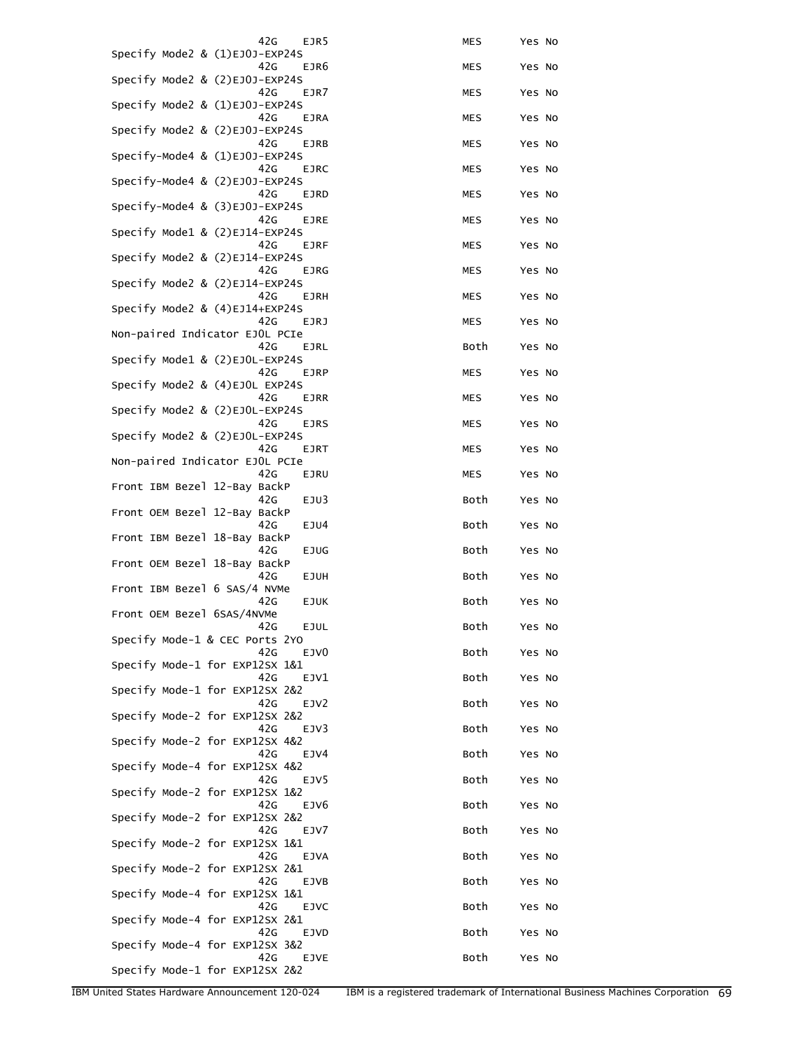42G EJR5 MES Yes No

Specify Mode2 & (1)EJ0J-EXP24S

42G EJR6 MES Yes No

Specify Mode2 & (2)EJ0J-EXP24S

42G EJR7 MES Yes No

Specify Mode2 & (1)EJ0J-EXP24S

42G EJRA MES Yes No

Specify Mode2 & (2)EJ0J-EXP24S

42G EJRB MES Yes No

Specify-Mode4 & (1)EJ0J-EXP24S

42G EJRC MES Yes No

Specify-Mode4 & (2)EJ0J-EXP24S

42G EJRD MES Yes No

Specify-Mode4 & (3)EJ0J-EXP24S

42G EJRE MES Yes No

Specify Mode1 & (2)EJ14-EXP24S

42G EJRF MES Yes No

Specify Mode2 & (2)EJ14-EXP24S

42G EJRG MES Yes No

Specify Mode2 & (2)EJ14-EXP24S

42G EJRH MES Yes No

Specify Mode2 & (4)EJ14+EXP24S

42G EJRJ MES Yes No

Non-paired Indicator EJ0L PCIe

42G EJRL Both Yes No

Specify Mode1 & (2)EJ0L-EXP24S

42G EJRP MES Yes No

Specify Mode2 & (4)EJ0L EXP24S

42G EJRR MES Yes No

Specify Mode2 & (2)EJ0L-EXP24S

42G EJRS MES Yes No

Specify Mode2 & (2)EJ0L-EXP24S

42G EJRT MES Yes No

Non-paired Indicator EJ0L PCIe

42G EJRU MES Yes No

Front IBM Bezel 12-Bay BackP

42G EJU3 Both Yes No

Front OEM Bezel 12-Bay BackP

42G EJU4 Both Yes No

Front IBM Bezel 18-Bay BackP

42G EJUG Both Yes No

Front OEM Bezel 18-Bay BackP

42G EJUH Both Yes No

Front IBM Bezel 6 SAS/4 NVMe

42G EJUK Both Yes No

Front OEM Bezel 6SAS/4NVMe

42G EJUL Both Yes No

Specify Mode-1 & CEC Ports 2YO

42G EJV0 Both Yes No

Specify Mode-1 for EXP12SX 1&1

42G EJV1 Both Yes No

Specify Mode-1 for EXP12SX 2&2

42G EJV2 Both Yes No

Specify Mode-2 for EXP12SX 2&2

42G EJV3 Both Yes No

Specify Mode-2 for EXP12SX 4&2

42G EJV4 Both Yes No

Specify Mode-4 for EXP12SX 4&2

42G EJV5 Both Yes No

Specify Mode-2 for EXP12SX 1&2

42G EJV6 Both Yes No

Specify Mode-2 for EXP12SX 2&2

42G EJV7 Both Yes No

Specify Mode-2 for EXP12SX 1&1

42G EJVA Both Yes No

Specify Mode-2 for EXP12SX 2&1

42G EJVB Both Yes No

Specify Mode-4 for EXP12SX 1&1

42G EJVC Both Yes No

Specify Mode-4 for EXP12SX 2&1

42G EJVD Both Yes No

Specify Mode-4 for EXP12SX 3&2

42G EJVE Both Yes No

Specify Mode-1 for EXP12SX 2&2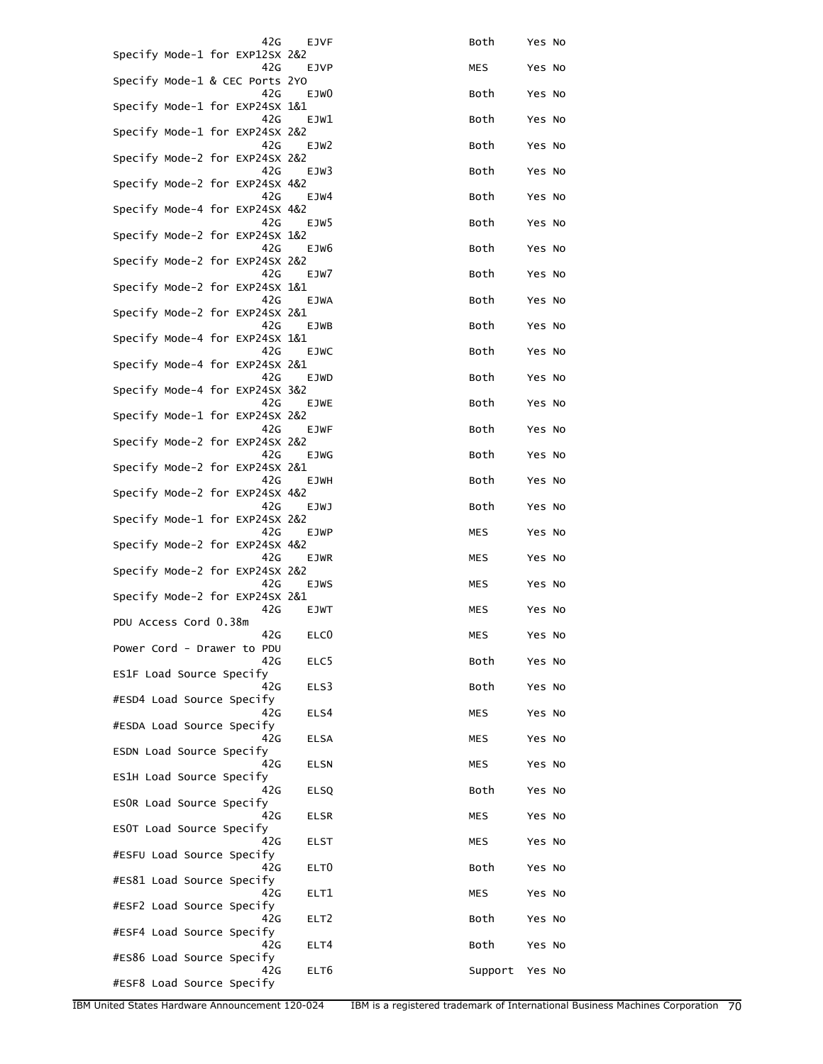```
                     42G    EJVF                        Both     Yes No
Specify Mode-1 for EXP12SX 2&2
                     42G    EJVP                        MES      Yes No
Specify Mode-1 & CEC Ports 2YO
                     42G    EJW0                        Both     Yes No
Specify Mode-1 for EXP24SX 1&1
                     42G    EJW1                        Both     Yes No
Specify Mode-1 for EXP24SX 2&2
                     42G    EJW2                        Both     Yes No
Specify Mode-2 for EXP24SX 2&2
                     42G    EJW3                        Both     Yes No
Specify Mode-2 for EXP24SX 4&2
                     42G    EJW4                        Both     Yes No
Specify Mode-4 for EXP24SX 4&2
                     42G    EJW5                        Both     Yes No
Specify Mode-2 for EXP24SX 1&2
                     42G    EJW6                        Both     Yes No
Specify Mode-2 for EXP24SX 2&2
                     42G    EJW7                        Both     Yes No
Specify Mode-2 for EXP24SX 1&1
                     42G    EJWA                        Both     Yes No
Specify Mode-2 for EXP24SX 2&1
                     42G    EJWB                        Both     Yes No
Specify Mode-4 for EXP24SX 1&1
                     42G    EJWC                        Both     Yes No
Specify Mode-4 for EXP24SX 2&1
                     42G    EJWD                        Both     Yes No
Specify Mode-4 for EXP24SX 3&2
                     42G    EJWE                        Both     Yes No
Specify Mode-1 for EXP24SX 2&2
                     42G    EJWF                        Both     Yes No
Specify Mode-2 for EXP24SX 2&2
                     42G    EJWG                        Both     Yes No
Specify Mode-2 for EXP24SX 2&1
                     42G    EJWH                        Both     Yes No
Specify Mode-2 for EXP24SX 4&2
                     42G    EJWJ                        Both     Yes No
Specify Mode-1 for EXP24SX 2&2
                     42G    EJWP                        MES      Yes No
Specify Mode-2 for EXP24SX 4&2
                     42G    EJWR                        MES      Yes No
Specify Mode-2 for EXP24SX 2&2
                     42G    EJWS                        MES      Yes No
Specify Mode-2 for EXP24SX 2&1
                     42G    EJWT                        MES      Yes No
PDU Access Cord 0.38m
                     42G    ELC0                        MES      Yes No
Power Cord - Drawer to PDU
                     42G    ELC5                        Both     Yes No
ES1F Load Source Specify
                     42G    ELS3                        Both     Yes No
#ESD4 Load Source Specify
                     42G    ELS4                        MES      Yes No
#ESDA Load Source Specify
                     42G    ELSA                        MES      Yes No
ESDN Load Source Specify
                     42G    ELSN                        MES      Yes No
ES1H Load Source Specify
                     42G    ELSQ                        Both     Yes No
ES0R Load Source Specify
                     42G    ELSR                        MES      Yes No
ES0T Load Source Specify
                     42G    ELST                        MES      Yes No
#ESFU Load Source Specify
                     42G    ELT0                        Both     Yes No
#ES81 Load Source Specify
                     42G    ELT1                        MES      Yes No
#ESF2 Load Source Specify
                     42G    ELT2                        Both     Yes No
#ESF4 Load Source Specify
                     42G    ELT4                        Both     Yes No
#ES86 Load Source Specify
                     42G    ELT6                        Support  Yes No
#ESF8 Load Source Specify
```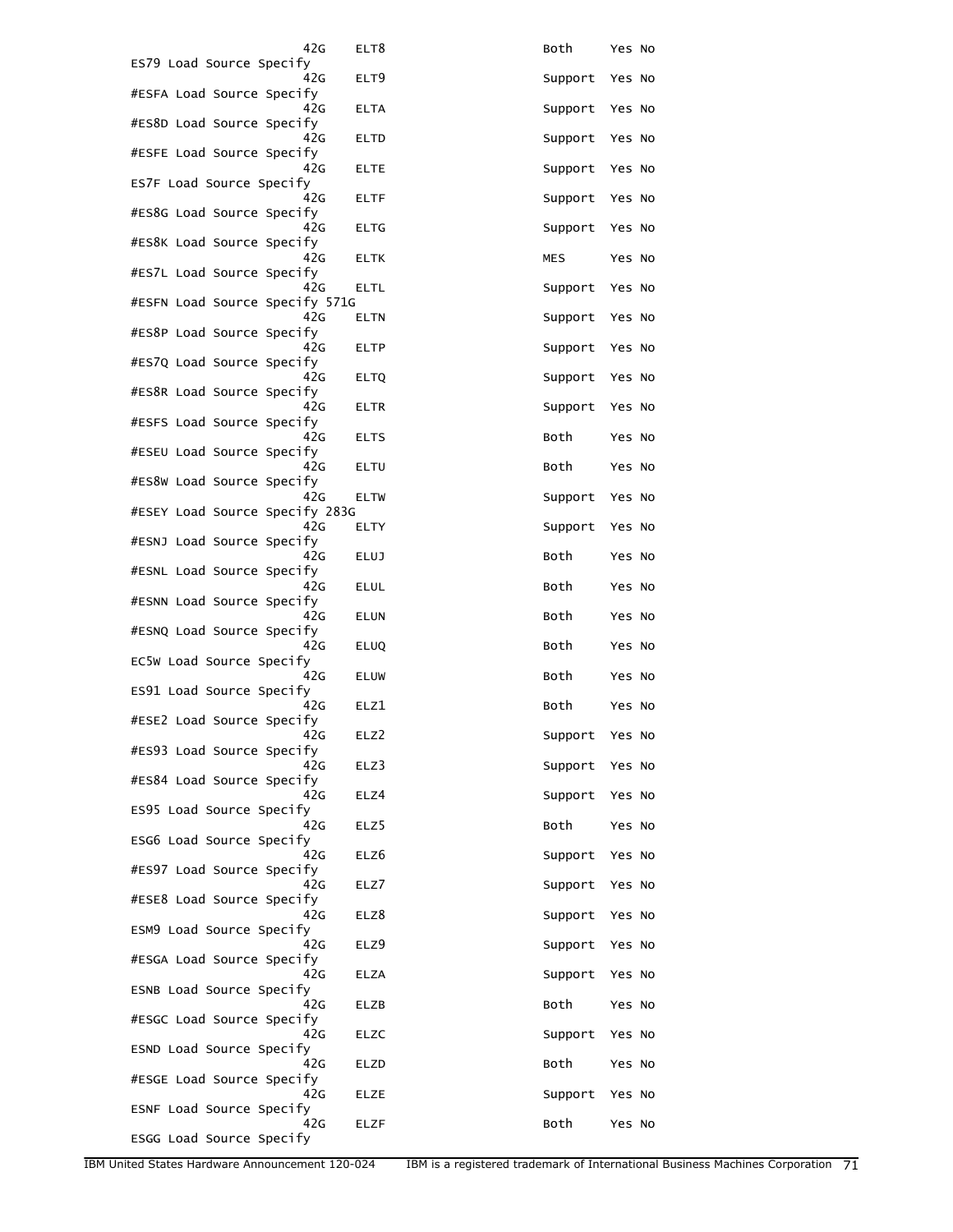```
                    42G    ELT8                       Both     Yes No
ES79 Load Source Specify
                    42G    ELT9                       Support  Yes No
#ESFA Load Source Specify
                    42G    ELTA                       Support  Yes No
#ES8D Load Source Specify
                    42G    ELTD                       Support  Yes No
#ESFE Load Source Specify
                    42G    ELTE                       Support  Yes No
ES7F Load Source Specify
                    42G    ELTF                       Support  Yes No
#ES8G Load Source Specify
                    42G    ELTG                       Support  Yes No
#ES8K Load Source Specify
                    42G    ELTK                       MES      Yes No
#ES7L Load Source Specify
                    42G    ELTL                       Support  Yes No
#ESFN Load Source Specify 571G
                    42G    ELTN                       Support  Yes No
#ES8P Load Source Specify
                    42G    ELTP                       Support  Yes No
#ES7Q Load Source Specify
                    42G    ELTQ                       Support  Yes No
#ES8R Load Source Specify
                    42G    ELTR                       Support  Yes No
#ESFS Load Source Specify
                    42G    ELTS                       Both     Yes No
#ESEU Load Source Specify
                    42G    ELTU                       Both     Yes No
#ES8W Load Source Specify
                    42G    ELTW                       Support  Yes No
#ESEY Load Source Specify 283G
                    42G    ELTY                       Support  Yes No
#ESNJ Load Source Specify
                    42G    ELUJ                       Both     Yes No
#ESNL Load Source Specify
                    42G    ELUL                       Both     Yes No
#ESNN Load Source Specify
                    42G    ELUN                       Both     Yes No
#ESNQ Load Source Specify
                    42G    ELUQ                       Both     Yes No
EC5W Load Source Specify
                    42G    ELUW                       Both     Yes No
ES91 Load Source Specify
                    42G    ELZ1                       Both     Yes No
#ESE2 Load Source Specify
                    42G    ELZ2                       Support  Yes No
#ES93 Load Source Specify
                    42G    ELZ3                       Support  Yes No
#ES84 Load Source Specify
                    42G    ELZ4                       Support  Yes No
ES95 Load Source Specify
                    42G    ELZ5                       Both     Yes No
ESG6 Load Source Specify
                    42G    ELZ6                       Support  Yes No
#ES97 Load Source Specify
                    42G    ELZ7                       Support  Yes No
#ESE8 Load Source Specify
                    42G    ELZ8                       Support  Yes No
ESM9 Load Source Specify
                    42G    ELZ9                       Support  Yes No
#ESGA Load Source Specify
                    42G    ELZA                       Support  Yes No
ESNB Load Source Specify
                    42G    ELZB                       Both     Yes No
#ESGC Load Source Specify
                    42G    ELZC                       Support  Yes No
ESND Load Source Specify
                    42G    ELZD                       Both     Yes No
#ESGE Load Source Specify
                    42G    ELZE                       Support  Yes No
ESNF Load Source Specify
                    42G    ELZF                       Both     Yes No
ESGG Load Source Specify
```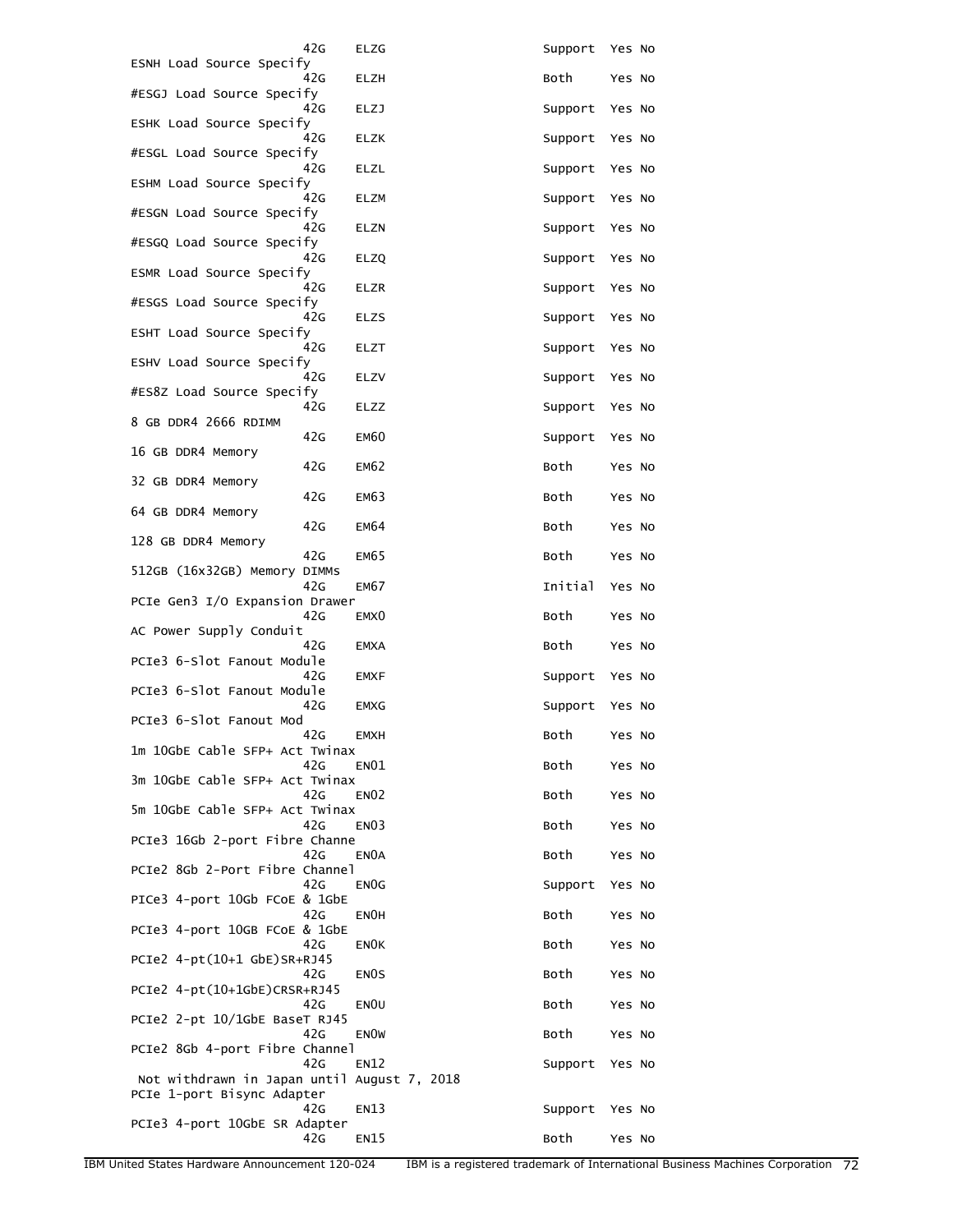```
                    42G    ELZG                      Support  Yes No
ESNH Load Source Specify
                    42G    ELZH                      Both     Yes No
#ESGJ Load Source Specify
                    42G    ELZJ                      Support  Yes No
ESHK Load Source Specify
                    42G    ELZK                      Support  Yes No
#ESGL Load Source Specify
                    42G    ELZL                      Support  Yes No
ESHM Load Source Specify
                    42G    ELZM                      Support  Yes No
#ESGN Load Source Specify
                    42G    ELZN                      Support  Yes No
#ESGQ Load Source Specify
                    42G    ELZQ                      Support  Yes No
ESMR Load Source Specify
                    42G    ELZR                      Support  Yes No
#ESGS Load Source Specify
                    42G    ELZS                      Support  Yes No
ESHT Load Source Specify
                    42G    ELZT                      Support  Yes No
ESHV Load Source Specify
                    42G    ELZV                      Support  Yes No
#ES8Z Load Source Specify
                    42G    ELZZ                      Support  Yes No
8 GB DDR4 2666 RDIMM
                    42G    EM60                      Support  Yes No
16 GB DDR4 Memory
                    42G    EM62                      Both     Yes No
32 GB DDR4 Memory
                    42G    EM63                      Both     Yes No
64 GB DDR4 Memory
                    42G    EM64                      Both     Yes No
128 GB DDR4 Memory
                    42G    EM65                      Both     Yes No
512GB (16x32GB) Memory DIMMs
                    42G    EM67                      Initial  Yes No
PCIe Gen3 I/O Expansion Drawer
                    42G    EMX0                      Both     Yes No
AC Power Supply Conduit
                    42G    EMXA                      Both     Yes No
PCIe3 6-Slot Fanout Module
                    42G    EMXF                      Support  Yes No
PCIe3 6-Slot Fanout Module
                    42G    EMXG                      Support  Yes No
PCIe3 6-Slot Fanout Mod
                    42G    EMXH                      Both     Yes No
1m 10GbE Cable SFP+ Act Twinax
                    42G    EN01                      Both     Yes No
3m 10GbE Cable SFP+ Act Twinax
                    42G    EN02                      Both     Yes No
5m 10GbE Cable SFP+ Act Twinax
                    42G    EN03                      Both     Yes No
PCIe3 16Gb 2-port Fibre Channe
                    42G    EN0A                      Both     Yes No
PCIe2 8Gb 2-Port Fibre Channel
                    42G    EN0G                      Support  Yes No
PICe3 4-port 10Gb FCoE & 1GbE
                    42G    EN0H                      Both     Yes No
PCIe3 4-port 10GB FCoE & 1GbE
                    42G    EN0K                      Both     Yes No
PCIe2 4-pt(10+1 GbE)SR+RJ45
                    42G    EN0S                      Both     Yes No
PCIe2 4-pt(10+1GbE)CRSR+RJ45
                    42G    EN0U                      Both     Yes No
PCIe2 2-pt 10/1GbE BaseT RJ45
                    42G    EN0W                      Both     Yes No
PCIe2 8Gb 4-port Fibre Channel
                    42G    EN12                      Support  Yes No
 Not withdrawn in Japan until August 7, 2018
PCIe 1-port Bisync Adapter
                    42G    EN13                      Support  Yes No
PCIe3 4-port 10GbE SR Adapter
                    42G    EN15                      Both     Yes No
```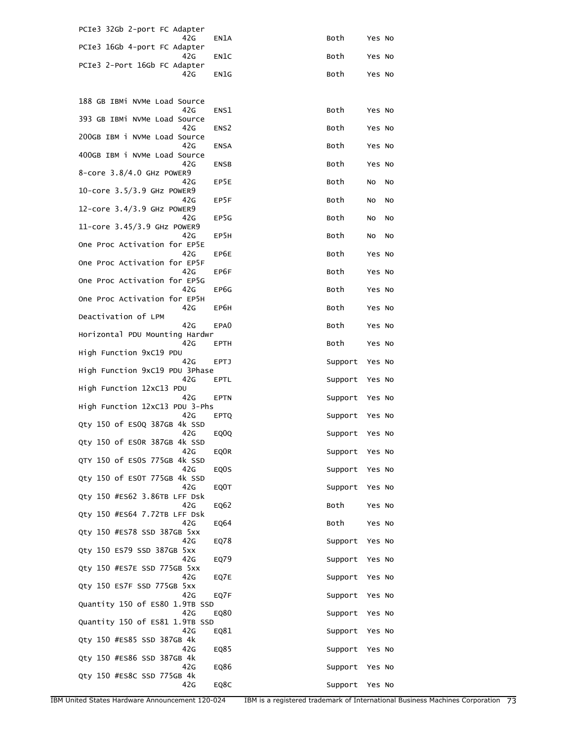```
PCIe3 32Gb 2-port FC Adapter
                       42G    EN1A                         Both     Yes No
PCIe3 16Gb 4-port FC Adapter
                       42G    EN1C                         Both     Yes No
PCIe3 2-Port 16Gb FC Adapter
                       42G    EN1G                         Both     Yes No


188 GB IBMi NVMe Load Source
                       42G    ENS1                         Both     Yes No
393 GB IBMi NVMe Load Source
                       42G    ENS2                         Both     Yes No
200GB IBM i NVMe Load Source
                       42G    ENSA                         Both     Yes No
400GB IBM i NVMe Load Source
                       42G    ENSB                         Both     Yes No
8-core 3.8/4.0 GHz POWER9
                       42G    EP5E                         Both     No  No
10-core 3.5/3.9 GHz POWER9
                       42G    EP5F                         Both     No  No
12-core 3.4/3.9 GHz POWER9
                       42G    EP5G                         Both     No  No
11-core 3.45/3.9 GHz POWER9
                       42G    EP5H                         Both     No  No
One Proc Activation for EP5E
                       42G    EP6E                         Both     Yes No
One Proc Activation for EP5F
                       42G    EP6F                         Both     Yes No
One Proc Activation for EP5G
                       42G    EP6G                         Both     Yes No
One Proc Activation for EP5H
                       42G    EP6H                         Both     Yes No
Deactivation of LPM
                       42G    EPA0                         Both     Yes No
Horizontal PDU Mounting Hardwr
                       42G    EPTH                         Both     Yes No
High Function 9xC19 PDU
                       42G    EPTJ                         Support  Yes No
High Function 9xC19 PDU 3Phase
                       42G    EPTL                         Support  Yes No
High Function 12xC13 PDU
                       42G    EPTN                         Support  Yes No
High Function 12xC13 PDU 3-Phs
                       42G    EPTQ                         Support  Yes No
Qty 150 of ES0Q 387GB 4k SSD
                       42G    EQ0Q                         Support  Yes No
Qty 150 of ES0R 387GB 4k SSD
                       42G    EQ0R                         Support  Yes No
QTY 150 of ES0S 775GB 4k SSD
                       42G    EQ0S                         Support  Yes No
Qty 150 of ES0T 775GB 4k SSD
                       42G    EQ0T                         Support  Yes No
Qty 150 #ES62 3.86TB LFF Dsk
                       42G    EQ62                         Both     Yes No
Qty 150 #ES64 7.72TB LFF Dsk
                       42G    EQ64                         Both     Yes No
Qty 150 #ES78 SSD 387GB 5xx
                       42G    EQ78                         Support  Yes No
Qty 150 ES79 SSD 387GB 5xx
                       42G    EQ79                         Support  Yes No
Qty 150 #ES7E SSD 775GB 5xx
                       42G    EQ7E                         Support  Yes No
Qty 150 ES7F SSD 775GB 5xx
                       42G    EQ7F                         Support  Yes No
Quantity 150 of ES80 1.9TB SSD
                       42G    EQ80                         Support  Yes No
Quantity 150 of ES81 1.9TB SSD
                       42G    EQ81                         Support  Yes No
Qty 150 #ES85 SSD 387GB 4k
                       42G    EQ85                         Support  Yes No
Qty 150 #ES86 SSD 387GB 4k
                       42G    EQ86                         Support  Yes No
Qty 150 #ES8C SSD 775GB 4k
                       42G    EQ8C                         Support  Yes No
```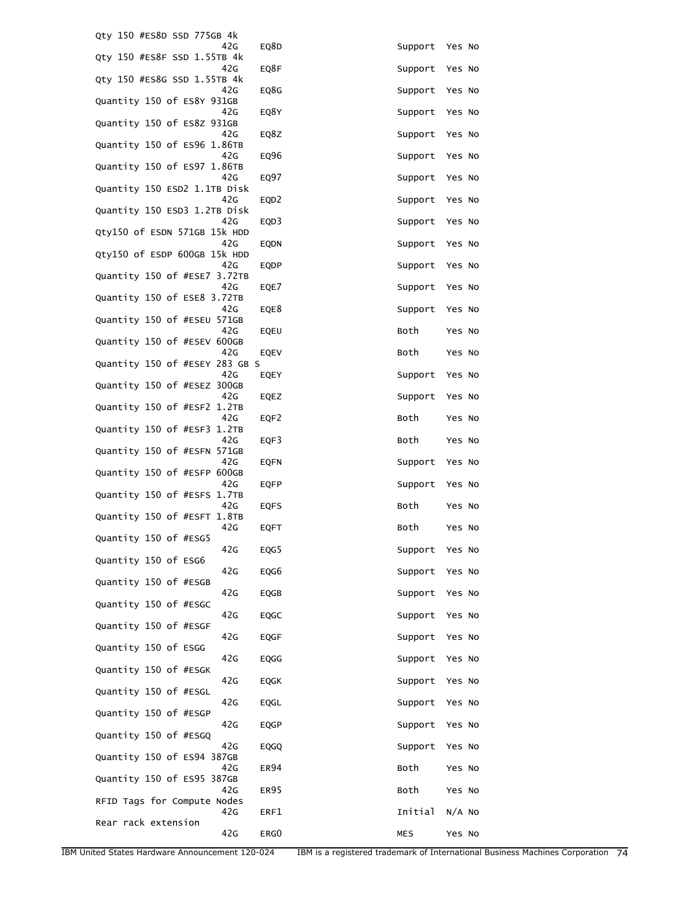| Description | Machine type | Feature | Initial/MES/Both/Support | CSU | RETURN parts MES |
|---|---|---|---|---|---|
| Qty 150 #ES8D SSD 775GB 4k | 42G | EQ8D | Support | Yes | No |
| Qty 150 #ES8F SSD 1.55TB 4k | 42G | EQ8F | Support | Yes | No |
| Qty 150 #ES8G SSD 1.55TB 4k | 42G | EQ8G | Support | Yes | No |
| Quantity 150 of ES8Y 931GB | 42G | EQ8Y | Support | Yes | No |
| Quantity 150 of ES8Z 931GB | 42G | EQ8Z | Support | Yes | No |
| Quantity 150 of ES96 1.86TB | 42G | EQ96 | Support | Yes | No |
| Quantity 150 of ES97 1.86TB | 42G | EQ97 | Support | Yes | No |
| Quantity 150 ESD2 1.1TB Disk | 42G | EQD2 | Support | Yes | No |
| Quantity 150 ESD3 1.2TB Disk | 42G | EQD3 | Support | Yes | No |
| Qty150 of ESDN 571GB 15k HDD | 42G | EQDN | Support | Yes | No |
| Qty150 of ESDP 600GB 15k HDD | 42G | EQDP | Support | Yes | No |
| Quantity 150 of #ESE7 3.72TB | 42G | EQE7 | Support | Yes | No |
| Quantity 150 of ESE8 3.72TB | 42G | EQE8 | Support | Yes | No |
| Quantity 150 of #ESEU 571GB | 42G | EQEU | Both | Yes | No |
| Quantity 150 of #ESEV 600GB | 42G | EQEV | Both | Yes | No |
| Quantity 150 of #ESEY 283 GB S | 42G | EQEY | Support | Yes | No |
| Quantity 150 of #ESEZ 300GB | 42G | EQEZ | Support | Yes | No |
| Quantity 150 of #ESF2 1.2TB | 42G | EQF2 | Both | Yes | No |
| Quantity 150 of #ESF3 1.2TB | 42G | EQF3 | Both | Yes | No |
| Quantity 150 of #ESFN 571GB | 42G | EQFN | Support | Yes | No |
| Quantity 150 of #ESFP 600GB | 42G | EQFP | Support | Yes | No |
| Quantity 150 of #ESFS 1.7TB | 42G | EQFS | Both | Yes | No |
| Quantity 150 of #ESFT 1.8TB | 42G | EQFT | Both | Yes | No |
| Quantity 150 of #ESG5 | 42G | EQG5 | Support | Yes | No |
| Quantity 150 of ESG6 | 42G | EQG6 | Support | Yes | No |
| Quantity 150 of #ESGB | 42G | EQGB | Support | Yes | No |
| Quantity 150 of #ESGC | 42G | EQGC | Support | Yes | No |
| Quantity 150 of #ESGF | 42G | EQGF | Support | Yes | No |
| Quantity 150 of ESGG | 42G | EQGG | Support | Yes | No |
| Quantity 150 of #ESGK | 42G | EQGK | Support | Yes | No |
| Quantity 150 of #ESGL | 42G | EQGL | Support | Yes | No |
| Quantity 150 of #ESGP | 42G | EQGP | Support | Yes | No |
| Quantity 150 of #ESGQ | 42G | EQGQ | Support | Yes | No |
| Quantity 150 of ES94 387GB | 42G | ER94 | Both | Yes | No |
| Quantity 150 of ES95 387GB | 42G | ER95 | Both | Yes | No |
| RFID Tags for Compute Nodes | 42G | ERF1 | Initial | N/A | No |
| Rear rack extension | 42G | ERG0 | MES | Yes | No |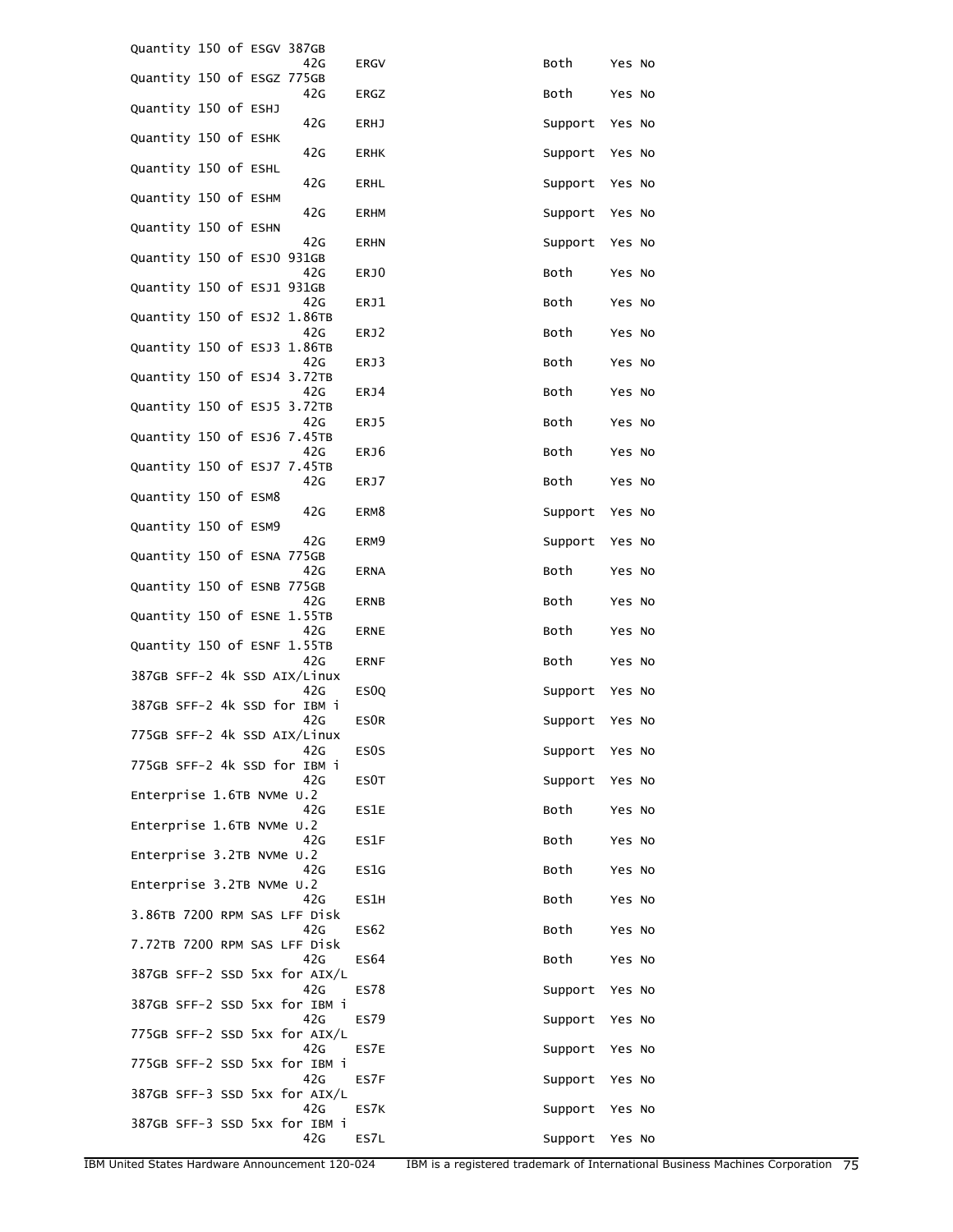| Description | Machine type | Feature | Status | Col4 | Col5 |
|---|---|---|---|---|---|
| Quantity 150 of ESGV 387GB | 42G | ERGV | Both | Yes | No |
| Quantity 150 of ESGZ 775GB | 42G | ERGZ | Both | Yes | No |
| Quantity 150 of ESHJ | 42G | ERHJ | Support | Yes | No |
| Quantity 150 of ESHK | 42G | ERHK | Support | Yes | No |
| Quantity 150 of ESHL | 42G | ERHL | Support | Yes | No |
| Quantity 150 of ESHM | 42G | ERHM | Support | Yes | No |
| Quantity 150 of ESHN | 42G | ERHN | Support | Yes | No |
| Quantity 150 of ESJ0 931GB | 42G | ERJ0 | Both | Yes | No |
| Quantity 150 of ESJ1 931GB | 42G | ERJ1 | Both | Yes | No |
| Quantity 150 of ESJ2 1.86TB | 42G | ERJ2 | Both | Yes | No |
| Quantity 150 of ESJ3 1.86TB | 42G | ERJ3 | Both | Yes | No |
| Quantity 150 of ESJ4 3.72TB | 42G | ERJ4 | Both | Yes | No |
| Quantity 150 of ESJ5 3.72TB | 42G | ERJ5 | Both | Yes | No |
| Quantity 150 of ESJ6 7.45TB | 42G | ERJ6 | Both | Yes | No |
| Quantity 150 of ESJ7 7.45TB | 42G | ERJ7 | Both | Yes | No |
| Quantity 150 of ESM8 | 42G | ERM8 | Support | Yes | No |
| Quantity 150 of ESM9 | 42G | ERM9 | Support | Yes | No |
| Quantity 150 of ESNA 775GB | 42G | ERNA | Both | Yes | No |
| Quantity 150 of ESNB 775GB | 42G | ERNB | Both | Yes | No |
| Quantity 150 of ESNE 1.55TB | 42G | ERNE | Both | Yes | No |
| Quantity 150 of ESNF 1.55TB | 42G | ERNF | Both | Yes | No |
| 387GB SFF-2 4k SSD AIX/Linux | 42G | ES0Q | Support | Yes | No |
| 387GB SFF-2 4k SSD for IBM i | 42G | ES0R | Support | Yes | No |
| 775GB SFF-2 4k SSD AIX/Linux | 42G | ES0S | Support | Yes | No |
| 775GB SFF-2 4k SSD for IBM i | 42G | ES0T | Support | Yes | No |
| Enterprise 1.6TB NVMe U.2 | 42G | ES1E | Both | Yes | No |
| Enterprise 1.6TB NVMe U.2 | 42G | ES1F | Both | Yes | No |
| Enterprise 3.2TB NVMe U.2 | 42G | ES1G | Both | Yes | No |
| Enterprise 3.2TB NVMe U.2 | 42G | ES1H | Both | Yes | No |
| 3.86TB 7200 RPM SAS LFF Disk | 42G | ES62 | Both | Yes | No |
| 7.72TB 7200 RPM SAS LFF Disk | 42G | ES64 | Both | Yes | No |
| 387GB SFF-2 SSD 5xx for AIX/L | 42G | ES78 | Support | Yes | No |
| 387GB SFF-2 SSD 5xx for IBM i | 42G | ES79 | Support | Yes | No |
| 775GB SFF-2 SSD 5xx for AIX/L | 42G | ES7E | Support | Yes | No |
| 775GB SFF-2 SSD 5xx for IBM i | 42G | ES7F | Support | Yes | No |
| 387GB SFF-3 SSD 5xx for AIX/L | 42G | ES7K | Support | Yes | No |
| 387GB SFF-3 SSD 5xx for IBM i | 42G | ES7L | Support | Yes | No |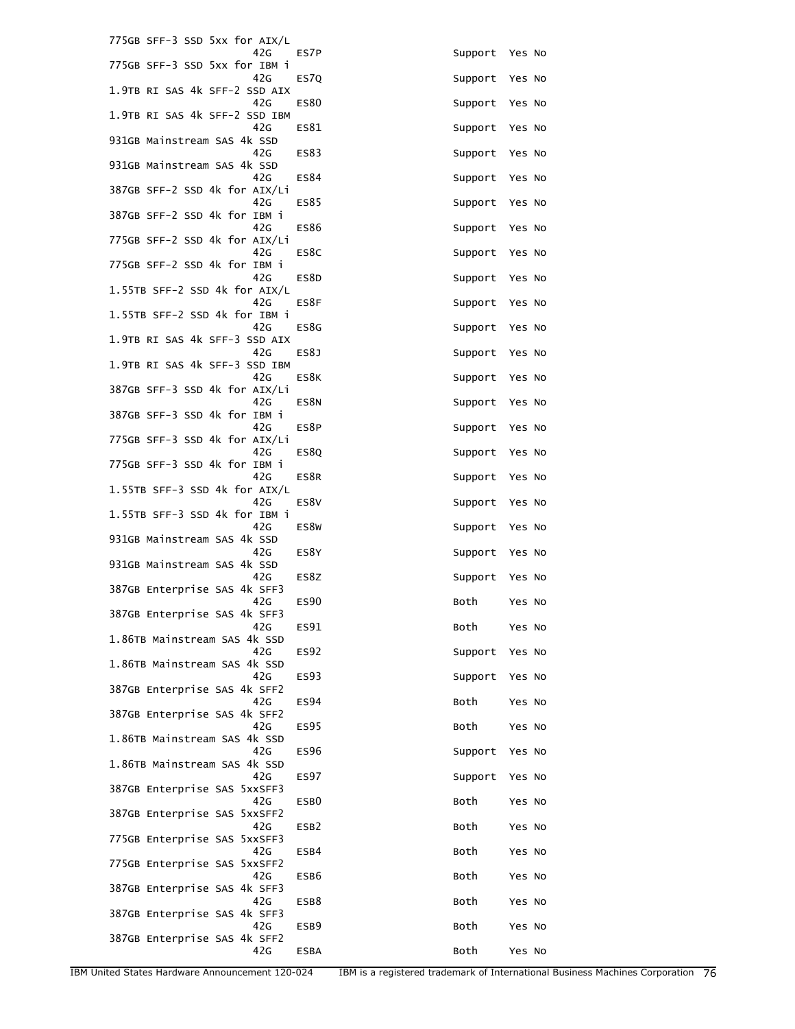| Description | Machine type | Feature | | Status | | |
|---|---|---|---|---|---|---|
| 775GB SFF-3 SSD 5xx for AIX/L | 42G | ES7P | | Support | Yes | No |
| 775GB SFF-3 SSD 5xx for IBM i | 42G | ES7Q | | Support | Yes | No |
| 1.9TB RI SAS 4k SFF-2 SSD AIX | 42G | ES80 | | Support | Yes | No |
| 1.9TB RI SAS 4k SFF-2 SSD IBM | 42G | ES81 | | Support | Yes | No |
| 931GB Mainstream SAS 4k SSD | 42G | ES83 | | Support | Yes | No |
| 931GB Mainstream SAS 4k SSD | 42G | ES84 | | Support | Yes | No |
| 387GB SFF-2 SSD 4k for AIX/Li | 42G | ES85 | | Support | Yes | No |
| 387GB SFF-2 SSD 4k for IBM i | 42G | ES86 | | Support | Yes | No |
| 775GB SFF-2 SSD 4k for AIX/Li | 42G | ES8C | | Support | Yes | No |
| 775GB SFF-2 SSD 4k for IBM i | 42G | ES8D | | Support | Yes | No |
| 1.55TB SFF-2 SSD 4k for AIX/L | 42G | ES8F | | Support | Yes | No |
| 1.55TB SFF-2 SSD 4k for IBM i | 42G | ES8G | | Support | Yes | No |
| 1.9TB RI SAS 4k SFF-3 SSD AIX | 42G | ES8J | | Support | Yes | No |
| 1.9TB RI SAS 4k SFF-3 SSD IBM | 42G | ES8K | | Support | Yes | No |
| 387GB SFF-3 SSD 4k for AIX/Li | 42G | ES8N | | Support | Yes | No |
| 387GB SFF-3 SSD 4k for IBM i | 42G | ES8P | | Support | Yes | No |
| 775GB SFF-3 SSD 4k for AIX/Li | 42G | ES8Q | | Support | Yes | No |
| 775GB SFF-3 SSD 4k for IBM i | 42G | ES8R | | Support | Yes | No |
| 1.55TB SFF-3 SSD 4k for AIX/L | 42G | ES8V | | Support | Yes | No |
| 1.55TB SFF-3 SSD 4k for IBM i | 42G | ES8W | | Support | Yes | No |
| 931GB Mainstream SAS 4k SSD | 42G | ES8Y | | Support | Yes | No |
| 931GB Mainstream SAS 4k SSD | 42G | ES8Z | | Support | Yes | No |
| 387GB Enterprise SAS 4k SFF3 | 42G | ES90 | | Both | Yes | No |
| 387GB Enterprise SAS 4k SFF3 | 42G | ES91 | | Both | Yes | No |
| 1.86TB Mainstream SAS 4k SSD | 42G | ES92 | | Support | Yes | No |
| 1.86TB Mainstream SAS 4k SSD | 42G | ES93 | | Support | Yes | No |
| 387GB Enterprise SAS 4k SFF2 | 42G | ES94 | | Both | Yes | No |
| 387GB Enterprise SAS 4k SFF2 | 42G | ES95 | | Both | Yes | No |
| 1.86TB Mainstream SAS 4k SSD | 42G | ES96 | | Support | Yes | No |
| 1.86TB Mainstream SAS 4k SSD | 42G | ES97 | | Support | Yes | No |
| 387GB Enterprise SAS 5xxSFF3 | 42G | ESB0 | | Both | Yes | No |
| 387GB Enterprise SAS 5xxSFF2 | 42G | ESB2 | | Both | Yes | No |
| 775GB Enterprise SAS 5xxSFF3 | 42G | ESB4 | | Both | Yes | No |
| 775GB Enterprise SAS 5xxSFF2 | 42G | ESB6 | | Both | Yes | No |
| 387GB Enterprise SAS 4k SFF3 | 42G | ESB8 | | Both | Yes | No |
| 387GB Enterprise SAS 4k SFF3 | 42G | ESB9 | | Both | Yes | No |
| 387GB Enterprise SAS 4k SFF2 | 42G | ESBA | | Both | Yes | No |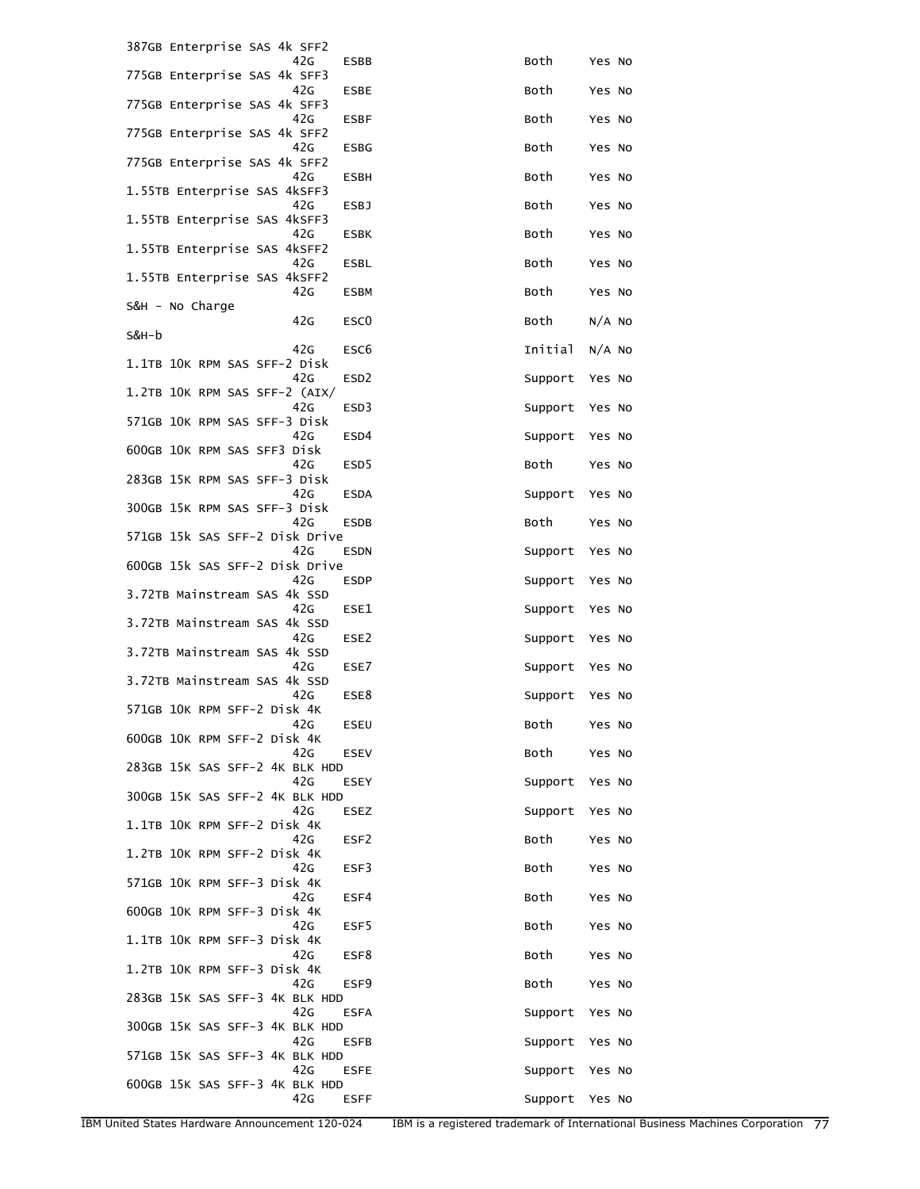```
387GB Enterprise SAS 4k SFF2
                    42G    ESBB                    Both     Yes No
775GB Enterprise SAS 4k SFF3
                    42G    ESBE                    Both     Yes No
775GB Enterprise SAS 4k SFF3
                    42G    ESBF                    Both     Yes No
775GB Enterprise SAS 4k SFF2
                    42G    ESBG                    Both     Yes No
775GB Enterprise SAS 4k SFF2
                    42G    ESBH                    Both     Yes No
1.55TB Enterprise SAS 4kSFF3
                    42G    ESBJ                    Both     Yes No
1.55TB Enterprise SAS 4kSFF3
                    42G    ESBK                    Both     Yes No
1.55TB Enterprise SAS 4kSFF2
                    42G    ESBL                    Both     Yes No
1.55TB Enterprise SAS 4kSFF2
                    42G    ESBM                    Both     Yes No
S&H - No Charge
                    42G    ESC0                    Both     N/A No
S&H-b
                    42G    ESC6                    Initial  N/A No
1.1TB 10K RPM SAS SFF-2 Disk
                    42G    ESD2                    Support  Yes No
1.2TB 10K RPM SAS SFF-2 (AIX/
                    42G    ESD3                    Support  Yes No
571GB 10K RPM SAS SFF-3 Disk
                    42G    ESD4                    Support  Yes No
600GB 10K RPM SAS SFF3 Disk
                    42G    ESD5                    Both     Yes No
283GB 15K RPM SAS SFF-3 Disk
                    42G    ESDA                    Support  Yes No
300GB 15K RPM SAS SFF-3 Disk
                    42G    ESDB                    Both     Yes No
571GB 15k SAS SFF-2 Disk Drive
                    42G    ESDN                    Support  Yes No
600GB 15k SAS SFF-2 Disk Drive
                    42G    ESDP                    Support  Yes No
3.72TB Mainstream SAS 4k SSD
                    42G    ESE1                    Support  Yes No
3.72TB Mainstream SAS 4k SSD
                    42G    ESE2                    Support  Yes No
3.72TB Mainstream SAS 4k SSD
                    42G    ESE7                    Support  Yes No
3.72TB Mainstream SAS 4k SSD
                    42G    ESE8                    Support  Yes No
571GB 10K RPM SFF-2 Disk 4K
                    42G    ESEU                    Both     Yes No
600GB 10K RPM SFF-2 Disk 4K
                    42G    ESEV                    Both     Yes No
283GB 15K SAS SFF-2 4K BLK HDD
                    42G    ESEY                    Support  Yes No
300GB 15K SAS SFF-2 4K BLK HDD
                    42G    ESEZ                    Support  Yes No
1.1TB 10K RPM SFF-2 Disk 4K
                    42G    ESF2                    Both     Yes No
1.2TB 10K RPM SFF-2 Disk 4K
                    42G    ESF3                    Both     Yes No
571GB 10K RPM SFF-3 Disk 4K
                    42G    ESF4                    Both     Yes No
600GB 10K RPM SFF-3 Disk 4K
                    42G    ESF5                    Both     Yes No
1.1TB 10K RPM SFF-3 Disk 4K
                    42G    ESF8                    Both     Yes No
1.2TB 10K RPM SFF-3 Disk 4K
                    42G    ESF9                    Both     Yes No
283GB 15K SAS SFF-3 4K BLK HDD
                    42G    ESFA                    Support  Yes No
300GB 15K SAS SFF-3 4K BLK HDD
                    42G    ESFB                    Support  Yes No
571GB 15K SAS SFF-3 4K BLK HDD
                    42G    ESFE                    Support  Yes No
600GB 15K SAS SFF-3 4K BLK HDD
                    42G    ESFF                    Support  Yes No
```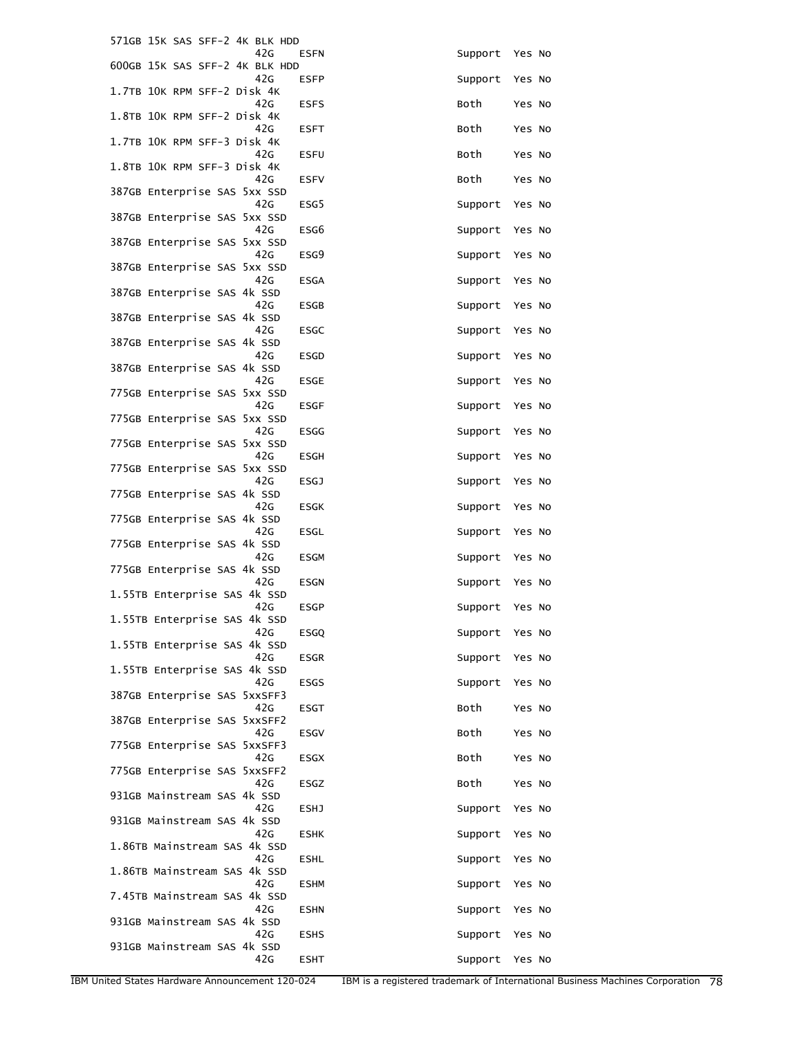| Description | Machine type | Feature | | Status | | |
|---|---|---|---|---|---|---|
| 571GB 15K SAS SFF-2 4K BLK HDD | 42G | ESFN | | Support | Yes | No |
| 600GB 15K SAS SFF-2 4K BLK HDD | 42G | ESFP | | Support | Yes | No |
| 1.7TB 10K RPM SFF-2 Disk 4K | 42G | ESFS | | Both | Yes | No |
| 1.8TB 10K RPM SFF-2 Disk 4K | 42G | ESFT | | Both | Yes | No |
| 1.7TB 10K RPM SFF-3 Disk 4K | 42G | ESFU | | Both | Yes | No |
| 1.8TB 10K RPM SFF-3 Disk 4K | 42G | ESFV | | Both | Yes | No |
| 387GB Enterprise SAS 5xx SSD | 42G | ESG5 | | Support | Yes | No |
| 387GB Enterprise SAS 5xx SSD | 42G | ESG6 | | Support | Yes | No |
| 387GB Enterprise SAS 5xx SSD | 42G | ESG9 | | Support | Yes | No |
| 387GB Enterprise SAS 5xx SSD | 42G | ESGA | | Support | Yes | No |
| 387GB Enterprise SAS 4k SSD | 42G | ESGB | | Support | Yes | No |
| 387GB Enterprise SAS 4k SSD | 42G | ESGC | | Support | Yes | No |
| 387GB Enterprise SAS 4k SSD | 42G | ESGD | | Support | Yes | No |
| 387GB Enterprise SAS 4k SSD | 42G | ESGE | | Support | Yes | No |
| 775GB Enterprise SAS 5xx SSD | 42G | ESGF | | Support | Yes | No |
| 775GB Enterprise SAS 5xx SSD | 42G | ESGG | | Support | Yes | No |
| 775GB Enterprise SAS 5xx SSD | 42G | ESGH | | Support | Yes | No |
| 775GB Enterprise SAS 5xx SSD | 42G | ESGJ | | Support | Yes | No |
| 775GB Enterprise SAS 4k SSD | 42G | ESGK | | Support | Yes | No |
| 775GB Enterprise SAS 4k SSD | 42G | ESGL | | Support | Yes | No |
| 775GB Enterprise SAS 4k SSD | 42G | ESGM | | Support | Yes | No |
| 775GB Enterprise SAS 4k SSD | 42G | ESGN | | Support | Yes | No |
| 1.55TB Enterprise SAS 4k SSD | 42G | ESGP | | Support | Yes | No |
| 1.55TB Enterprise SAS 4k SSD | 42G | ESGQ | | Support | Yes | No |
| 1.55TB Enterprise SAS 4k SSD | 42G | ESGR | | Support | Yes | No |
| 1.55TB Enterprise SAS 4k SSD | 42G | ESGS | | Support | Yes | No |
| 387GB Enterprise SAS 5xxSFF3 | 42G | ESGT | | Both | Yes | No |
| 387GB Enterprise SAS 5xxSFF2 | 42G | ESGV | | Both | Yes | No |
| 775GB Enterprise SAS 5xxSFF3 | 42G | ESGX | | Both | Yes | No |
| 775GB Enterprise SAS 5xxSFF2 | 42G | ESGZ | | Both | Yes | No |
| 931GB Mainstream SAS 4k SSD | 42G | ESHJ | | Support | Yes | No |
| 931GB Mainstream SAS 4k SSD | 42G | ESHK | | Support | Yes | No |
| 1.86TB Mainstream SAS 4k SSD | 42G | ESHL | | Support | Yes | No |
| 1.86TB Mainstream SAS 4k SSD | 42G | ESHM | | Support | Yes | No |
| 7.45TB Mainstream SAS 4k SSD | 42G | ESHN | | Support | Yes | No |
| 931GB Mainstream SAS 4k SSD | 42G | ESHS | | Support | Yes | No |
| 931GB Mainstream SAS 4k SSD | 42G | ESHT | | Support | Yes | No |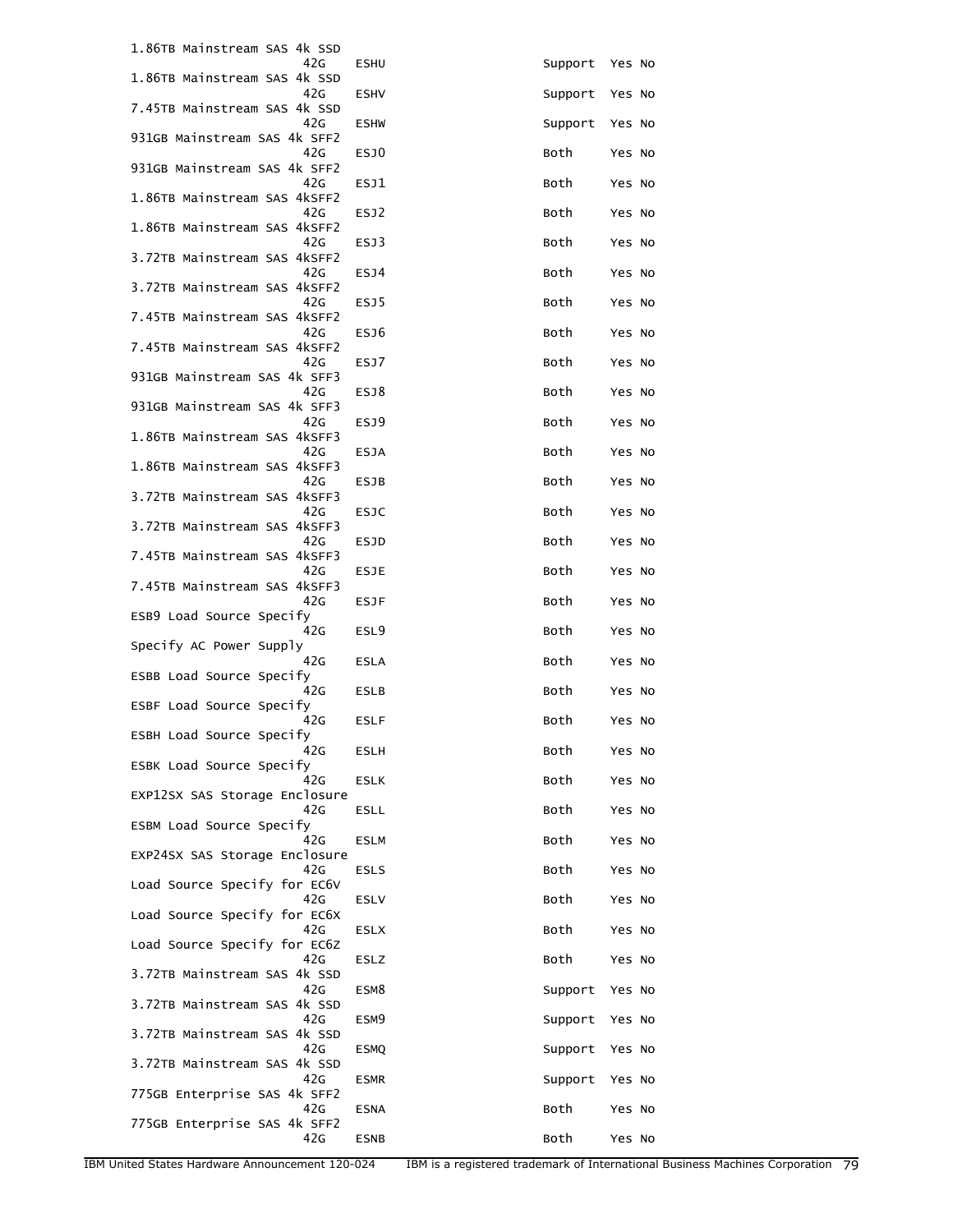| Description | Machine type | Feature | | Support | | |
|---|---|---|---|---|---|---|
| 1.86TB Mainstream SAS 4k SSD | 42G | ESHU | | Support | Yes | No |
| 1.86TB Mainstream SAS 4k SSD | 42G | ESHV | | Support | Yes | No |
| 7.45TB Mainstream SAS 4k SSD | 42G | ESHW | | Support | Yes | No |
| 931GB Mainstream SAS 4k SFF2 | 42G | ESJ0 | | Both | Yes | No |
| 931GB Mainstream SAS 4k SFF2 | 42G | ESJ1 | | Both | Yes | No |
| 1.86TB Mainstream SAS 4kSFF2 | 42G | ESJ2 | | Both | Yes | No |
| 1.86TB Mainstream SAS 4kSFF2 | 42G | ESJ3 | | Both | Yes | No |
| 3.72TB Mainstream SAS 4kSFF2 | 42G | ESJ4 | | Both | Yes | No |
| 3.72TB Mainstream SAS 4kSFF2 | 42G | ESJ5 | | Both | Yes | No |
| 7.45TB Mainstream SAS 4kSFF2 | 42G | ESJ6 | | Both | Yes | No |
| 7.45TB Mainstream SAS 4kSFF2 | 42G | ESJ7 | | Both | Yes | No |
| 931GB Mainstream SAS 4k SFF3 | 42G | ESJ8 | | Both | Yes | No |
| 931GB Mainstream SAS 4k SFF3 | 42G | ESJ9 | | Both | Yes | No |
| 1.86TB Mainstream SAS 4kSFF3 | 42G | ESJA | | Both | Yes | No |
| 1.86TB Mainstream SAS 4kSFF3 | 42G | ESJB | | Both | Yes | No |
| 3.72TB Mainstream SAS 4kSFF3 | 42G | ESJC | | Both | Yes | No |
| 3.72TB Mainstream SAS 4kSFF3 | 42G | ESJD | | Both | Yes | No |
| 7.45TB Mainstream SAS 4kSFF3 | 42G | ESJE | | Both | Yes | No |
| 7.45TB Mainstream SAS 4kSFF3 | 42G | ESJF | | Both | Yes | No |
| ESB9 Load Source Specify | 42G | ESL9 | | Both | Yes | No |
| Specify AC Power Supply | 42G | ESLA | | Both | Yes | No |
| ESBB Load Source Specify | 42G | ESLB | | Both | Yes | No |
| ESBF Load Source Specify | 42G | ESLF | | Both | Yes | No |
| ESBH Load Source Specify | 42G | ESLH | | Both | Yes | No |
| ESBK Load Source Specify | 42G | ESLK | | Both | Yes | No |
| EXP12SX SAS Storage Enclosure | 42G | ESLL | | Both | Yes | No |
| ESBM Load Source Specify | 42G | ESLM | | Both | Yes | No |
| EXP24SX SAS Storage Enclosure | 42G | ESLS | | Both | Yes | No |
| Load Source Specify for EC6V | 42G | ESLV | | Both | Yes | No |
| Load Source Specify for EC6X | 42G | ESLX | | Both | Yes | No |
| Load Source Specify for EC6Z | 42G | ESLZ | | Both | Yes | No |
| 3.72TB Mainstream SAS 4k SSD | 42G | ESM8 | | Support | Yes | No |
| 3.72TB Mainstream SAS 4k SSD | 42G | ESM9 | | Support | Yes | No |
| 3.72TB Mainstream SAS 4k SSD | 42G | ESMQ | | Support | Yes | No |
| 3.72TB Mainstream SAS 4k SSD | 42G | ESMR | | Support | Yes | No |
| 775GB Enterprise SAS 4k SFF2 | 42G | ESNA | | Both | Yes | No |
| 775GB Enterprise SAS 4k SFF2 | 42G | ESNB | | Both | Yes | No |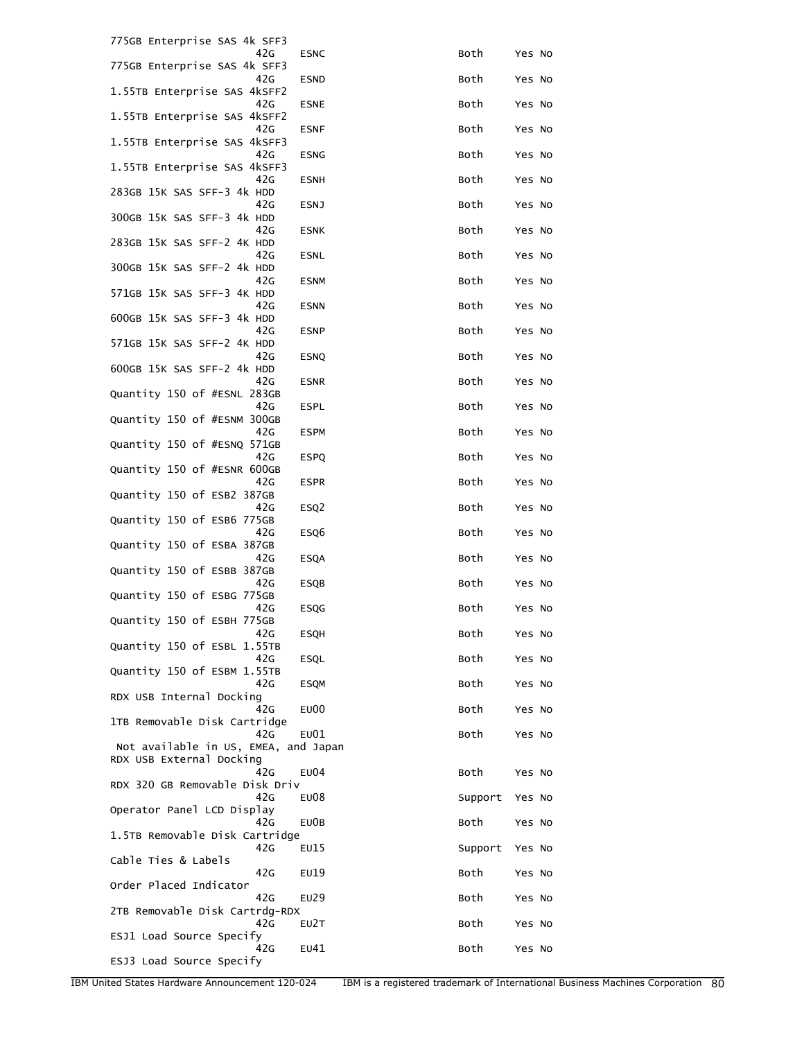```
775GB Enterprise SAS 4k SFF3
                    42G     ESNC                      Both     Yes No
775GB Enterprise SAS 4k SFF3
                    42G     ESND                      Both     Yes No
1.55TB Enterprise SAS 4kSFF2
                    42G     ESNE                      Both     Yes No
1.55TB Enterprise SAS 4kSFF2
                    42G     ESNF                      Both     Yes No
1.55TB Enterprise SAS 4kSFF3
                    42G     ESNG                      Both     Yes No
1.55TB Enterprise SAS 4kSFF3
                    42G     ESNH                      Both     Yes No
283GB 15K SAS SFF-3 4k HDD
                    42G     ESNJ                      Both     Yes No
300GB 15K SAS SFF-3 4k HDD
                    42G     ESNK                      Both     Yes No
283GB 15K SAS SFF-2 4K HDD
                    42G     ESNL                      Both     Yes No
300GB 15K SAS SFF-2 4k HDD
                    42G     ESNM                      Both     Yes No
571GB 15K SAS SFF-3 4K HDD
                    42G     ESNN                      Both     Yes No
600GB 15K SAS SFF-3 4k HDD
                    42G     ESNP                      Both     Yes No
571GB 15K SAS SFF-2 4K HDD
                    42G     ESNQ                      Both     Yes No
600GB 15K SAS SFF-2 4k HDD
                    42G     ESNR                      Both     Yes No
Quantity 150 of #ESNL 283GB
                    42G     ESPL                      Both     Yes No
Quantity 150 of #ESNM 300GB
                    42G     ESPM                      Both     Yes No
Quantity 150 of #ESNQ 571GB
                    42G     ESPQ                      Both     Yes No
Quantity 150 of #ESNR 600GB
                    42G     ESPR                      Both     Yes No
Quantity 150 of ESB2 387GB
                    42G     ESQ2                      Both     Yes No
Quantity 150 of ESB6 775GB
                    42G     ESQ6                      Both     Yes No
Quantity 150 of ESBA 387GB
                    42G     ESQA                      Both     Yes No
Quantity 150 of ESBB 387GB
                    42G     ESQB                      Both     Yes No
Quantity 150 of ESBG 775GB
                    42G     ESQG                      Both     Yes No
Quantity 150 of ESBH 775GB
                    42G     ESQH                      Both     Yes No
Quantity 150 of ESBL 1.55TB
                    42G     ESQL                      Both     Yes No
Quantity 150 of ESBM 1.55TB
                    42G     ESQM                      Both     Yes No
RDX USB Internal Docking
                    42G     EU00                      Both     Yes No
1TB Removable Disk Cartridge
                    42G     EU01                      Both     Yes No
 Not available in US, EMEA, and Japan
RDX USB External Docking
                    42G     EU04                      Both     Yes No
RDX 320 GB Removable Disk Driv
                    42G     EU08                      Support  Yes No
Operator Panel LCD Display
                    42G     EU0B                      Both     Yes No
1.5TB Removable Disk Cartridge
                    42G     EU15                      Support  Yes No
Cable Ties & Labels
                    42G     EU19                      Both     Yes No
Order Placed Indicator
                    42G     EU29                      Both     Yes No
2TB Removable Disk Cartrdg-RDX
                    42G     EU2T                      Both     Yes No
ESJ1 Load Source Specify
                    42G     EU41                      Both     Yes No
ESJ3 Load Source Specify
```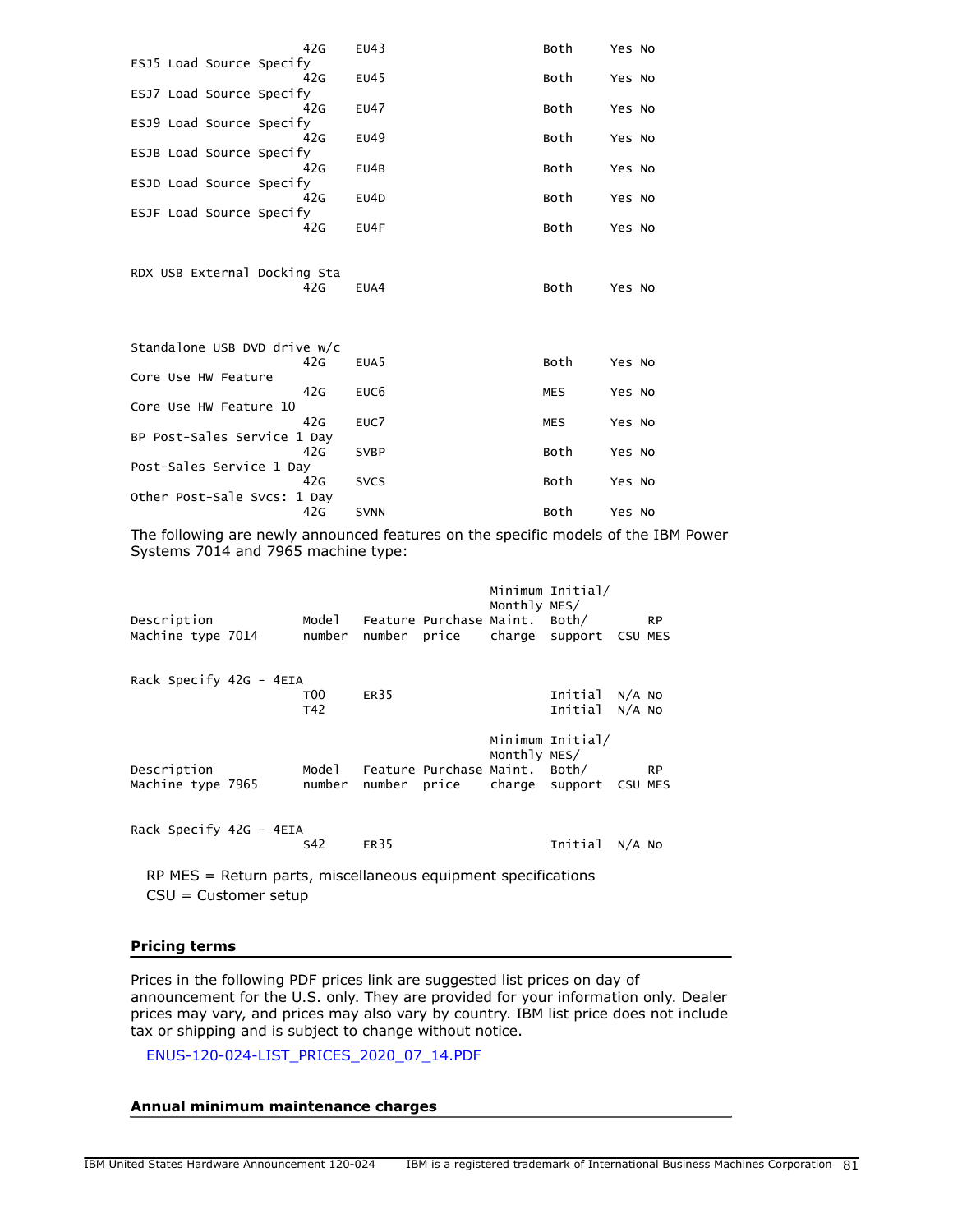| Description | Model number | Feature number | Purchase price | Minimum Monthly Maint. charge | Initial/ MES/ Both/ support | CSU | RP MES |
|---|---|---|---|---|---|---|---|
| | 42G | EU43 | | | Both | Yes | No |
| ESJ5 Load Source Specify | 42G | EU45 | | | Both | Yes | No |
| ESJ7 Load Source Specify | 42G | EU47 | | | Both | Yes | No |
| ESJ9 Load Source Specify | 42G | EU49 | | | Both | Yes | No |
| ESJB Load Source Specify | 42G | EU4B | | | Both | Yes | No |
| ESJD Load Source Specify | 42G | EU4D | | | Both | Yes | No |
| ESJF Load Source Specify | 42G | EU4F | | | Both | Yes | No |
| RDX USB External Docking Sta | 42G | EUA4 | | | Both | Yes | No |
| Standalone USB DVD drive w/c | 42G | EUA5 | | | Both | Yes | No |
| Core Use HW Feature | 42G | EUC6 | | | MES | Yes | No |
| Core Use HW Feature 10 | 42G | EUC7 | | | MES | Yes | No |
| BP Post-Sales Service 1 Day | 42G | SVBP | | | Both | Yes | No |
| Post-Sales Service 1 Day | 42G | SVCS | | | Both | Yes | No |
| Other Post-Sale Svcs: 1 Day | 42G | SVNN | | | Both | Yes | No |

The following are newly announced features on the specific models of the IBM Power Systems 7014 and 7965 machine type:

| Description Machine type 7014 | Model number | Feature number | Purchase price | Minimum Monthly Maint. charge | Initial/ MES/ Both/ support | CSU | RP MES |
|---|---|---|---|---|---|---|---|
| Rack Specify 42G - 4EIA | T00 | ER35 | | | Initial | N/A | No |
| | T42 | | | | Initial | N/A | No |

| Description Machine type 7965 | Model number | Feature number | Purchase price | Minimum Monthly Maint. charge | Initial/ MES/ Both/ support | CSU | RP MES |
|---|---|---|---|---|---|---|---|
| Rack Specify 42G - 4EIA | S42 | ER35 | | | Initial | N/A | No |

RP MES = Return parts, miscellaneous equipment specifications
CSU = Customer setup

## Pricing terms

Prices in the following PDF prices link are suggested list prices on day of announcement for the U.S. only. They are provided for your information only. Dealer prices may vary, and prices may also vary by country. IBM list price does not include tax or shipping and is subject to change without notice.

ENUS-120-024-LIST_PRICES_2020_07_14.PDF

## Annual minimum maintenance charges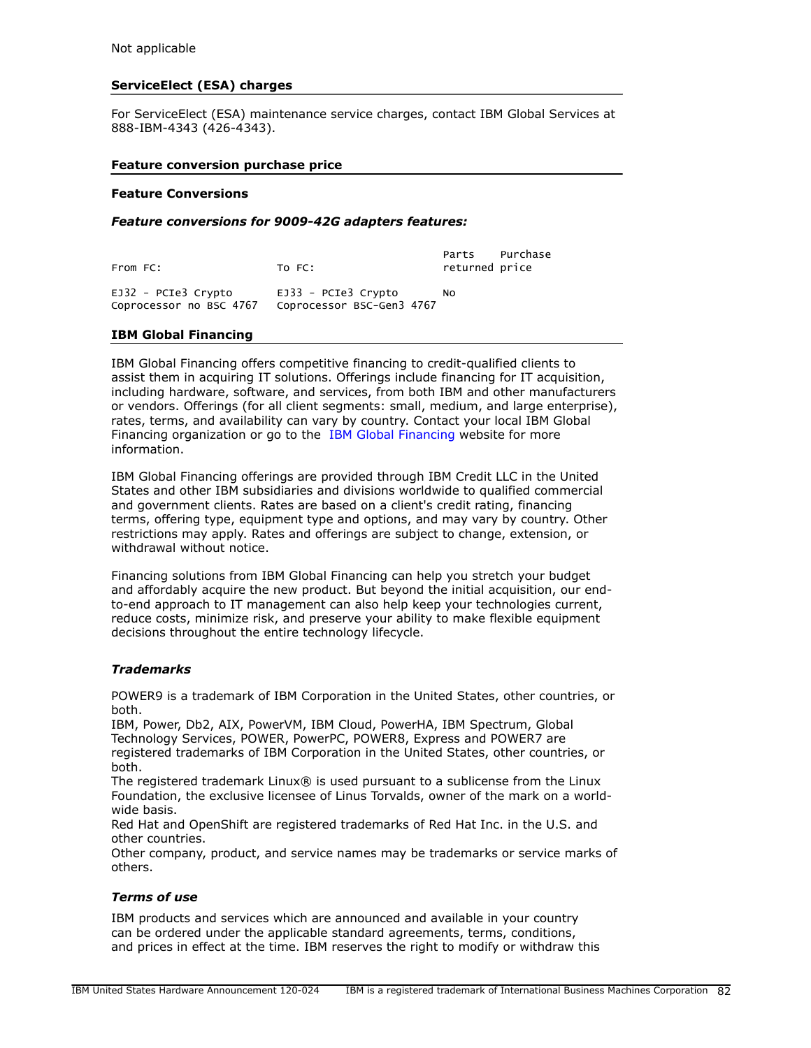Not applicable

## ServiceElect (ESA) charges

For ServiceElect (ESA) maintenance service charges, contact IBM Global Services at 888-IBM-4343 (426-4343).

## Feature conversion purchase price

**Feature Conversions**

***Feature conversions for 9009-42G adapters features:***

| From FC: | To FC: | Parts returned | Purchase price |
|---|---|---|---|
| EJ32 - PCIe3 Crypto Coprocessor no BSC 4767 | EJ33 - PCIe3 Crypto Coprocessor BSC-Gen3 4767 | No | |

## IBM Global Financing

IBM Global Financing offers competitive financing to credit-qualified clients to assist them in acquiring IT solutions. Offerings include financing for IT acquisition, including hardware, software, and services, from both IBM and other manufacturers or vendors. Offerings (for all client segments: small, medium, and large enterprise), rates, terms, and availability can vary by country. Contact your local IBM Global Financing organization or go to the IBM Global Financing website for more information.

IBM Global Financing offerings are provided through IBM Credit LLC in the United States and other IBM subsidiaries and divisions worldwide to qualified commercial and government clients. Rates are based on a client's credit rating, financing terms, offering type, equipment type and options, and may vary by country. Other restrictions may apply. Rates and offerings are subject to change, extension, or withdrawal without notice.

Financing solutions from IBM Global Financing can help you stretch your budget and affordably acquire the new product. But beyond the initial acquisition, our end-to-end approach to IT management can also help keep your technologies current, reduce costs, minimize risk, and preserve your ability to make flexible equipment decisions throughout the entire technology lifecycle.

### *Trademarks*

POWER9 is a trademark of IBM Corporation in the United States, other countries, or both.
IBM, Power, Db2, AIX, PowerVM, IBM Cloud, PowerHA, IBM Spectrum, Global Technology Services, POWER, PowerPC, POWER8, Express and POWER7 are registered trademarks of IBM Corporation in the United States, other countries, or both.
The registered trademark Linux® is used pursuant to a sublicense from the Linux Foundation, the exclusive licensee of Linus Torvalds, owner of the mark on a world-wide basis.
Red Hat and OpenShift are registered trademarks of Red Hat Inc. in the U.S. and other countries.
Other company, product, and service names may be trademarks or service marks of others.

### *Terms of use*

IBM products and services which are announced and available in your country can be ordered under the applicable standard agreements, terms, conditions, and prices in effect at the time. IBM reserves the right to modify or withdraw this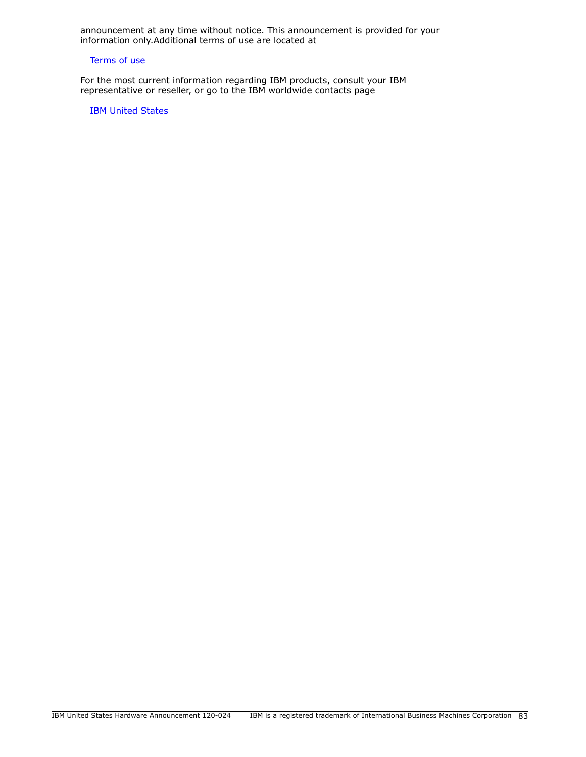announcement at any time without notice. This announcement is provided for your information only.Additional terms of use are located at

Terms of use

For the most current information regarding IBM products, consult your IBM representative or reseller, or go to the IBM worldwide contacts page

IBM United States